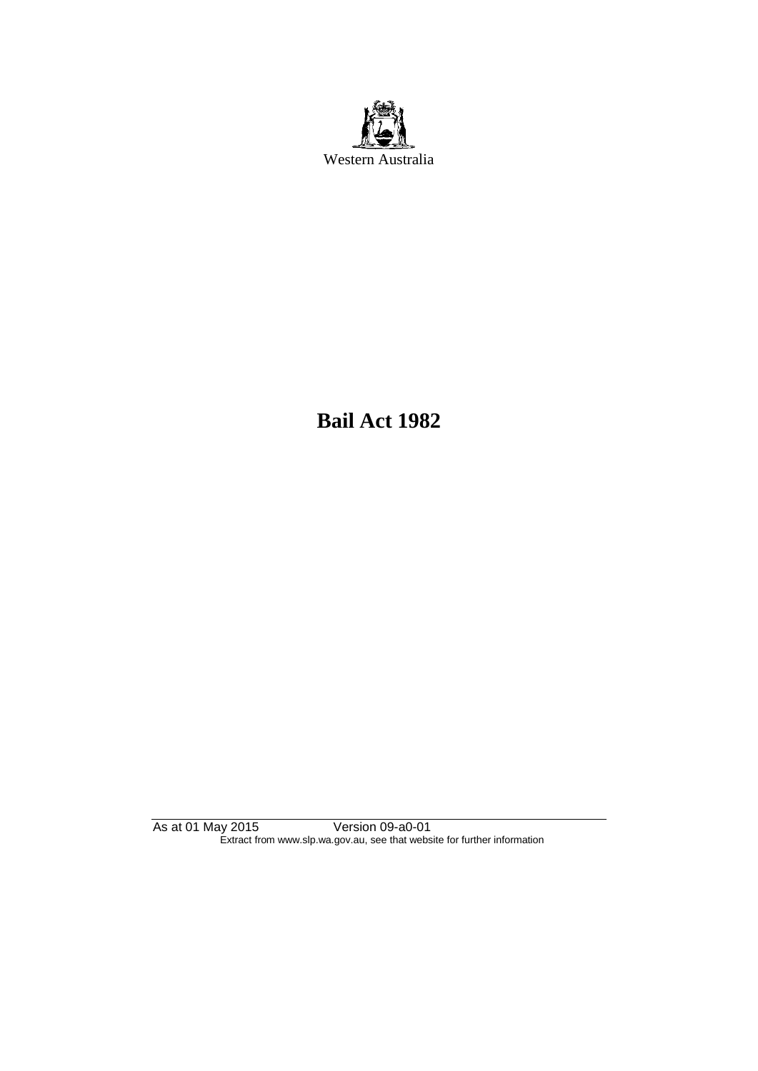Western Australia

# Bail Act 1982

As at 01 May 2015 Version 09-a0-01
Extract from www.slp.wa.gov.au, see that website for further information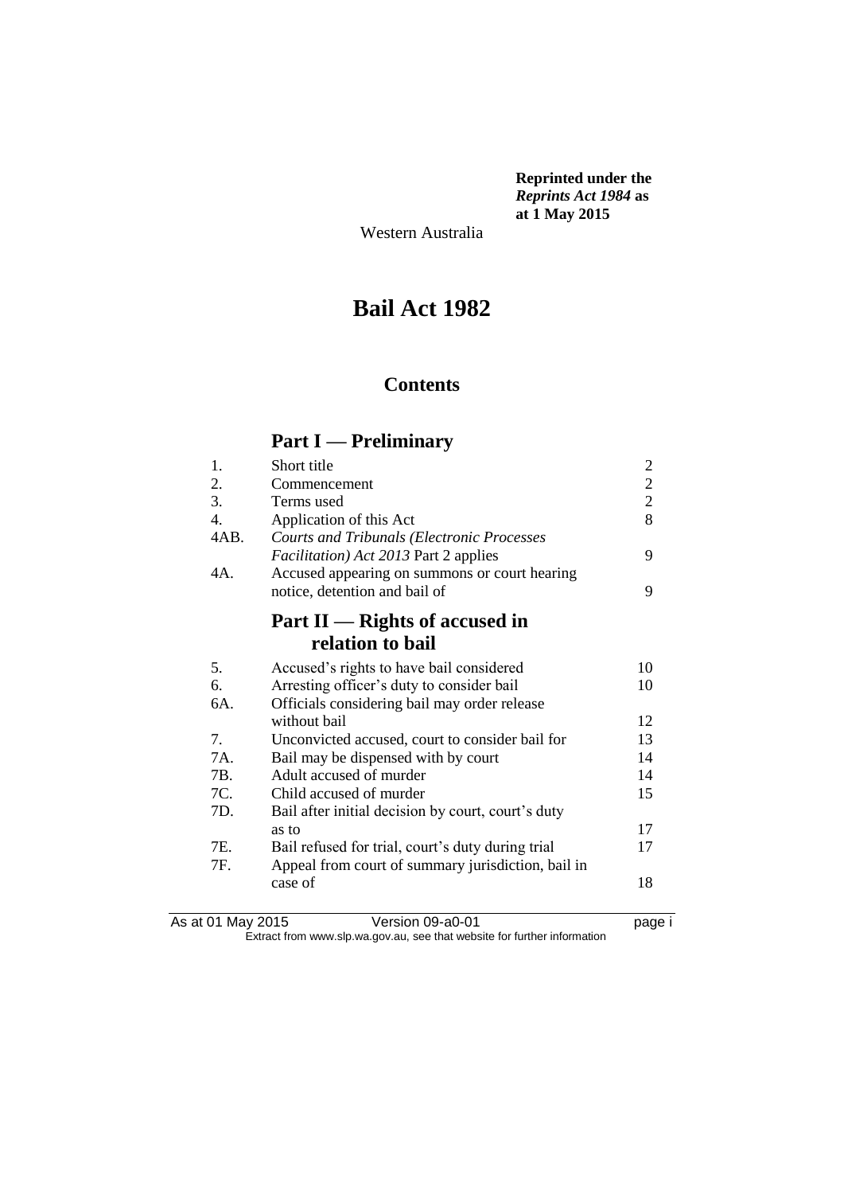**Reprinted under the *Reprints Act 1984* as at 1 May 2015**

Western Australia

# Bail Act 1982

## Contents

### Part I — Preliminary

| | | |
|---|---|---|
| 1. | Short title | 2 |
| 2. | Commencement | 2 |
| 3. | Terms used | 2 |
| 4. | Application of this Act | 8 |
| 4AB. | *Courts and Tribunals (Electronic Processes Facilitation) Act 2013* Part 2 applies | 9 |
| 4A. | Accused appearing on summons or court hearing notice, detention and bail of | 9 |

### Part II — Rights of accused in relation to bail

| | | |
|---|---|---|
| 5. | Accused's rights to have bail considered | 10 |
| 6. | Arresting officer's duty to consider bail | 10 |
| 6A. | Officials considering bail may order release without bail | 12 |
| 7. | Unconvicted accused, court to consider bail for | 13 |
| 7A. | Bail may be dispensed with by court | 14 |
| 7B. | Adult accused of murder | 14 |
| 7C. | Child accused of murder | 15 |
| 7D. | Bail after initial decision by court, court's duty as to | 17 |
| 7E. | Bail refused for trial, court's duty during trial | 17 |
| 7F. | Appeal from court of summary jurisdiction, bail in case of | 18 |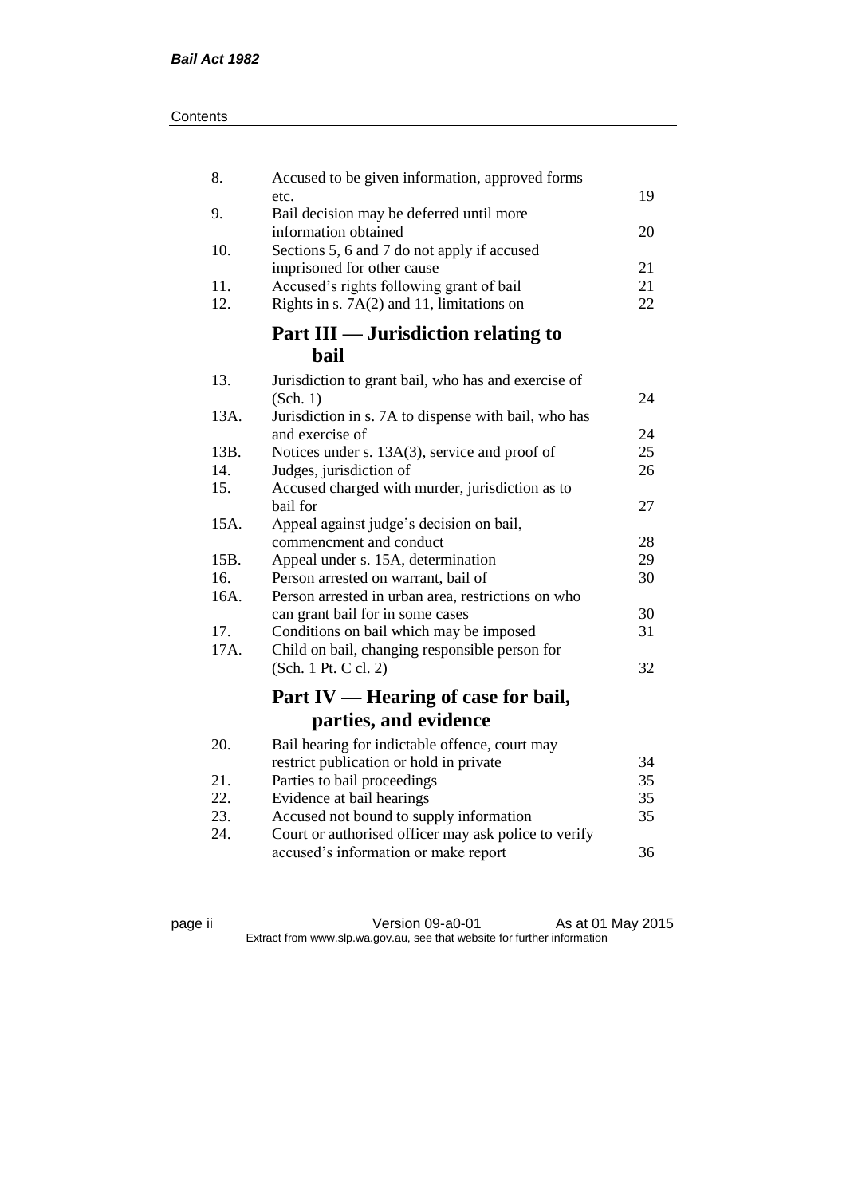| | | |
|---|---|---|
| 8. | Accused to be given information, approved forms etc. | 19 |
| 9. | Bail decision may be deferred until more information obtained | 20 |
| 10. | Sections 5, 6 and 7 do not apply if accused imprisoned for other cause | 21 |
| 11. | Accused's rights following grant of bail | 21 |
| 12. | Rights in s. 7A(2) and 11, limitations on | 22 |

## Part III — Jurisdiction relating to bail

| | | |
|---|---|---|
| 13. | Jurisdiction to grant bail, who has and exercise of (Sch. 1) | 24 |
| 13A. | Jurisdiction in s. 7A to dispense with bail, who has and exercise of | 24 |
| 13B. | Notices under s. 13A(3), service and proof of | 25 |
| 14. | Judges, jurisdiction of | 26 |
| 15. | Accused charged with murder, jurisdiction as to bail for | 27 |
| 15A. | Appeal against judge's decision on bail, commencment and conduct | 28 |
| 15B. | Appeal under s. 15A, determination | 29 |
| 16. | Person arrested on warrant, bail of | 30 |
| 16A. | Person arrested in urban area, restrictions on who can grant bail for in some cases | 30 |
| 17. | Conditions on bail which may be imposed | 31 |
| 17A. | Child on bail, changing responsible person for (Sch. 1 Pt. C cl. 2) | 32 |

## Part IV — Hearing of case for bail, parties, and evidence

| | | |
|---|---|---|
| 20. | Bail hearing for indictable offence, court may restrict publication or hold in private | 34 |
| 21. | Parties to bail proceedings | 35 |
| 22. | Evidence at bail hearings | 35 |
| 23. | Accused not bound to supply information | 35 |
| 24. | Court or authorised officer may ask police to verify accused's information or make report | 36 |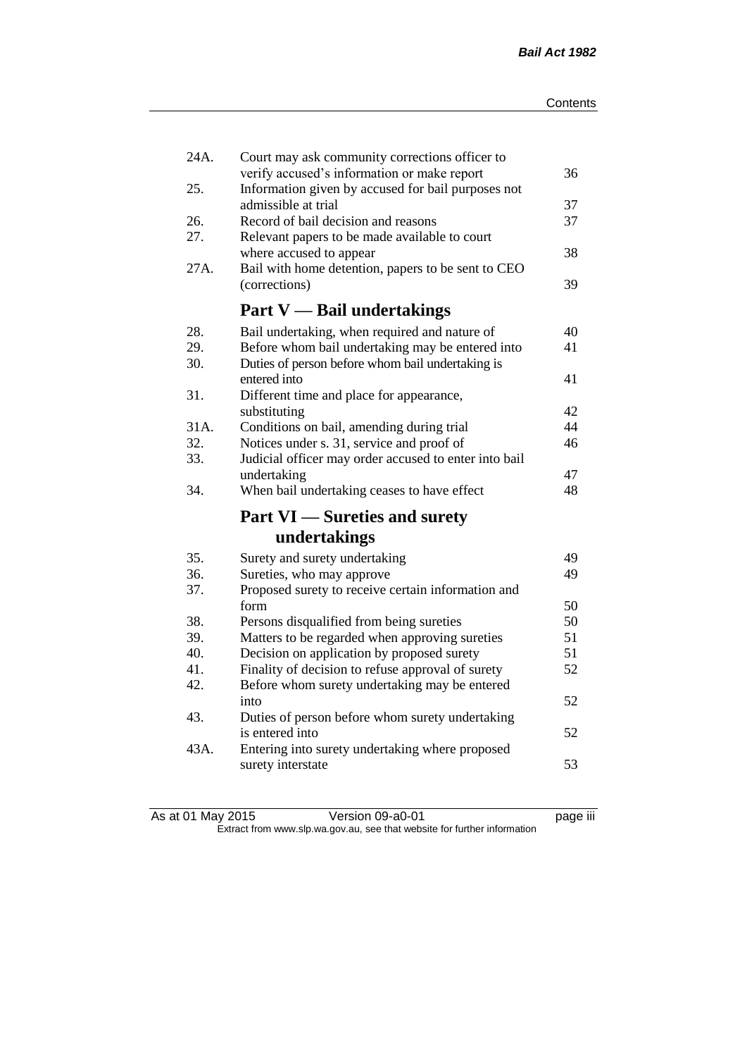| | | |
|---|---|---|
| 24A. | Court may ask community corrections officer to verify accused's information or make report | 36 |
| 25. | Information given by accused for bail purposes not admissible at trial | 37 |
| 26. | Record of bail decision and reasons | 37 |
| 27. | Relevant papers to be made available to court where accused to appear | 38 |
| 27A. | Bail with home detention, papers to be sent to CEO (corrections) | 39 |

## Part V — Bail undertakings

| | | |
|---|---|---|
| 28. | Bail undertaking, when required and nature of | 40 |
| 29. | Before whom bail undertaking may be entered into | 41 |
| 30. | Duties of person before whom bail undertaking is entered into | 41 |
| 31. | Different time and place for appearance, substituting | 42 |
| 31A. | Conditions on bail, amending during trial | 44 |
| 32. | Notices under s. 31, service and proof of | 46 |
| 33. | Judicial officer may order accused to enter into bail undertaking | 47 |
| 34. | When bail undertaking ceases to have effect | 48 |

## Part VI — Sureties and surety undertakings

| | | |
|---|---|---|
| 35. | Surety and surety undertaking | 49 |
| 36. | Sureties, who may approve | 49 |
| 37. | Proposed surety to receive certain information and form | 50 |
| 38. | Persons disqualified from being sureties | 50 |
| 39. | Matters to be regarded when approving sureties | 51 |
| 40. | Decision on application by proposed surety | 51 |
| 41. | Finality of decision to refuse approval of surety | 52 |
| 42. | Before whom surety undertaking may be entered into | 52 |
| 43. | Duties of person before whom surety undertaking is entered into | 52 |
| 43A. | Entering into surety undertaking where proposed surety interstate | 53 |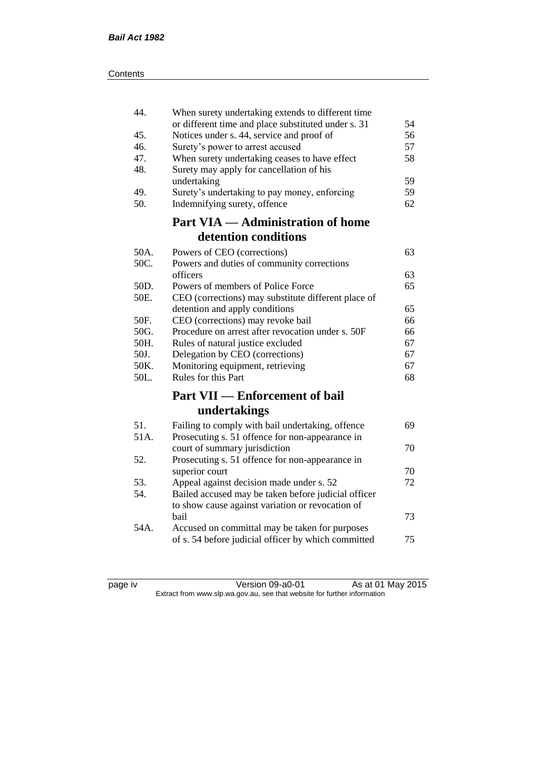| | | |
|---|---|---|
| 44. | When surety undertaking extends to different time or different time and place substituted under s. 31 | 54 |
| 45. | Notices under s. 44, service and proof of | 56 |
| 46. | Surety's power to arrest accused | 57 |
| 47. | When surety undertaking ceases to have effect | 58 |
| 48. | Surety may apply for cancellation of his undertaking | 59 |
| 49. | Surety's undertaking to pay money, enforcing | 59 |
| 50. | Indemnifying surety, offence | 62 |

## Part VIA — Administration of home detention conditions

| | | |
|---|---|---|
| 50A. | Powers of CEO (corrections) | 63 |
| 50C. | Powers and duties of community corrections officers | 63 |
| 50D. | Powers of members of Police Force | 65 |
| 50E. | CEO (corrections) may substitute different place of detention and apply conditions | 65 |
| 50F. | CEO (corrections) may revoke bail | 66 |
| 50G. | Procedure on arrest after revocation under s. 50F | 66 |
| 50H. | Rules of natural justice excluded | 67 |
| 50J. | Delegation by CEO (corrections) | 67 |
| 50K. | Monitoring equipment, retrieving | 67 |
| 50L. | Rules for this Part | 68 |

## Part VII — Enforcement of bail undertakings

| | | |
|---|---|---|
| 51. | Failing to comply with bail undertaking, offence | 69 |
| 51A. | Prosecuting s. 51 offence for non-appearance in court of summary jurisdiction | 70 |
| 52. | Prosecuting s. 51 offence for non-appearance in superior court | 70 |
| 53. | Appeal against decision made under s. 52 | 72 |
| 54. | Bailed accused may be taken before judicial officer to show cause against variation or revocation of bail | 73 |
| 54A. | Accused on committal may be taken for purposes of s. 54 before judicial officer by which committed | 75 |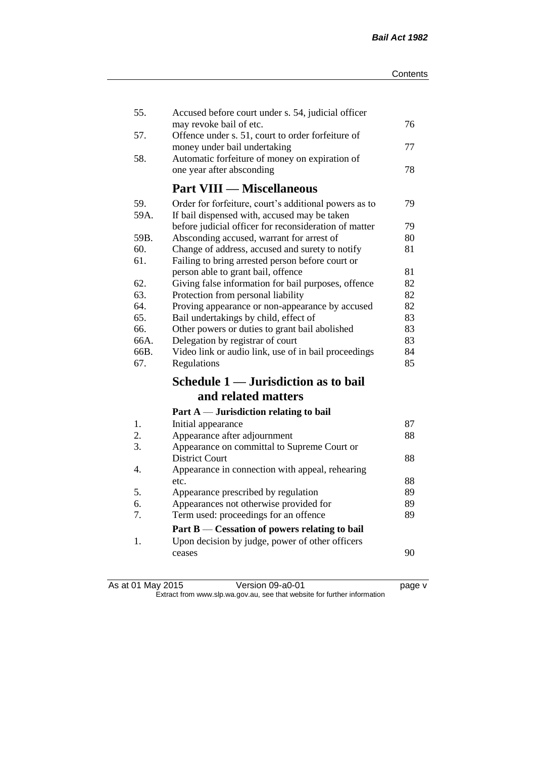| | | |
|---|---|---|
| 55. | Accused before court under s. 54, judicial officer may revoke bail of etc. | 76 |
| 57. | Offence under s. 51, court to order forfeiture of money under bail undertaking | 77 |
| 58. | Automatic forfeiture of money on expiration of one year after absconding | 78 |

## Part VIII — Miscellaneous

| | | |
|---|---|---|
| 59. | Order for forfeiture, court's additional powers as to | 79 |
| 59A. | If bail dispensed with, accused may be taken before judicial officer for reconsideration of matter | 79 |
| 59B. | Absconding accused, warrant for arrest of | 80 |
| 60. | Change of address, accused and surety to notify | 81 |
| 61. | Failing to bring arrested person before court or person able to grant bail, offence | 81 |
| 62. | Giving false information for bail purposes, offence | 82 |
| 63. | Protection from personal liability | 82 |
| 64. | Proving appearance or non-appearance by accused | 82 |
| 65. | Bail undertakings by child, effect of | 83 |
| 66. | Other powers or duties to grant bail abolished | 83 |
| 66A. | Delegation by registrar of court | 83 |
| 66B. | Video link or audio link, use of in bail proceedings | 84 |
| 67. | Regulations | 85 |

## Schedule 1 — Jurisdiction as to bail and related matters

### Part A — Jurisdiction relating to bail

| | | |
|---|---|---|
| 1. | Initial appearance | 87 |
| 2. | Appearance after adjournment | 88 |
| 3. | Appearance on committal to Supreme Court or District Court | 88 |
| 4. | Appearance in connection with appeal, rehearing etc. | 88 |
| 5. | Appearance prescribed by regulation | 89 |
| 6. | Appearances not otherwise provided for | 89 |
| 7. | Term used: proceedings for an offence | 89 |

### Part B — Cessation of powers relating to bail

| | | |
|---|---|---|
| 1. | Upon decision by judge, power of other officers ceases | 90 |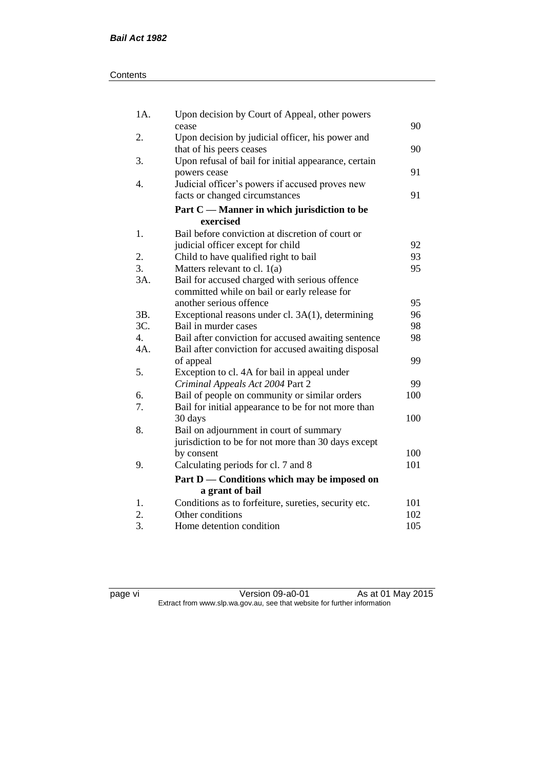| | | |
|---|---|---|
| 1A. | Upon decision by Court of Appeal, other powers cease | 90 |
| 2. | Upon decision by judicial officer, his power and that of his peers ceases | 90 |
| 3. | Upon refusal of bail for initial appearance, certain powers cease | 91 |
| 4. | Judicial officer's powers if accused proves new facts or changed circumstances | 91 |
| | **Part C — Manner in which jurisdiction to be exercised** | |
| 1. | Bail before conviction at discretion of court or judicial officer except for child | 92 |
| 2. | Child to have qualified right to bail | 93 |
| 3. | Matters relevant to cl. 1(a) | 95 |
| 3A. | Bail for accused charged with serious offence committed while on bail or early release for another serious offence | 95 |
| 3B. | Exceptional reasons under cl. 3A(1), determining | 96 |
| 3C. | Bail in murder cases | 98 |
| 4. | Bail after conviction for accused awaiting sentence | 98 |
| 4A. | Bail after conviction for accused awaiting disposal of appeal | 99 |
| 5. | Exception to cl. 4A for bail in appeal under *Criminal Appeals Act 2004* Part 2 | 99 |
| 6. | Bail of people on community or similar orders | 100 |
| 7. | Bail for initial appearance to be for not more than 30 days | 100 |
| 8. | Bail on adjournment in court of summary jurisdiction to be for not more than 30 days except by consent | 100 |
| 9. | Calculating periods for cl. 7 and 8 | 101 |
| | **Part D — Conditions which may be imposed on a grant of bail** | |
| 1. | Conditions as to forfeiture, sureties, security etc. | 101 |
| 2. | Other conditions | 102 |
| 3. | Home detention condition | 105 |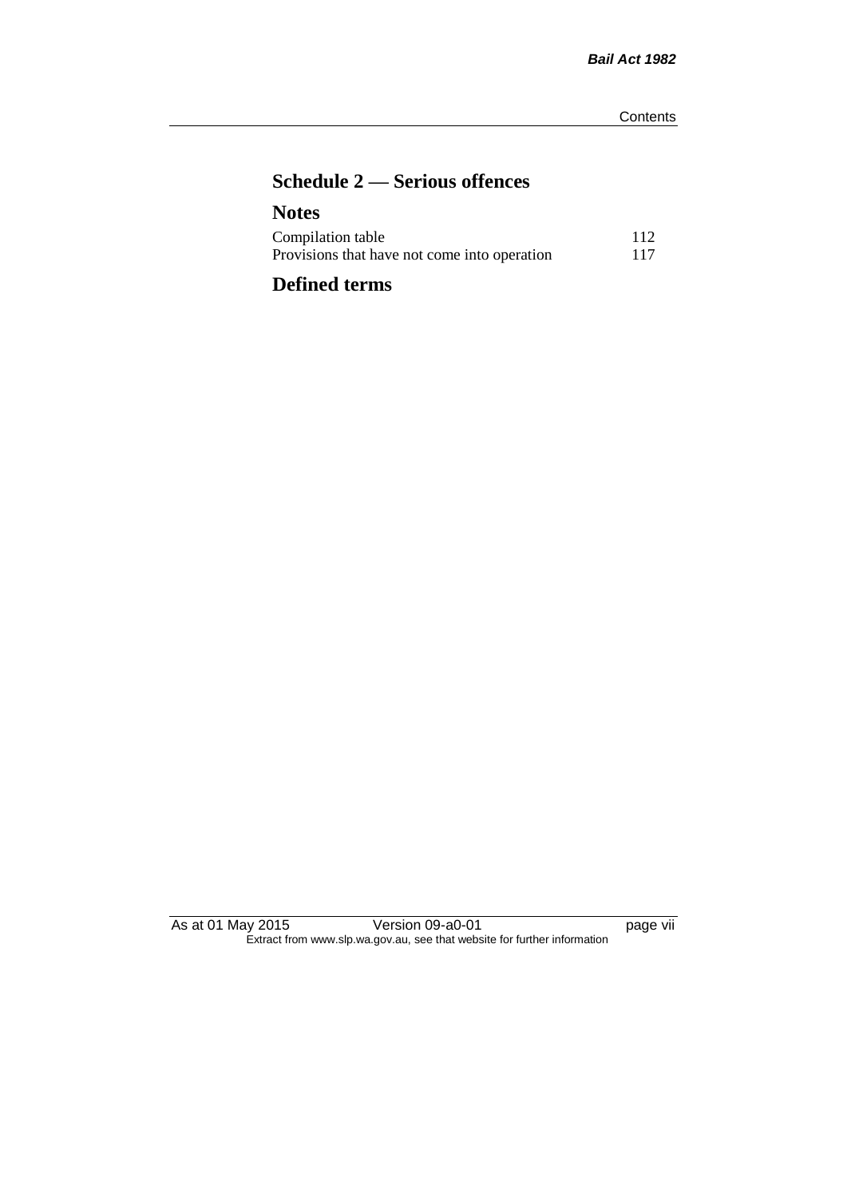## Schedule 2 — Serious offences

## Notes

| | |
|---|---|
| Compilation table | 112 |
| Provisions that have not come into operation | 117 |

## Defined terms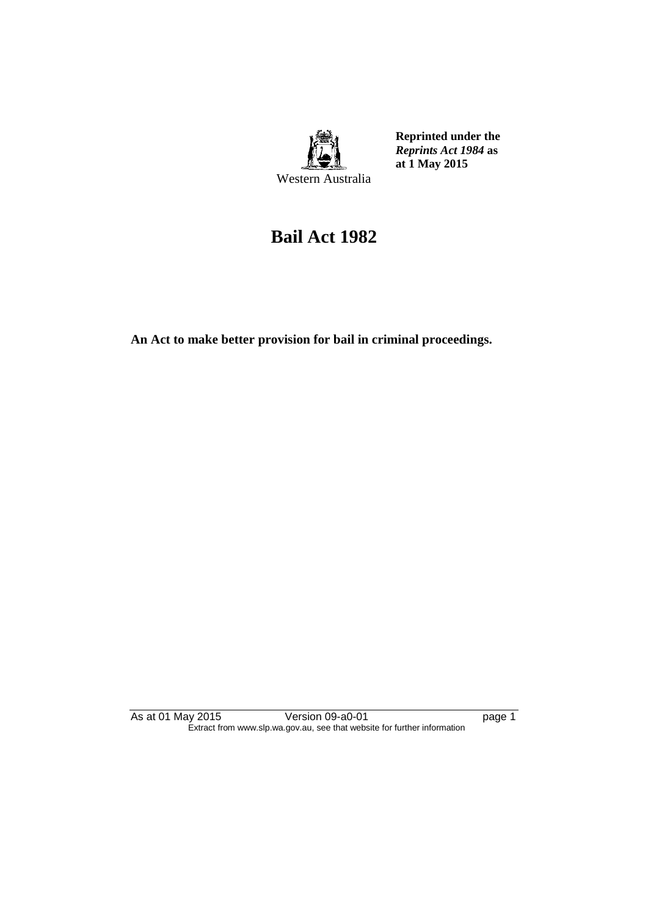Western Australia

**Reprinted under the *Reprints Act 1984* as at 1 May 2015**

# Bail Act 1982

**An Act to make better provision for bail in criminal proceedings.**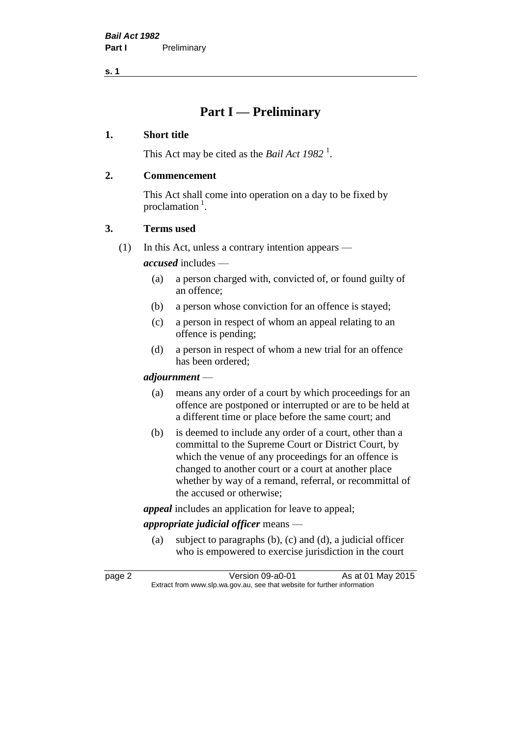# Part I — Preliminary

## 1. Short title

This Act may be cited as the *Bail Act 1982* [1].

## 2. Commencement

This Act shall come into operation on a day to be fixed by proclamation [1].

## 3. Terms used

(1) In this Act, unless a contrary intention appears —

***accused*** includes —

- (a) a person charged with, convicted of, or found guilty of an offence;
- (b) a person whose conviction for an offence is stayed;
- (c) a person in respect of whom an appeal relating to an offence is pending;
- (d) a person in respect of whom a new trial for an offence has been ordered;

***adjournment*** —

- (a) means any order of a court by which proceedings for an offence are postponed or interrupted or are to be held at a different time or place before the same court; and
- (b) is deemed to include any order of a court, other than a committal to the Supreme Court or District Court, by which the venue of any proceedings for an offence is changed to another court or a court at another place whether by way of a remand, referral, or recommittal of the accused or otherwise;

***appeal*** includes an application for leave to appeal;

***appropriate judicial officer*** means —

- (a) subject to paragraphs (b), (c) and (d), a judicial officer who is empowered to exercise jurisdiction in the court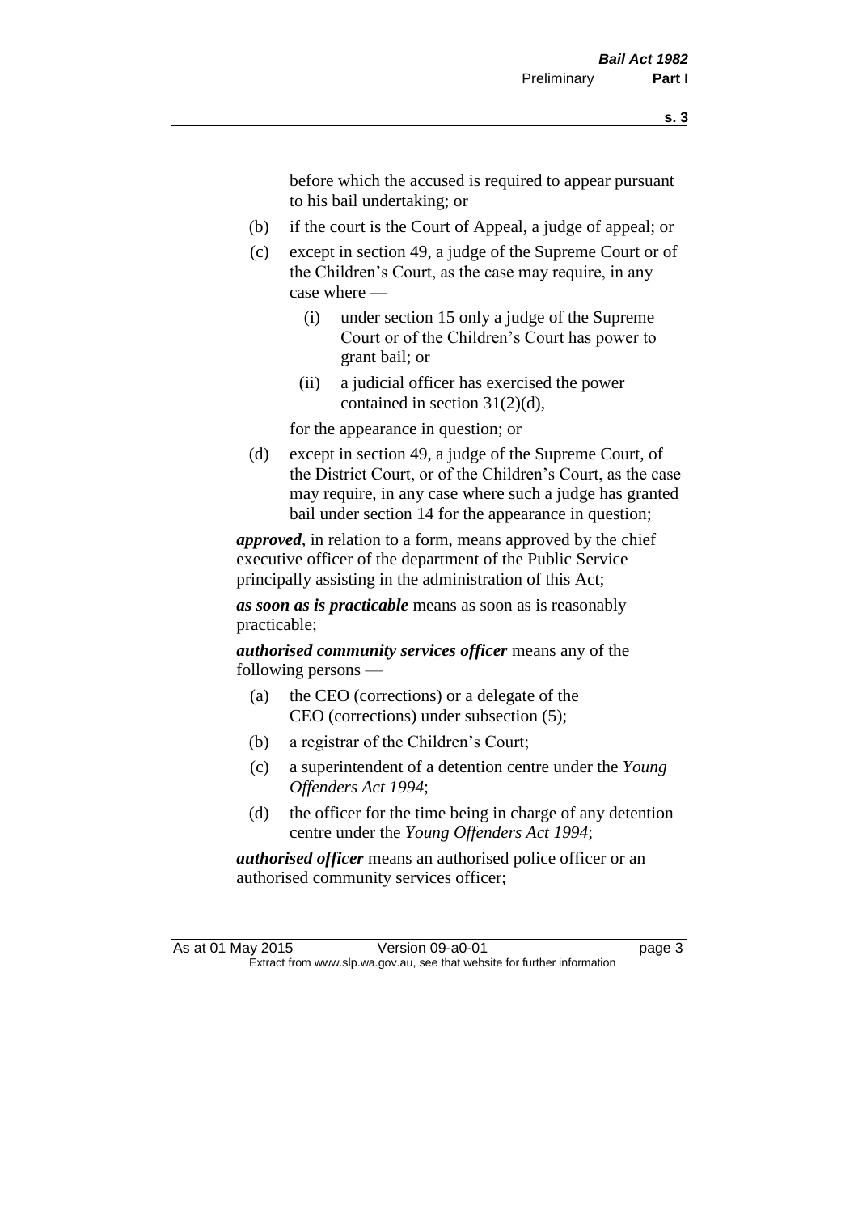before which the accused is required to appear pursuant to his bail undertaking; or

(b) if the court is the Court of Appeal, a judge of appeal; or

(c) except in section 49, a judge of the Supreme Court or of the Children's Court, as the case may require, in any case where —

  (i) under section 15 only a judge of the Supreme Court or of the Children's Court has power to grant bail; or

  (ii) a judicial officer has exercised the power contained in section 31(2)(d),

for the appearance in question; or

(d) except in section 49, a judge of the Supreme Court, of the District Court, or of the Children's Court, as the case may require, in any case where such a judge has granted bail under section 14 for the appearance in question;

***approved***, in relation to a form, means approved by the chief executive officer of the department of the Public Service principally assisting in the administration of this Act;

***as soon as is practicable*** means as soon as is reasonably practicable;

***authorised community services officer*** means any of the following persons —

(a) the CEO (corrections) or a delegate of the CEO (corrections) under subsection (5);

(b) a registrar of the Children's Court;

(c) a superintendent of a detention centre under the *Young Offenders Act 1994*;

(d) the officer for the time being in charge of any detention centre under the *Young Offenders Act 1994*;

***authorised officer*** means an authorised police officer or an authorised community services officer;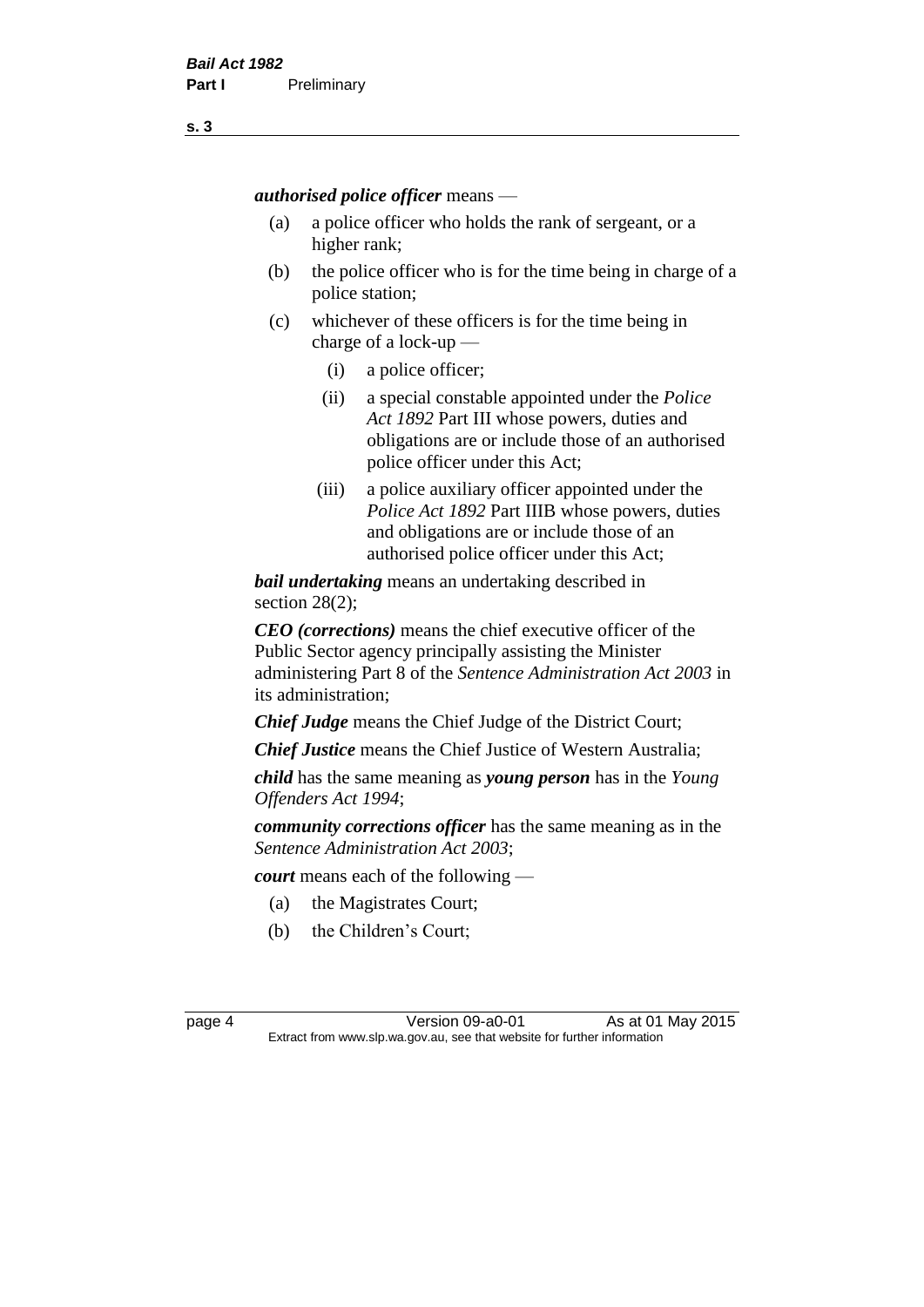***authorised police officer*** means —

(a) a police officer who holds the rank of sergeant, or a higher rank;

(b) the police officer who is for the time being in charge of a police station;

(c) whichever of these officers is for the time being in charge of a lock-up —

  (i) a police officer;

  (ii) a special constable appointed under the *Police Act 1892* Part III whose powers, duties and obligations are or include those of an authorised police officer under this Act;

  (iii) a police auxiliary officer appointed under the *Police Act 1892* Part IIIB whose powers, duties and obligations are or include those of an authorised police officer under this Act;

***bail undertaking*** means an undertaking described in section 28(2);

***CEO (corrections)*** means the chief executive officer of the Public Sector agency principally assisting the Minister administering Part 8 of the *Sentence Administration Act 2003* in its administration;

***Chief Judge*** means the Chief Judge of the District Court;

***Chief Justice*** means the Chief Justice of Western Australia;

***child*** has the same meaning as ***young person*** has in the *Young Offenders Act 1994*;

***community corrections officer*** has the same meaning as in the *Sentence Administration Act 2003*;

***court*** means each of the following —

(a) the Magistrates Court;

(b) the Children's Court;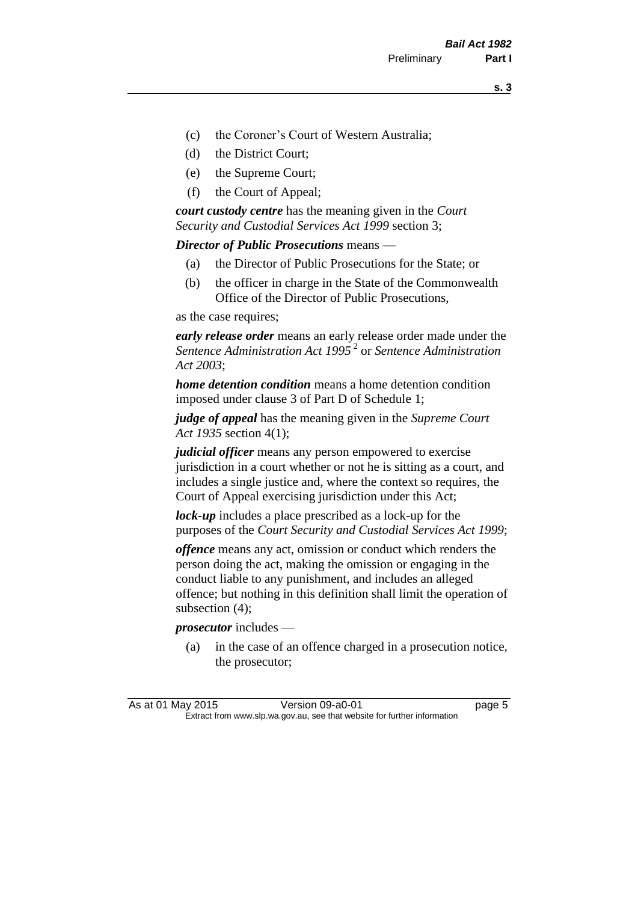- (c) the Coroner's Court of Western Australia;
- (d) the District Court;
- (e) the Supreme Court;
- (f) the Court of Appeal;

***court custody centre*** has the meaning given in the *Court Security and Custodial Services Act 1999* section 3;

***Director of Public Prosecutions*** means —

- (a) the Director of Public Prosecutions for the State; or
- (b) the officer in charge in the State of the Commonwealth Office of the Director of Public Prosecutions,

as the case requires;

***early release order*** means an early release order made under the *Sentence Administration Act 1995* [2] or *Sentence Administration Act 2003*;

***home detention condition*** means a home detention condition imposed under clause 3 of Part D of Schedule 1;

***judge of appeal*** has the meaning given in the *Supreme Court Act 1935* section 4(1);

***judicial officer*** means any person empowered to exercise jurisdiction in a court whether or not he is sitting as a court, and includes a single justice and, where the context so requires, the Court of Appeal exercising jurisdiction under this Act;

***lock-up*** includes a place prescribed as a lock-up for the purposes of the *Court Security and Custodial Services Act 1999*;

***offence*** means any act, omission or conduct which renders the person doing the act, making the omission or engaging in the conduct liable to any punishment, and includes an alleged offence; but nothing in this definition shall limit the operation of subsection (4);

***prosecutor*** includes —

- (a) in the case of an offence charged in a prosecution notice, the prosecutor;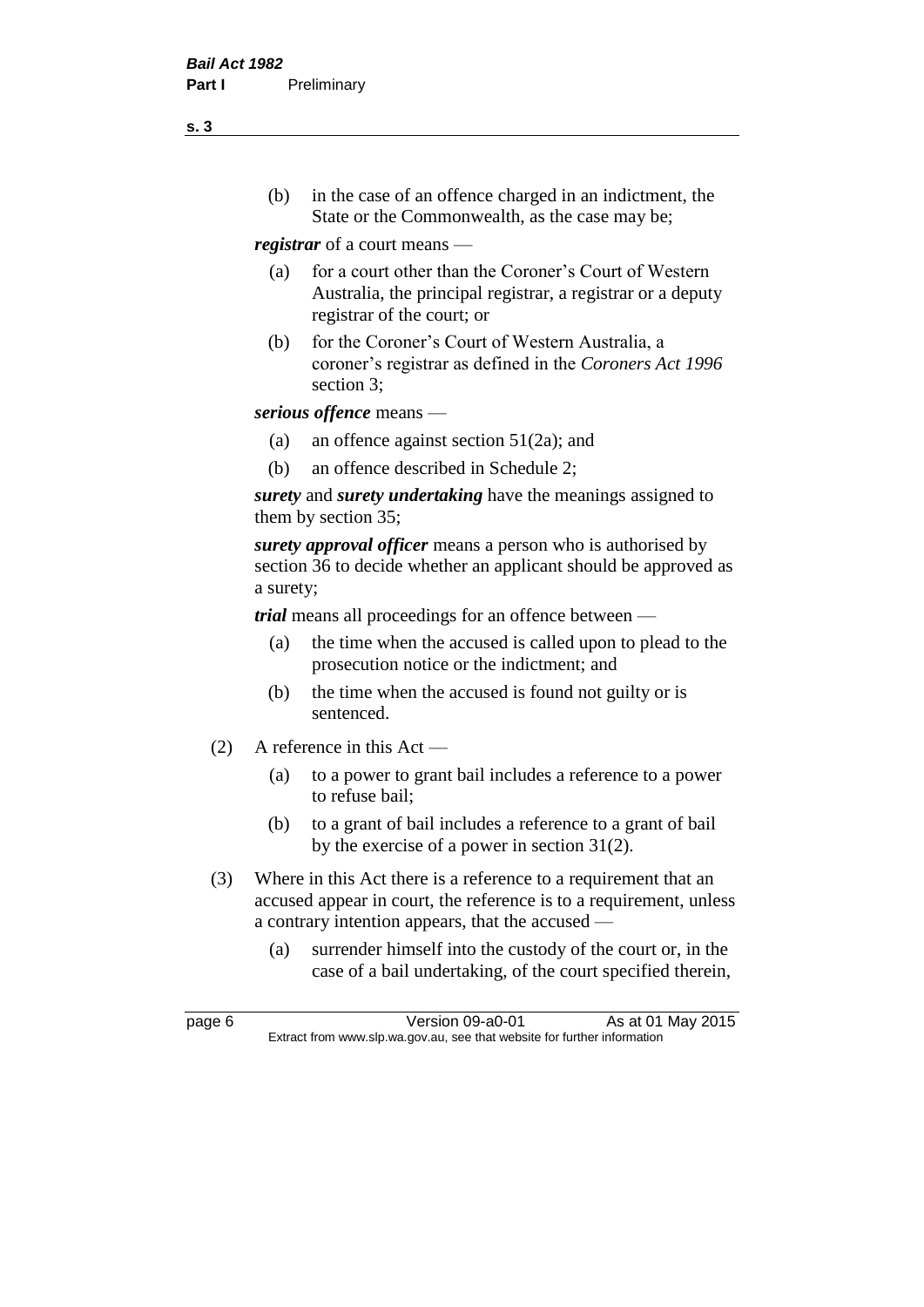(b) in the case of an offence charged in an indictment, the State or the Commonwealth, as the case may be;

***registrar*** of a court means —

(a) for a court other than the Coroner's Court of Western Australia, the principal registrar, a registrar or a deputy registrar of the court; or

(b) for the Coroner's Court of Western Australia, a coroner's registrar as defined in the *Coroners Act 1996* section 3;

***serious offence*** means —

(a) an offence against section 51(2a); and

(b) an offence described in Schedule 2;

***surety*** and ***surety undertaking*** have the meanings assigned to them by section 35;

***surety approval officer*** means a person who is authorised by section 36 to decide whether an applicant should be approved as a surety;

***trial*** means all proceedings for an offence between —

(a) the time when the accused is called upon to plead to the prosecution notice or the indictment; and

(b) the time when the accused is found not guilty or is sentenced.

(2) A reference in this Act —

(a) to a power to grant bail includes a reference to a power to refuse bail;

(b) to a grant of bail includes a reference to a grant of bail by the exercise of a power in section 31(2).

(3) Where in this Act there is a reference to a requirement that an accused appear in court, the reference is to a requirement, unless a contrary intention appears, that the accused —

(a) surrender himself into the custody of the court or, in the case of a bail undertaking, of the court specified therein,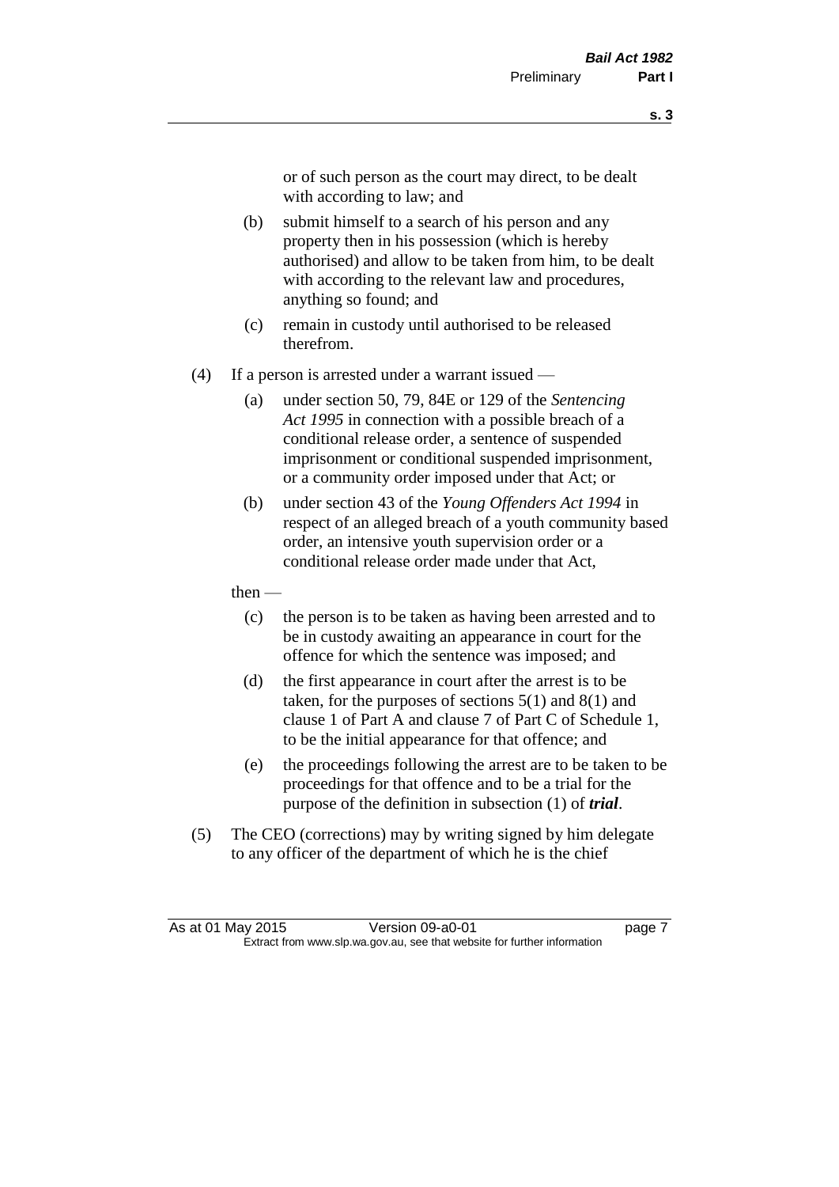or of such person as the court may direct, to be dealt with according to law; and

(b) submit himself to a search of his person and any property then in his possession (which is hereby authorised) and allow to be taken from him, to be dealt with according to the relevant law and procedures, anything so found; and

(c) remain in custody until authorised to be released therefrom.

(4) If a person is arrested under a warrant issued —

(a) under section 50, 79, 84E or 129 of the *Sentencing Act 1995* in connection with a possible breach of a conditional release order, a sentence of suspended imprisonment or conditional suspended imprisonment, or a community order imposed under that Act; or

(b) under section 43 of the *Young Offenders Act 1994* in respect of an alleged breach of a youth community based order, an intensive youth supervision order or a conditional release order made under that Act,

then —

(c) the person is to be taken as having been arrested and to be in custody awaiting an appearance in court for the offence for which the sentence was imposed; and

(d) the first appearance in court after the arrest is to be taken, for the purposes of sections 5(1) and 8(1) and clause 1 of Part A and clause 7 of Part C of Schedule 1, to be the initial appearance for that offence; and

(e) the proceedings following the arrest are to be taken to be proceedings for that offence and to be a trial for the purpose of the definition in subsection (1) of ***trial***.

(5) The CEO (corrections) may by writing signed by him delegate to any officer of the department of which he is the chief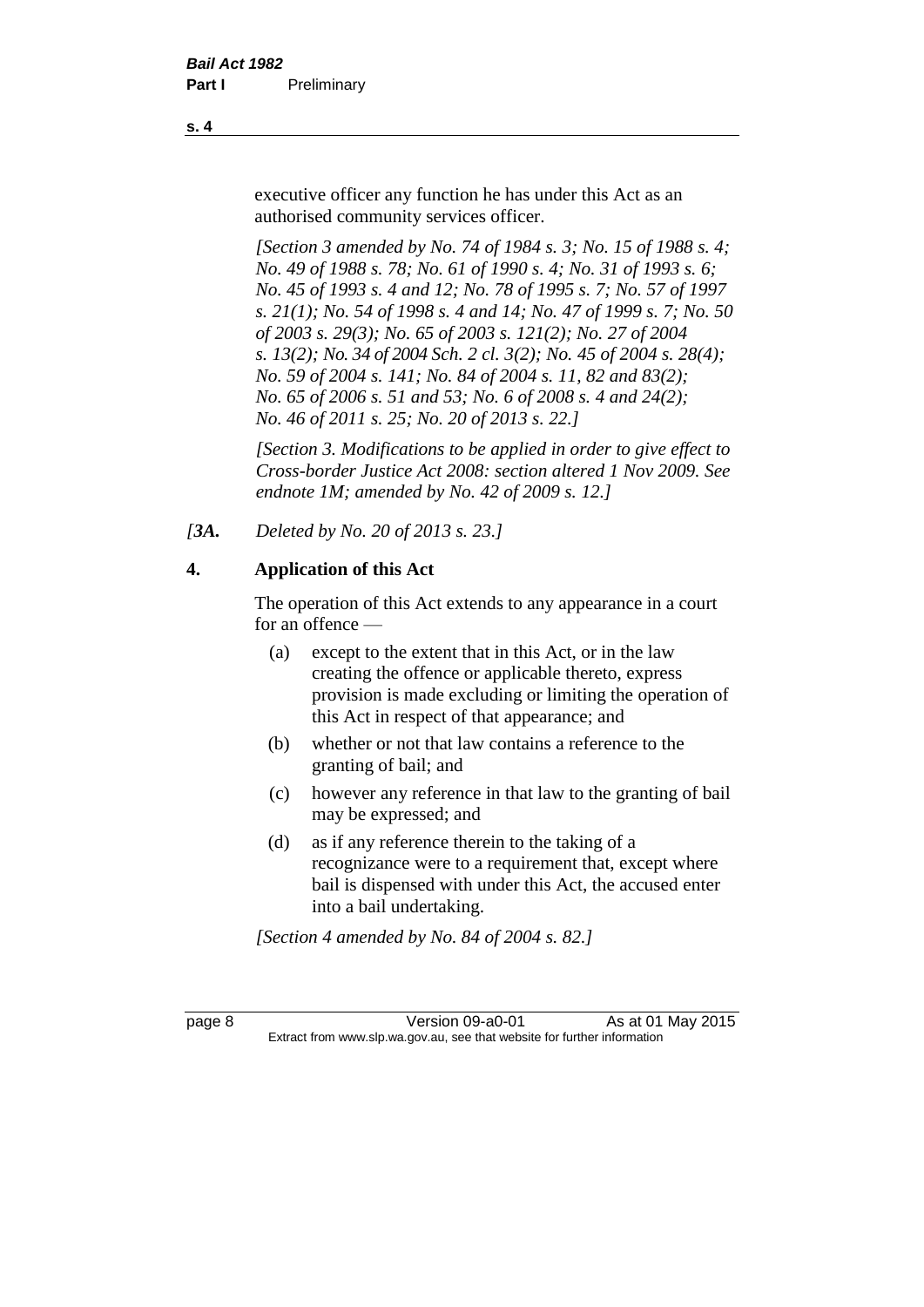executive officer any function he has under this Act as an authorised community services officer.

*[Section 3 amended by No. 74 of 1984 s. 3; No. 15 of 1988 s. 4; No. 49 of 1988 s. 78; No. 61 of 1990 s. 4; No. 31 of 1993 s. 6; No. 45 of 1993 s. 4 and 12; No. 78 of 1995 s. 7; No. 57 of 1997 s. 21(1); No. 54 of 1998 s. 4 and 14; No. 47 of 1999 s. 7; No. 50 of 2003 s. 29(3); No. 65 of 2003 s. 121(2); No. 27 of 2004 s. 13(2); No. 34 of 2004 Sch. 2 cl. 3(2); No. 45 of 2004 s. 28(4); No. 59 of 2004 s. 141; No. 84 of 2004 s. 11, 82 and 83(2); No. 65 of 2006 s. 51 and 53; No. 6 of 2008 s. 4 and 24(2); No. 46 of 2011 s. 25; No. 20 of 2013 s. 22.]*

*[Section 3. Modifications to be applied in order to give effect to Cross-border Justice Act 2008: section altered 1 Nov 2009. See endnote 1M; amended by No. 42 of 2009 s. 12.]*

*[3A. Deleted by No. 20 of 2013 s. 23.]*

### 4. Application of this Act

The operation of this Act extends to any appearance in a court for an offence —

(a) except to the extent that in this Act, or in the law creating the offence or applicable thereto, express provision is made excluding or limiting the operation of this Act in respect of that appearance; and

(b) whether or not that law contains a reference to the granting of bail; and

(c) however any reference in that law to the granting of bail may be expressed; and

(d) as if any reference therein to the taking of a recognizance were to a requirement that, except where bail is dispensed with under this Act, the accused enter into a bail undertaking.

*[Section 4 amended by No. 84 of 2004 s. 82.]*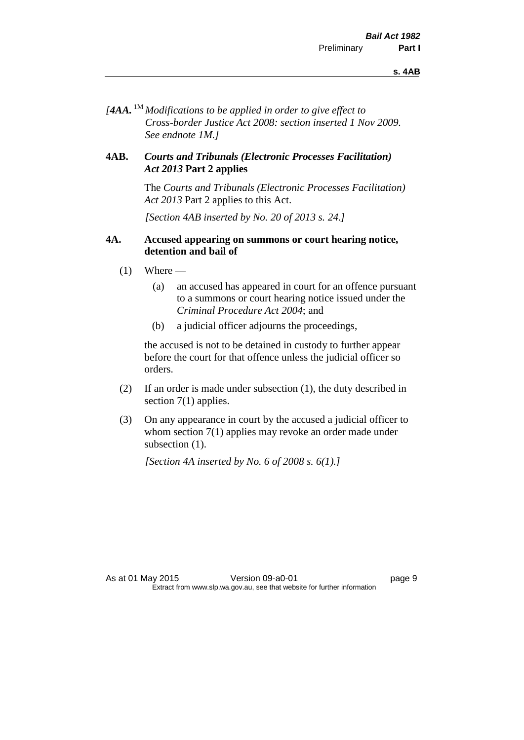*[4AA.* [1M] *Modifications to be applied in order to give effect to Cross-border Justice Act 2008: section inserted 1 Nov 2009. See endnote 1M.]*

### 4AB. *Courts and Tribunals (Electronic Processes Facilitation) Act 2013* Part 2 applies

The *Courts and Tribunals (Electronic Processes Facilitation) Act 2013* Part 2 applies to this Act.

*[Section 4AB inserted by No. 20 of 2013 s. 24.]*

### 4A. Accused appearing on summons or court hearing notice, detention and bail of

(1) Where —

(a) an accused has appeared in court for an offence pursuant to a summons or court hearing notice issued under the *Criminal Procedure Act 2004*; and

(b) a judicial officer adjourns the proceedings,

the accused is not to be detained in custody to further appear before the court for that offence unless the judicial officer so orders.

(2) If an order is made under subsection (1), the duty described in section 7(1) applies.

(3) On any appearance in court by the accused a judicial officer to whom section 7(1) applies may revoke an order made under subsection (1).

*[Section 4A inserted by No. 6 of 2008 s. 6(1).]*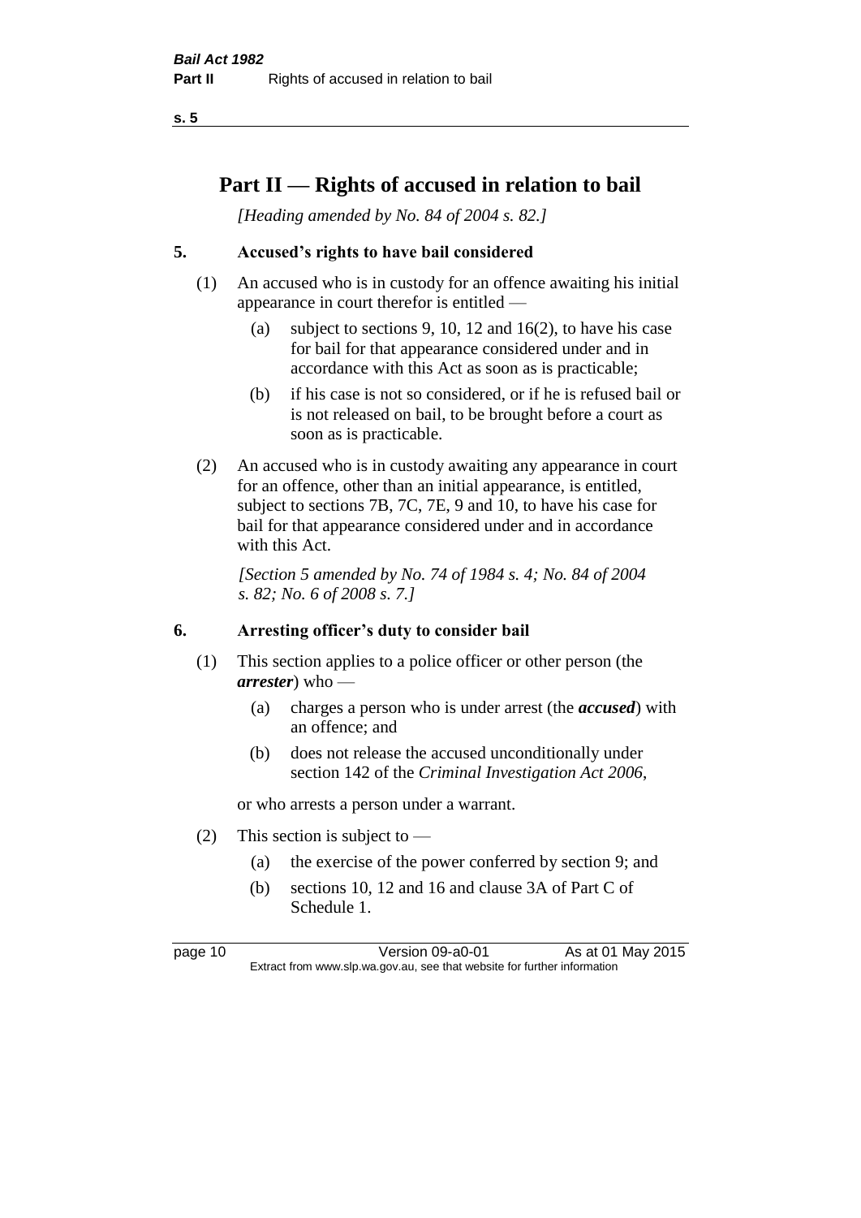# Part II — Rights of accused in relation to bail

*[Heading amended by No. 84 of 2004 s. 82.]*

## 5. Accused's rights to have bail considered

(1) An accused who is in custody for an offence awaiting his initial appearance in court therefor is entitled —

- (a) subject to sections 9, 10, 12 and 16(2), to have his case for bail for that appearance considered under and in accordance with this Act as soon as is practicable;
- (b) if his case is not so considered, or if he is refused bail or is not released on bail, to be brought before a court as soon as is practicable.

(2) An accused who is in custody awaiting any appearance in court for an offence, other than an initial appearance, is entitled, subject to sections 7B, 7C, 7E, 9 and 10, to have his case for bail for that appearance considered under and in accordance with this Act.

*[Section 5 amended by No. 74 of 1984 s. 4; No. 84 of 2004 s. 82; No. 6 of 2008 s. 7.]*

## 6. Arresting officer's duty to consider bail

(1) This section applies to a police officer or other person (the ***arrester***) who —

- (a) charges a person who is under arrest (the ***accused***) with an offence; and
- (b) does not release the accused unconditionally under section 142 of the *Criminal Investigation Act 2006*,

or who arrests a person under a warrant.

(2) This section is subject to —

- (a) the exercise of the power conferred by section 9; and
- (b) sections 10, 12 and 16 and clause 3A of Part C of Schedule 1.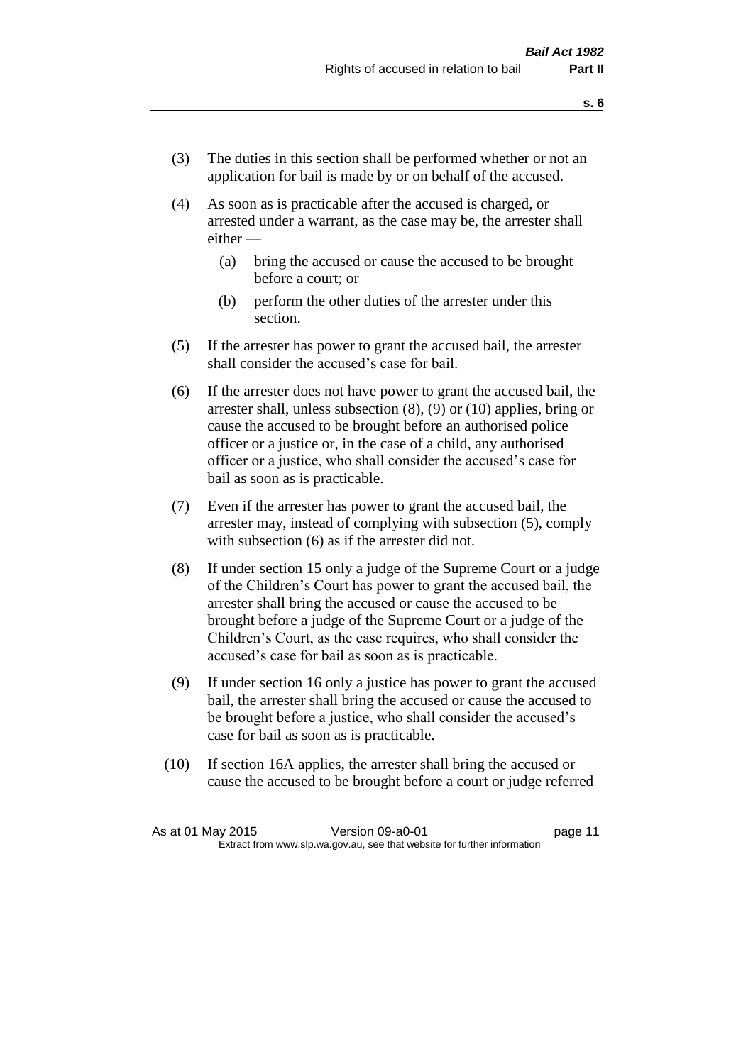(3) The duties in this section shall be performed whether or not an application for bail is made by or on behalf of the accused.

(4) As soon as is practicable after the accused is charged, or arrested under a warrant, as the case may be, the arrester shall either —

  (a) bring the accused or cause the accused to be brought before a court; or

  (b) perform the other duties of the arrester under this section.

(5) If the arrester has power to grant the accused bail, the arrester shall consider the accused's case for bail.

(6) If the arrester does not have power to grant the accused bail, the arrester shall, unless subsection (8), (9) or (10) applies, bring or cause the accused to be brought before an authorised police officer or a justice or, in the case of a child, any authorised officer or a justice, who shall consider the accused's case for bail as soon as is practicable.

(7) Even if the arrester has power to grant the accused bail, the arrester may, instead of complying with subsection (5), comply with subsection (6) as if the arrester did not.

(8) If under section 15 only a judge of the Supreme Court or a judge of the Children's Court has power to grant the accused bail, the arrester shall bring the accused or cause the accused to be brought before a judge of the Supreme Court or a judge of the Children's Court, as the case requires, who shall consider the accused's case for bail as soon as is practicable.

(9) If under section 16 only a justice has power to grant the accused bail, the arrester shall bring the accused or cause the accused to be brought before a justice, who shall consider the accused's case for bail as soon as is practicable.

(10) If section 16A applies, the arrester shall bring the accused or cause the accused to be brought before a court or judge referred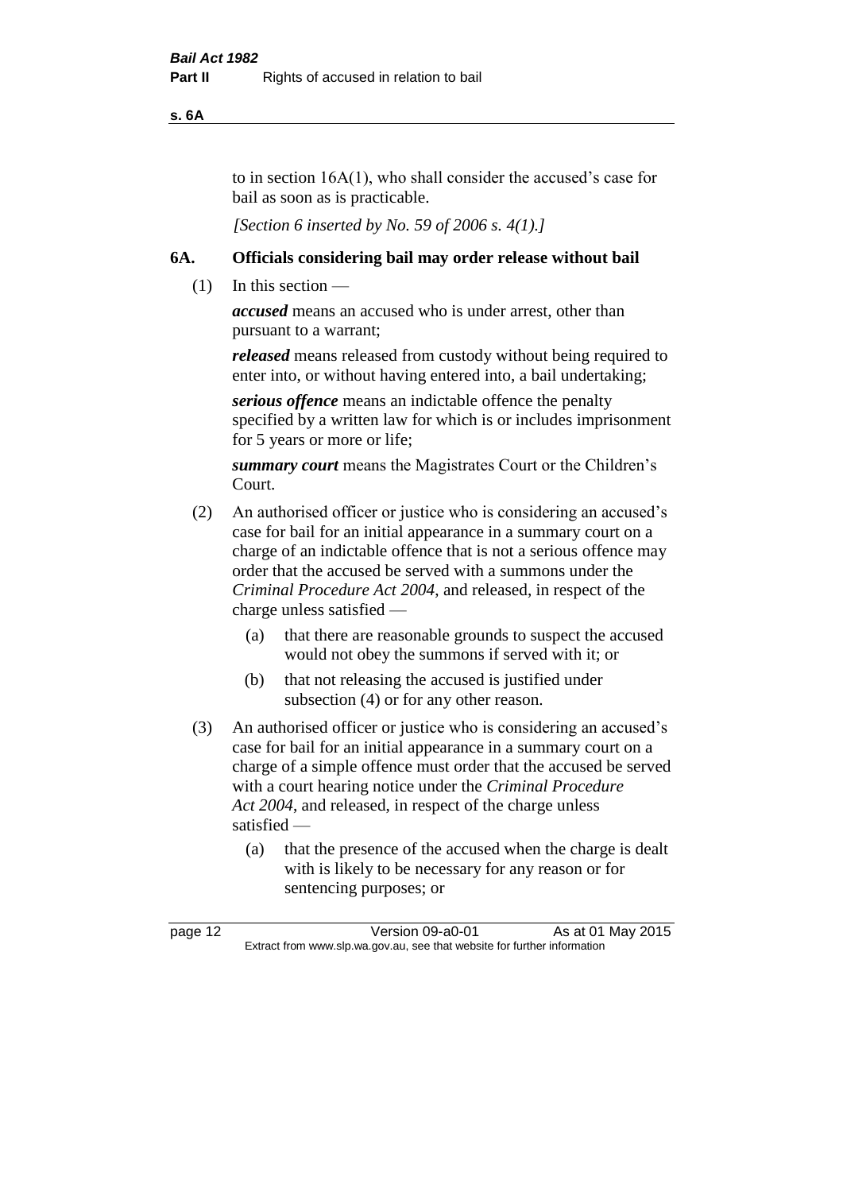to in section 16A(1), who shall consider the accused's case for bail as soon as is practicable.

*[Section 6 inserted by No. 59 of 2006 s. 4(1).]*

## 6A. Officials considering bail may order release without bail

(1) In this section —

***accused*** means an accused who is under arrest, other than pursuant to a warrant;

***released*** means released from custody without being required to enter into, or without having entered into, a bail undertaking;

***serious offence*** means an indictable offence the penalty specified by a written law for which is or includes imprisonment for 5 years or more or life;

***summary court*** means the Magistrates Court or the Children's Court.

(2) An authorised officer or justice who is considering an accused's case for bail for an initial appearance in a summary court on a charge of an indictable offence that is not a serious offence may order that the accused be served with a summons under the *Criminal Procedure Act 2004*, and released, in respect of the charge unless satisfied —

- (a) that there are reasonable grounds to suspect the accused would not obey the summons if served with it; or
- (b) that not releasing the accused is justified under subsection (4) or for any other reason.

(3) An authorised officer or justice who is considering an accused's case for bail for an initial appearance in a summary court on a charge of a simple offence must order that the accused be served with a court hearing notice under the *Criminal Procedure Act 2004*, and released, in respect of the charge unless satisfied —

- (a) that the presence of the accused when the charge is dealt with is likely to be necessary for any reason or for sentencing purposes; or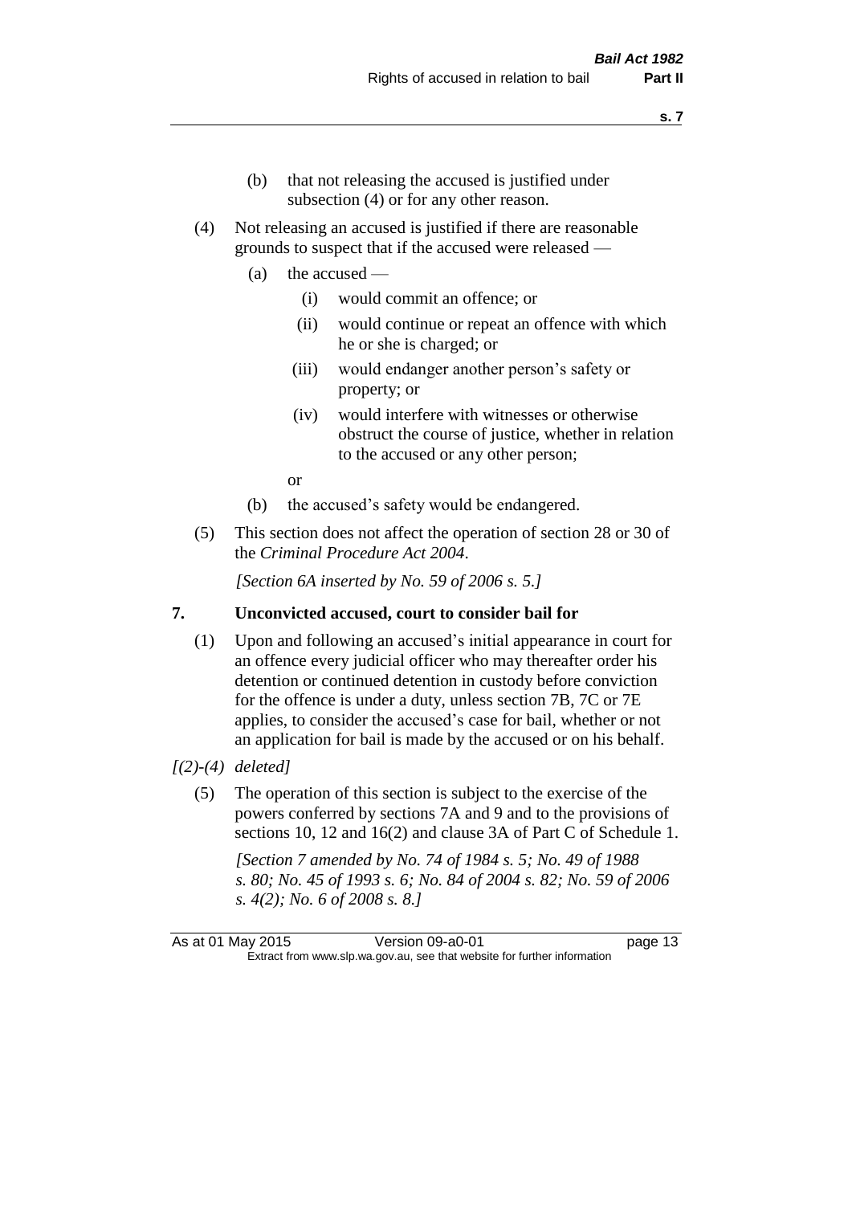(b) that not releasing the accused is justified under subsection (4) or for any other reason.

(4) Not releasing an accused is justified if there are reasonable grounds to suspect that if the accused were released —

(a) the accused —

(i) would commit an offence; or

(ii) would continue or repeat an offence with which he or she is charged; or

(iii) would endanger another person's safety or property; or

(iv) would interfere with witnesses or otherwise obstruct the course of justice, whether in relation to the accused or any other person;

or

(b) the accused's safety would be endangered.

(5) This section does not affect the operation of section 28 or 30 of the *Criminal Procedure Act 2004*.

*[Section 6A inserted by No. 59 of 2006 s. 5.]*

## 7. Unconvicted accused, court to consider bail for

(1) Upon and following an accused's initial appearance in court for an offence every judicial officer who may thereafter order his detention or continued detention in custody before conviction for the offence is under a duty, unless section 7B, 7C or 7E applies, to consider the accused's case for bail, whether or not an application for bail is made by the accused or on his behalf.

*[(2)-(4) deleted]*

(5) The operation of this section is subject to the exercise of the powers conferred by sections 7A and 9 and to the provisions of sections 10, 12 and 16(2) and clause 3A of Part C of Schedule 1.

*[Section 7 amended by No. 74 of 1984 s. 5; No. 49 of 1988 s. 80; No. 45 of 1993 s. 6; No. 84 of 2004 s. 82; No. 59 of 2006 s. 4(2); No. 6 of 2008 s. 8.]*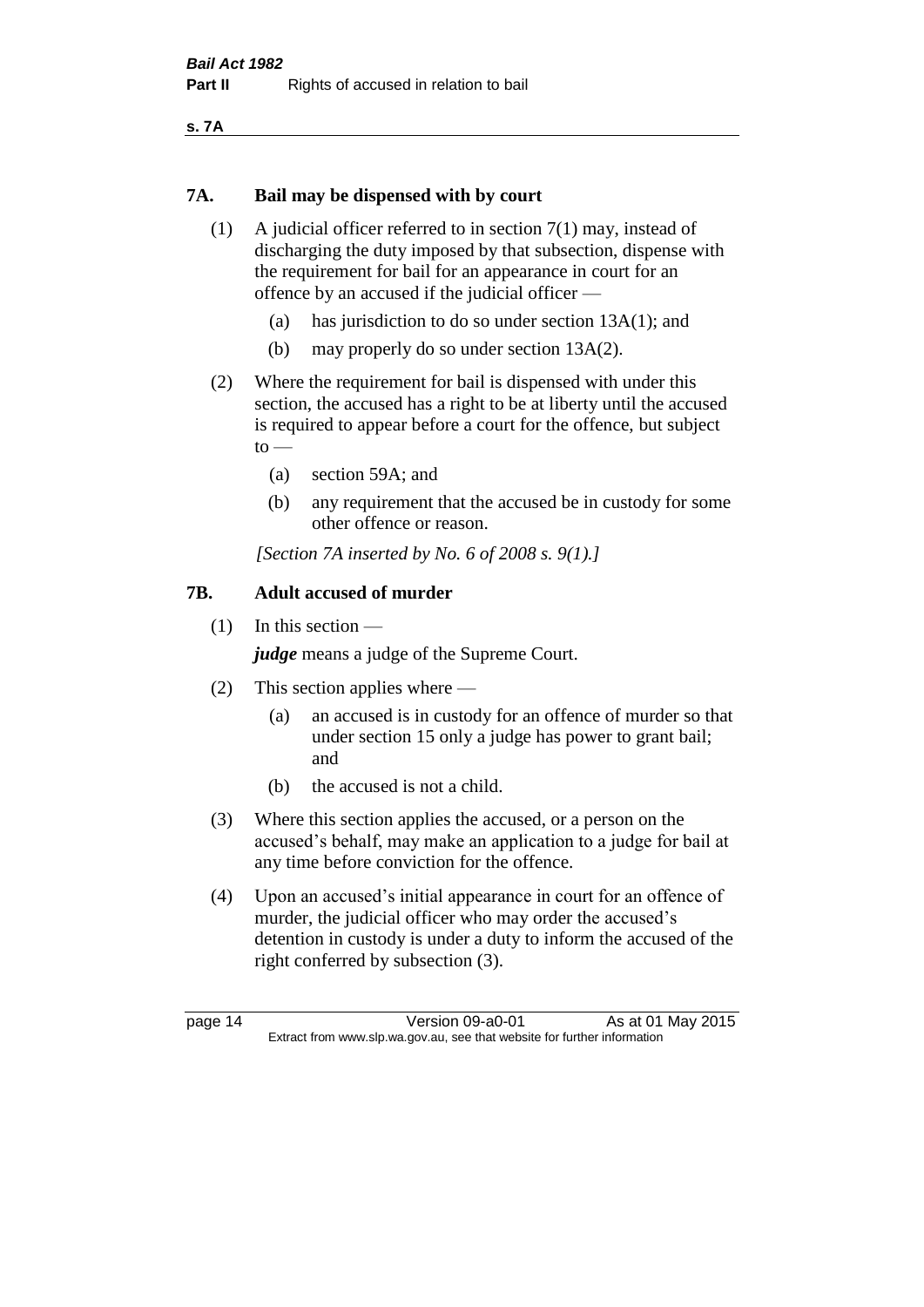## 7A. Bail may be dispensed with by court

(1) A judicial officer referred to in section 7(1) may, instead of discharging the duty imposed by that subsection, dispense with the requirement for bail for an appearance in court for an offence by an accused if the judicial officer —

(a) has jurisdiction to do so under section 13A(1); and

(b) may properly do so under section 13A(2).

(2) Where the requirement for bail is dispensed with under this section, the accused has a right to be at liberty until the accused is required to appear before a court for the offence, but subject to —

(a) section 59A; and

(b) any requirement that the accused be in custody for some other offence or reason.

*[Section 7A inserted by No. 6 of 2008 s. 9(1).]*

## 7B. Adult accused of murder

(1) In this section —

***judge*** means a judge of the Supreme Court.

(2) This section applies where —

(a) an accused is in custody for an offence of murder so that under section 15 only a judge has power to grant bail; and

(b) the accused is not a child.

(3) Where this section applies the accused, or a person on the accused's behalf, may make an application to a judge for bail at any time before conviction for the offence.

(4) Upon an accused's initial appearance in court for an offence of murder, the judicial officer who may order the accused's detention in custody is under a duty to inform the accused of the right conferred by subsection (3).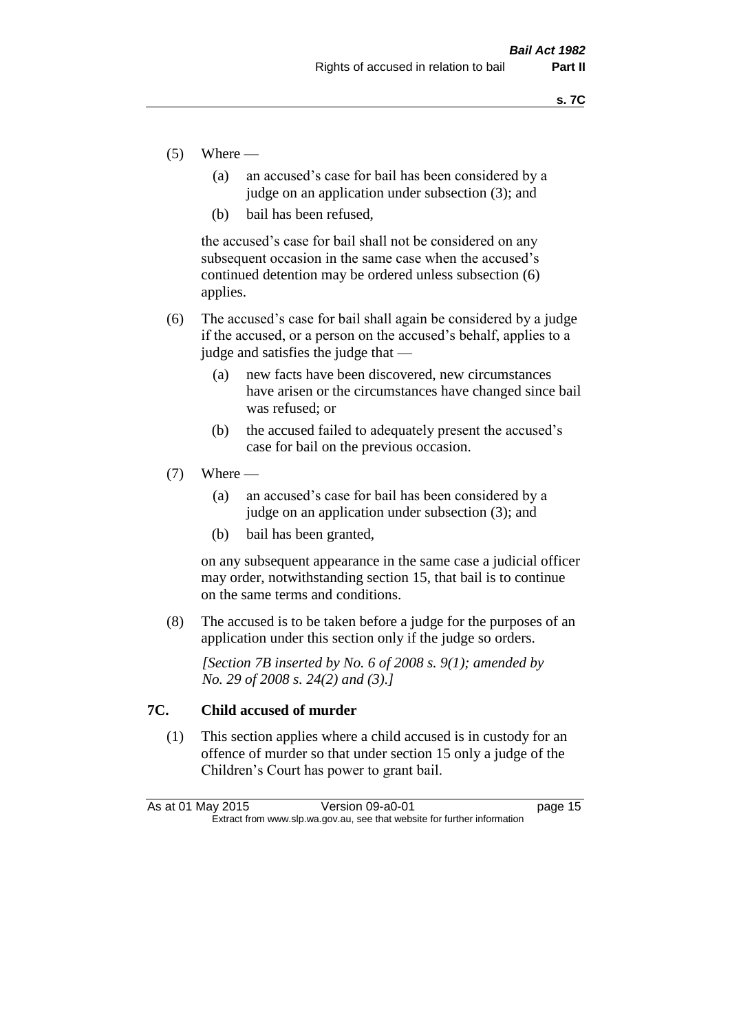(5) Where —

  (a) an accused's case for bail has been considered by a judge on an application under subsection (3); and

  (b) bail has been refused,

  the accused's case for bail shall not be considered on any subsequent occasion in the same case when the accused's continued detention may be ordered unless subsection (6) applies.

(6) The accused's case for bail shall again be considered by a judge if the accused, or a person on the accused's behalf, applies to a judge and satisfies the judge that —

  (a) new facts have been discovered, new circumstances have arisen or the circumstances have changed since bail was refused; or

  (b) the accused failed to adequately present the accused's case for bail on the previous occasion.

(7) Where —

  (a) an accused's case for bail has been considered by a judge on an application under subsection (3); and

  (b) bail has been granted,

  on any subsequent appearance in the same case a judicial officer may order, notwithstanding section 15, that bail is to continue on the same terms and conditions.

(8) The accused is to be taken before a judge for the purposes of an application under this section only if the judge so orders.

*[Section 7B inserted by No. 6 of 2008 s. 9(1); amended by No. 29 of 2008 s. 24(2) and (3).]*

### 7C. Child accused of murder

(1) This section applies where a child accused is in custody for an offence of murder so that under section 15 only a judge of the Children's Court has power to grant bail.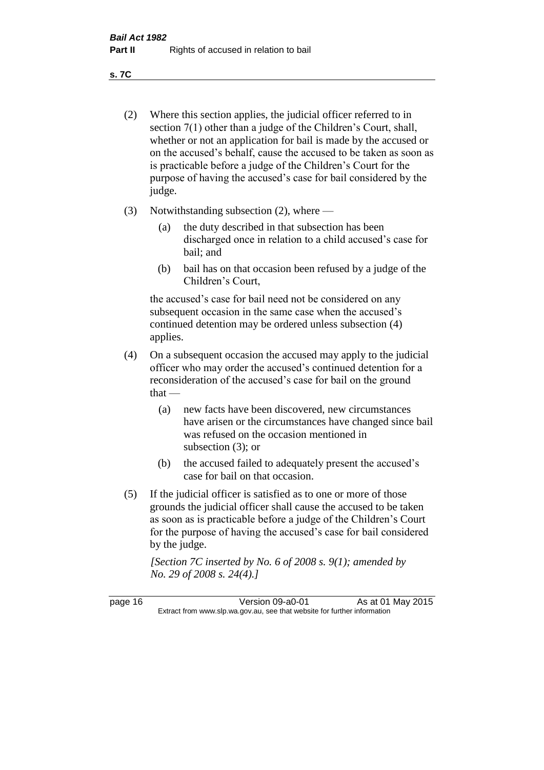(2) Where this section applies, the judicial officer referred to in section 7(1) other than a judge of the Children's Court, shall, whether or not an application for bail is made by the accused or on the accused's behalf, cause the accused to be taken as soon as is practicable before a judge of the Children's Court for the purpose of having the accused's case for bail considered by the judge.

(3) Notwithstanding subsection (2), where —

   (a) the duty described in that subsection has been discharged once in relation to a child accused's case for bail; and

   (b) bail has on that occasion been refused by a judge of the Children's Court,

   the accused's case for bail need not be considered on any subsequent occasion in the same case when the accused's continued detention may be ordered unless subsection (4) applies.

(4) On a subsequent occasion the accused may apply to the judicial officer who may order the accused's continued detention for a reconsideration of the accused's case for bail on the ground that —

   (a) new facts have been discovered, new circumstances have arisen or the circumstances have changed since bail was refused on the occasion mentioned in subsection (3); or

   (b) the accused failed to adequately present the accused's case for bail on that occasion.

(5) If the judicial officer is satisfied as to one or more of those grounds the judicial officer shall cause the accused to be taken as soon as is practicable before a judge of the Children's Court for the purpose of having the accused's case for bail considered by the judge.

   *[Section 7C inserted by No. 6 of 2008 s. 9(1); amended by No. 29 of 2008 s. 24(4).]*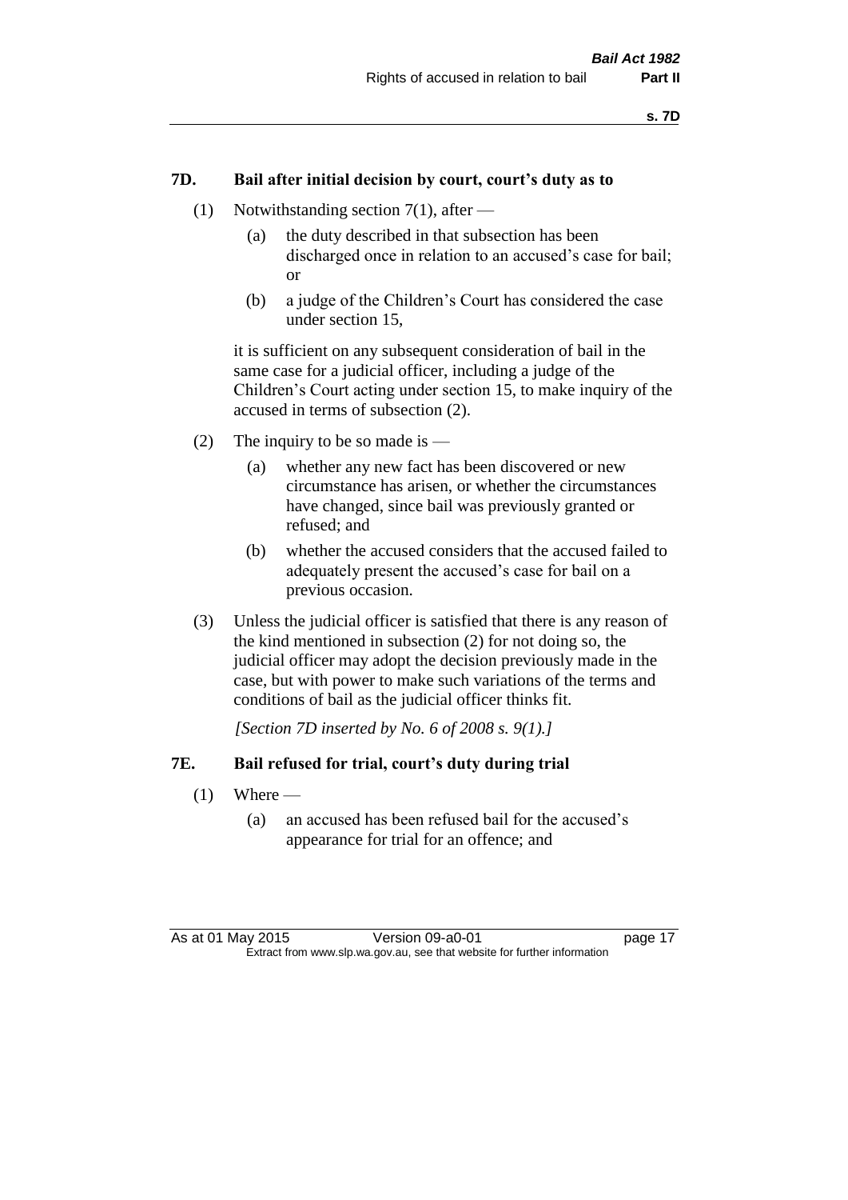## 7D. Bail after initial decision by court, court's duty as to

(1) Notwithstanding section 7(1), after —

  (a) the duty described in that subsection has been discharged once in relation to an accused's case for bail; or

  (b) a judge of the Children's Court has considered the case under section 15,

it is sufficient on any subsequent consideration of bail in the same case for a judicial officer, including a judge of the Children's Court acting under section 15, to make inquiry of the accused in terms of subsection (2).

(2) The inquiry to be so made is —

  (a) whether any new fact has been discovered or new circumstance has arisen, or whether the circumstances have changed, since bail was previously granted or refused; and

  (b) whether the accused considers that the accused failed to adequately present the accused's case for bail on a previous occasion.

(3) Unless the judicial officer is satisfied that there is any reason of the kind mentioned in subsection (2) for not doing so, the judicial officer may adopt the decision previously made in the case, but with power to make such variations of the terms and conditions of bail as the judicial officer thinks fit.

*[Section 7D inserted by No. 6 of 2008 s. 9(1).]*

## 7E. Bail refused for trial, court's duty during trial

(1) Where —

  (a) an accused has been refused bail for the accused's appearance for trial for an offence; and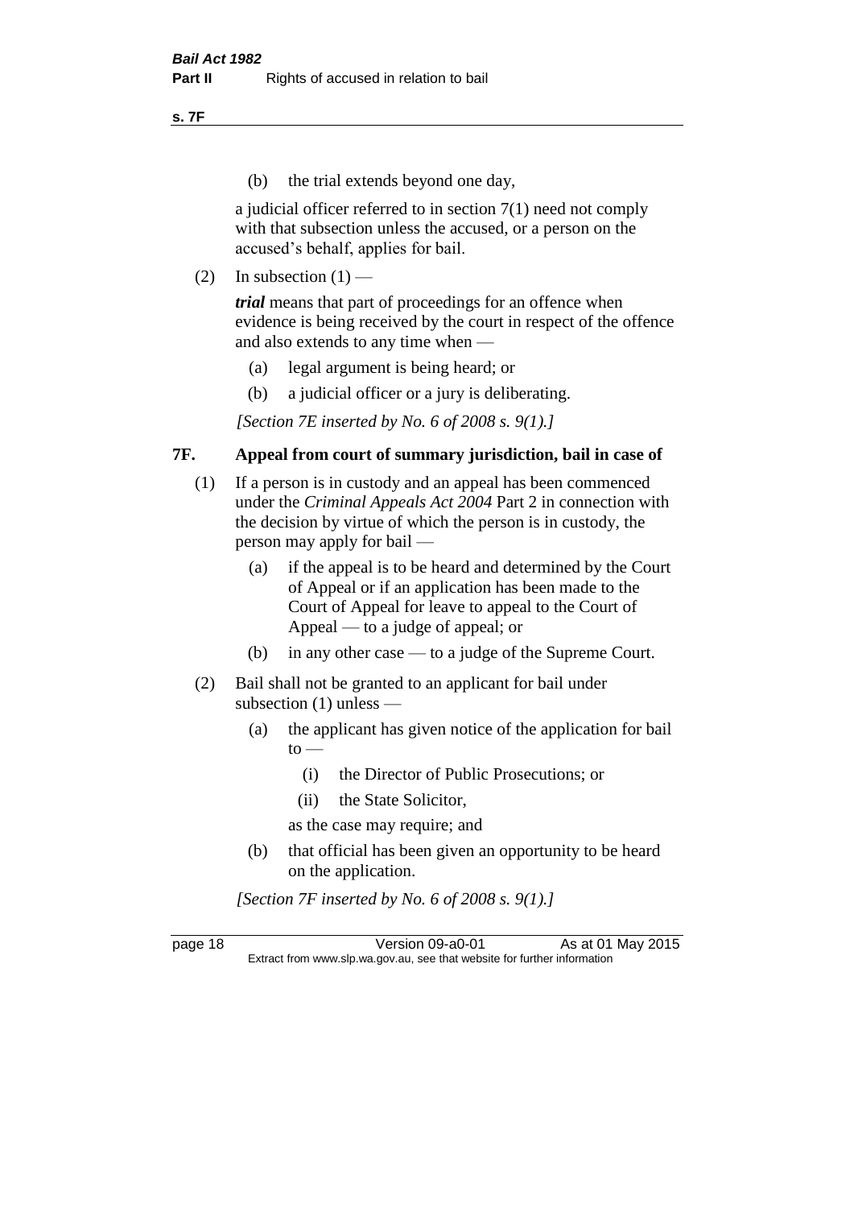(b) the trial extends beyond one day,

a judicial officer referred to in section 7(1) need not comply with that subsection unless the accused, or a person on the accused's behalf, applies for bail.

(2) In subsection (1) —

***trial*** means that part of proceedings for an offence when evidence is being received by the court in respect of the offence and also extends to any time when —

(a) legal argument is being heard; or

(b) a judicial officer or a jury is deliberating.

*[Section 7E inserted by No. 6 of 2008 s. 9(1).]*

### 7F. Appeal from court of summary jurisdiction, bail in case of

(1) If a person is in custody and an appeal has been commenced under the *Criminal Appeals Act 2004* Part 2 in connection with the decision by virtue of which the person is in custody, the person may apply for bail —

(a) if the appeal is to be heard and determined by the Court of Appeal or if an application has been made to the Court of Appeal for leave to appeal to the Court of Appeal — to a judge of appeal; or

(b) in any other case — to a judge of the Supreme Court.

(2) Bail shall not be granted to an applicant for bail under subsection (1) unless —

(a) the applicant has given notice of the application for bail to —

(i) the Director of Public Prosecutions; or

(ii) the State Solicitor,

as the case may require; and

(b) that official has been given an opportunity to be heard on the application.

*[Section 7F inserted by No. 6 of 2008 s. 9(1).]*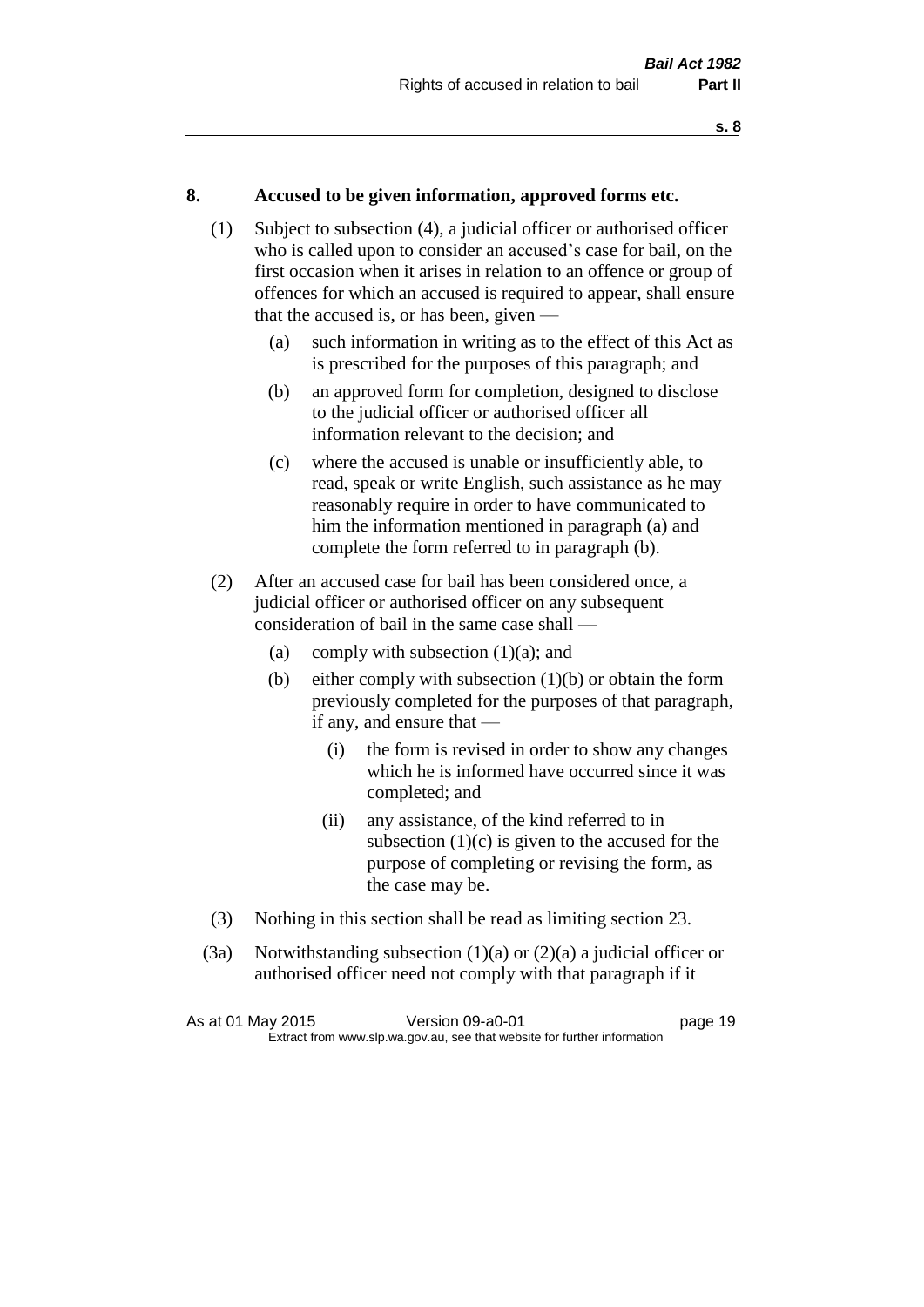## 8. Accused to be given information, approved forms etc.

(1) Subject to subsection (4), a judicial officer or authorised officer who is called upon to consider an accused's case for bail, on the first occasion when it arises in relation to an offence or group of offences for which an accused is required to appear, shall ensure that the accused is, or has been, given —

(a) such information in writing as to the effect of this Act as is prescribed for the purposes of this paragraph; and

(b) an approved form for completion, designed to disclose to the judicial officer or authorised officer all information relevant to the decision; and

(c) where the accused is unable or insufficiently able, to read, speak or write English, such assistance as he may reasonably require in order to have communicated to him the information mentioned in paragraph (a) and complete the form referred to in paragraph (b).

(2) After an accused case for bail has been considered once, a judicial officer or authorised officer on any subsequent consideration of bail in the same case shall —

(a) comply with subsection (1)(a); and

(b) either comply with subsection (1)(b) or obtain the form previously completed for the purposes of that paragraph, if any, and ensure that —

(i) the form is revised in order to show any changes which he is informed have occurred since it was completed; and

(ii) any assistance, of the kind referred to in subsection (1)(c) is given to the accused for the purpose of completing or revising the form, as the case may be.

(3) Nothing in this section shall be read as limiting section 23.

(3a) Notwithstanding subsection (1)(a) or (2)(a) a judicial officer or authorised officer need not comply with that paragraph if it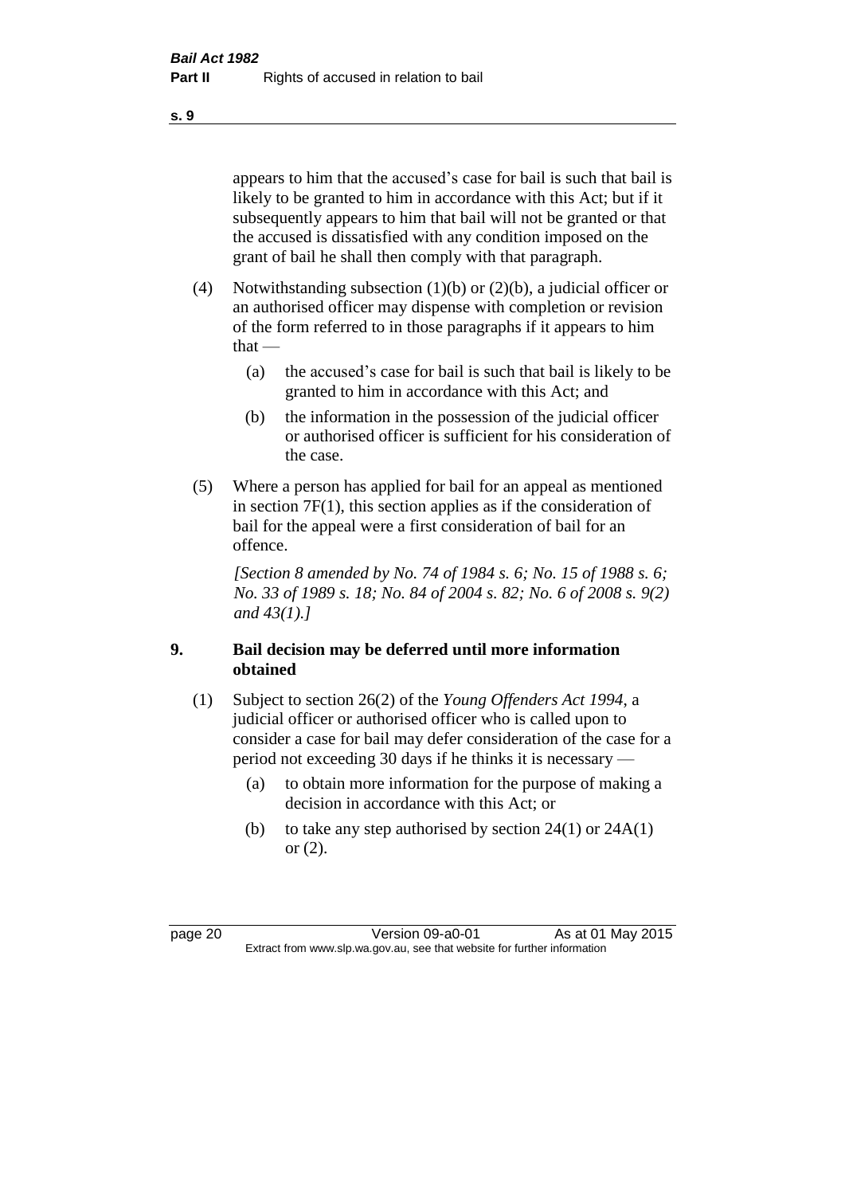appears to him that the accused's case for bail is such that bail is likely to be granted to him in accordance with this Act; but if it subsequently appears to him that bail will not be granted or that the accused is dissatisfied with any condition imposed on the grant of bail he shall then comply with that paragraph.

(4) Notwithstanding subsection (1)(b) or (2)(b), a judicial officer or an authorised officer may dispense with completion or revision of the form referred to in those paragraphs if it appears to him that —

  (a) the accused's case for bail is such that bail is likely to be granted to him in accordance with this Act; and

  (b) the information in the possession of the judicial officer or authorised officer is sufficient for his consideration of the case.

(5) Where a person has applied for bail for an appeal as mentioned in section 7F(1), this section applies as if the consideration of bail for the appeal were a first consideration of bail for an offence.

*[Section 8 amended by No. 74 of 1984 s. 6; No. 15 of 1988 s. 6; No. 33 of 1989 s. 18; No. 84 of 2004 s. 82; No. 6 of 2008 s. 9(2) and 43(1).]*

## 9. Bail decision may be deferred until more information obtained

(1) Subject to section 26(2) of the *Young Offenders Act 1994*, a judicial officer or authorised officer who is called upon to consider a case for bail may defer consideration of the case for a period not exceeding 30 days if he thinks it is necessary —

  (a) to obtain more information for the purpose of making a decision in accordance with this Act; or

  (b) to take any step authorised by section 24(1) or 24A(1) or (2).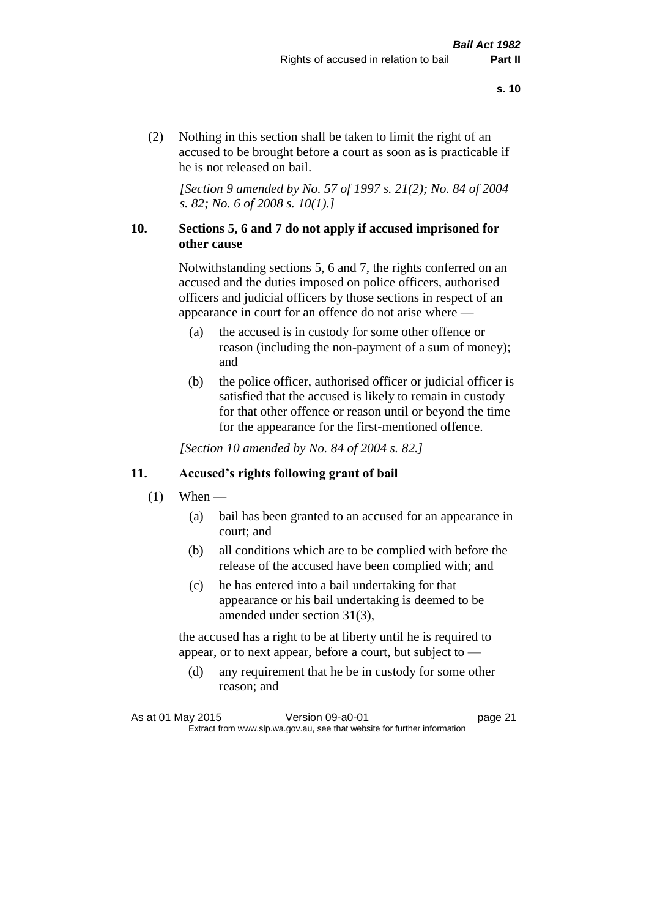(2) Nothing in this section shall be taken to limit the right of an accused to be brought before a court as soon as is practicable if he is not released on bail.

*[Section 9 amended by No. 57 of 1997 s. 21(2); No. 84 of 2004 s. 82; No. 6 of 2008 s. 10(1).]*

### 10. Sections 5, 6 and 7 do not apply if accused imprisoned for other cause

Notwithstanding sections 5, 6 and 7, the rights conferred on an accused and the duties imposed on police officers, authorised officers and judicial officers by those sections in respect of an appearance in court for an offence do not arise where —

(a) the accused is in custody for some other offence or reason (including the non-payment of a sum of money); and

(b) the police officer, authorised officer or judicial officer is satisfied that the accused is likely to remain in custody for that other offence or reason until or beyond the time for the appearance for the first-mentioned offence.

*[Section 10 amended by No. 84 of 2004 s. 82.]*

### 11. Accused's rights following grant of bail

(1) When —

(a) bail has been granted to an accused for an appearance in court; and

(b) all conditions which are to be complied with before the release of the accused have been complied with; and

(c) he has entered into a bail undertaking for that appearance or his bail undertaking is deemed to be amended under section 31(3),

the accused has a right to be at liberty until he is required to appear, or to next appear, before a court, but subject to —

(d) any requirement that he be in custody for some other reason; and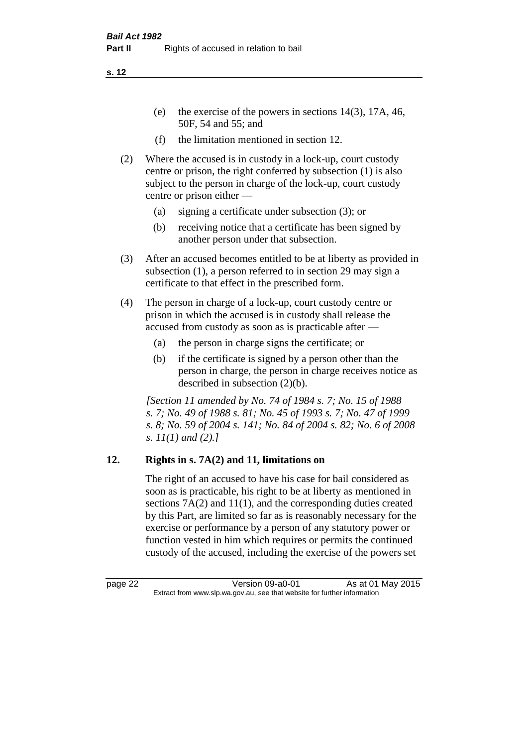(e) the exercise of the powers in sections 14(3), 17A, 46, 50F, 54 and 55; and

(f) the limitation mentioned in section 12.

(2) Where the accused is in custody in a lock-up, court custody centre or prison, the right conferred by subsection (1) is also subject to the person in charge of the lock-up, court custody centre or prison either —

(a) signing a certificate under subsection (3); or

(b) receiving notice that a certificate has been signed by another person under that subsection.

(3) After an accused becomes entitled to be at liberty as provided in subsection (1), a person referred to in section 29 may sign a certificate to that effect in the prescribed form.

(4) The person in charge of a lock-up, court custody centre or prison in which the accused is in custody shall release the accused from custody as soon as is practicable after —

(a) the person in charge signs the certificate; or

(b) if the certificate is signed by a person other than the person in charge, the person in charge receives notice as described in subsection (2)(b).

*[Section 11 amended by No. 74 of 1984 s. 7; No. 15 of 1988 s. 7; No. 49 of 1988 s. 81; No. 45 of 1993 s. 7; No. 47 of 1999 s. 8; No. 59 of 2004 s. 141; No. 84 of 2004 s. 82; No. 6 of 2008 s. 11(1) and (2).]*

## 12. Rights in s. 7A(2) and 11, limitations on

The right of an accused to have his case for bail considered as soon as is practicable, his right to be at liberty as mentioned in sections 7A(2) and 11(1), and the corresponding duties created by this Part, are limited so far as is reasonably necessary for the exercise or performance by a person of any statutory power or function vested in him which requires or permits the continued custody of the accused, including the exercise of the powers set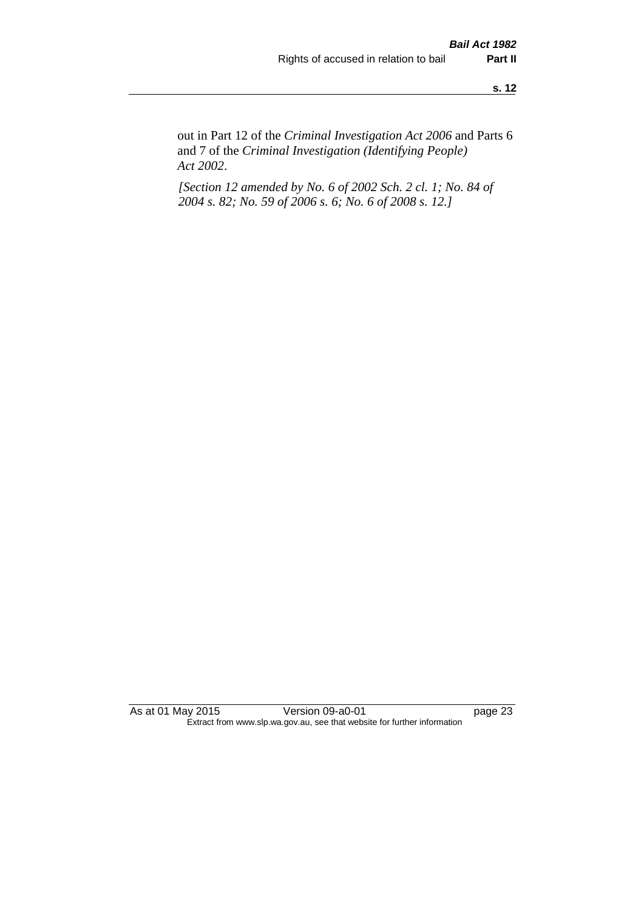out in Part 12 of the *Criminal Investigation Act 2006* and Parts 6 and 7 of the *Criminal Investigation (Identifying People) Act 2002*.

*[Section 12 amended by No. 6 of 2002 Sch. 2 cl. 1; No. 84 of 2004 s. 82; No. 59 of 2006 s. 6; No. 6 of 2008 s. 12.]*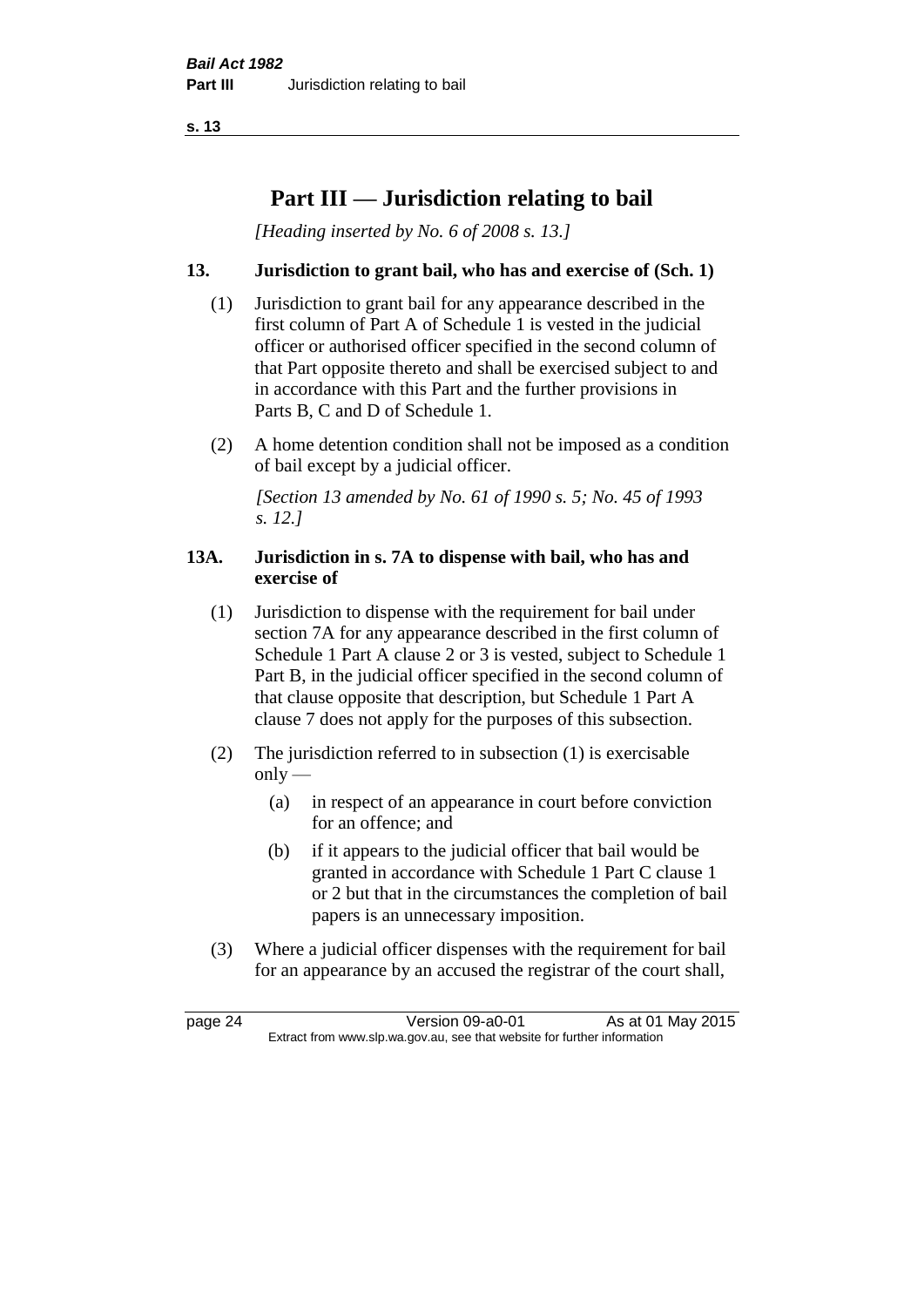# Part III — Jurisdiction relating to bail

*[Heading inserted by No. 6 of 2008 s. 13.]*

## 13. Jurisdiction to grant bail, who has and exercise of (Sch. 1)

(1) Jurisdiction to grant bail for any appearance described in the first column of Part A of Schedule 1 is vested in the judicial officer or authorised officer specified in the second column of that Part opposite thereto and shall be exercised subject to and in accordance with this Part and the further provisions in Parts B, C and D of Schedule 1.

(2) A home detention condition shall not be imposed as a condition of bail except by a judicial officer.

*[Section 13 amended by No. 61 of 1990 s. 5; No. 45 of 1993 s. 12.]*

## 13A. Jurisdiction in s. 7A to dispense with bail, who has and exercise of

(1) Jurisdiction to dispense with the requirement for bail under section 7A for any appearance described in the first column of Schedule 1 Part A clause 2 or 3 is vested, subject to Schedule 1 Part B, in the judicial officer specified in the second column of that clause opposite that description, but Schedule 1 Part A clause 7 does not apply for the purposes of this subsection.

(2) The jurisdiction referred to in subsection (1) is exercisable only —

- (a) in respect of an appearance in court before conviction for an offence; and
- (b) if it appears to the judicial officer that bail would be granted in accordance with Schedule 1 Part C clause 1 or 2 but that in the circumstances the completion of bail papers is an unnecessary imposition.

(3) Where a judicial officer dispenses with the requirement for bail for an appearance by an accused the registrar of the court shall,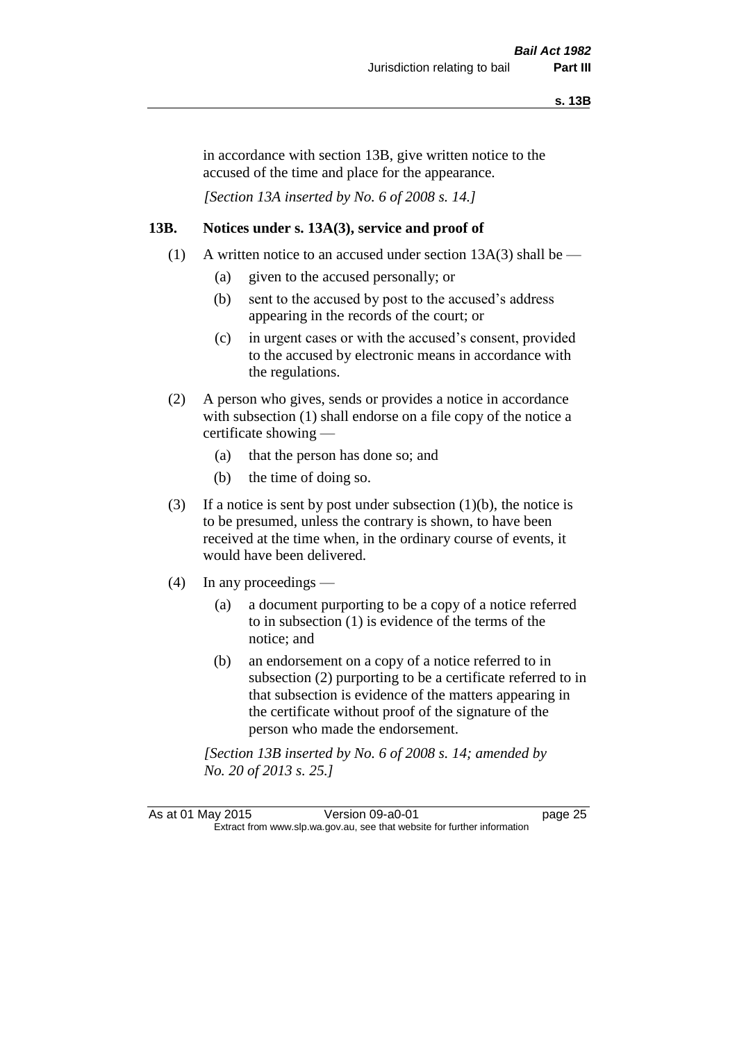in accordance with section 13B, give written notice to the accused of the time and place for the appearance.

*[Section 13A inserted by No. 6 of 2008 s. 14.]*

### 13B. Notices under s. 13A(3), service and proof of

(1) A written notice to an accused under section 13A(3) shall be —

- (a) given to the accused personally; or
- (b) sent to the accused by post to the accused's address appearing in the records of the court; or
- (c) in urgent cases or with the accused's consent, provided to the accused by electronic means in accordance with the regulations.

(2) A person who gives, sends or provides a notice in accordance with subsection (1) shall endorse on a file copy of the notice a certificate showing —

- (a) that the person has done so; and
- (b) the time of doing so.

(3) If a notice is sent by post under subsection (1)(b), the notice is to be presumed, unless the contrary is shown, to have been received at the time when, in the ordinary course of events, it would have been delivered.

(4) In any proceedings —

- (a) a document purporting to be a copy of a notice referred to in subsection (1) is evidence of the terms of the notice; and
- (b) an endorsement on a copy of a notice referred to in subsection (2) purporting to be a certificate referred to in that subsection is evidence of the matters appearing in the certificate without proof of the signature of the person who made the endorsement.

*[Section 13B inserted by No. 6 of 2008 s. 14; amended by No. 20 of 2013 s. 25.]*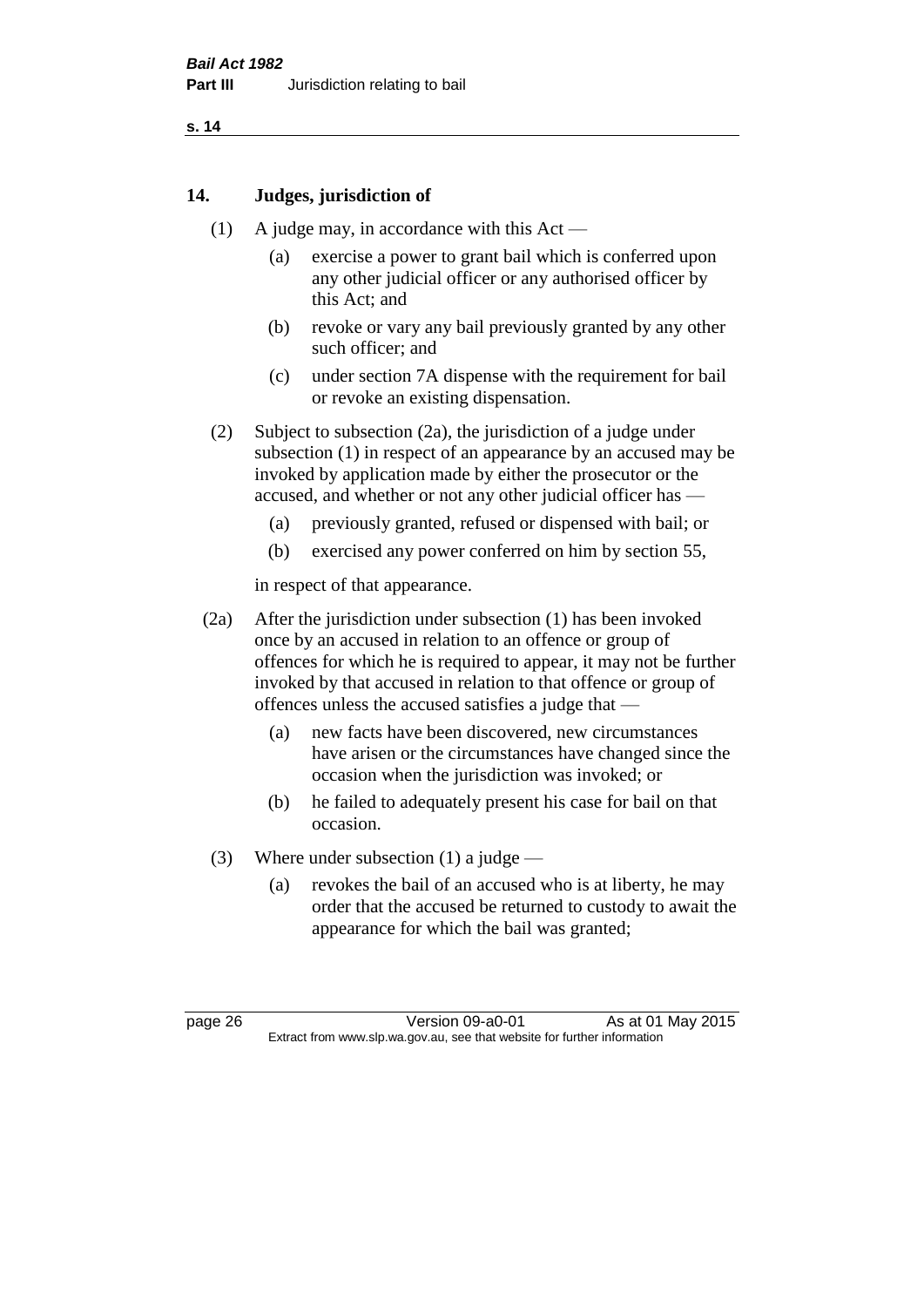## 14. Judges, jurisdiction of

(1) A judge may, in accordance with this Act —

(a) exercise a power to grant bail which is conferred upon any other judicial officer or any authorised officer by this Act; and

(b) revoke or vary any bail previously granted by any other such officer; and

(c) under section 7A dispense with the requirement for bail or revoke an existing dispensation.

(2) Subject to subsection (2a), the jurisdiction of a judge under subsection (1) in respect of an appearance by an accused may be invoked by application made by either the prosecutor or the accused, and whether or not any other judicial officer has —

(a) previously granted, refused or dispensed with bail; or

(b) exercised any power conferred on him by section 55,

in respect of that appearance.

(2a) After the jurisdiction under subsection (1) has been invoked once by an accused in relation to an offence or group of offences for which he is required to appear, it may not be further invoked by that accused in relation to that offence or group of offences unless the accused satisfies a judge that —

(a) new facts have been discovered, new circumstances have arisen or the circumstances have changed since the occasion when the jurisdiction was invoked; or

(b) he failed to adequately present his case for bail on that occasion.

(3) Where under subsection (1) a judge —

(a) revokes the bail of an accused who is at liberty, he may order that the accused be returned to custody to await the appearance for which the bail was granted;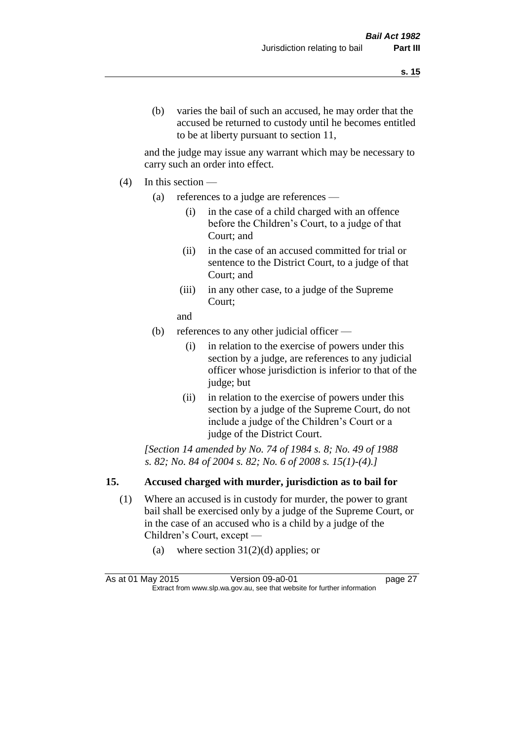(b) varies the bail of such an accused, he may order that the accused be returned to custody until he becomes entitled to be at liberty pursuant to section 11,

and the judge may issue any warrant which may be necessary to carry such an order into effect.

(4) In this section —

(a) references to a judge are references —

(i) in the case of a child charged with an offence before the Children's Court, to a judge of that Court; and

(ii) in the case of an accused committed for trial or sentence to the District Court, to a judge of that Court; and

(iii) in any other case, to a judge of the Supreme Court;

and

(b) references to any other judicial officer —

(i) in relation to the exercise of powers under this section by a judge, are references to any judicial officer whose jurisdiction is inferior to that of the judge; but

(ii) in relation to the exercise of powers under this section by a judge of the Supreme Court, do not include a judge of the Children's Court or a judge of the District Court.

*[Section 14 amended by No. 74 of 1984 s. 8; No. 49 of 1988 s. 82; No. 84 of 2004 s. 82; No. 6 of 2008 s. 15(1)-(4).]*

## 15. Accused charged with murder, jurisdiction as to bail for

(1) Where an accused is in custody for murder, the power to grant bail shall be exercised only by a judge of the Supreme Court, or in the case of an accused who is a child by a judge of the Children's Court, except —

(a) where section 31(2)(d) applies; or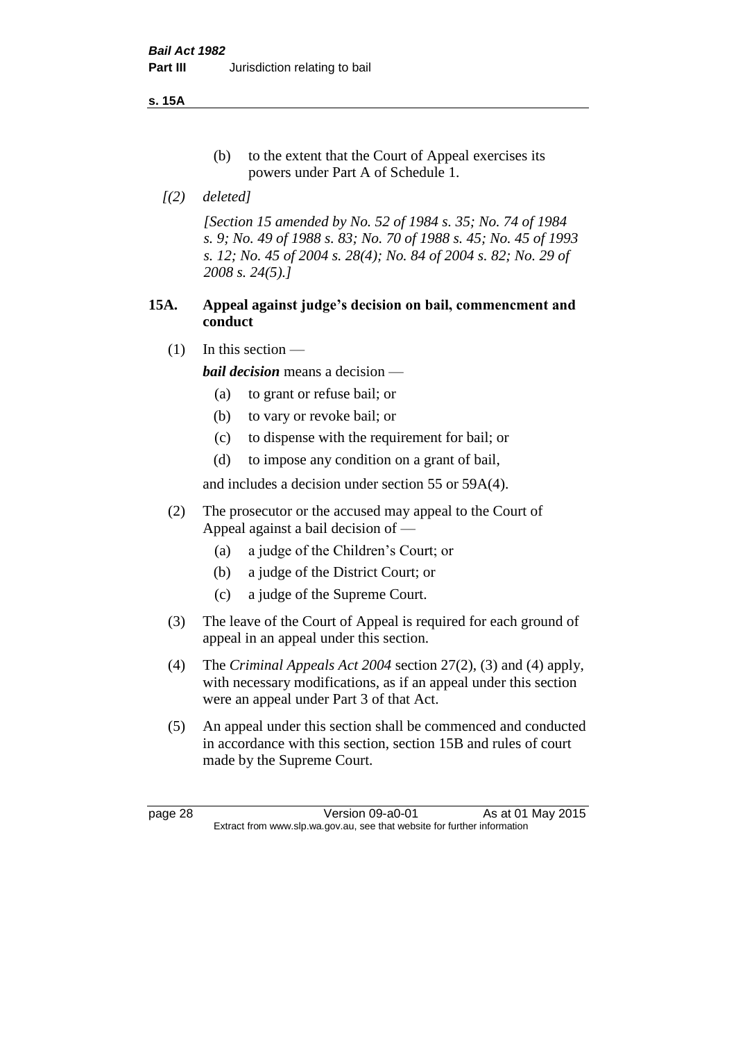(b) to the extent that the Court of Appeal exercises its powers under Part A of Schedule 1.

*[(2) deleted]*

*[Section 15 amended by No. 52 of 1984 s. 35; No. 74 of 1984 s. 9; No. 49 of 1988 s. 83; No. 70 of 1988 s. 45; No. 45 of 1993 s. 12; No. 45 of 2004 s. 28(4); No. 84 of 2004 s. 82; No. 29 of 2008 s. 24(5).]*

## 15A. Appeal against judge's decision on bail, commencment and conduct

(1) In this section —

***bail decision*** means a decision —

- (a) to grant or refuse bail; or
- (b) to vary or revoke bail; or
- (c) to dispense with the requirement for bail; or
- (d) to impose any condition on a grant of bail,

and includes a decision under section 55 or 59A(4).

(2) The prosecutor or the accused may appeal to the Court of Appeal against a bail decision of —

- (a) a judge of the Children's Court; or
- (b) a judge of the District Court; or
- (c) a judge of the Supreme Court.

(3) The leave of the Court of Appeal is required for each ground of appeal in an appeal under this section.

(4) The *Criminal Appeals Act 2004* section 27(2), (3) and (4) apply, with necessary modifications, as if an appeal under this section were an appeal under Part 3 of that Act.

(5) An appeal under this section shall be commenced and conducted in accordance with this section, section 15B and rules of court made by the Supreme Court.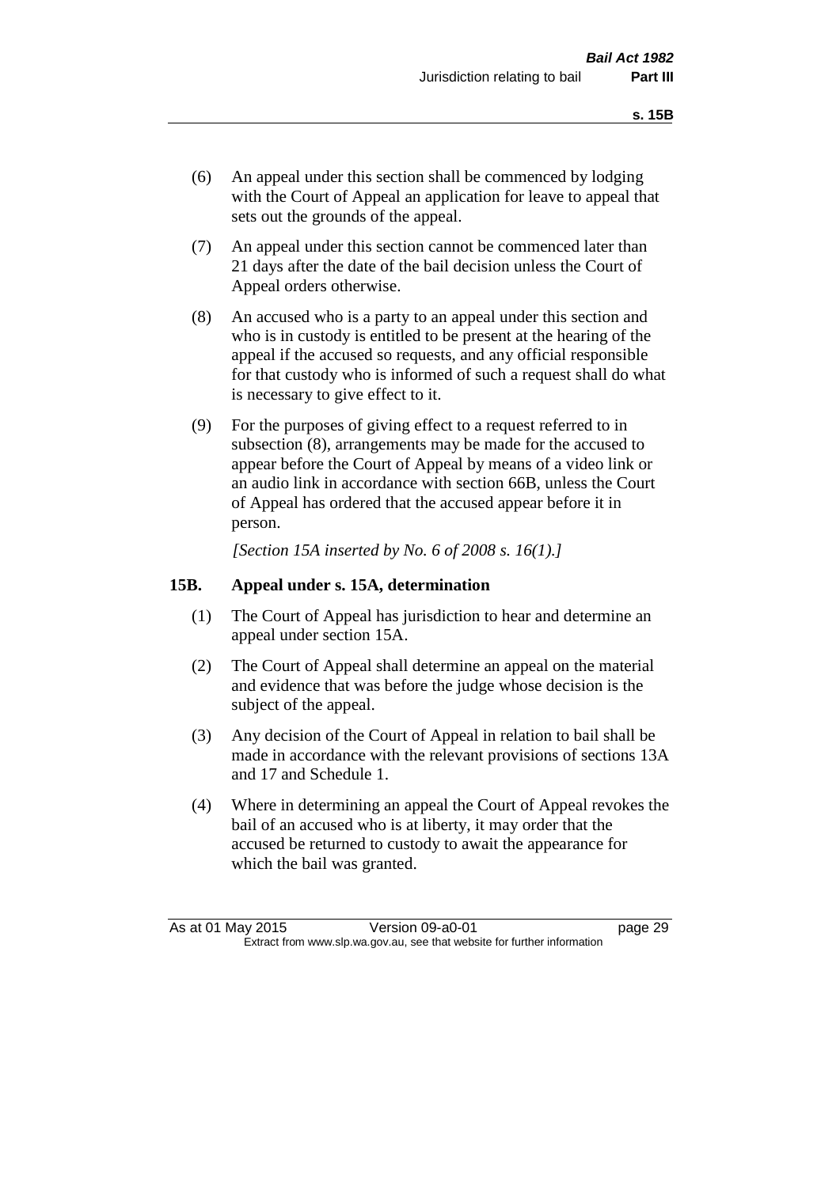(6) An appeal under this section shall be commenced by lodging with the Court of Appeal an application for leave to appeal that sets out the grounds of the appeal.

(7) An appeal under this section cannot be commenced later than 21 days after the date of the bail decision unless the Court of Appeal orders otherwise.

(8) An accused who is a party to an appeal under this section and who is in custody is entitled to be present at the hearing of the appeal if the accused so requests, and any official responsible for that custody who is informed of such a request shall do what is necessary to give effect to it.

(9) For the purposes of giving effect to a request referred to in subsection (8), arrangements may be made for the accused to appear before the Court of Appeal by means of a video link or an audio link in accordance with section 66B, unless the Court of Appeal has ordered that the accused appear before it in person.

*[Section 15A inserted by No. 6 of 2008 s. 16(1).]*

### 15B. Appeal under s. 15A, determination

(1) The Court of Appeal has jurisdiction to hear and determine an appeal under section 15A.

(2) The Court of Appeal shall determine an appeal on the material and evidence that was before the judge whose decision is the subject of the appeal.

(3) Any decision of the Court of Appeal in relation to bail shall be made in accordance with the relevant provisions of sections 13A and 17 and Schedule 1.

(4) Where in determining an appeal the Court of Appeal revokes the bail of an accused who is at liberty, it may order that the accused be returned to custody to await the appearance for which the bail was granted.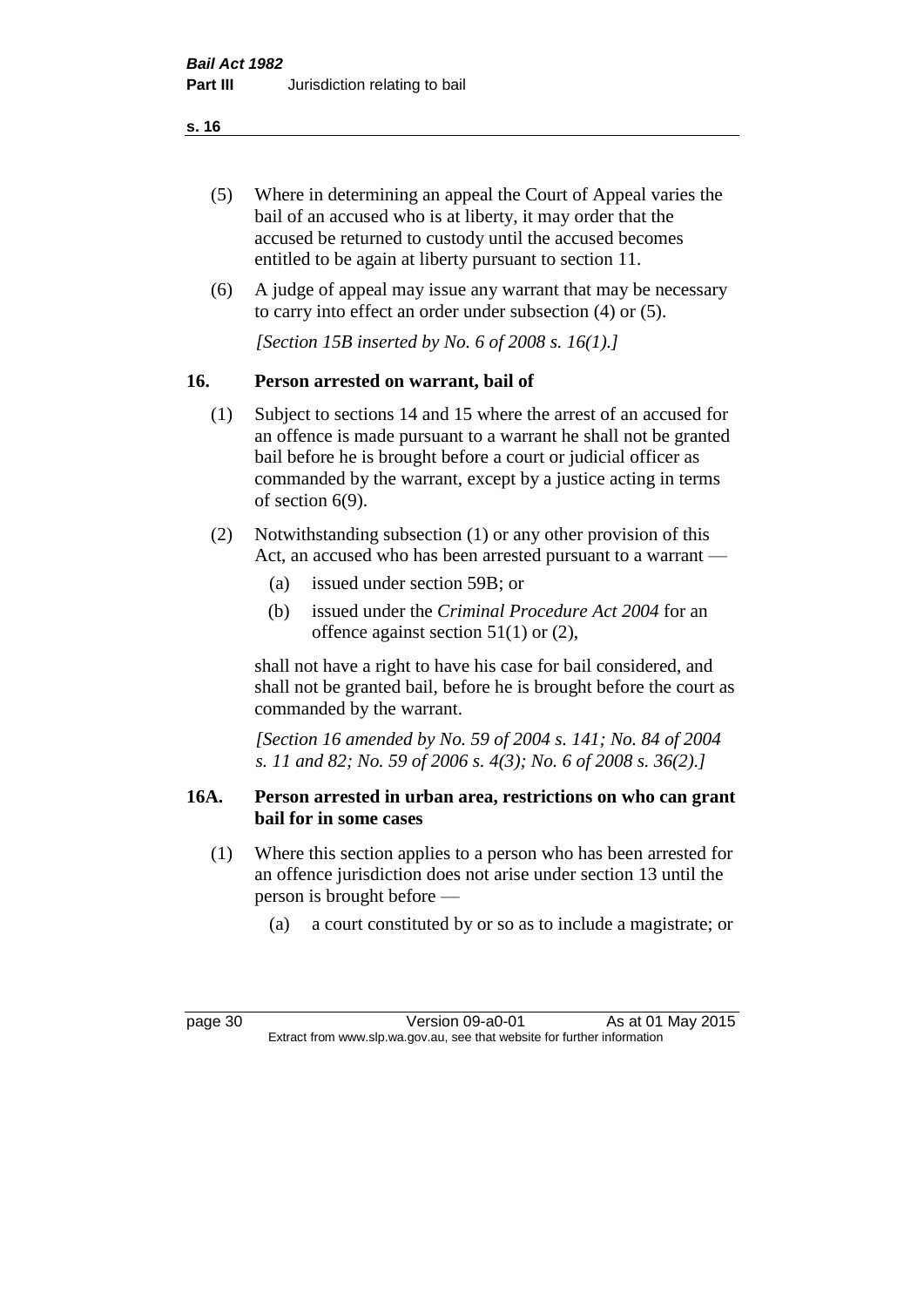(5) Where in determining an appeal the Court of Appeal varies the bail of an accused who is at liberty, it may order that the accused be returned to custody until the accused becomes entitled to be again at liberty pursuant to section 11.

(6) A judge of appeal may issue any warrant that may be necessary to carry into effect an order under subsection (4) or (5).

*[Section 15B inserted by No. 6 of 2008 s. 16(1).]*

## 16. Person arrested on warrant, bail of

(1) Subject to sections 14 and 15 where the arrest of an accused for an offence is made pursuant to a warrant he shall not be granted bail before he is brought before a court or judicial officer as commanded by the warrant, except by a justice acting in terms of section 6(9).

(2) Notwithstanding subsection (1) or any other provision of this Act, an accused who has been arrested pursuant to a warrant —

- (a) issued under section 59B; or
- (b) issued under the *Criminal Procedure Act 2004* for an offence against section 51(1) or (2),

shall not have a right to have his case for bail considered, and shall not be granted bail, before he is brought before the court as commanded by the warrant.

*[Section 16 amended by No. 59 of 2004 s. 141; No. 84 of 2004 s. 11 and 82; No. 59 of 2006 s. 4(3); No. 6 of 2008 s. 36(2).]*

## 16A. Person arrested in urban area, restrictions on who can grant bail for in some cases

(1) Where this section applies to a person who has been arrested for an offence jurisdiction does not arise under section 13 until the person is brought before —

- (a) a court constituted by or so as to include a magistrate; or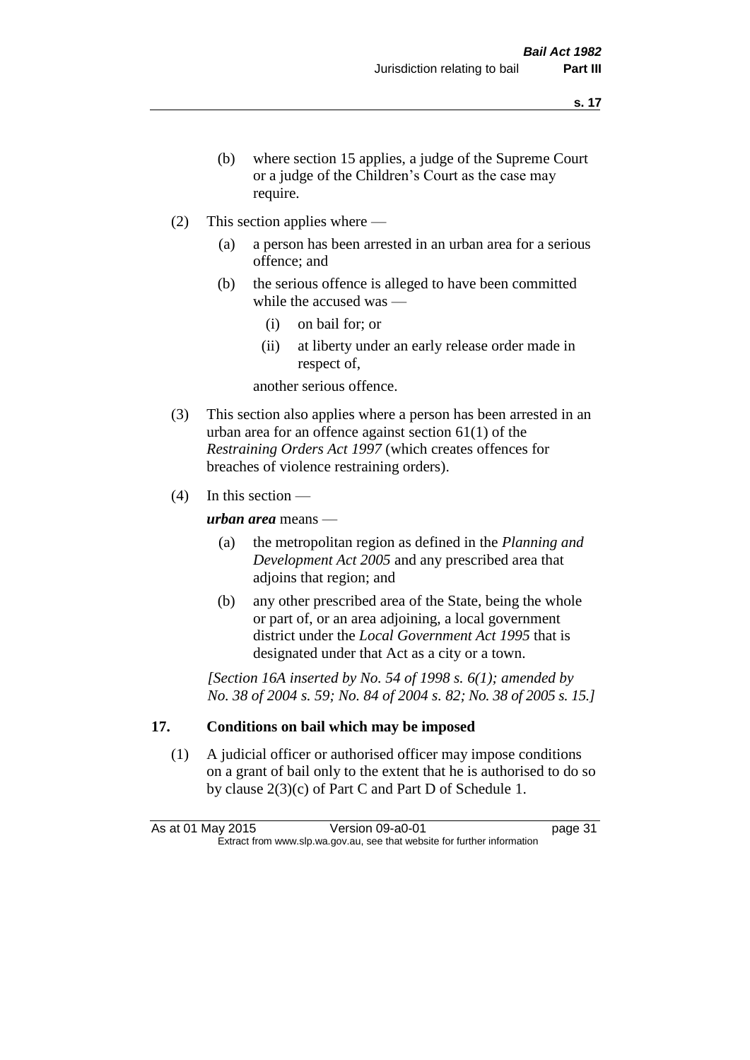(b) where section 15 applies, a judge of the Supreme Court or a judge of the Children's Court as the case may require.

(2) This section applies where —

(a) a person has been arrested in an urban area for a serious offence; and

(b) the serious offence is alleged to have been committed while the accused was —

(i) on bail for; or

(ii) at liberty under an early release order made in respect of,

another serious offence.

(3) This section also applies where a person has been arrested in an urban area for an offence against section 61(1) of the *Restraining Orders Act 1997* (which creates offences for breaches of violence restraining orders).

(4) In this section —

***urban area*** means —

(a) the metropolitan region as defined in the *Planning and Development Act 2005* and any prescribed area that adjoins that region; and

(b) any other prescribed area of the State, being the whole or part of, or an area adjoining, a local government district under the *Local Government Act 1995* that is designated under that Act as a city or a town.

*[Section 16A inserted by No. 54 of 1998 s. 6(1); amended by No. 38 of 2004 s. 59; No. 84 of 2004 s. 82; No. 38 of 2005 s. 15.]*

## 17. Conditions on bail which may be imposed

(1) A judicial officer or authorised officer may impose conditions on a grant of bail only to the extent that he is authorised to do so by clause 2(3)(c) of Part C and Part D of Schedule 1.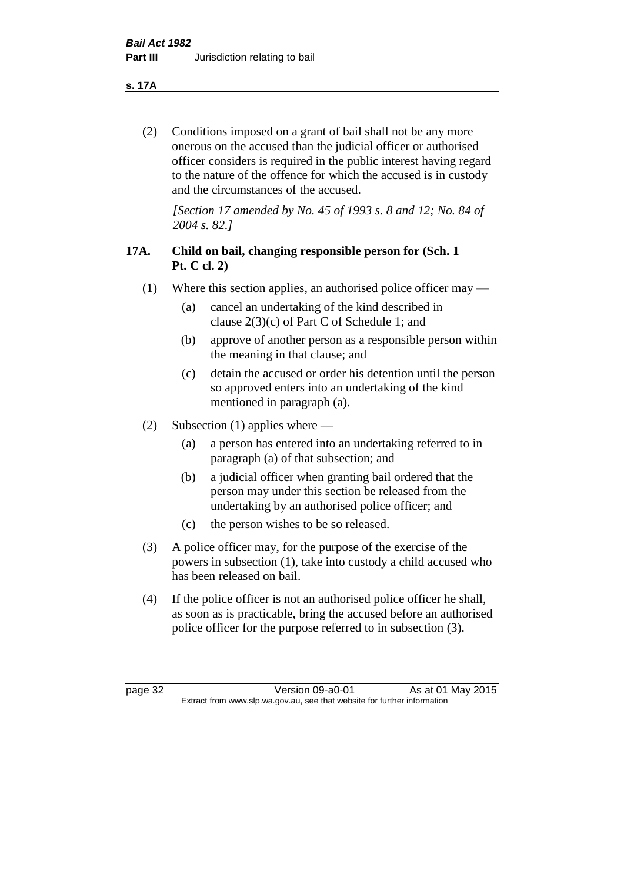(2) Conditions imposed on a grant of bail shall not be any more onerous on the accused than the judicial officer or authorised officer considers is required in the public interest having regard to the nature of the offence for which the accused is in custody and the circumstances of the accused.

*[Section 17 amended by No. 45 of 1993 s. 8 and 12; No. 84 of 2004 s. 82.]*

### 17A. Child on bail, changing responsible person for (Sch. 1 Pt. C cl. 2)

(1) Where this section applies, an authorised police officer may —

- (a) cancel an undertaking of the kind described in clause 2(3)(c) of Part C of Schedule 1; and
- (b) approve of another person as a responsible person within the meaning in that clause; and
- (c) detain the accused or order his detention until the person so approved enters into an undertaking of the kind mentioned in paragraph (a).

(2) Subsection (1) applies where —

- (a) a person has entered into an undertaking referred to in paragraph (a) of that subsection; and
- (b) a judicial officer when granting bail ordered that the person may under this section be released from the undertaking by an authorised police officer; and
- (c) the person wishes to be so released.

(3) A police officer may, for the purpose of the exercise of the powers in subsection (1), take into custody a child accused who has been released on bail.

(4) If the police officer is not an authorised police officer he shall, as soon as is practicable, bring the accused before an authorised police officer for the purpose referred to in subsection (3).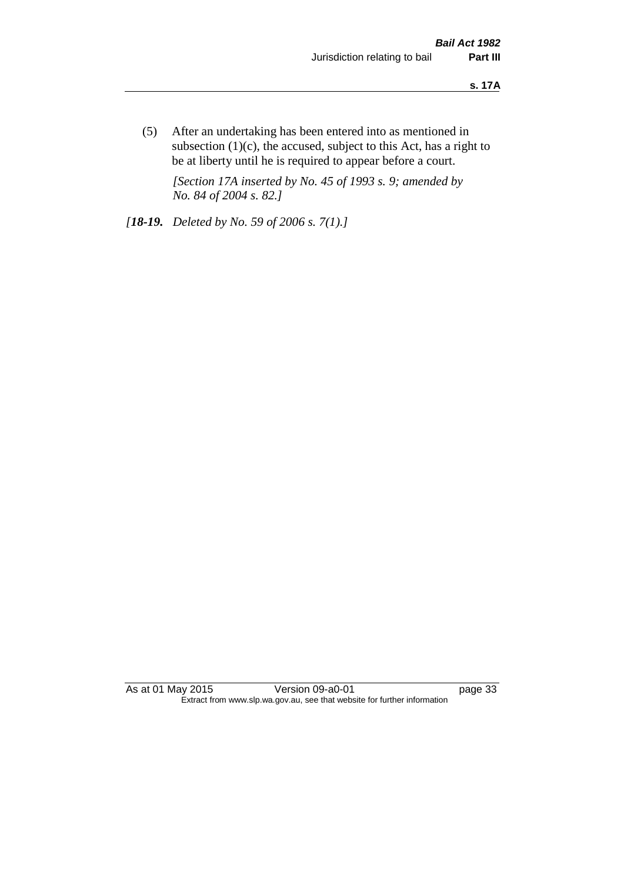(5) After an undertaking has been entered into as mentioned in subsection (1)(c), the accused, subject to this Act, has a right to be at liberty until he is required to appear before a court.

*[Section 17A inserted by No. 45 of 1993 s. 9; amended by No. 84 of 2004 s. 82.]*

*[**18-19.** Deleted by No. 59 of 2006 s. 7(1).]*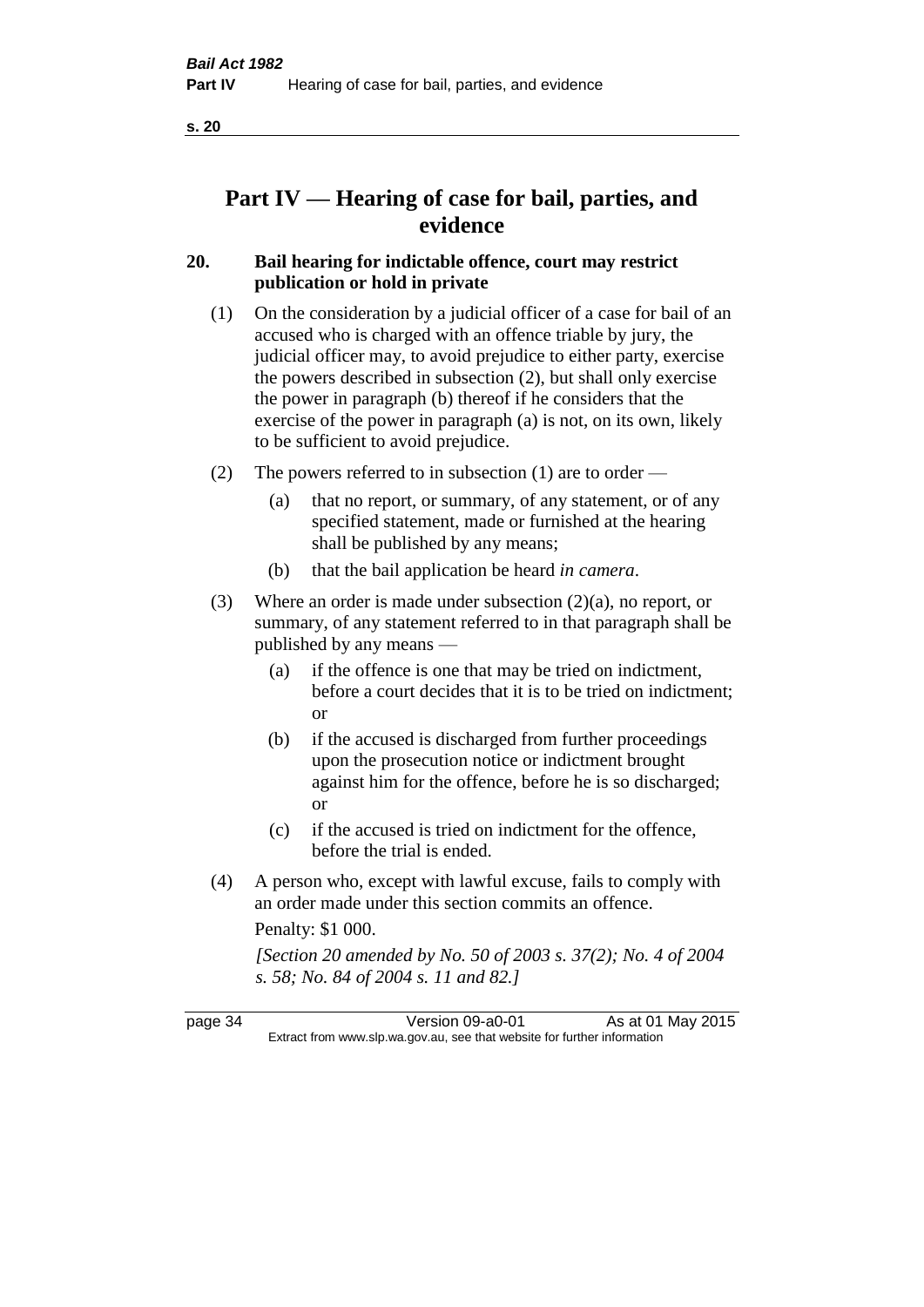# Part IV — Hearing of case for bail, parties, and evidence

## 20. Bail hearing for indictable offence, court may restrict publication or hold in private

(1) On the consideration by a judicial officer of a case for bail of an accused who is charged with an offence triable by jury, the judicial officer may, to avoid prejudice to either party, exercise the powers described in subsection (2), but shall only exercise the power in paragraph (b) thereof if he considers that the exercise of the power in paragraph (a) is not, on its own, likely to be sufficient to avoid prejudice.

(2) The powers referred to in subsection (1) are to order —

- (a) that no report, or summary, of any statement, or of any specified statement, made or furnished at the hearing shall be published by any means;
- (b) that the bail application be heard *in camera*.

(3) Where an order is made under subsection (2)(a), no report, or summary, of any statement referred to in that paragraph shall be published by any means —

- (a) if the offence is one that may be tried on indictment, before a court decides that it is to be tried on indictment; or
- (b) if the accused is discharged from further proceedings upon the prosecution notice or indictment brought against him for the offence, before he is so discharged; or
- (c) if the accused is tried on indictment for the offence, before the trial is ended.

(4) A person who, except with lawful excuse, fails to comply with an order made under this section commits an offence.

Penalty: $1 000.

*[Section 20 amended by No. 50 of 2003 s. 37(2); No. 4 of 2004 s. 58; No. 84 of 2004 s. 11 and 82.]*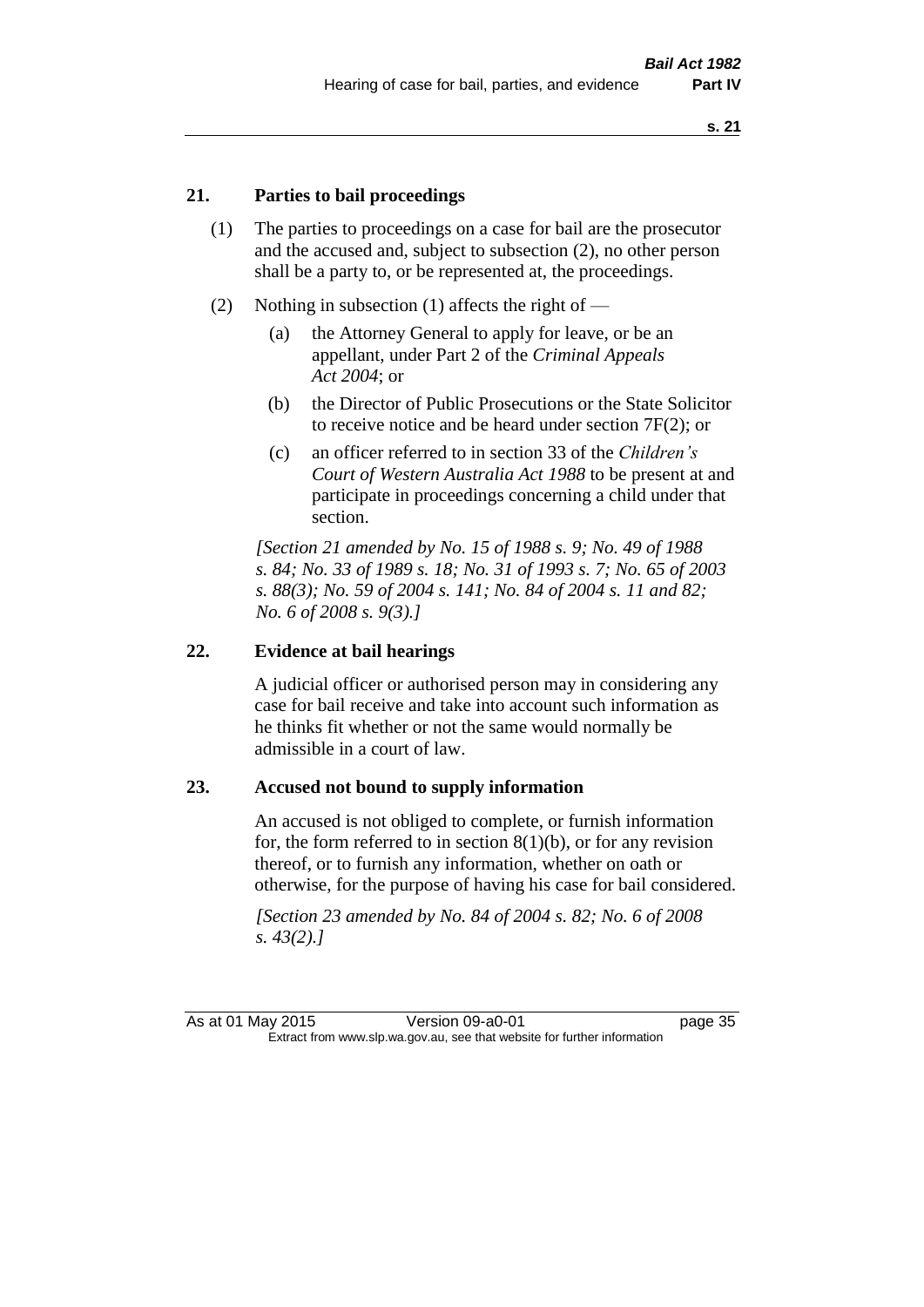## 21. Parties to bail proceedings

(1) The parties to proceedings on a case for bail are the prosecutor and the accused and, subject to subsection (2), no other person shall be a party to, or be represented at, the proceedings.

(2) Nothing in subsection (1) affects the right of —

(a) the Attorney General to apply for leave, or be an appellant, under Part 2 of the *Criminal Appeals Act 2004*; or

(b) the Director of Public Prosecutions or the State Solicitor to receive notice and be heard under section 7F(2); or

(c) an officer referred to in section 33 of the *Children's Court of Western Australia Act 1988* to be present at and participate in proceedings concerning a child under that section.

*[Section 21 amended by No. 15 of 1988 s. 9; No. 49 of 1988 s. 84; No. 33 of 1989 s. 18; No. 31 of 1993 s. 7; No. 65 of 2003 s. 88(3); No. 59 of 2004 s. 141; No. 84 of 2004 s. 11 and 82; No. 6 of 2008 s. 9(3).]*

## 22. Evidence at bail hearings

A judicial officer or authorised person may in considering any case for bail receive and take into account such information as he thinks fit whether or not the same would normally be admissible in a court of law.

## 23. Accused not bound to supply information

An accused is not obliged to complete, or furnish information for, the form referred to in section 8(1)(b), or for any revision thereof, or to furnish any information, whether on oath or otherwise, for the purpose of having his case for bail considered.

*[Section 23 amended by No. 84 of 2004 s. 82; No. 6 of 2008 s. 43(2).]*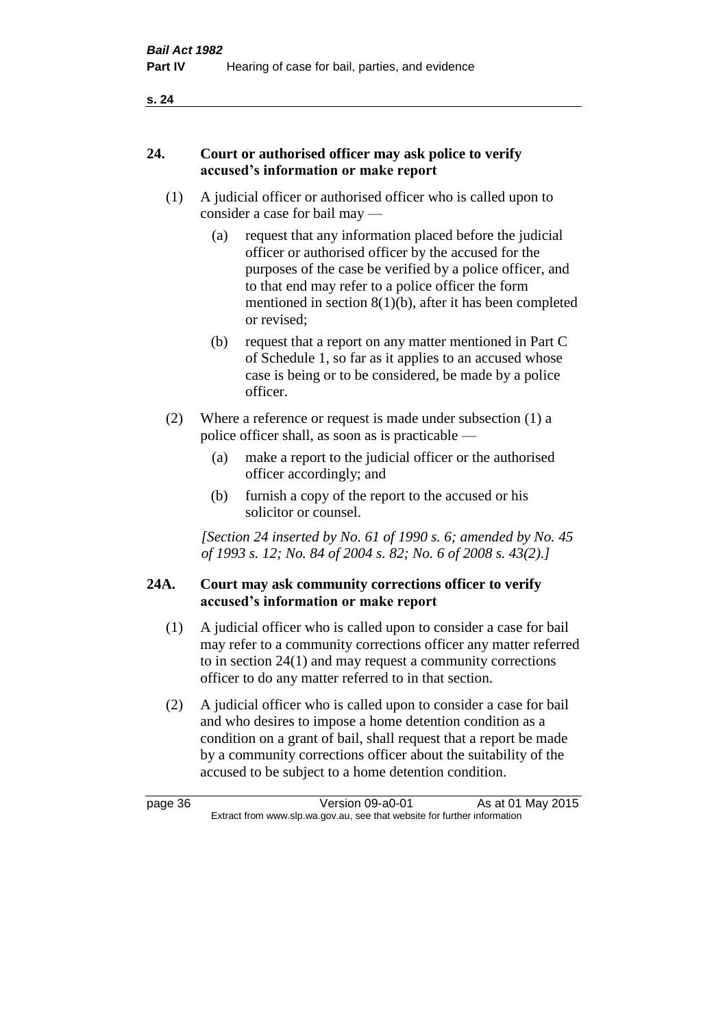## 24. Court or authorised officer may ask police to verify accused's information or make report

(1) A judicial officer or authorised officer who is called upon to consider a case for bail may —

(a) request that any information placed before the judicial officer or authorised officer by the accused for the purposes of the case be verified by a police officer, and to that end may refer to a police officer the form mentioned in section 8(1)(b), after it has been completed or revised;

(b) request that a report on any matter mentioned in Part C of Schedule 1, so far as it applies to an accused whose case is being or to be considered, be made by a police officer.

(2) Where a reference or request is made under subsection (1) a police officer shall, as soon as is practicable —

(a) make a report to the judicial officer or the authorised officer accordingly; and

(b) furnish a copy of the report to the accused or his solicitor or counsel.

*[Section 24 inserted by No. 61 of 1990 s. 6; amended by No. 45 of 1993 s. 12; No. 84 of 2004 s. 82; No. 6 of 2008 s. 43(2).]*

## 24A. Court may ask community corrections officer to verify accused's information or make report

(1) A judicial officer who is called upon to consider a case for bail may refer to a community corrections officer any matter referred to in section 24(1) and may request a community corrections officer to do any matter referred to in that section.

(2) A judicial officer who is called upon to consider a case for bail and who desires to impose a home detention condition as a condition on a grant of bail, shall request that a report be made by a community corrections officer about the suitability of the accused to be subject to a home detention condition.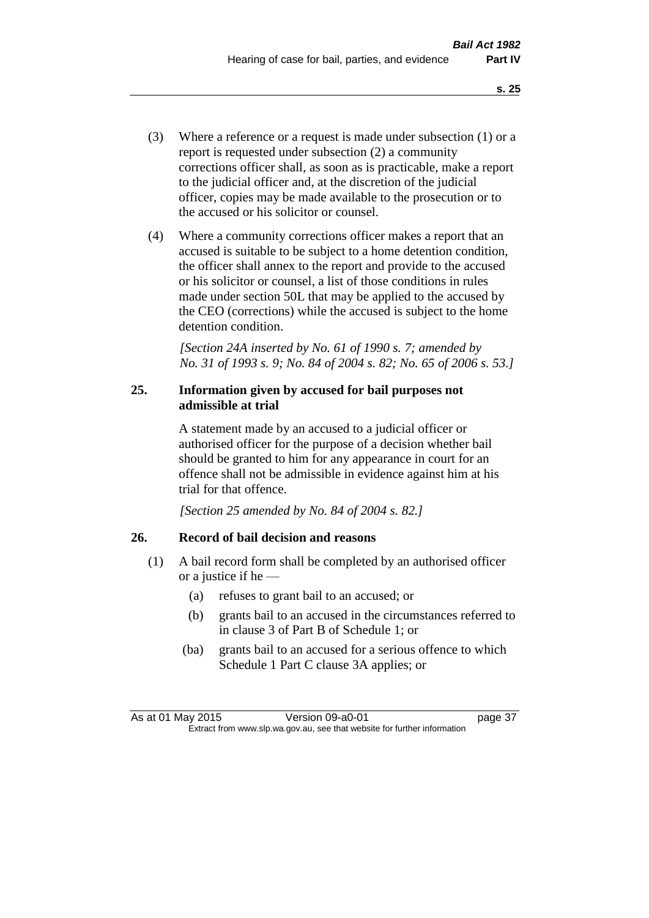(3) Where a reference or a request is made under subsection (1) or a report is requested under subsection (2) a community corrections officer shall, as soon as is practicable, make a report to the judicial officer and, at the discretion of the judicial officer, copies may be made available to the prosecution or to the accused or his solicitor or counsel.

(4) Where a community corrections officer makes a report that an accused is suitable to be subject to a home detention condition, the officer shall annex to the report and provide to the accused or his solicitor or counsel, a list of those conditions in rules made under section 50L that may be applied to the accused by the CEO (corrections) while the accused is subject to the home detention condition.

*[Section 24A inserted by No. 61 of 1990 s. 7; amended by No. 31 of 1993 s. 9; No. 84 of 2004 s. 82; No. 65 of 2006 s. 53.]*

### 25. Information given by accused for bail purposes not admissible at trial

A statement made by an accused to a judicial officer or authorised officer for the purpose of a decision whether bail should be granted to him for any appearance in court for an offence shall not be admissible in evidence against him at his trial for that offence.

*[Section 25 amended by No. 84 of 2004 s. 82.]*

### 26. Record of bail decision and reasons

(1) A bail record form shall be completed by an authorised officer or a justice if he —

(a) refuses to grant bail to an accused; or

(b) grants bail to an accused in the circumstances referred to in clause 3 of Part B of Schedule 1; or

(ba) grants bail to an accused for a serious offence to which Schedule 1 Part C clause 3A applies; or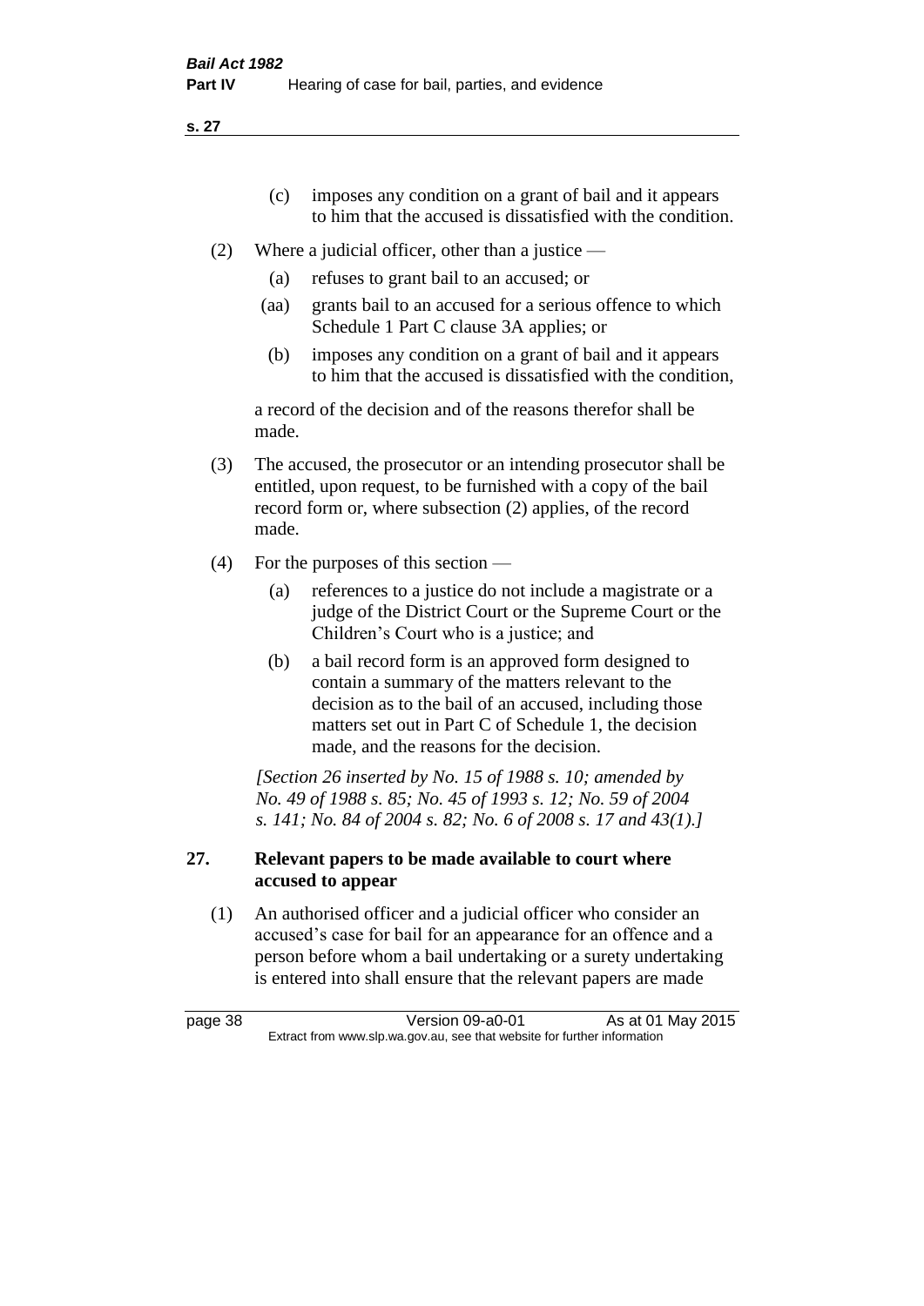(c) imposes any condition on a grant of bail and it appears to him that the accused is dissatisfied with the condition.

(2) Where a judicial officer, other than a justice —

(a) refuses to grant bail to an accused; or

(aa) grants bail to an accused for a serious offence to which Schedule 1 Part C clause 3A applies; or

(b) imposes any condition on a grant of bail and it appears to him that the accused is dissatisfied with the condition,

a record of the decision and of the reasons therefor shall be made.

(3) The accused, the prosecutor or an intending prosecutor shall be entitled, upon request, to be furnished with a copy of the bail record form or, where subsection (2) applies, of the record made.

(4) For the purposes of this section —

(a) references to a justice do not include a magistrate or a judge of the District Court or the Supreme Court or the Children's Court who is a justice; and

(b) a bail record form is an approved form designed to contain a summary of the matters relevant to the decision as to the bail of an accused, including those matters set out in Part C of Schedule 1, the decision made, and the reasons for the decision.

*[Section 26 inserted by No. 15 of 1988 s. 10; amended by No. 49 of 1988 s. 85; No. 45 of 1993 s. 12; No. 59 of 2004 s. 141; No. 84 of 2004 s. 82; No. 6 of 2008 s. 17 and 43(1).]*

## 27. Relevant papers to be made available to court where accused to appear

(1) An authorised officer and a judicial officer who consider an accused's case for bail for an appearance for an offence and a person before whom a bail undertaking or a surety undertaking is entered into shall ensure that the relevant papers are made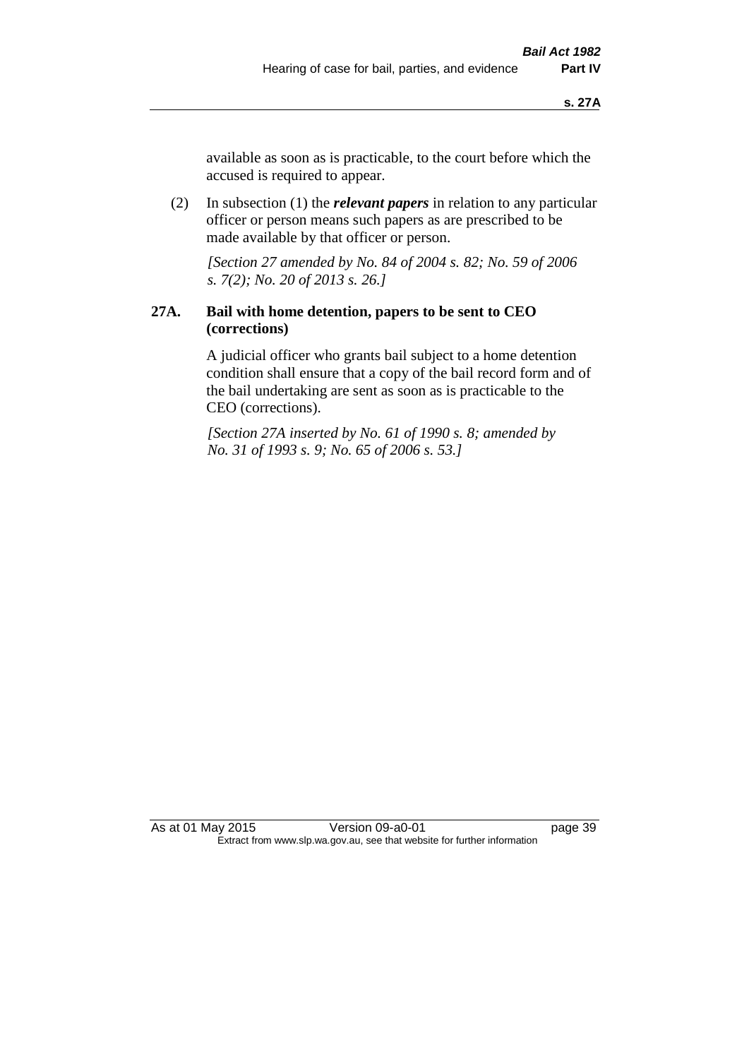available as soon as is practicable, to the court before which the accused is required to appear.

(2) In subsection (1) the ***relevant papers*** in relation to any particular officer or person means such papers as are prescribed to be made available by that officer or person.

*[Section 27 amended by No. 84 of 2004 s. 82; No. 59 of 2006 s. 7(2); No. 20 of 2013 s. 26.]*

### 27A. Bail with home detention, papers to be sent to CEO (corrections)

A judicial officer who grants bail subject to a home detention condition shall ensure that a copy of the bail record form and of the bail undertaking are sent as soon as is practicable to the CEO (corrections).

*[Section 27A inserted by No. 61 of 1990 s. 8; amended by No. 31 of 1993 s. 9; No. 65 of 2006 s. 53.]*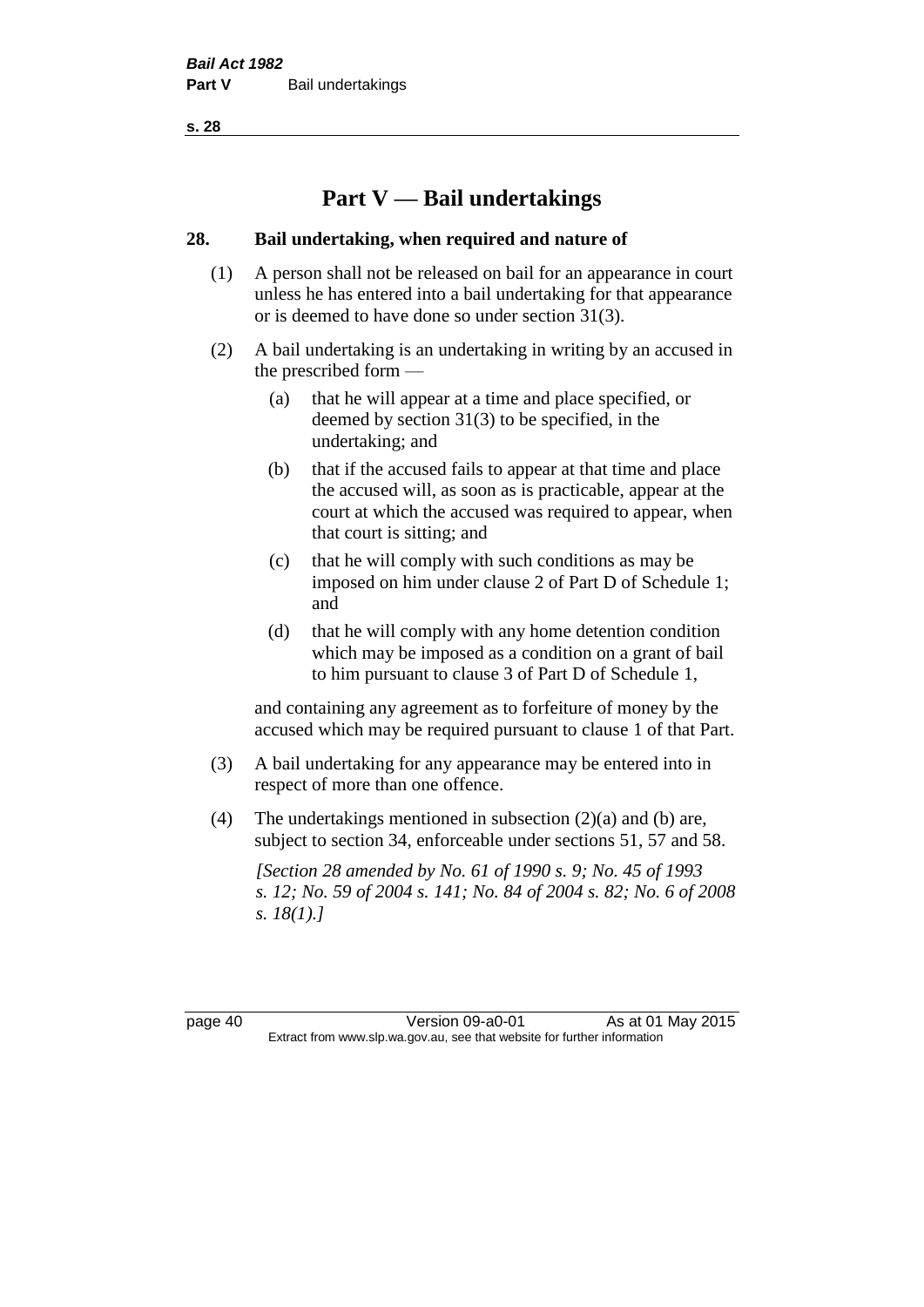# Part V — Bail undertakings

## 28. Bail undertaking, when required and nature of

(1) A person shall not be released on bail for an appearance in court unless he has entered into a bail undertaking for that appearance or is deemed to have done so under section 31(3).

(2) A bail undertaking is an undertaking in writing by an accused in the prescribed form —

- (a) that he will appear at a time and place specified, or deemed by section 31(3) to be specified, in the undertaking; and
- (b) that if the accused fails to appear at that time and place the accused will, as soon as is practicable, appear at the court at which the accused was required to appear, when that court is sitting; and
- (c) that he will comply with such conditions as may be imposed on him under clause 2 of Part D of Schedule 1; and
- (d) that he will comply with any home detention condition which may be imposed as a condition on a grant of bail to him pursuant to clause 3 of Part D of Schedule 1,

and containing any agreement as to forfeiture of money by the accused which may be required pursuant to clause 1 of that Part.

(3) A bail undertaking for any appearance may be entered into in respect of more than one offence.

(4) The undertakings mentioned in subsection (2)(a) and (b) are, subject to section 34, enforceable under sections 51, 57 and 58.

*[Section 28 amended by No. 61 of 1990 s. 9; No. 45 of 1993 s. 12; No. 59 of 2004 s. 141; No. 84 of 2004 s. 82; No. 6 of 2008 s. 18(1).]*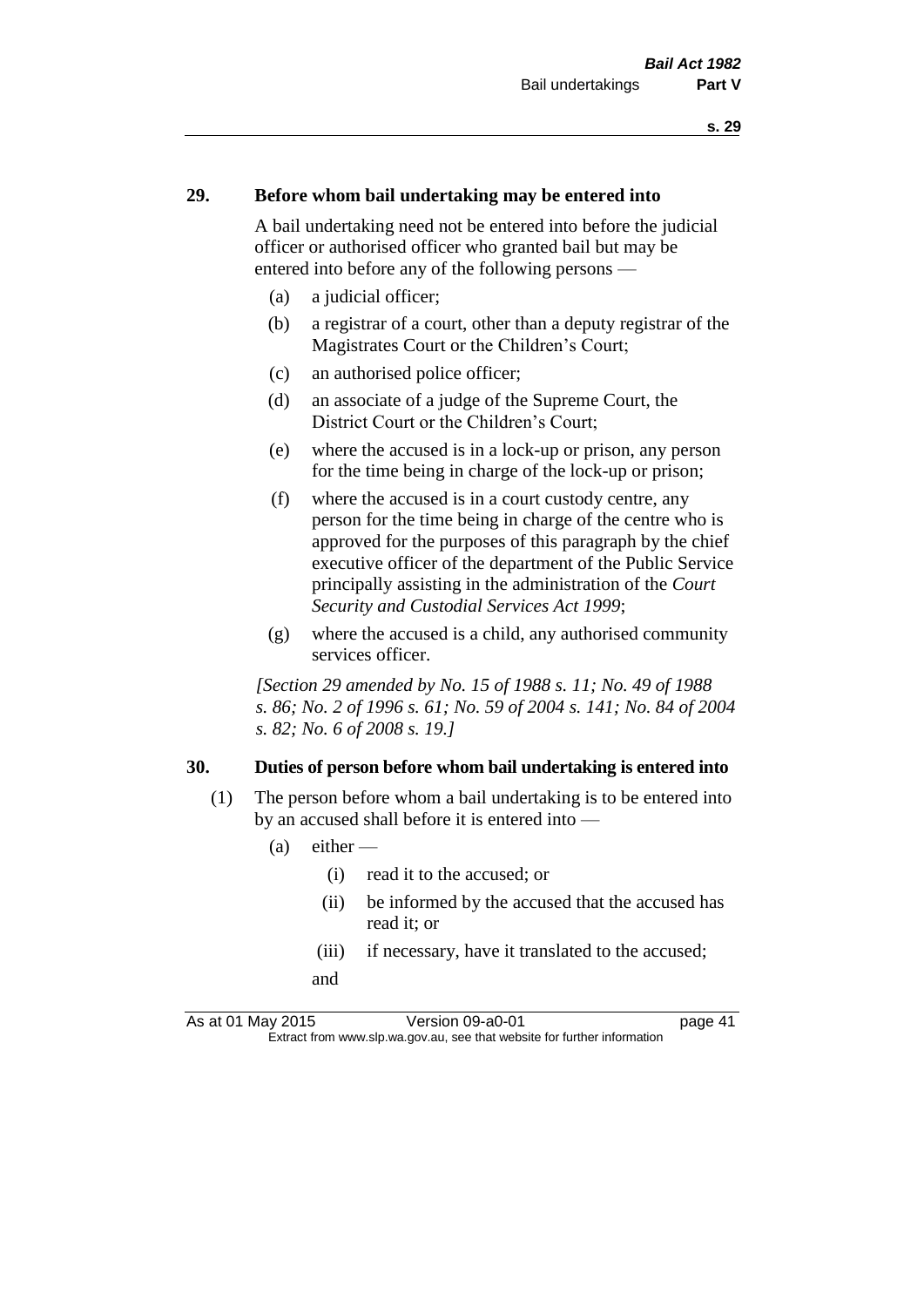## 29. Before whom bail undertaking may be entered into

A bail undertaking need not be entered into before the judicial officer or authorised officer who granted bail but may be entered into before any of the following persons —

(a) a judicial officer;

(b) a registrar of a court, other than a deputy registrar of the Magistrates Court or the Children's Court;

(c) an authorised police officer;

(d) an associate of a judge of the Supreme Court, the District Court or the Children's Court;

(e) where the accused is in a lock-up or prison, any person for the time being in charge of the lock-up or prison;

(f) where the accused is in a court custody centre, any person for the time being in charge of the centre who is approved for the purposes of this paragraph by the chief executive officer of the department of the Public Service principally assisting in the administration of the *Court Security and Custodial Services Act 1999*;

(g) where the accused is a child, any authorised community services officer.

*[Section 29 amended by No. 15 of 1988 s. 11; No. 49 of 1988 s. 86; No. 2 of 1996 s. 61; No. 59 of 2004 s. 141; No. 84 of 2004 s. 82; No. 6 of 2008 s. 19.]*

## 30. Duties of person before whom bail undertaking is entered into

(1) The person before whom a bail undertaking is to be entered into by an accused shall before it is entered into —

(a) either —

(i) read it to the accused; or

(ii) be informed by the accused that the accused has read it; or

(iii) if necessary, have it translated to the accused;

and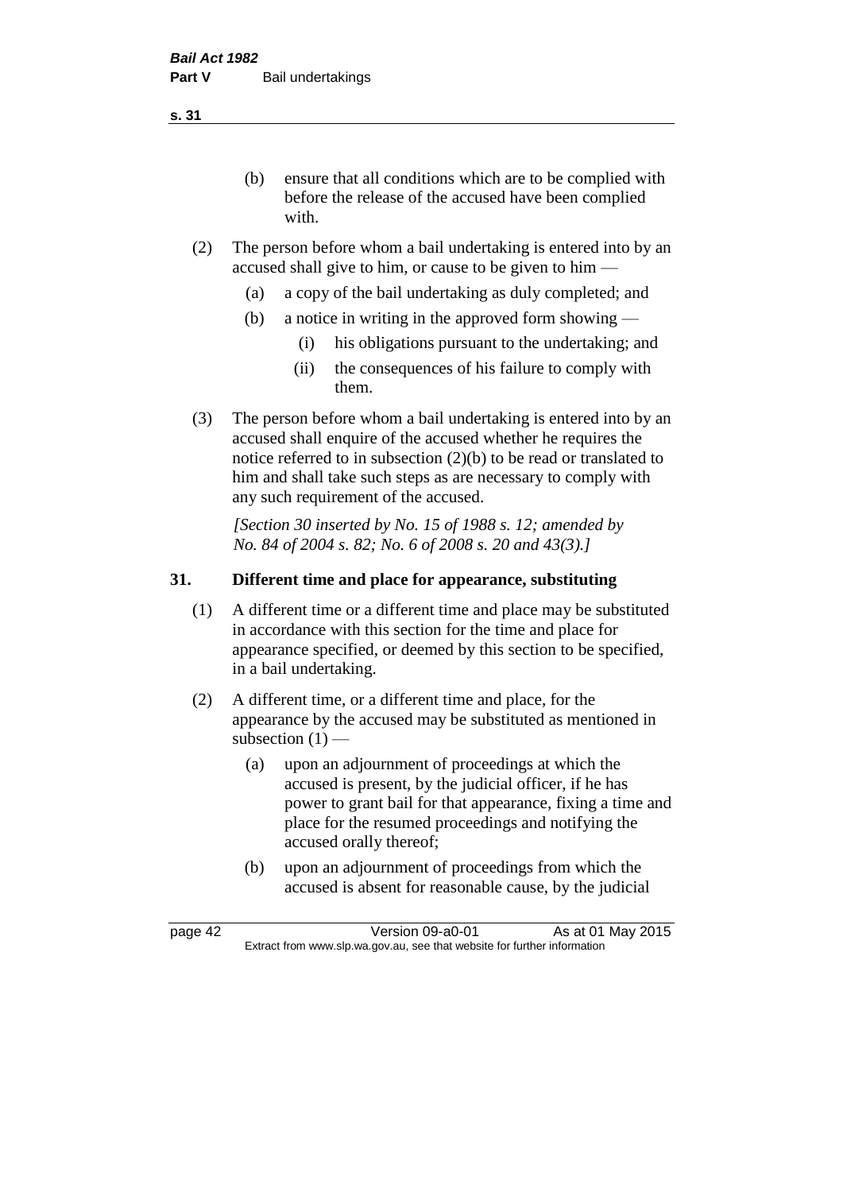(b) ensure that all conditions which are to be complied with before the release of the accused have been complied with.

(2) The person before whom a bail undertaking is entered into by an accused shall give to him, or cause to be given to him —

(a) a copy of the bail undertaking as duly completed; and

(b) a notice in writing in the approved form showing —

(i) his obligations pursuant to the undertaking; and

(ii) the consequences of his failure to comply with them.

(3) The person before whom a bail undertaking is entered into by an accused shall enquire of the accused whether he requires the notice referred to in subsection (2)(b) to be read or translated to him and shall take such steps as are necessary to comply with any such requirement of the accused.

*[Section 30 inserted by No. 15 of 1988 s. 12; amended by No. 84 of 2004 s. 82; No. 6 of 2008 s. 20 and 43(3).]*

**31. Different time and place for appearance, substituting**

(1) A different time or a different time and place may be substituted in accordance with this section for the time and place for appearance specified, or deemed by this section to be specified, in a bail undertaking.

(2) A different time, or a different time and place, for the appearance by the accused may be substituted as mentioned in subsection (1) —

(a) upon an adjournment of proceedings at which the accused is present, by the judicial officer, if he has power to grant bail for that appearance, fixing a time and place for the resumed proceedings and notifying the accused orally thereof;

(b) upon an adjournment of proceedings from which the accused is absent for reasonable cause, by the judicial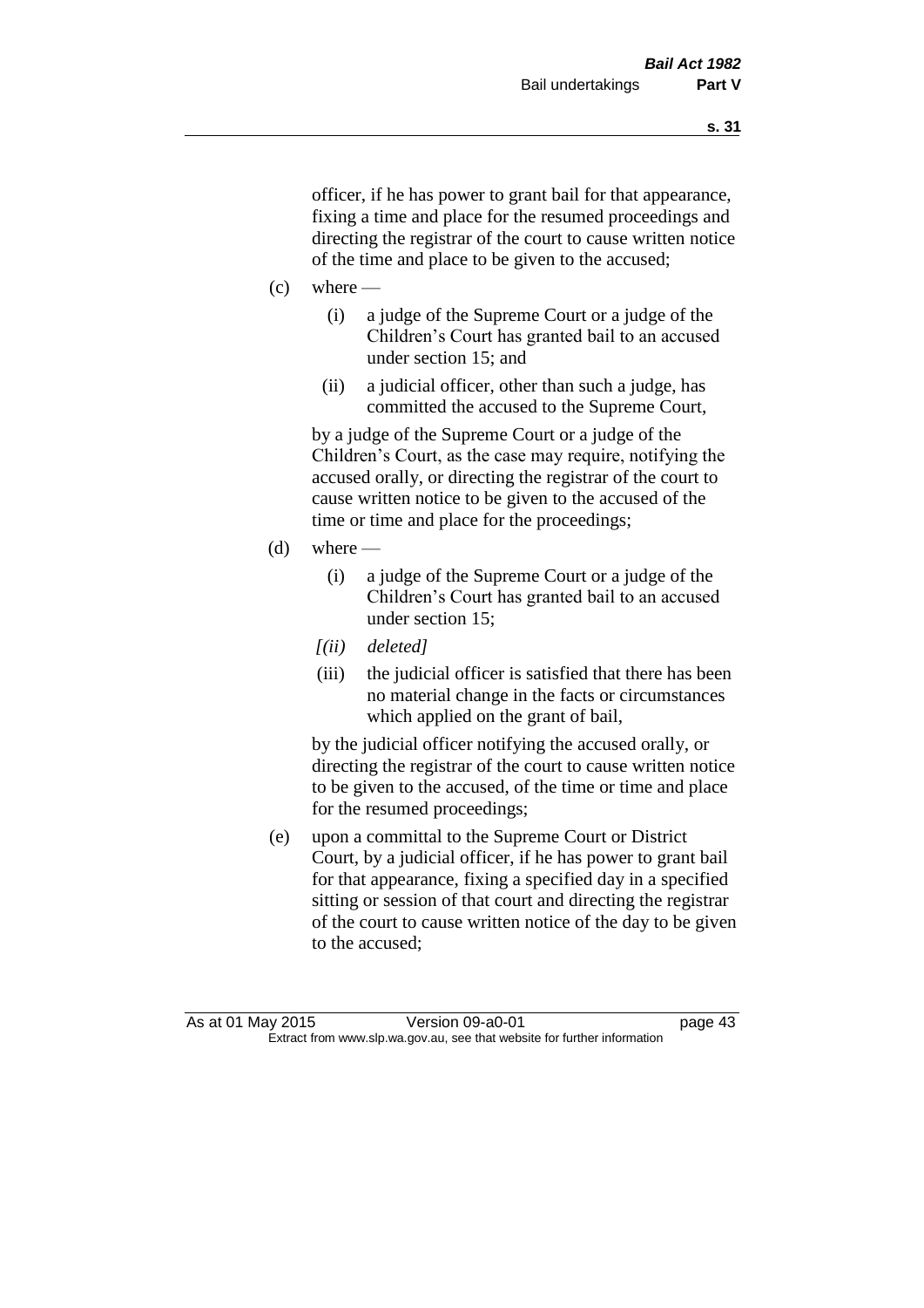officer, if he has power to grant bail for that appearance, fixing a time and place for the resumed proceedings and directing the registrar of the court to cause written notice of the time and place to be given to the accused;

(c) where —

   (i) a judge of the Supreme Court or a judge of the Children's Court has granted bail to an accused under section 15; and

   (ii) a judicial officer, other than such a judge, has committed the accused to the Supreme Court,

   by a judge of the Supreme Court or a judge of the Children's Court, as the case may require, notifying the accused orally, or directing the registrar of the court to cause written notice to be given to the accused of the time or time and place for the proceedings;

(d) where —

   (i) a judge of the Supreme Court or a judge of the Children's Court has granted bail to an accused under section 15;

   *[(ii) deleted]*

   (iii) the judicial officer is satisfied that there has been no material change in the facts or circumstances which applied on the grant of bail,

   by the judicial officer notifying the accused orally, or directing the registrar of the court to cause written notice to be given to the accused, of the time or time and place for the resumed proceedings;

(e) upon a committal to the Supreme Court or District Court, by a judicial officer, if he has power to grant bail for that appearance, fixing a specified day in a specified sitting or session of that court and directing the registrar of the court to cause written notice of the day to be given to the accused;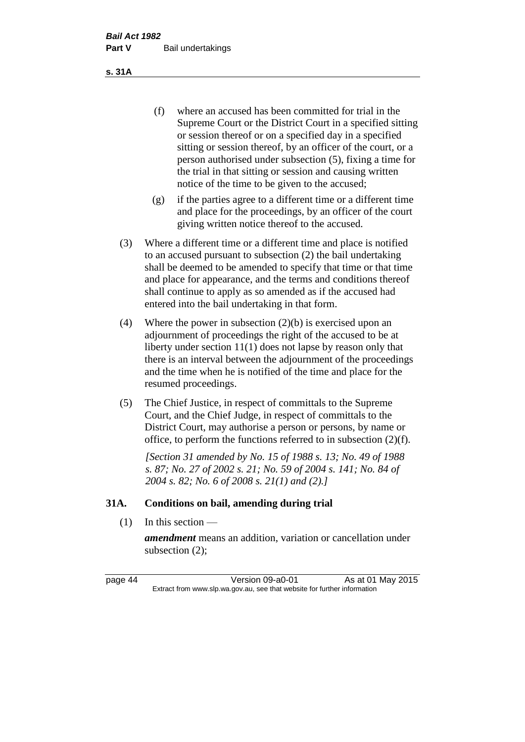(f) where an accused has been committed for trial in the Supreme Court or the District Court in a specified sitting or session thereof or on a specified day in a specified sitting or session thereof, by an officer of the court, or a person authorised under subsection (5), fixing a time for the trial in that sitting or session and causing written notice of the time to be given to the accused;

(g) if the parties agree to a different time or a different time and place for the proceedings, by an officer of the court giving written notice thereof to the accused.

(3) Where a different time or a different time and place is notified to an accused pursuant to subsection (2) the bail undertaking shall be deemed to be amended to specify that time or that time and place for appearance, and the terms and conditions thereof shall continue to apply as so amended as if the accused had entered into the bail undertaking in that form.

(4) Where the power in subsection (2)(b) is exercised upon an adjournment of proceedings the right of the accused to be at liberty under section 11(1) does not lapse by reason only that there is an interval between the adjournment of the proceedings and the time when he is notified of the time and place for the resumed proceedings.

(5) The Chief Justice, in respect of committals to the Supreme Court, and the Chief Judge, in respect of committals to the District Court, may authorise a person or persons, by name or office, to perform the functions referred to in subsection (2)(f).

*[Section 31 amended by No. 15 of 1988 s. 13; No. 49 of 1988 s. 87; No. 27 of 2002 s. 21; No. 59 of 2004 s. 141; No. 84 of 2004 s. 82; No. 6 of 2008 s. 21(1) and (2).]*

## 31A. Conditions on bail, amending during trial

(1) In this section —

***amendment*** means an addition, variation or cancellation under subsection (2);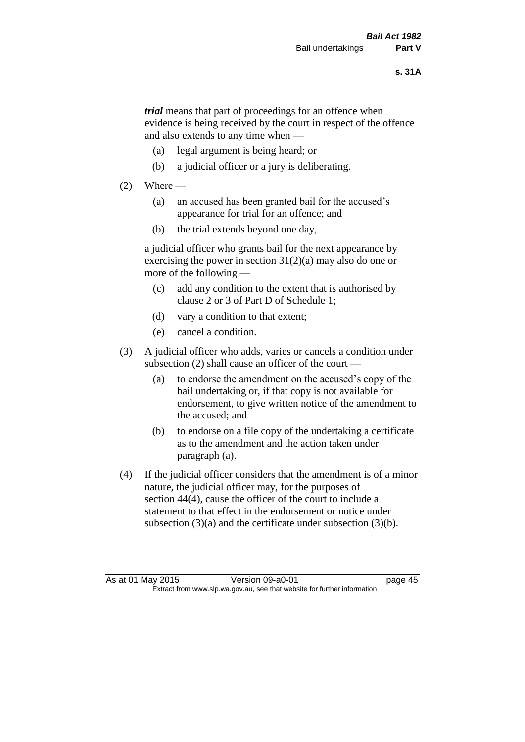***trial*** means that part of proceedings for an offence when evidence is being received by the court in respect of the offence and also extends to any time when —

(a) legal argument is being heard; or

(b) a judicial officer or a jury is deliberating.

(2) Where —

(a) an accused has been granted bail for the accused's appearance for trial for an offence; and

(b) the trial extends beyond one day,

a judicial officer who grants bail for the next appearance by exercising the power in section 31(2)(a) may also do one or more of the following —

(c) add any condition to the extent that is authorised by clause 2 or 3 of Part D of Schedule 1;

(d) vary a condition to that extent;

(e) cancel a condition.

(3) A judicial officer who adds, varies or cancels a condition under subsection (2) shall cause an officer of the court —

(a) to endorse the amendment on the accused's copy of the bail undertaking or, if that copy is not available for endorsement, to give written notice of the amendment to the accused; and

(b) to endorse on a file copy of the undertaking a certificate as to the amendment and the action taken under paragraph (a).

(4) If the judicial officer considers that the amendment is of a minor nature, the judicial officer may, for the purposes of section 44(4), cause the officer of the court to include a statement to that effect in the endorsement or notice under subsection (3)(a) and the certificate under subsection (3)(b).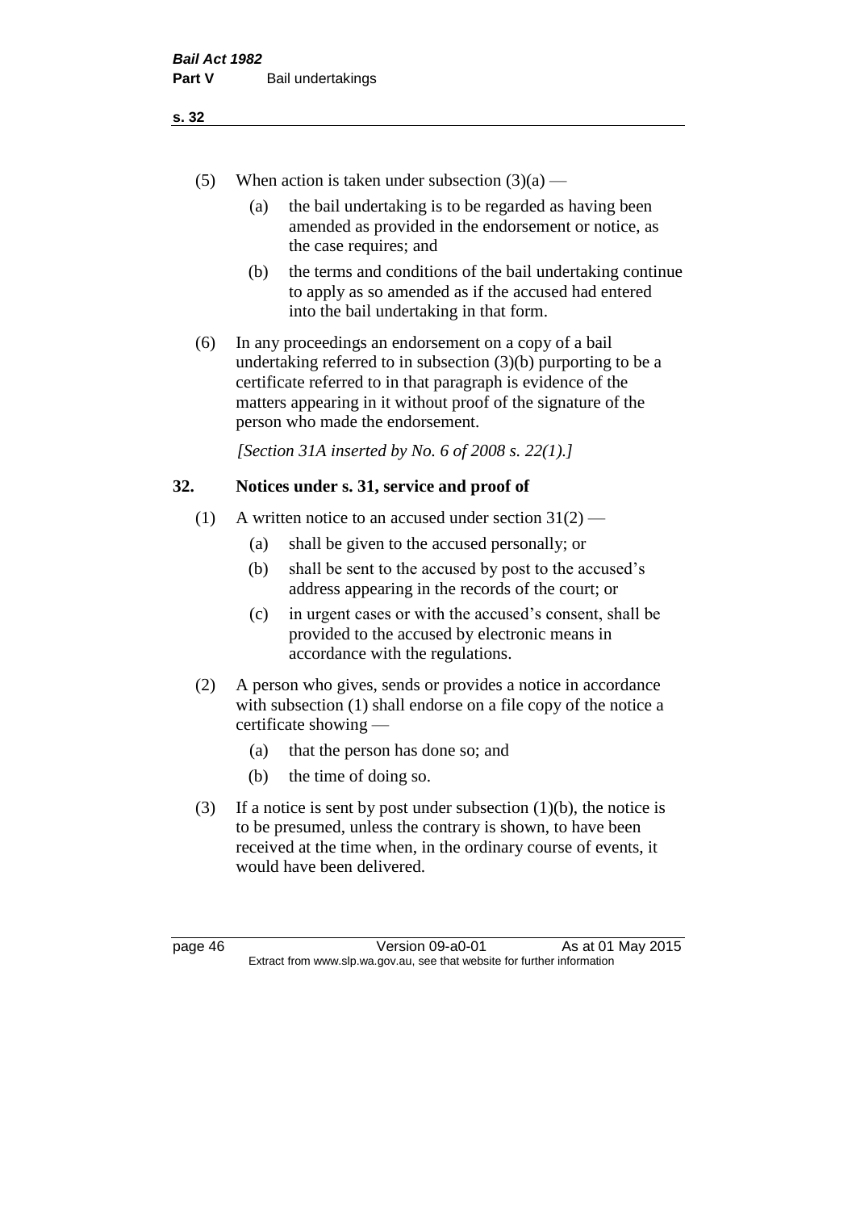(5) When action is taken under subsection (3)(a) —

 (a) the bail undertaking is to be regarded as having been amended as provided in the endorsement or notice, as the case requires; and

 (b) the terms and conditions of the bail undertaking continue to apply as so amended as if the accused had entered into the bail undertaking in that form.

(6) In any proceedings an endorsement on a copy of a bail undertaking referred to in subsection (3)(b) purporting to be a certificate referred to in that paragraph is evidence of the matters appearing in it without proof of the signature of the person who made the endorsement.

*[Section 31A inserted by No. 6 of 2008 s. 22(1).]*

## 32. Notices under s. 31, service and proof of

(1) A written notice to an accused under section 31(2) —

 (a) shall be given to the accused personally; or

 (b) shall be sent to the accused by post to the accused's address appearing in the records of the court; or

 (c) in urgent cases or with the accused's consent, shall be provided to the accused by electronic means in accordance with the regulations.

(2) A person who gives, sends or provides a notice in accordance with subsection (1) shall endorse on a file copy of the notice a certificate showing —

 (a) that the person has done so; and

 (b) the time of doing so.

(3) If a notice is sent by post under subsection (1)(b), the notice is to be presumed, unless the contrary is shown, to have been received at the time when, in the ordinary course of events, it would have been delivered.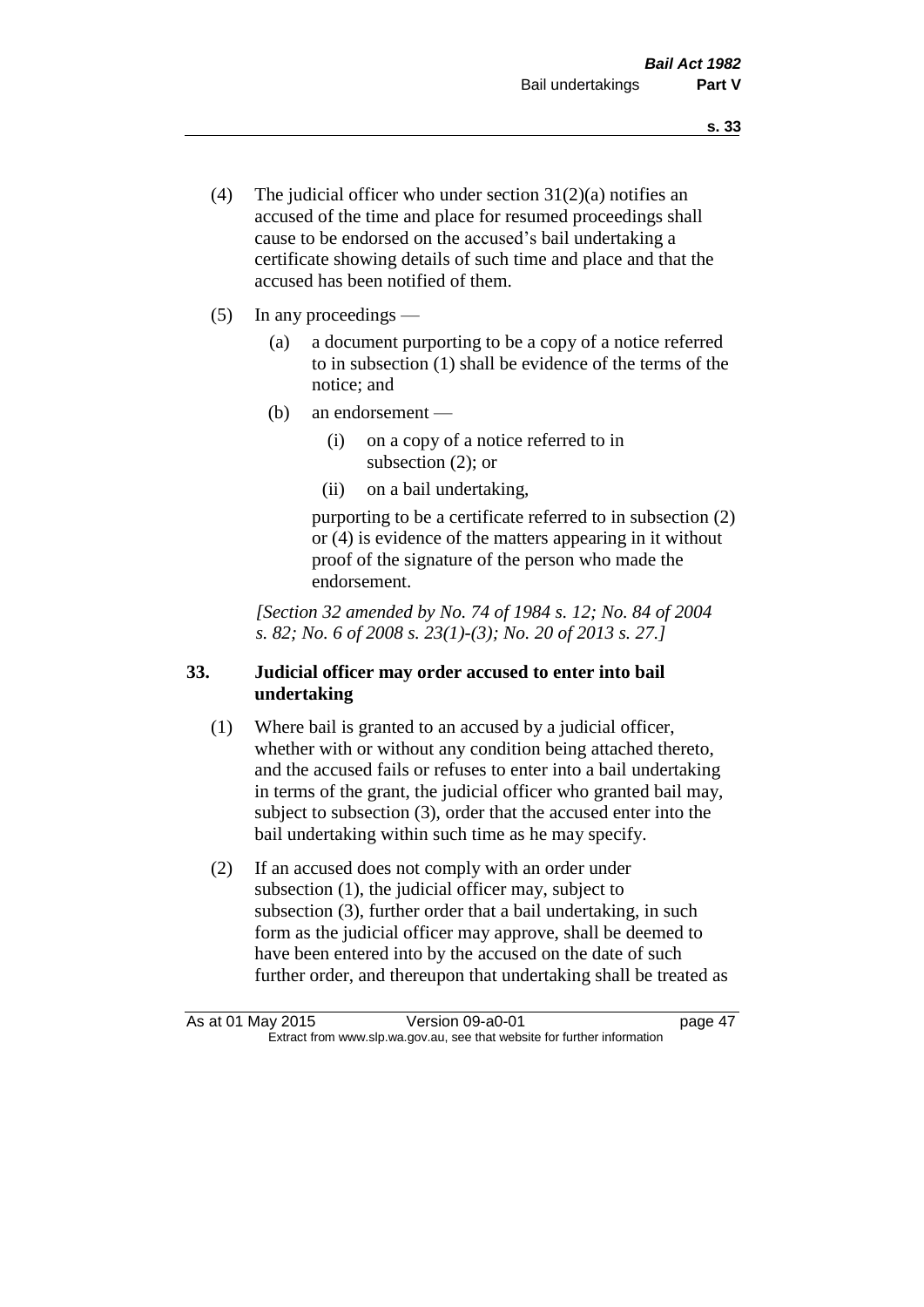(4) The judicial officer who under section 31(2)(a) notifies an accused of the time and place for resumed proceedings shall cause to be endorsed on the accused's bail undertaking a certificate showing details of such time and place and that the accused has been notified of them.

(5) In any proceedings —

(a) a document purporting to be a copy of a notice referred to in subsection (1) shall be evidence of the terms of the notice; and

(b) an endorsement —

(i) on a copy of a notice referred to in subsection (2); or

(ii) on a bail undertaking,

purporting to be a certificate referred to in subsection (2) or (4) is evidence of the matters appearing in it without proof of the signature of the person who made the endorsement.

*[Section 32 amended by No. 74 of 1984 s. 12; No. 84 of 2004 s. 82; No. 6 of 2008 s. 23(1)-(3); No. 20 of 2013 s. 27.]*

### 33. Judicial officer may order accused to enter into bail undertaking

(1) Where bail is granted to an accused by a judicial officer, whether with or without any condition being attached thereto, and the accused fails or refuses to enter into a bail undertaking in terms of the grant, the judicial officer who granted bail may, subject to subsection (3), order that the accused enter into the bail undertaking within such time as he may specify.

(2) If an accused does not comply with an order under subsection (1), the judicial officer may, subject to subsection (3), further order that a bail undertaking, in such form as the judicial officer may approve, shall be deemed to have been entered into by the accused on the date of such further order, and thereupon that undertaking shall be treated as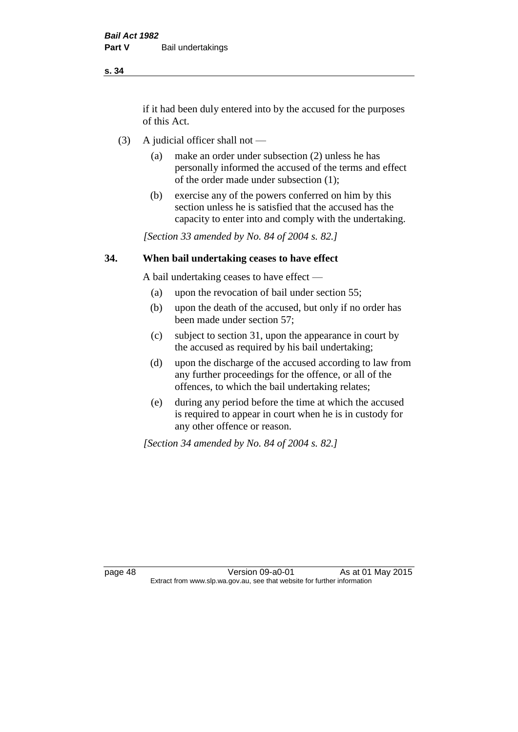if it had been duly entered into by the accused for the purposes of this Act.

(3) A judicial officer shall not —

(a) make an order under subsection (2) unless he has personally informed the accused of the terms and effect of the order made under subsection (1);

(b) exercise any of the powers conferred on him by this section unless he is satisfied that the accused has the capacity to enter into and comply with the undertaking.

*[Section 33 amended by No. 84 of 2004 s. 82.]*

## 34. When bail undertaking ceases to have effect

A bail undertaking ceases to have effect —

(a) upon the revocation of bail under section 55;

(b) upon the death of the accused, but only if no order has been made under section 57;

(c) subject to section 31, upon the appearance in court by the accused as required by his bail undertaking;

(d) upon the discharge of the accused according to law from any further proceedings for the offence, or all of the offences, to which the bail undertaking relates;

(e) during any period before the time at which the accused is required to appear in court when he is in custody for any other offence or reason.

*[Section 34 amended by No. 84 of 2004 s. 82.]*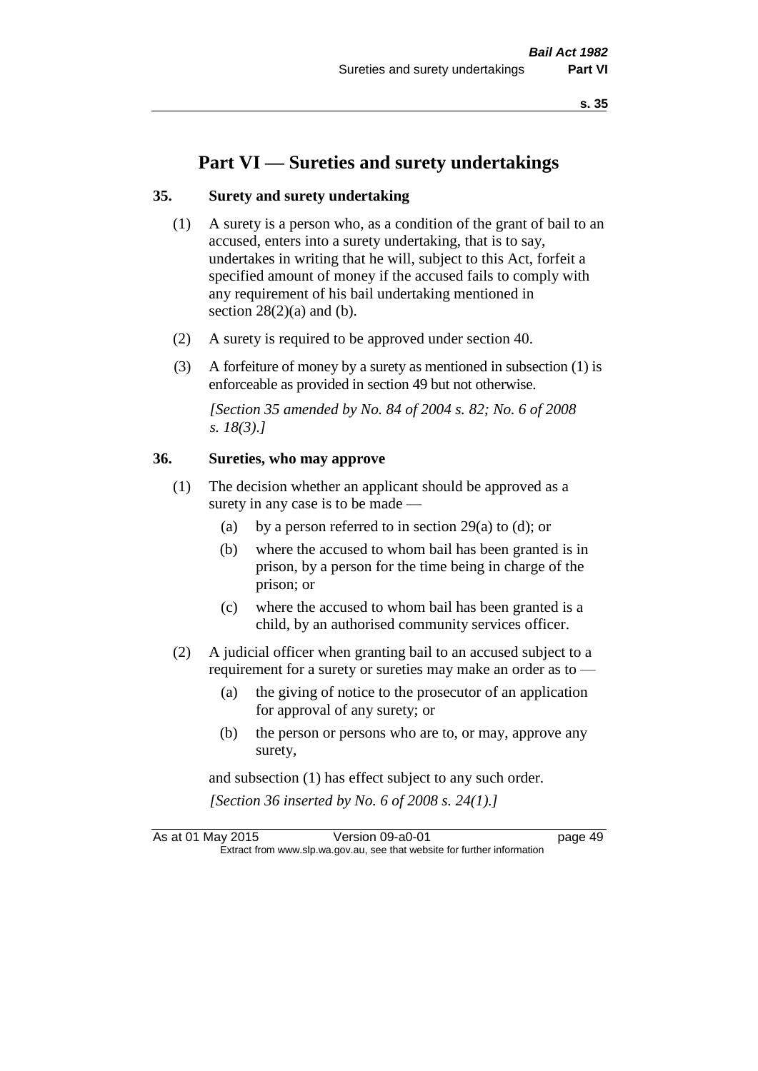# Part VI — Sureties and surety undertakings

## 35. Surety and surety undertaking

(1) A surety is a person who, as a condition of the grant of bail to an accused, enters into a surety undertaking, that is to say, undertakes in writing that he will, subject to this Act, forfeit a specified amount of money if the accused fails to comply with any requirement of his bail undertaking mentioned in section 28(2)(a) and (b).

(2) A surety is required to be approved under section 40.

(3) A forfeiture of money by a surety as mentioned in subsection (1) is enforceable as provided in section 49 but not otherwise.

*[Section 35 amended by No. 84 of 2004 s. 82; No. 6 of 2008 s. 18(3).]*

## 36. Sureties, who may approve

(1) The decision whether an applicant should be approved as a surety in any case is to be made —

- (a) by a person referred to in section 29(a) to (d); or
- (b) where the accused to whom bail has been granted is in prison, by a person for the time being in charge of the prison; or
- (c) where the accused to whom bail has been granted is a child, by an authorised community services officer.

(2) A judicial officer when granting bail to an accused subject to a requirement for a surety or sureties may make an order as to —

- (a) the giving of notice to the prosecutor of an application for approval of any surety; or
- (b) the person or persons who are to, or may, approve any surety,

and subsection (1) has effect subject to any such order.

*[Section 36 inserted by No. 6 of 2008 s. 24(1).]*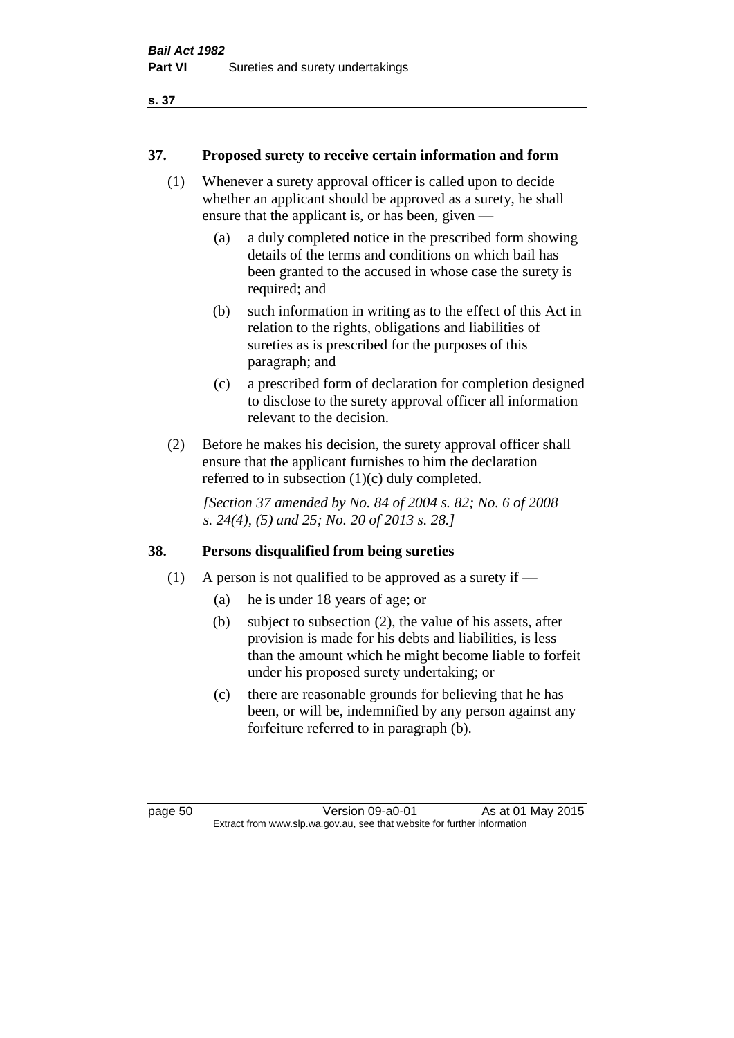## 37. Proposed surety to receive certain information and form

(1) Whenever a surety approval officer is called upon to decide whether an applicant should be approved as a surety, he shall ensure that the applicant is, or has been, given —

  (a) a duly completed notice in the prescribed form showing details of the terms and conditions on which bail has been granted to the accused in whose case the surety is required; and

  (b) such information in writing as to the effect of this Act in relation to the rights, obligations and liabilities of sureties as is prescribed for the purposes of this paragraph; and

  (c) a prescribed form of declaration for completion designed to disclose to the surety approval officer all information relevant to the decision.

(2) Before he makes his decision, the surety approval officer shall ensure that the applicant furnishes to him the declaration referred to in subsection (1)(c) duly completed.

*[Section 37 amended by No. 84 of 2004 s. 82; No. 6 of 2008 s. 24(4), (5) and 25; No. 20 of 2013 s. 28.]*

## 38. Persons disqualified from being sureties

(1) A person is not qualified to be approved as a surety if —

  (a) he is under 18 years of age; or

  (b) subject to subsection (2), the value of his assets, after provision is made for his debts and liabilities, is less than the amount which he might become liable to forfeit under his proposed surety undertaking; or

  (c) there are reasonable grounds for believing that he has been, or will be, indemnified by any person against any forfeiture referred to in paragraph (b).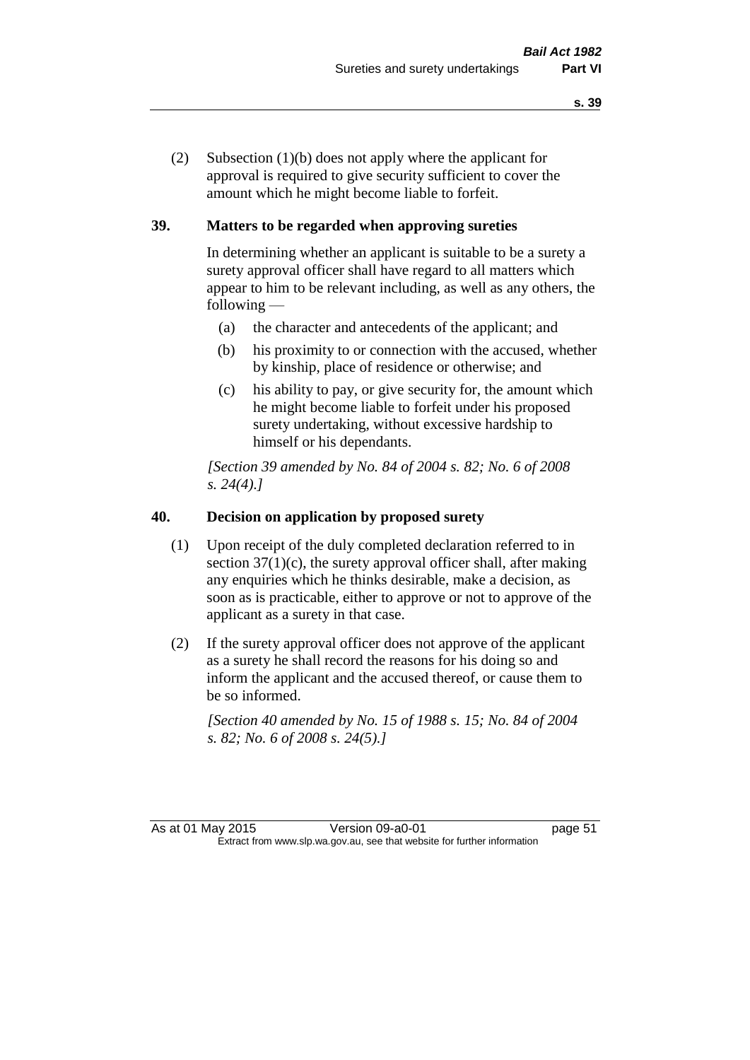(2) Subsection (1)(b) does not apply where the applicant for approval is required to give security sufficient to cover the amount which he might become liable to forfeit.

## 39. Matters to be regarded when approving sureties

In determining whether an applicant is suitable to be a surety a surety approval officer shall have regard to all matters which appear to him to be relevant including, as well as any others, the following —

(a) the character and antecedents of the applicant; and

(b) his proximity to or connection with the accused, whether by kinship, place of residence or otherwise; and

(c) his ability to pay, or give security for, the amount which he might become liable to forfeit under his proposed surety undertaking, without excessive hardship to himself or his dependants.

*[Section 39 amended by No. 84 of 2004 s. 82; No. 6 of 2008 s. 24(4).]*

## 40. Decision on application by proposed surety

(1) Upon receipt of the duly completed declaration referred to in section 37(1)(c), the surety approval officer shall, after making any enquiries which he thinks desirable, make a decision, as soon as is practicable, either to approve or not to approve of the applicant as a surety in that case.

(2) If the surety approval officer does not approve of the applicant as a surety he shall record the reasons for his doing so and inform the applicant and the accused thereof, or cause them to be so informed.

*[Section 40 amended by No. 15 of 1988 s. 15; No. 84 of 2004 s. 82; No. 6 of 2008 s. 24(5).]*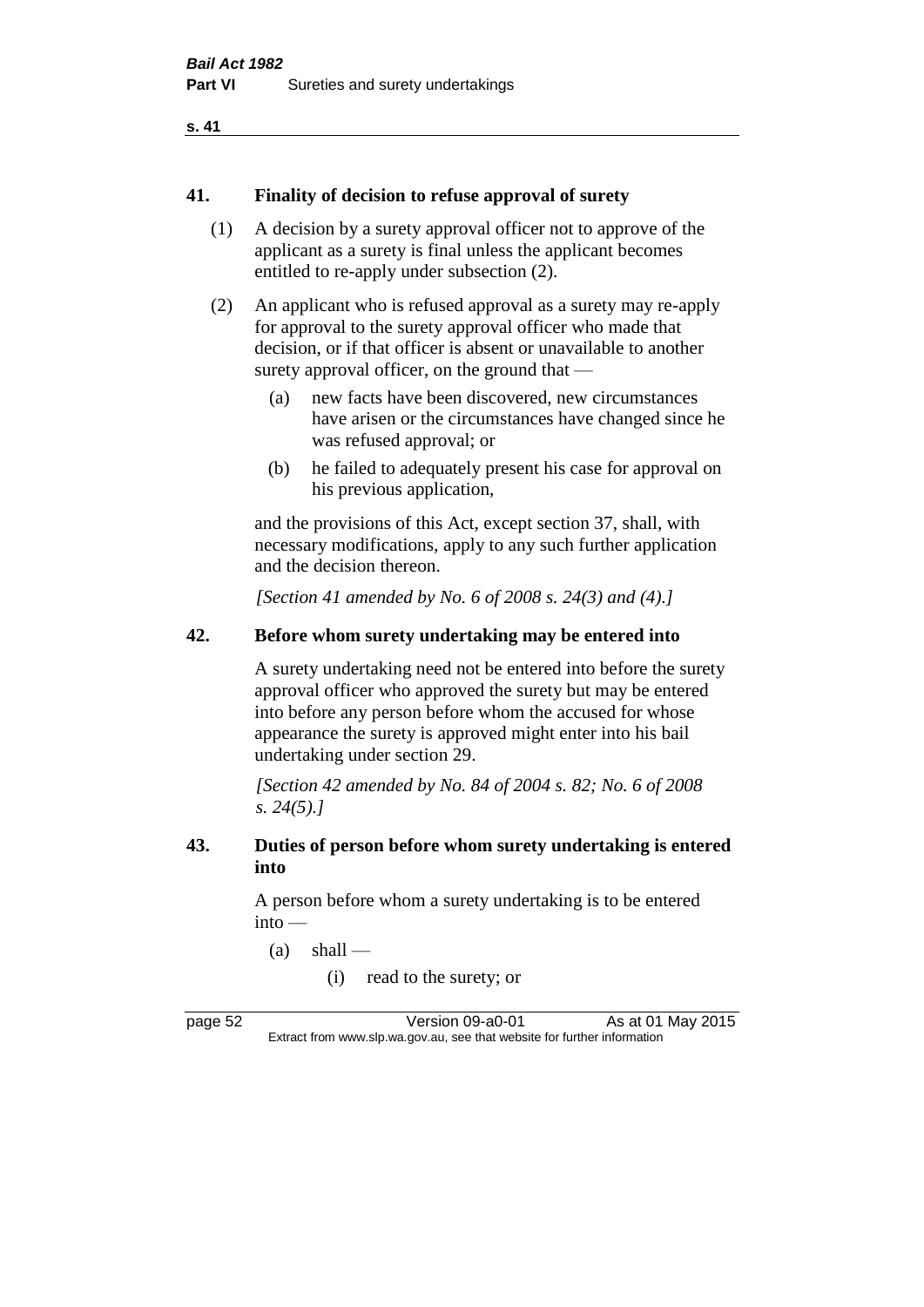## 41. Finality of decision to refuse approval of surety

(1) A decision by a surety approval officer not to approve of the applicant as a surety is final unless the applicant becomes entitled to re-apply under subsection (2).

(2) An applicant who is refused approval as a surety may re-apply for approval to the surety approval officer who made that decision, or if that officer is absent or unavailable to another surety approval officer, on the ground that —

- (a) new facts have been discovered, new circumstances have arisen or the circumstances have changed since he was refused approval; or
- (b) he failed to adequately present his case for approval on his previous application,

and the provisions of this Act, except section 37, shall, with necessary modifications, apply to any such further application and the decision thereon.

*[Section 41 amended by No. 6 of 2008 s. 24(3) and (4).]*

## 42. Before whom surety undertaking may be entered into

A surety undertaking need not be entered into before the surety approval officer who approved the surety but may be entered into before any person before whom the accused for whose appearance the surety is approved might enter into his bail undertaking under section 29.

*[Section 42 amended by No. 84 of 2004 s. 82; No. 6 of 2008 s. 24(5).]*

## 43. Duties of person before whom surety undertaking is entered into

A person before whom a surety undertaking is to be entered into —

- (a) shall —
  - (i) read to the surety; or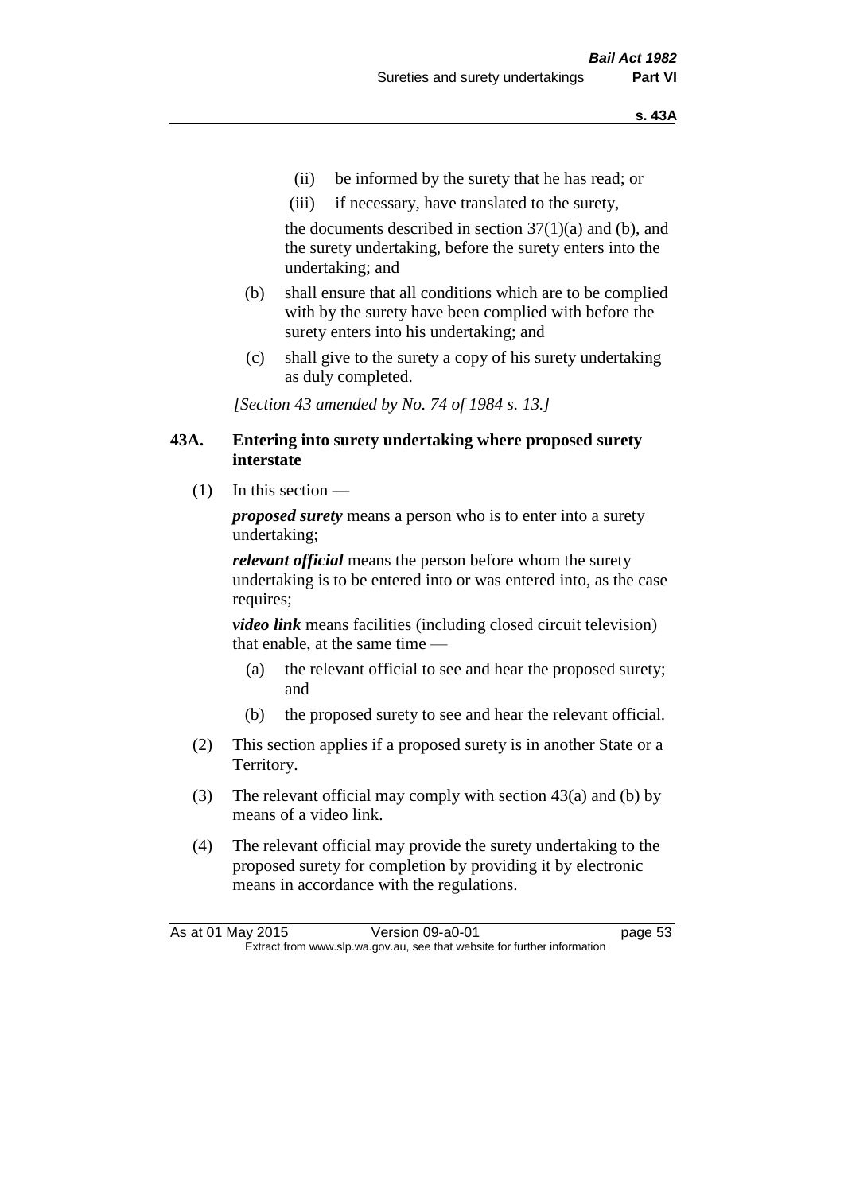(ii) be informed by the surety that he has read; or

(iii) if necessary, have translated to the surety,

the documents described in section 37(1)(a) and (b), and the surety undertaking, before the surety enters into the undertaking; and

(b) shall ensure that all conditions which are to be complied with by the surety have been complied with before the surety enters into his undertaking; and

(c) shall give to the surety a copy of his surety undertaking as duly completed.

*[Section 43 amended by No. 74 of 1984 s. 13.]*

## 43A. Entering into surety undertaking where proposed surety interstate

(1) In this section —

***proposed surety*** means a person who is to enter into a surety undertaking;

***relevant official*** means the person before whom the surety undertaking is to be entered into or was entered into, as the case requires;

***video link*** means facilities (including closed circuit television) that enable, at the same time —

(a) the relevant official to see and hear the proposed surety; and

(b) the proposed surety to see and hear the relevant official.

(2) This section applies if a proposed surety is in another State or a Territory.

(3) The relevant official may comply with section 43(a) and (b) by means of a video link.

(4) The relevant official may provide the surety undertaking to the proposed surety for completion by providing it by electronic means in accordance with the regulations.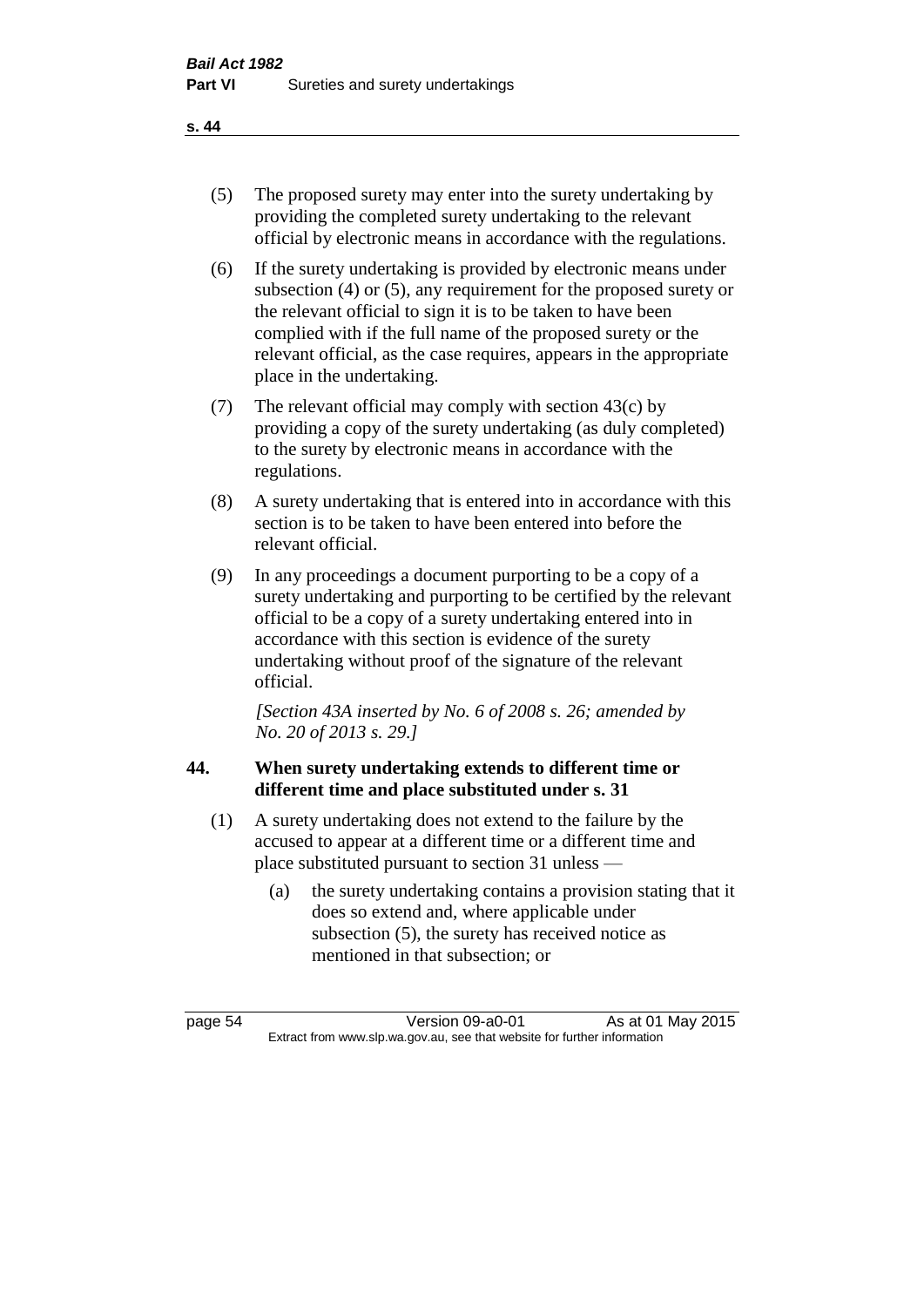(5) The proposed surety may enter into the surety undertaking by providing the completed surety undertaking to the relevant official by electronic means in accordance with the regulations.

(6) If the surety undertaking is provided by electronic means under subsection (4) or (5), any requirement for the proposed surety or the relevant official to sign it is to be taken to have been complied with if the full name of the proposed surety or the relevant official, as the case requires, appears in the appropriate place in the undertaking.

(7) The relevant official may comply with section 43(c) by providing a copy of the surety undertaking (as duly completed) to the surety by electronic means in accordance with the regulations.

(8) A surety undertaking that is entered into in accordance with this section is to be taken to have been entered into before the relevant official.

(9) In any proceedings a document purporting to be a copy of a surety undertaking and purporting to be certified by the relevant official to be a copy of a surety undertaking entered into in accordance with this section is evidence of the surety undertaking without proof of the signature of the relevant official.

*[Section 43A inserted by No. 6 of 2008 s. 26; amended by No. 20 of 2013 s. 29.]*

### 44. When surety undertaking extends to different time or different time and place substituted under s. 31

(1) A surety undertaking does not extend to the failure by the accused to appear at a different time or a different time and place substituted pursuant to section 31 unless —

(a) the surety undertaking contains a provision stating that it does so extend and, where applicable under subsection (5), the surety has received notice as mentioned in that subsection; or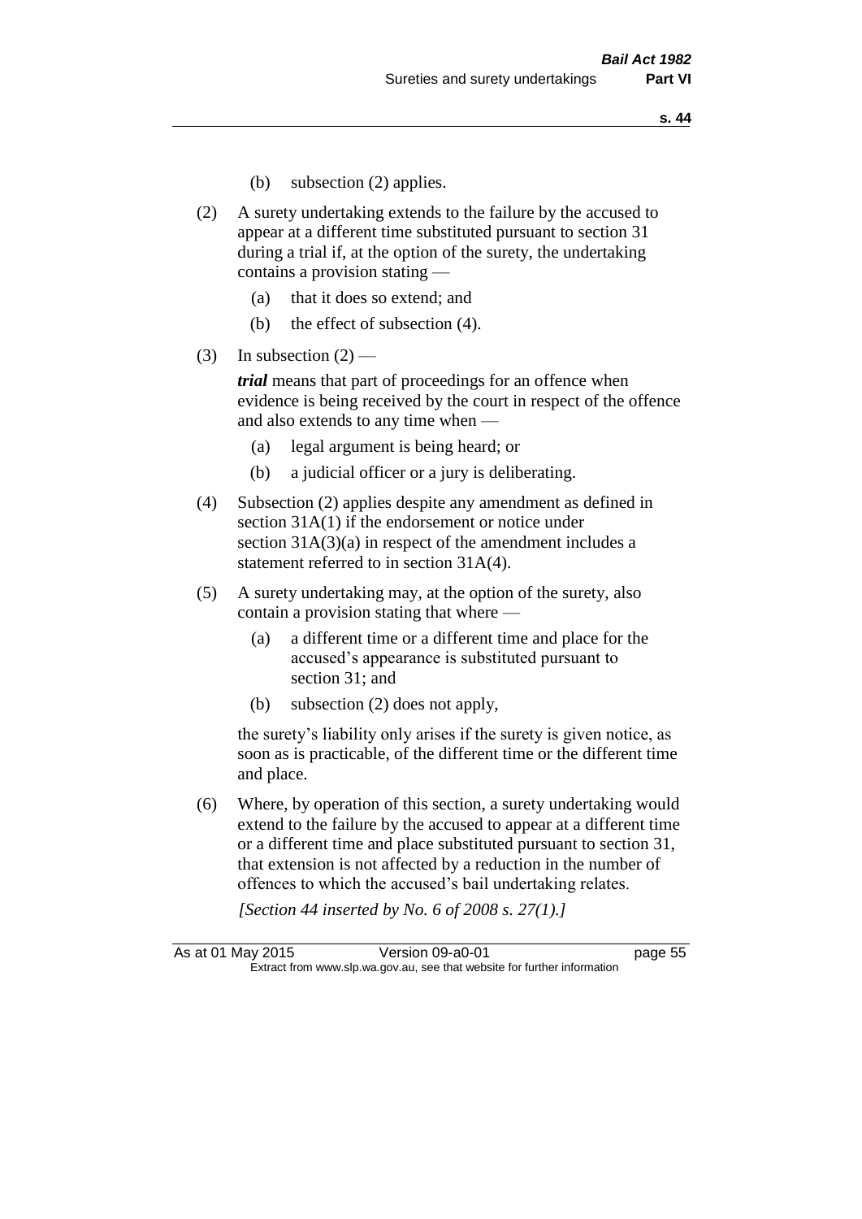(b) subsection (2) applies.

(2) A surety undertaking extends to the failure by the accused to appear at a different time substituted pursuant to section 31 during a trial if, at the option of the surety, the undertaking contains a provision stating —

(a) that it does so extend; and

(b) the effect of subsection (4).

(3) In subsection (2) —

***trial*** means that part of proceedings for an offence when evidence is being received by the court in respect of the offence and also extends to any time when —

(a) legal argument is being heard; or

(b) a judicial officer or a jury is deliberating.

(4) Subsection (2) applies despite any amendment as defined in section 31A(1) if the endorsement or notice under section 31A(3)(a) in respect of the amendment includes a statement referred to in section 31A(4).

(5) A surety undertaking may, at the option of the surety, also contain a provision stating that where —

(a) a different time or a different time and place for the accused's appearance is substituted pursuant to section 31; and

(b) subsection (2) does not apply,

the surety's liability only arises if the surety is given notice, as soon as is practicable, of the different time or the different time and place.

(6) Where, by operation of this section, a surety undertaking would extend to the failure by the accused to appear at a different time or a different time and place substituted pursuant to section 31, that extension is not affected by a reduction in the number of offences to which the accused's bail undertaking relates.

*[Section 44 inserted by No. 6 of 2008 s. 27(1).]*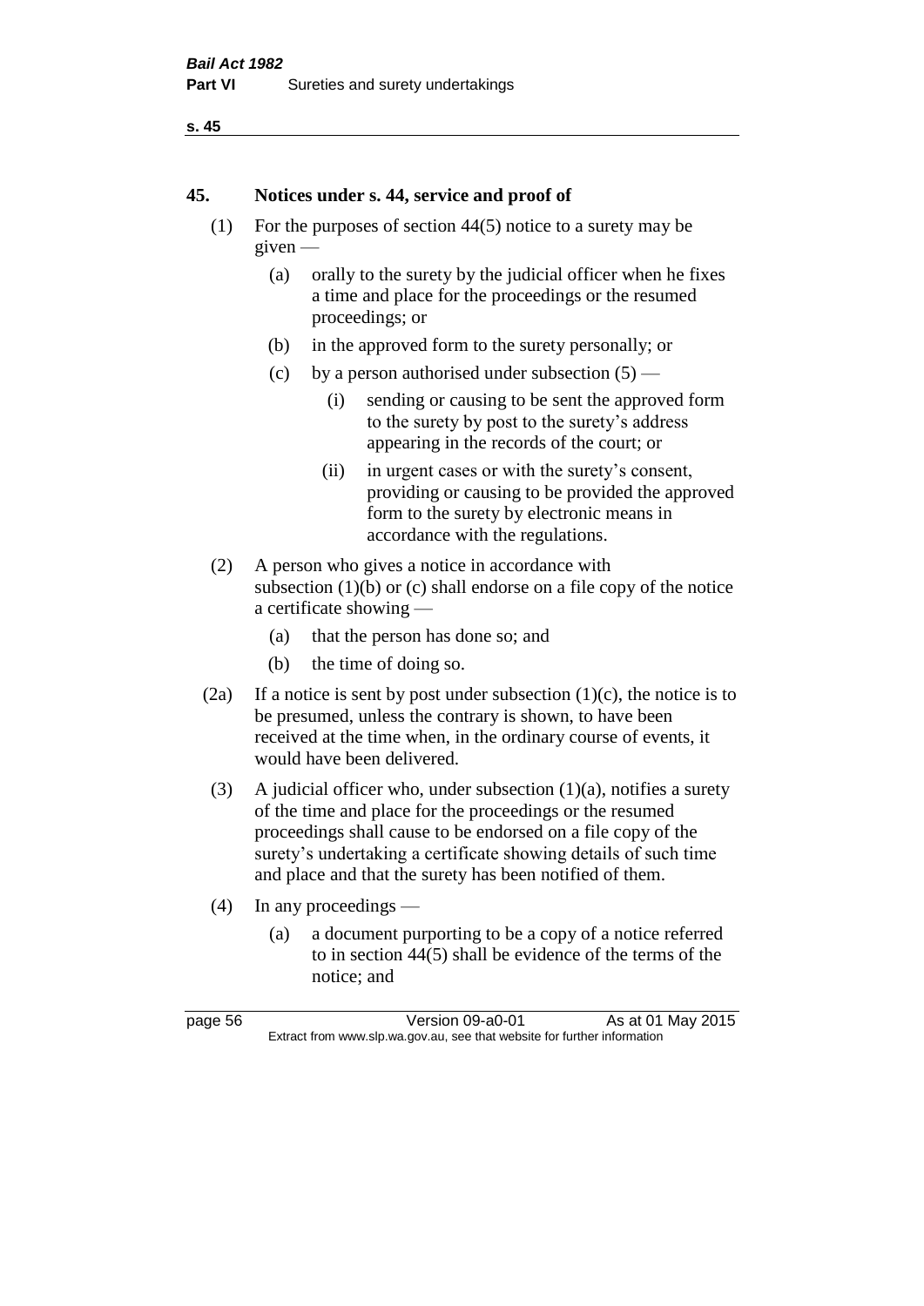## 45. Notices under s. 44, service and proof of

(1) For the purposes of section 44(5) notice to a surety may be given —

(a) orally to the surety by the judicial officer when he fixes a time and place for the proceedings or the resumed proceedings; or

(b) in the approved form to the surety personally; or

(c) by a person authorised under subsection (5) —

(i) sending or causing to be sent the approved form to the surety by post to the surety's address appearing in the records of the court; or

(ii) in urgent cases or with the surety's consent, providing or causing to be provided the approved form to the surety by electronic means in accordance with the regulations.

(2) A person who gives a notice in accordance with subsection (1)(b) or (c) shall endorse on a file copy of the notice a certificate showing —

(a) that the person has done so; and

(b) the time of doing so.

(2a) If a notice is sent by post under subsection (1)(c), the notice is to be presumed, unless the contrary is shown, to have been received at the time when, in the ordinary course of events, it would have been delivered.

(3) A judicial officer who, under subsection (1)(a), notifies a surety of the time and place for the proceedings or the resumed proceedings shall cause to be endorsed on a file copy of the surety's undertaking a certificate showing details of such time and place and that the surety has been notified of them.

(4) In any proceedings —

(a) a document purporting to be a copy of a notice referred to in section 44(5) shall be evidence of the terms of the notice; and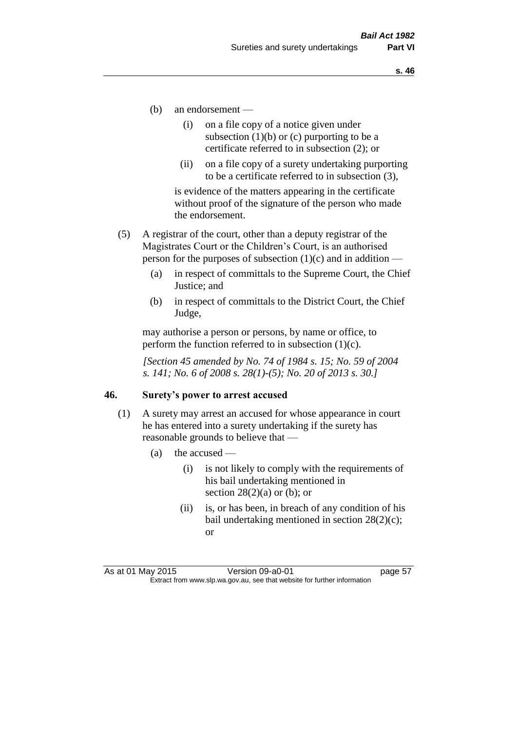(b) an endorsement —

(i) on a file copy of a notice given under subsection (1)(b) or (c) purporting to be a certificate referred to in subsection (2); or

(ii) on a file copy of a surety undertaking purporting to be a certificate referred to in subsection (3),

is evidence of the matters appearing in the certificate without proof of the signature of the person who made the endorsement.

(5) A registrar of the court, other than a deputy registrar of the Magistrates Court or the Children's Court, is an authorised person for the purposes of subsection (1)(c) and in addition —

(a) in respect of committals to the Supreme Court, the Chief Justice; and

(b) in respect of committals to the District Court, the Chief Judge,

may authorise a person or persons, by name or office, to perform the function referred to in subsection (1)(c).

*[Section 45 amended by No. 74 of 1984 s. 15; No. 59 of 2004 s. 141; No. 6 of 2008 s. 28(1)-(5); No. 20 of 2013 s. 30.]*

### 46. Surety's power to arrest accused

(1) A surety may arrest an accused for whose appearance in court he has entered into a surety undertaking if the surety has reasonable grounds to believe that —

(a) the accused —

(i) is not likely to comply with the requirements of his bail undertaking mentioned in section 28(2)(a) or (b); or

(ii) is, or has been, in breach of any condition of his bail undertaking mentioned in section 28(2)(c); or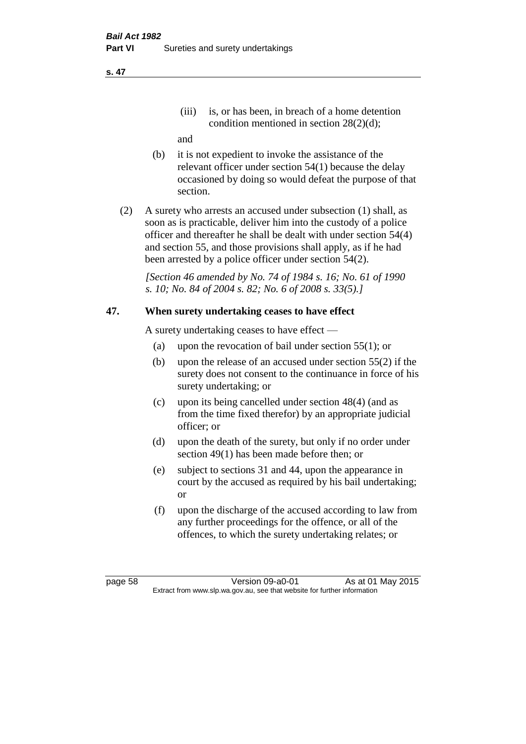(iii) is, or has been, in breach of a home detention condition mentioned in section 28(2)(d);

and

(b) it is not expedient to invoke the assistance of the relevant officer under section 54(1) because the delay occasioned by doing so would defeat the purpose of that section.

(2) A surety who arrests an accused under subsection (1) shall, as soon as is practicable, deliver him into the custody of a police officer and thereafter he shall be dealt with under section 54(4) and section 55, and those provisions shall apply, as if he had been arrested by a police officer under section 54(2).

*[Section 46 amended by No. 74 of 1984 s. 16; No. 61 of 1990 s. 10; No. 84 of 2004 s. 82; No. 6 of 2008 s. 33(5).]*

### 47. When surety undertaking ceases to have effect

A surety undertaking ceases to have effect —

(a) upon the revocation of bail under section 55(1); or

(b) upon the release of an accused under section 55(2) if the surety does not consent to the continuance in force of his surety undertaking; or

(c) upon its being cancelled under section 48(4) (and as from the time fixed therefor) by an appropriate judicial officer; or

(d) upon the death of the surety, but only if no order under section 49(1) has been made before then; or

(e) subject to sections 31 and 44, upon the appearance in court by the accused as required by his bail undertaking; or

(f) upon the discharge of the accused according to law from any further proceedings for the offence, or all of the offences, to which the surety undertaking relates; or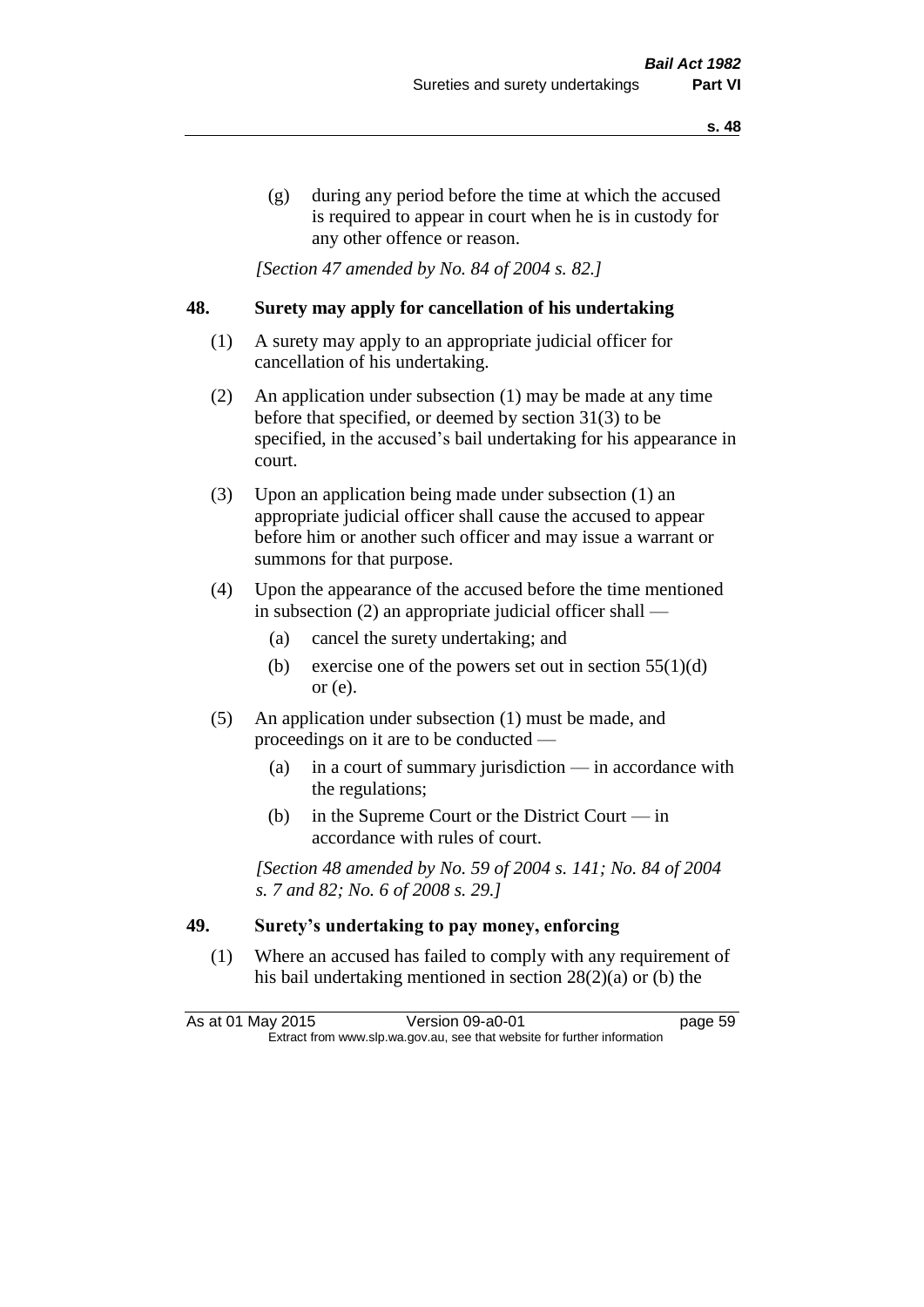(g) during any period before the time at which the accused is required to appear in court when he is in custody for any other offence or reason.

*[Section 47 amended by No. 84 of 2004 s. 82.]*

### 48. Surety may apply for cancellation of his undertaking

(1) A surety may apply to an appropriate judicial officer for cancellation of his undertaking.

(2) An application under subsection (1) may be made at any time before that specified, or deemed by section 31(3) to be specified, in the accused's bail undertaking for his appearance in court.

(3) Upon an application being made under subsection (1) an appropriate judicial officer shall cause the accused to appear before him or another such officer and may issue a warrant or summons for that purpose.

(4) Upon the appearance of the accused before the time mentioned in subsection (2) an appropriate judicial officer shall —

(a) cancel the surety undertaking; and

(b) exercise one of the powers set out in section 55(1)(d) or (e).

(5) An application under subsection (1) must be made, and proceedings on it are to be conducted —

(a) in a court of summary jurisdiction — in accordance with the regulations;

(b) in the Supreme Court or the District Court — in accordance with rules of court.

*[Section 48 amended by No. 59 of 2004 s. 141; No. 84 of 2004 s. 7 and 82; No. 6 of 2008 s. 29.]*

### 49. Surety's undertaking to pay money, enforcing

(1) Where an accused has failed to comply with any requirement of his bail undertaking mentioned in section 28(2)(a) or (b) the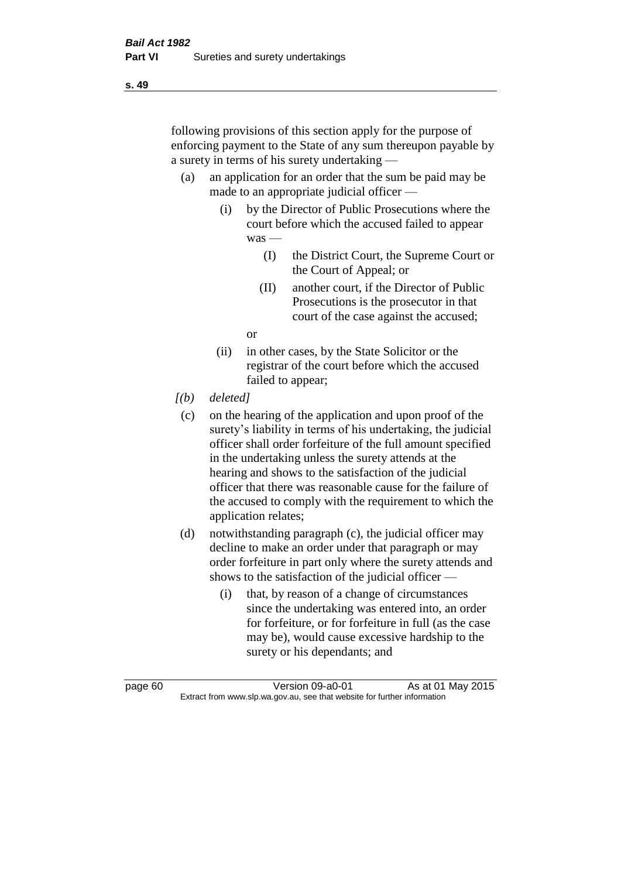following provisions of this section apply for the purpose of enforcing payment to the State of any sum thereupon payable by a surety in terms of his surety undertaking —

(a) an application for an order that the sum be paid may be made to an appropriate judicial officer —

  (i) by the Director of Public Prosecutions where the court before which the accused failed to appear was —

    (I) the District Court, the Supreme Court or the Court of Appeal; or

    (II) another court, if the Director of Public Prosecutions is the prosecutor in that court of the case against the accused;

  or

  (ii) in other cases, by the State Solicitor or the registrar of the court before which the accused failed to appear;

*[(b) deleted]*

(c) on the hearing of the application and upon proof of the surety's liability in terms of his undertaking, the judicial officer shall order forfeiture of the full amount specified in the undertaking unless the surety attends at the hearing and shows to the satisfaction of the judicial officer that there was reasonable cause for the failure of the accused to comply with the requirement to which the application relates;

(d) notwithstanding paragraph (c), the judicial officer may decline to make an order under that paragraph or may order forfeiture in part only where the surety attends and shows to the satisfaction of the judicial officer —

  (i) that, by reason of a change of circumstances since the undertaking was entered into, an order for forfeiture, or for forfeiture in full (as the case may be), would cause excessive hardship to the surety or his dependants; and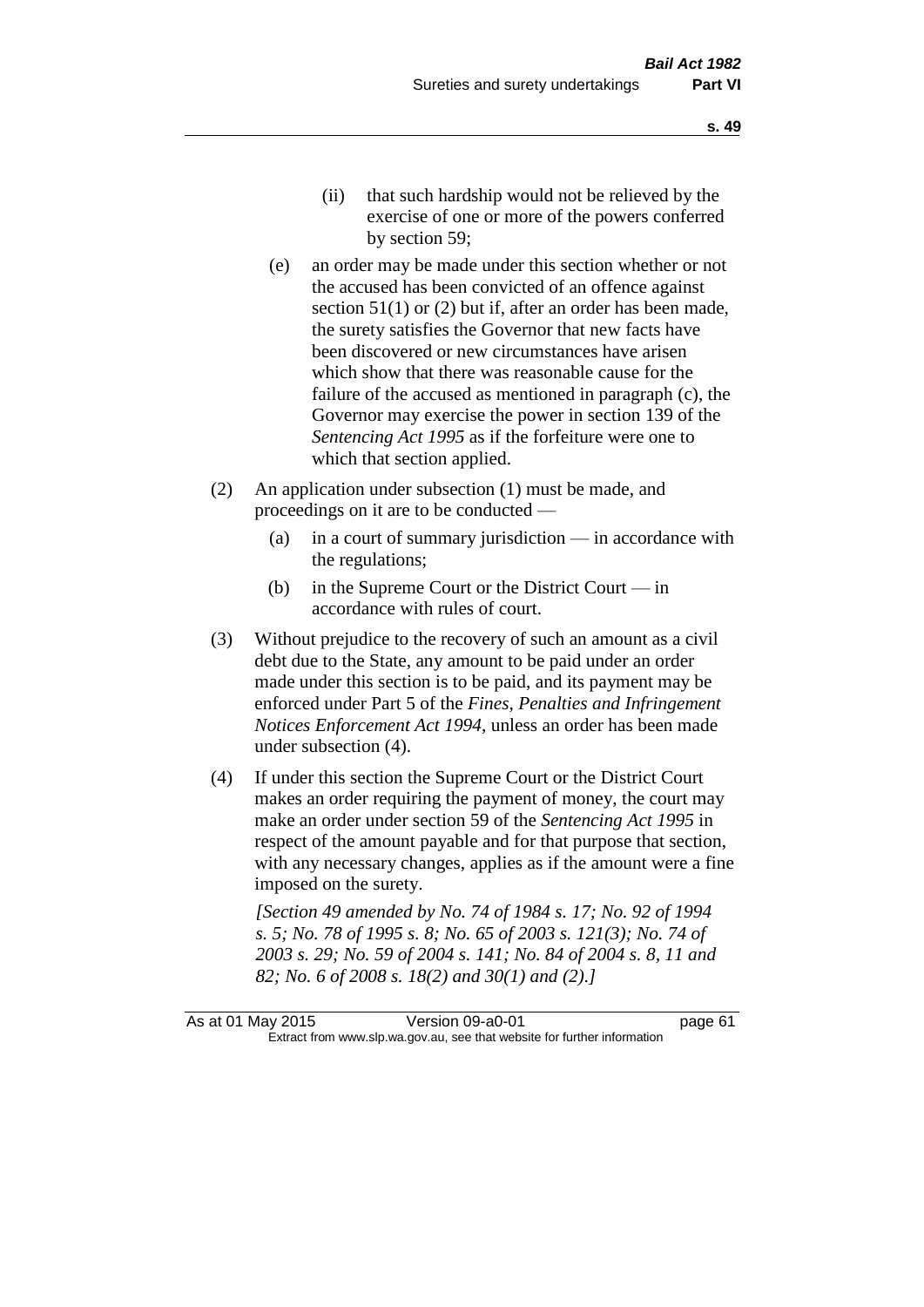(ii) that such hardship would not be relieved by the exercise of one or more of the powers conferred by section 59;

(e) an order may be made under this section whether or not the accused has been convicted of an offence against section 51(1) or (2) but if, after an order has been made, the surety satisfies the Governor that new facts have been discovered or new circumstances have arisen which show that there was reasonable cause for the failure of the accused as mentioned in paragraph (c), the Governor may exercise the power in section 139 of the *Sentencing Act 1995* as if the forfeiture were one to which that section applied.

(2) An application under subsection (1) must be made, and proceedings on it are to be conducted —

(a) in a court of summary jurisdiction — in accordance with the regulations;

(b) in the Supreme Court or the District Court — in accordance with rules of court.

(3) Without prejudice to the recovery of such an amount as a civil debt due to the State, any amount to be paid under an order made under this section is to be paid, and its payment may be enforced under Part 5 of the *Fines, Penalties and Infringement Notices Enforcement Act 1994*, unless an order has been made under subsection (4).

(4) If under this section the Supreme Court or the District Court makes an order requiring the payment of money, the court may make an order under section 59 of the *Sentencing Act 1995* in respect of the amount payable and for that purpose that section, with any necessary changes, applies as if the amount were a fine imposed on the surety.

*[Section 49 amended by No. 74 of 1984 s. 17; No. 92 of 1994 s. 5; No. 78 of 1995 s. 8; No. 65 of 2003 s. 121(3); No. 74 of 2003 s. 29; No. 59 of 2004 s. 141; No. 84 of 2004 s. 8, 11 and 82; No. 6 of 2008 s. 18(2) and 30(1) and (2).]*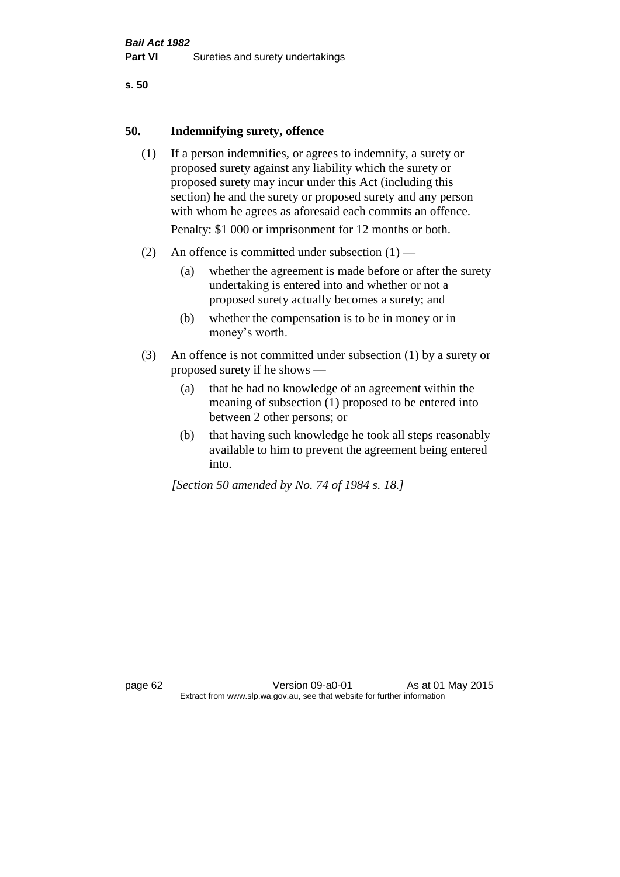## 50. Indemnifying surety, offence

(1) If a person indemnifies, or agrees to indemnify, a surety or proposed surety against any liability which the surety or proposed surety may incur under this Act (including this section) he and the surety or proposed surety and any person with whom he agrees as aforesaid each commits an offence.

Penalty: $1 000 or imprisonment for 12 months or both.

(2) An offence is committed under subsection (1) —

- (a) whether the agreement is made before or after the surety undertaking is entered into and whether or not a proposed surety actually becomes a surety; and
- (b) whether the compensation is to be in money or in money's worth.

(3) An offence is not committed under subsection (1) by a surety or proposed surety if he shows —

- (a) that he had no knowledge of an agreement within the meaning of subsection (1) proposed to be entered into between 2 other persons; or
- (b) that having such knowledge he took all steps reasonably available to him to prevent the agreement being entered into.

*[Section 50 amended by No. 74 of 1984 s. 18.]*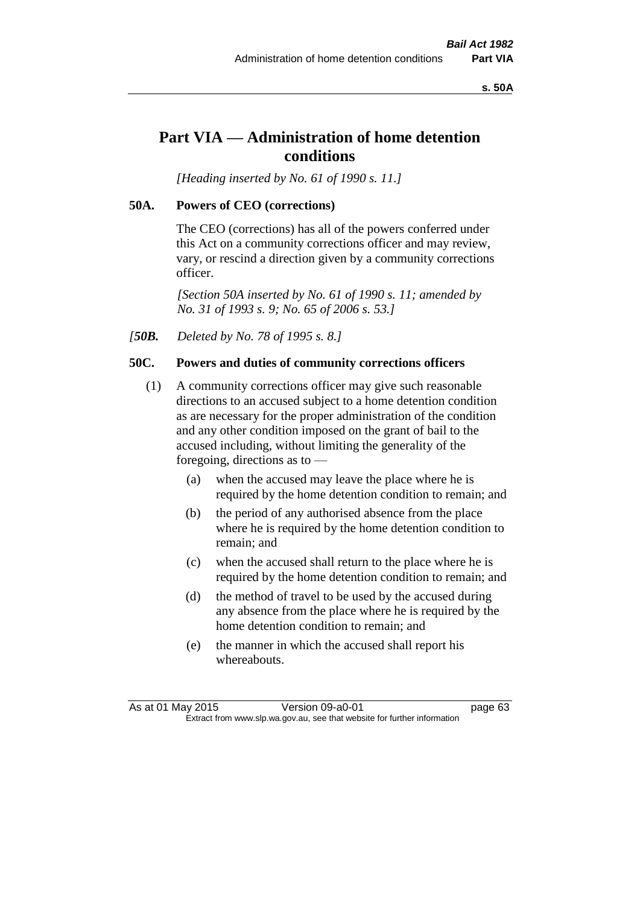# Part VIA — Administration of home detention conditions

*[Heading inserted by No. 61 of 1990 s. 11.]*

## 50A. Powers of CEO (corrections)

The CEO (corrections) has all of the powers conferred under this Act on a community corrections officer and may review, vary, or rescind a direction given by a community corrections officer.

*[Section 50A inserted by No. 61 of 1990 s. 11; amended by No. 31 of 1993 s. 9; No. 65 of 2006 s. 53.]*

*[**50B.** Deleted by No. 78 of 1995 s. 8.]*

## 50C. Powers and duties of community corrections officers

(1) A community corrections officer may give such reasonable directions to an accused subject to a home detention condition as are necessary for the proper administration of the condition and any other condition imposed on the grant of bail to the accused including, without limiting the generality of the foregoing, directions as to —

- (a) when the accused may leave the place where he is required by the home detention condition to remain; and
- (b) the period of any authorised absence from the place where he is required by the home detention condition to remain; and
- (c) when the accused shall return to the place where he is required by the home detention condition to remain; and
- (d) the method of travel to be used by the accused during any absence from the place where he is required by the home detention condition to remain; and
- (e) the manner in which the accused shall report his whereabouts.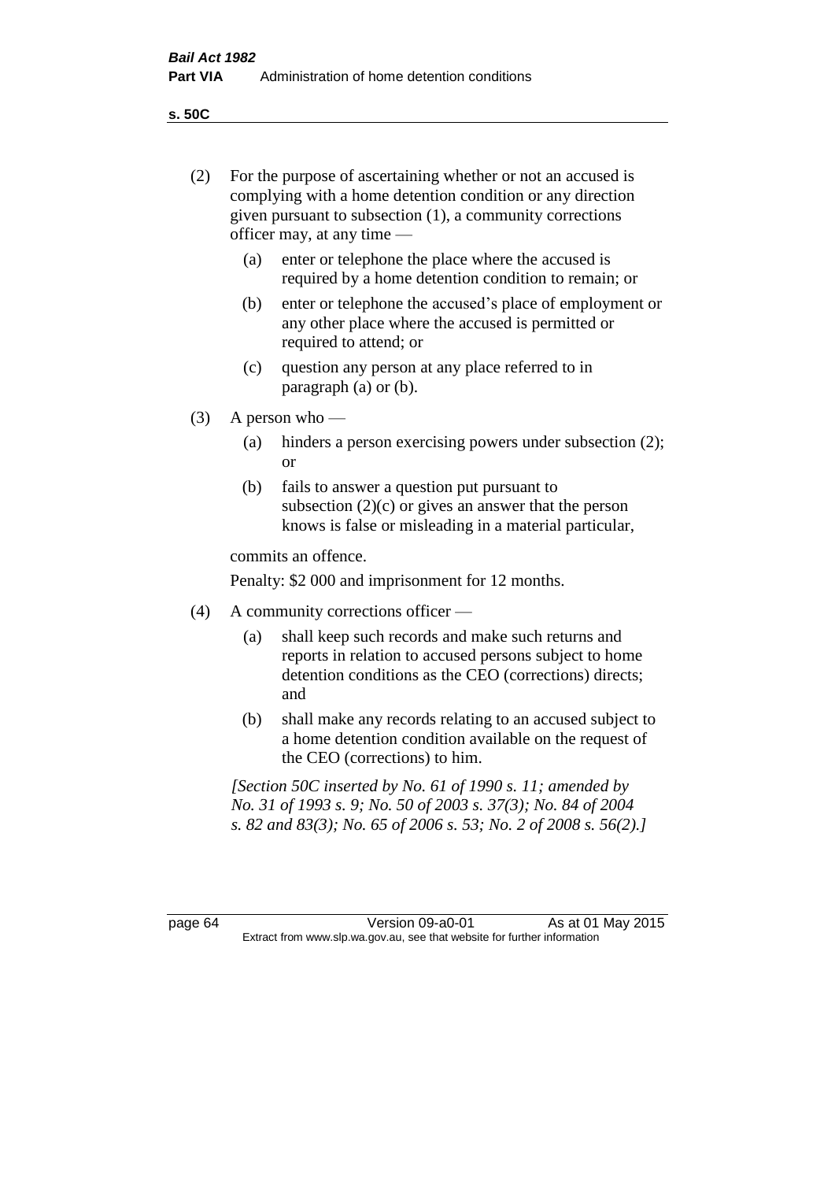(2) For the purpose of ascertaining whether or not an accused is complying with a home detention condition or any direction given pursuant to subsection (1), a community corrections officer may, at any time —

   (a) enter or telephone the place where the accused is required by a home detention condition to remain; or

   (b) enter or telephone the accused's place of employment or any other place where the accused is permitted or required to attend; or

   (c) question any person at any place referred to in paragraph (a) or (b).

(3) A person who —

   (a) hinders a person exercising powers under subsection (2); or

   (b) fails to answer a question put pursuant to subsection (2)(c) or gives an answer that the person knows is false or misleading in a material particular,

   commits an offence.

   Penalty: $2 000 and imprisonment for 12 months.

(4) A community corrections officer —

   (a) shall keep such records and make such returns and reports in relation to accused persons subject to home detention conditions as the CEO (corrections) directs; and

   (b) shall make any records relating to an accused subject to a home detention condition available on the request of the CEO (corrections) to him.

*[Section 50C inserted by No. 61 of 1990 s. 11; amended by No. 31 of 1993 s. 9; No. 50 of 2003 s. 37(3); No. 84 of 2004 s. 82 and 83(3); No. 65 of 2006 s. 53; No. 2 of 2008 s. 56(2).]*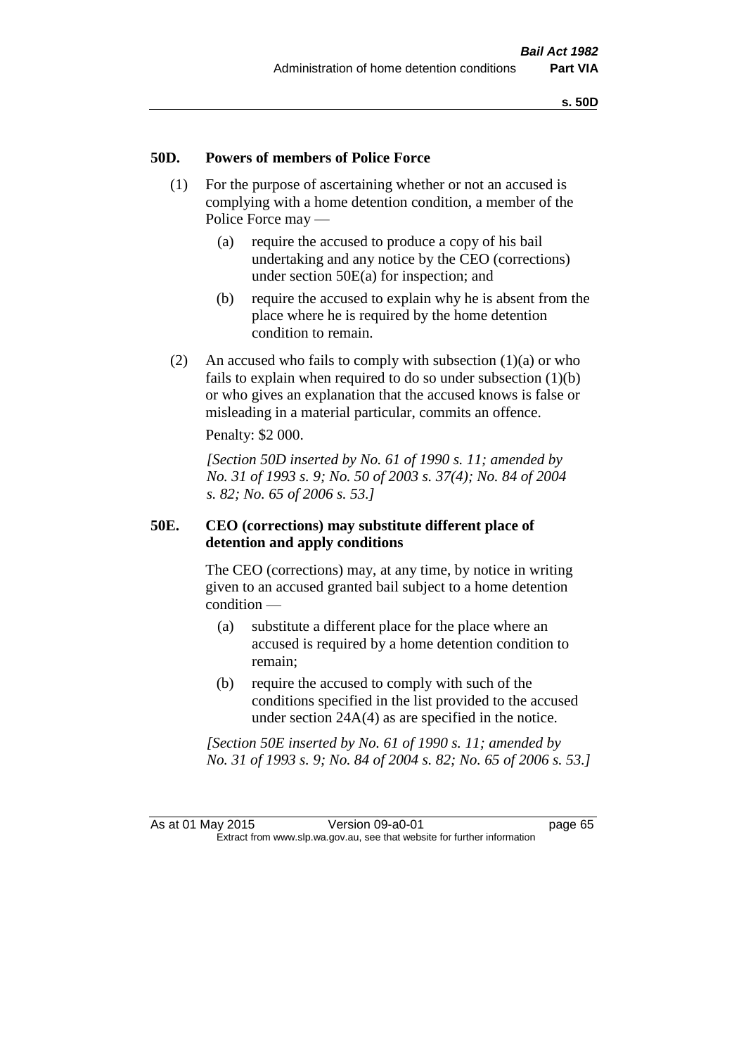### 50D. Powers of members of Police Force

(1) For the purpose of ascertaining whether or not an accused is complying with a home detention condition, a member of the Police Force may —

(a) require the accused to produce a copy of his bail undertaking and any notice by the CEO (corrections) under section 50E(a) for inspection; and

(b) require the accused to explain why he is absent from the place where he is required by the home detention condition to remain.

(2) An accused who fails to comply with subsection (1)(a) or who fails to explain when required to do so under subsection (1)(b) or who gives an explanation that the accused knows is false or misleading in a material particular, commits an offence.

Penalty: $2 000.

*[Section 50D inserted by No. 61 of 1990 s. 11; amended by No. 31 of 1993 s. 9; No. 50 of 2003 s. 37(4); No. 84 of 2004 s. 82; No. 65 of 2006 s. 53.]*

### 50E. CEO (corrections) may substitute different place of detention and apply conditions

The CEO (corrections) may, at any time, by notice in writing given to an accused granted bail subject to a home detention condition —

(a) substitute a different place for the place where an accused is required by a home detention condition to remain;

(b) require the accused to comply with such of the conditions specified in the list provided to the accused under section 24A(4) as are specified in the notice.

*[Section 50E inserted by No. 61 of 1990 s. 11; amended by No. 31 of 1993 s. 9; No. 84 of 2004 s. 82; No. 65 of 2006 s. 53.]*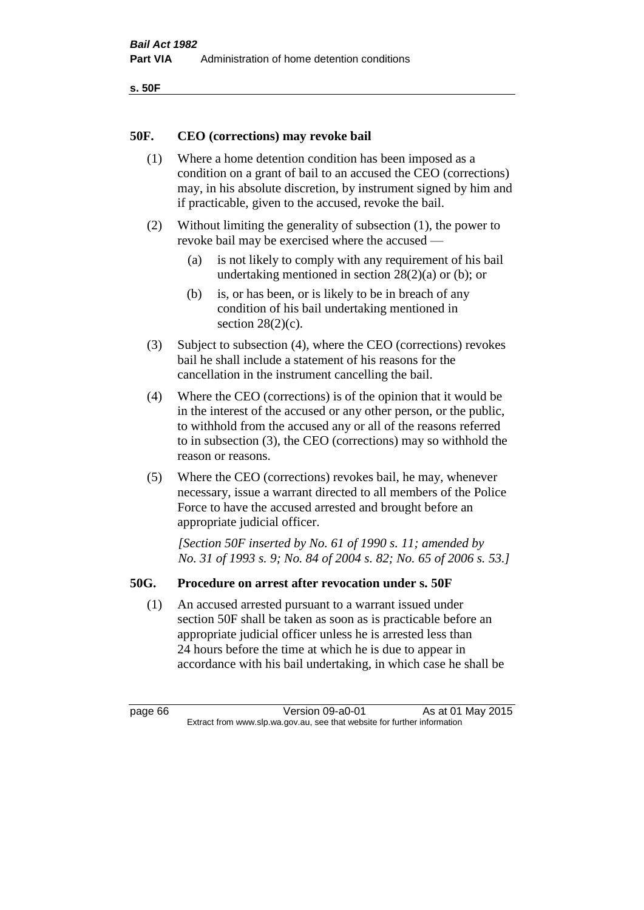## 50F. CEO (corrections) may revoke bail

(1) Where a home detention condition has been imposed as a condition on a grant of bail to an accused the CEO (corrections) may, in his absolute discretion, by instrument signed by him and if practicable, given to the accused, revoke the bail.

(2) Without limiting the generality of subsection (1), the power to revoke bail may be exercised where the accused —

(a) is not likely to comply with any requirement of his bail undertaking mentioned in section 28(2)(a) or (b); or

(b) is, or has been, or is likely to be in breach of any condition of his bail undertaking mentioned in section 28(2)(c).

(3) Subject to subsection (4), where the CEO (corrections) revokes bail he shall include a statement of his reasons for the cancellation in the instrument cancelling the bail.

(4) Where the CEO (corrections) is of the opinion that it would be in the interest of the accused or any other person, or the public, to withhold from the accused any or all of the reasons referred to in subsection (3), the CEO (corrections) may so withhold the reason or reasons.

(5) Where the CEO (corrections) revokes bail, he may, whenever necessary, issue a warrant directed to all members of the Police Force to have the accused arrested and brought before an appropriate judicial officer.

*[Section 50F inserted by No. 61 of 1990 s. 11; amended by No. 31 of 1993 s. 9; No. 84 of 2004 s. 82; No. 65 of 2006 s. 53.]*

## 50G. Procedure on arrest after revocation under s. 50F

(1) An accused arrested pursuant to a warrant issued under section 50F shall be taken as soon as is practicable before an appropriate judicial officer unless he is arrested less than 24 hours before the time at which he is due to appear in accordance with his bail undertaking, in which case he shall be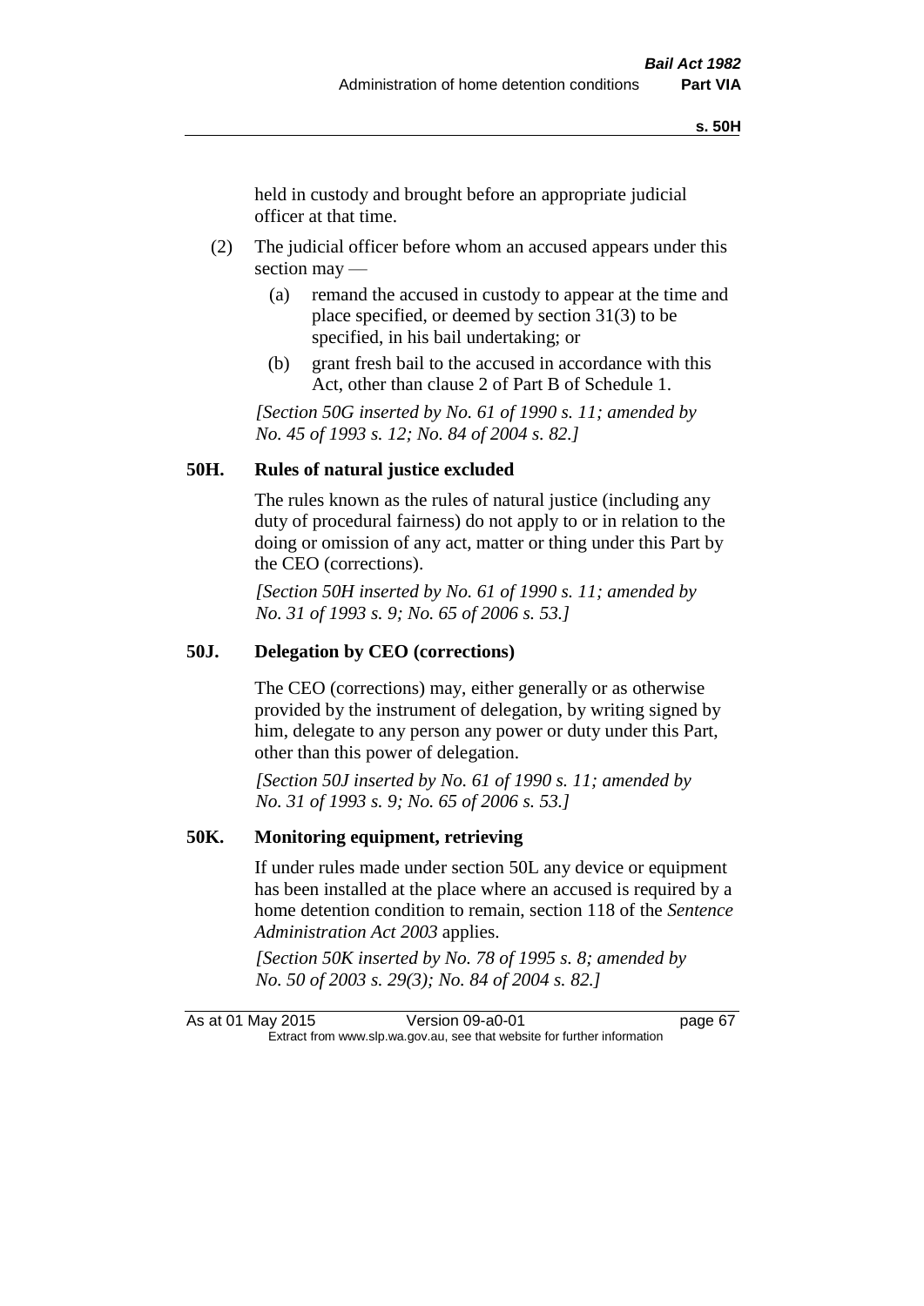held in custody and brought before an appropriate judicial officer at that time.

(2) The judicial officer before whom an accused appears under this section may —

(a) remand the accused in custody to appear at the time and place specified, or deemed by section 31(3) to be specified, in his bail undertaking; or

(b) grant fresh bail to the accused in accordance with this Act, other than clause 2 of Part B of Schedule 1.

*[Section 50G inserted by No. 61 of 1990 s. 11; amended by No. 45 of 1993 s. 12; No. 84 of 2004 s. 82.]*

### 50H. Rules of natural justice excluded

The rules known as the rules of natural justice (including any duty of procedural fairness) do not apply to or in relation to the doing or omission of any act, matter or thing under this Part by the CEO (corrections).

*[Section 50H inserted by No. 61 of 1990 s. 11; amended by No. 31 of 1993 s. 9; No. 65 of 2006 s. 53.]*

### 50J. Delegation by CEO (corrections)

The CEO (corrections) may, either generally or as otherwise provided by the instrument of delegation, by writing signed by him, delegate to any person any power or duty under this Part, other than this power of delegation.

*[Section 50J inserted by No. 61 of 1990 s. 11; amended by No. 31 of 1993 s. 9; No. 65 of 2006 s. 53.]*

### 50K. Monitoring equipment, retrieving

If under rules made under section 50L any device or equipment has been installed at the place where an accused is required by a home detention condition to remain, section 118 of the *Sentence Administration Act 2003* applies.

*[Section 50K inserted by No. 78 of 1995 s. 8; amended by No. 50 of 2003 s. 29(3); No. 84 of 2004 s. 82.]*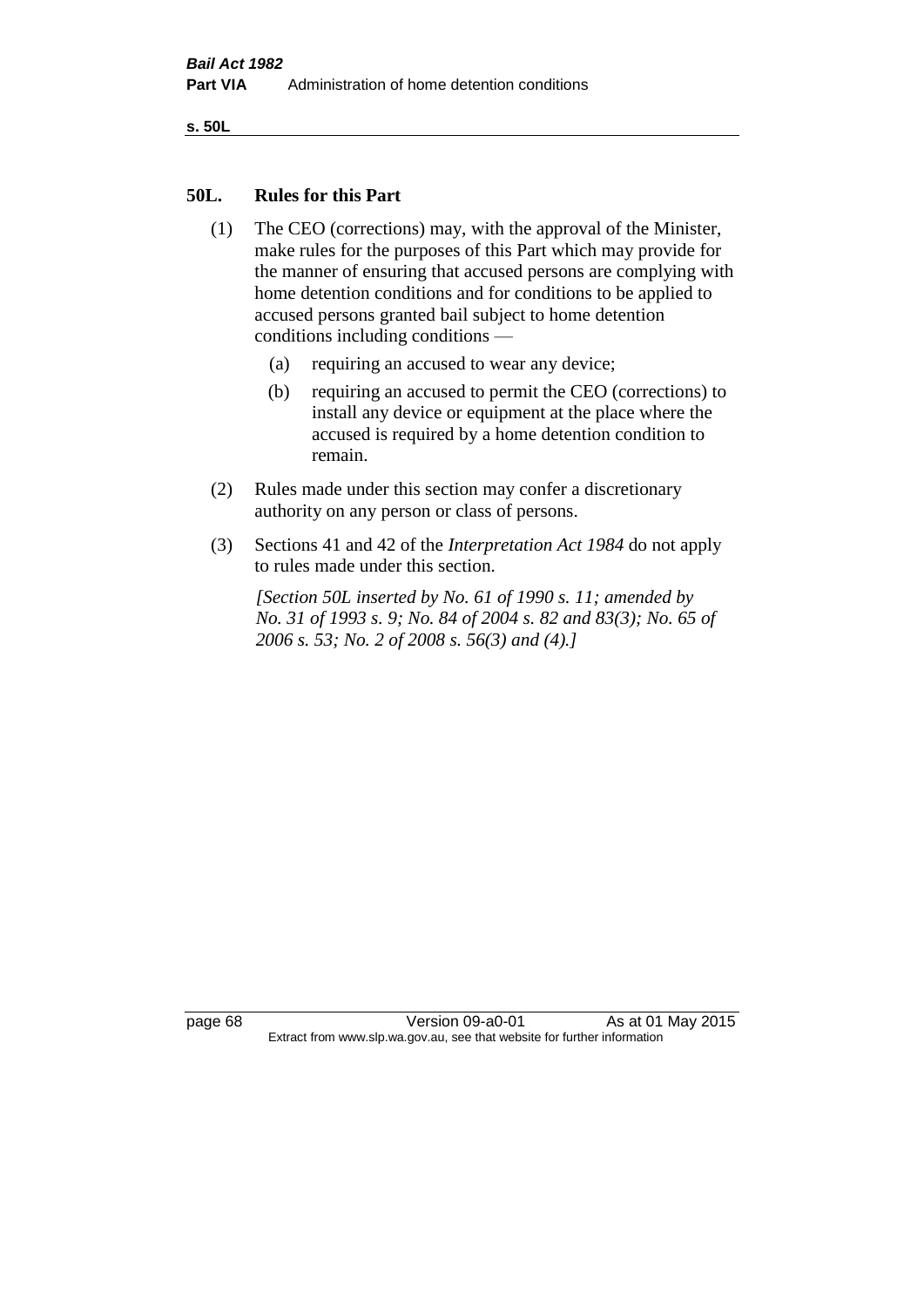## 50L. Rules for this Part

(1) The CEO (corrections) may, with the approval of the Minister, make rules for the purposes of this Part which may provide for the manner of ensuring that accused persons are complying with home detention conditions and for conditions to be applied to accused persons granted bail subject to home detention conditions including conditions —

  (a) requiring an accused to wear any device;

  (b) requiring an accused to permit the CEO (corrections) to install any device or equipment at the place where the accused is required by a home detention condition to remain.

(2) Rules made under this section may confer a discretionary authority on any person or class of persons.

(3) Sections 41 and 42 of the *Interpretation Act 1984* do not apply to rules made under this section.

*[Section 50L inserted by No. 61 of 1990 s. 11; amended by No. 31 of 1993 s. 9; No. 84 of 2004 s. 82 and 83(3); No. 65 of 2006 s. 53; No. 2 of 2008 s. 56(3) and (4).]*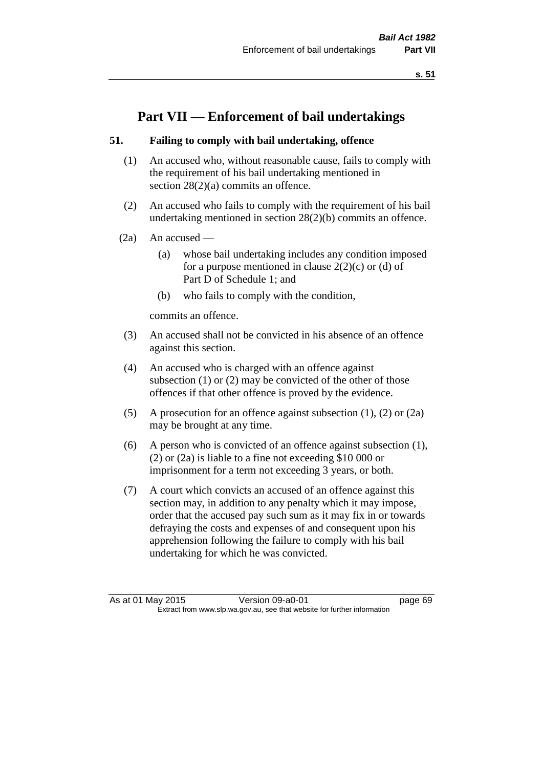# Part VII — Enforcement of bail undertakings

### 51. Failing to comply with bail undertaking, offence

(1) An accused who, without reasonable cause, fails to comply with the requirement of his bail undertaking mentioned in section 28(2)(a) commits an offence.

(2) An accused who fails to comply with the requirement of his bail undertaking mentioned in section 28(2)(b) commits an offence.

(2a) An accused —

- (a) whose bail undertaking includes any condition imposed for a purpose mentioned in clause 2(2)(c) or (d) of Part D of Schedule 1; and
- (b) who fails to comply with the condition,

commits an offence.

(3) An accused shall not be convicted in his absence of an offence against this section.

(4) An accused who is charged with an offence against subsection (1) or (2) may be convicted of the other of those offences if that other offence is proved by the evidence.

(5) A prosecution for an offence against subsection (1), (2) or (2a) may be brought at any time.

(6) A person who is convicted of an offence against subsection (1), (2) or (2a) is liable to a fine not exceeding $10 000 or imprisonment for a term not exceeding 3 years, or both.

(7) A court which convicts an accused of an offence against this section may, in addition to any penalty which it may impose, order that the accused pay such sum as it may fix in or towards defraying the costs and expenses of and consequent upon his apprehension following the failure to comply with his bail undertaking for which he was convicted.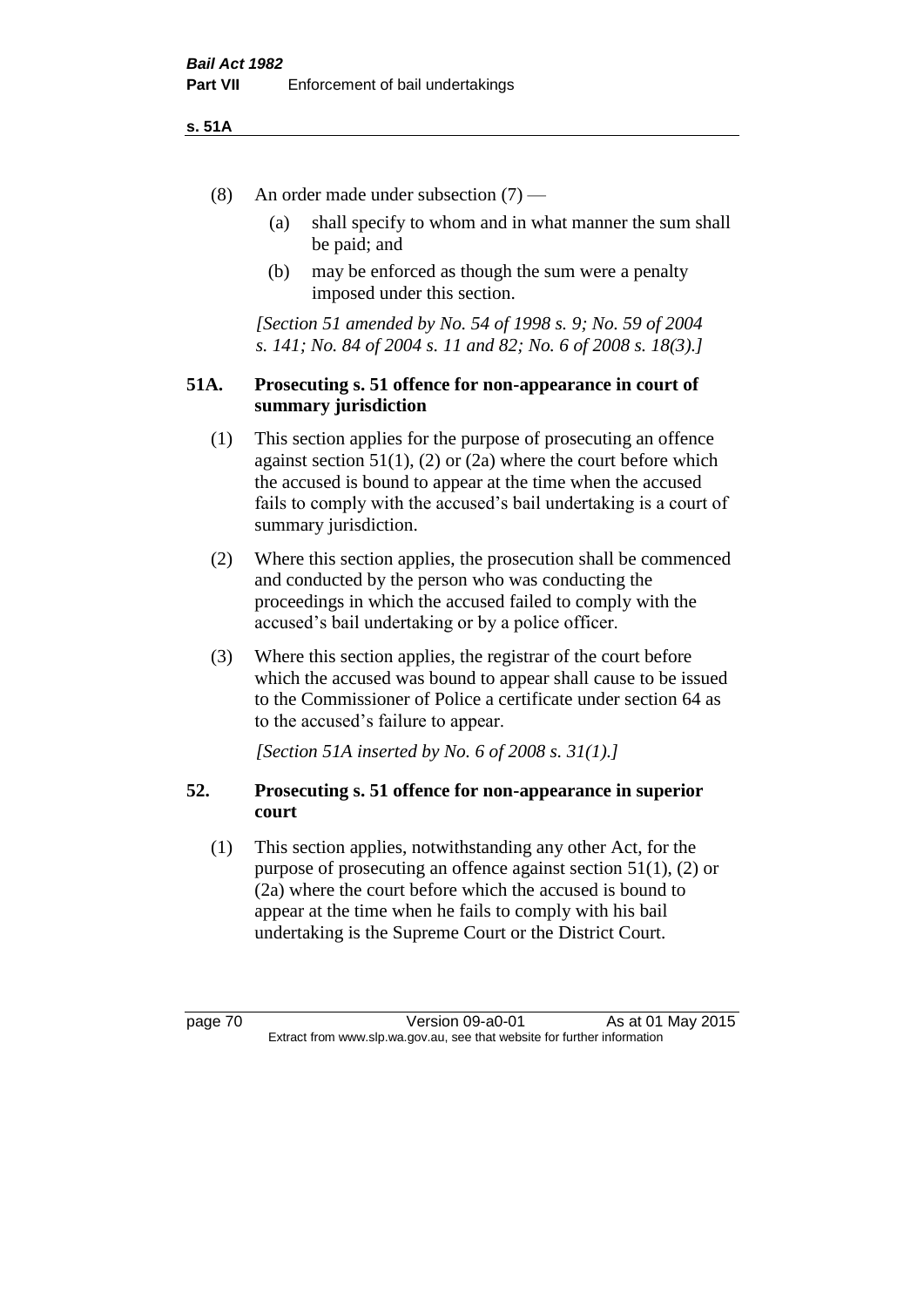(8) An order made under subsection (7) —

(a) shall specify to whom and in what manner the sum shall be paid; and

(b) may be enforced as though the sum were a penalty imposed under this section.

*[Section 51 amended by No. 54 of 1998 s. 9; No. 59 of 2004 s. 141; No. 84 of 2004 s. 11 and 82; No. 6 of 2008 s. 18(3).]*

### 51A. Prosecuting s. 51 offence for non-appearance in court of summary jurisdiction

(1) This section applies for the purpose of prosecuting an offence against section 51(1), (2) or (2a) where the court before which the accused is bound to appear at the time when the accused fails to comply with the accused's bail undertaking is a court of summary jurisdiction.

(2) Where this section applies, the prosecution shall be commenced and conducted by the person who was conducting the proceedings in which the accused failed to comply with the accused's bail undertaking or by a police officer.

(3) Where this section applies, the registrar of the court before which the accused was bound to appear shall cause to be issued to the Commissioner of Police a certificate under section 64 as to the accused's failure to appear.

*[Section 51A inserted by No. 6 of 2008 s. 31(1).]*

### 52. Prosecuting s. 51 offence for non-appearance in superior court

(1) This section applies, notwithstanding any other Act, for the purpose of prosecuting an offence against section 51(1), (2) or (2a) where the court before which the accused is bound to appear at the time when he fails to comply with his bail undertaking is the Supreme Court or the District Court.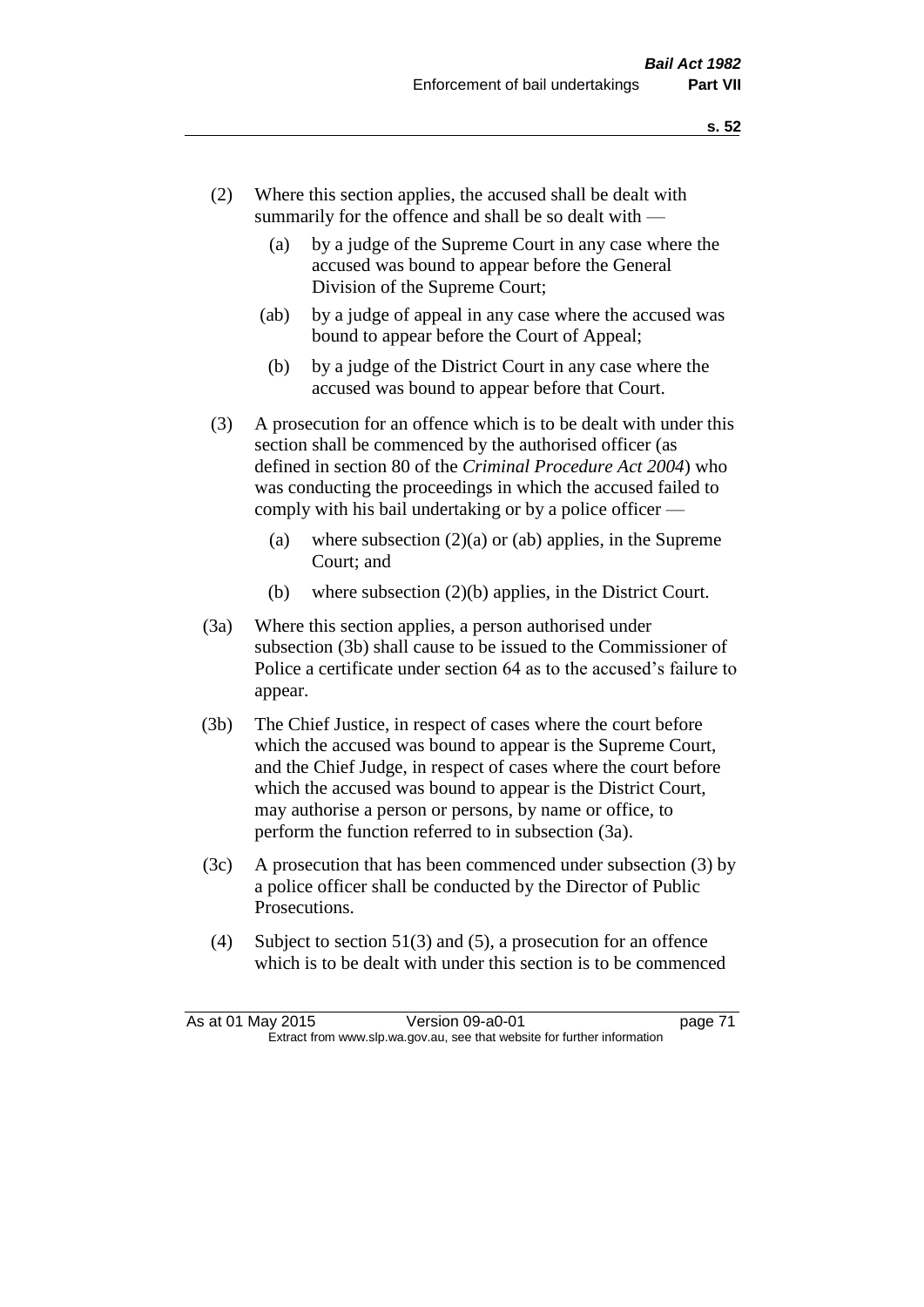(2) Where this section applies, the accused shall be dealt with summarily for the offence and shall be so dealt with —

 (a) by a judge of the Supreme Court in any case where the accused was bound to appear before the General Division of the Supreme Court;

 (ab) by a judge of appeal in any case where the accused was bound to appear before the Court of Appeal;

 (b) by a judge of the District Court in any case where the accused was bound to appear before that Court.

(3) A prosecution for an offence which is to be dealt with under this section shall be commenced by the authorised officer (as defined in section 80 of the *Criminal Procedure Act 2004*) who was conducting the proceedings in which the accused failed to comply with his bail undertaking or by a police officer —

 (a) where subsection (2)(a) or (ab) applies, in the Supreme Court; and

 (b) where subsection (2)(b) applies, in the District Court.

(3a) Where this section applies, a person authorised under subsection (3b) shall cause to be issued to the Commissioner of Police a certificate under section 64 as to the accused's failure to appear.

(3b) The Chief Justice, in respect of cases where the court before which the accused was bound to appear is the Supreme Court, and the Chief Judge, in respect of cases where the court before which the accused was bound to appear is the District Court, may authorise a person or persons, by name or office, to perform the function referred to in subsection (3a).

(3c) A prosecution that has been commenced under subsection (3) by a police officer shall be conducted by the Director of Public Prosecutions.

(4) Subject to section 51(3) and (5), a prosecution for an offence which is to be dealt with under this section is to be commenced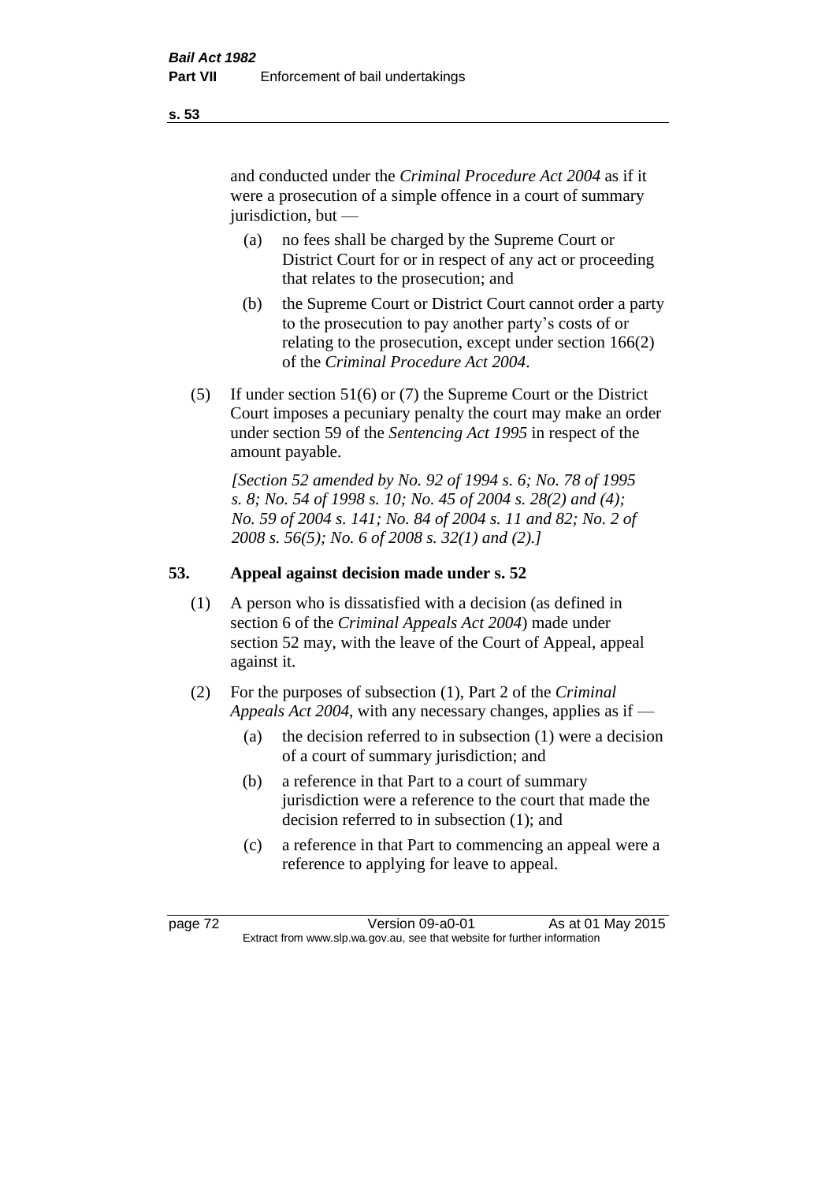and conducted under the *Criminal Procedure Act 2004* as if it were a prosecution of a simple offence in a court of summary jurisdiction, but —

(a) no fees shall be charged by the Supreme Court or District Court for or in respect of any act or proceeding that relates to the prosecution; and

(b) the Supreme Court or District Court cannot order a party to the prosecution to pay another party's costs of or relating to the prosecution, except under section 166(2) of the *Criminal Procedure Act 2004*.

(5) If under section 51(6) or (7) the Supreme Court or the District Court imposes a pecuniary penalty the court may make an order under section 59 of the *Sentencing Act 1995* in respect of the amount payable.

*[Section 52 amended by No. 92 of 1994 s. 6; No. 78 of 1995 s. 8; No. 54 of 1998 s. 10; No. 45 of 2004 s. 28(2) and (4); No. 59 of 2004 s. 141; No. 84 of 2004 s. 11 and 82; No. 2 of 2008 s. 56(5); No. 6 of 2008 s. 32(1) and (2).]*

### 53. Appeal against decision made under s. 52

(1) A person who is dissatisfied with a decision (as defined in section 6 of the *Criminal Appeals Act 2004*) made under section 52 may, with the leave of the Court of Appeal, appeal against it.

(2) For the purposes of subsection (1), Part 2 of the *Criminal Appeals Act 2004*, with any necessary changes, applies as if —

(a) the decision referred to in subsection (1) were a decision of a court of summary jurisdiction; and

(b) a reference in that Part to a court of summary jurisdiction were a reference to the court that made the decision referred to in subsection (1); and

(c) a reference in that Part to commencing an appeal were a reference to applying for leave to appeal.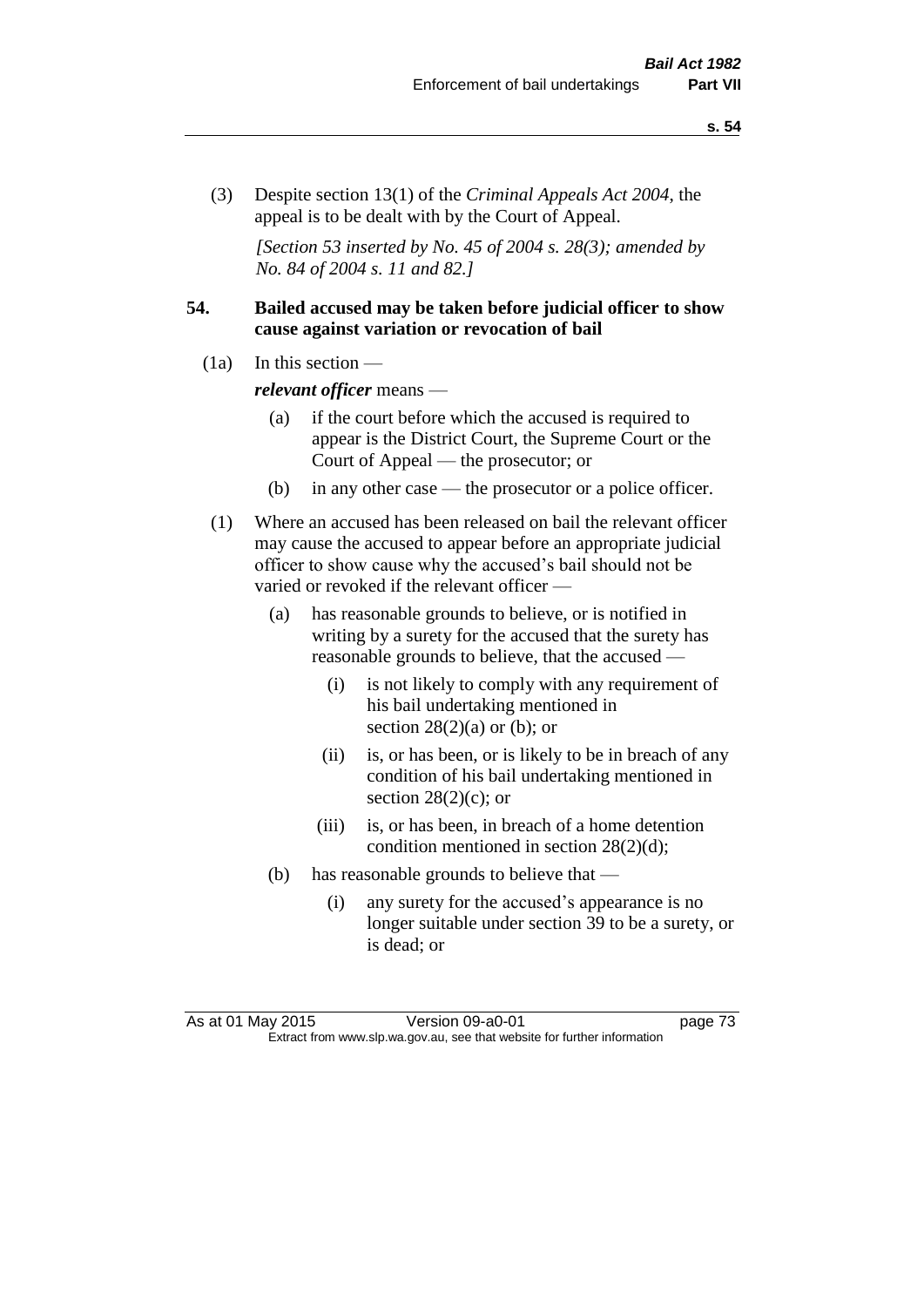(3) Despite section 13(1) of the *Criminal Appeals Act 2004*, the appeal is to be dealt with by the Court of Appeal.

*[Section 53 inserted by No. 45 of 2004 s. 28(3); amended by No. 84 of 2004 s. 11 and 82.]*

## 54. Bailed accused may be taken before judicial officer to show cause against variation or revocation of bail

(1a) In this section —

***relevant officer*** means —

- (a) if the court before which the accused is required to appear is the District Court, the Supreme Court or the Court of Appeal — the prosecutor; or
- (b) in any other case — the prosecutor or a police officer.

(1) Where an accused has been released on bail the relevant officer may cause the accused to appear before an appropriate judicial officer to show cause why the accused's bail should not be varied or revoked if the relevant officer —

- (a) has reasonable grounds to believe, or is notified in writing by a surety for the accused that the surety has reasonable grounds to believe, that the accused —
  - (i) is not likely to comply with any requirement of his bail undertaking mentioned in section 28(2)(a) or (b); or
  - (ii) is, or has been, or is likely to be in breach of any condition of his bail undertaking mentioned in section 28(2)(c); or
  - (iii) is, or has been, in breach of a home detention condition mentioned in section 28(2)(d);
- (b) has reasonable grounds to believe that —
  - (i) any surety for the accused's appearance is no longer suitable under section 39 to be a surety, or is dead; or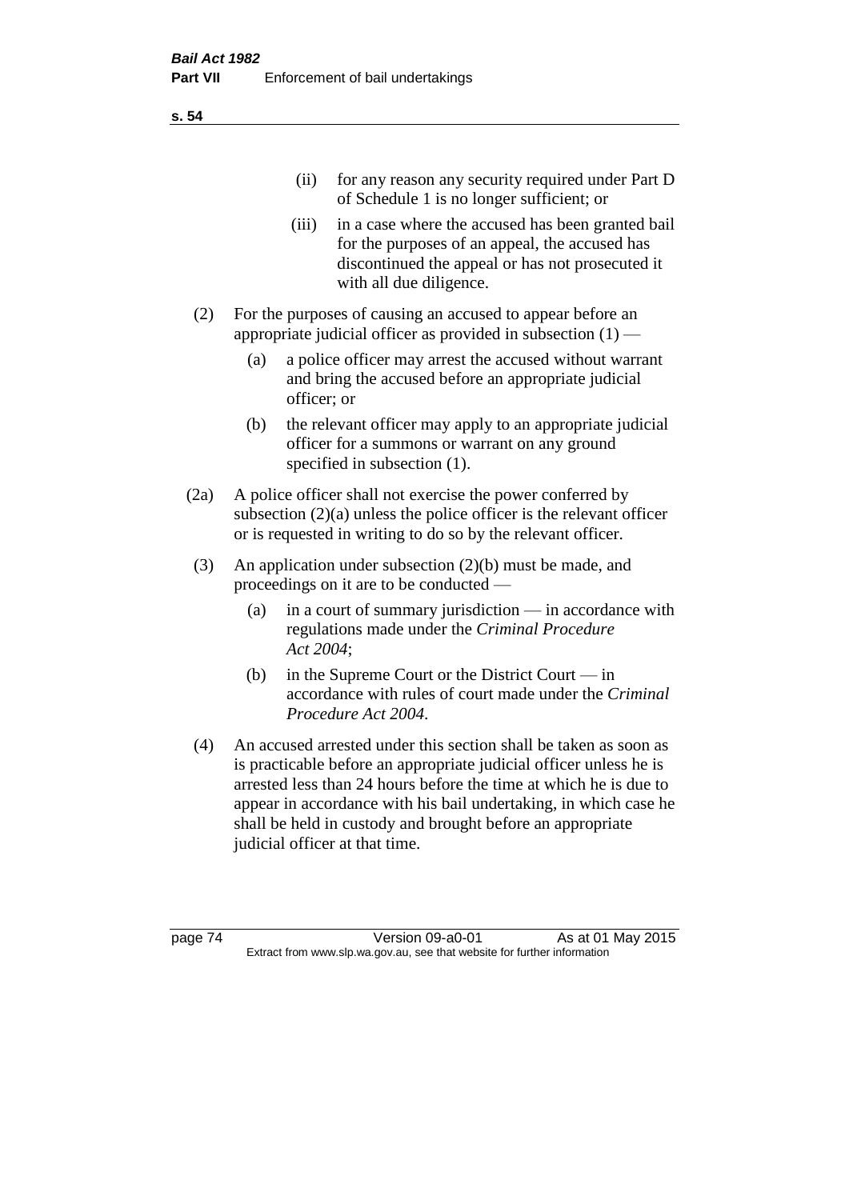(ii) for any reason any security required under Part D of Schedule 1 is no longer sufficient; or

(iii) in a case where the accused has been granted bail for the purposes of an appeal, the accused has discontinued the appeal or has not prosecuted it with all due diligence.

(2) For the purposes of causing an accused to appear before an appropriate judicial officer as provided in subsection (1) —

(a) a police officer may arrest the accused without warrant and bring the accused before an appropriate judicial officer; or

(b) the relevant officer may apply to an appropriate judicial officer for a summons or warrant on any ground specified in subsection (1).

(2a) A police officer shall not exercise the power conferred by subsection (2)(a) unless the police officer is the relevant officer or is requested in writing to do so by the relevant officer.

(3) An application under subsection (2)(b) must be made, and proceedings on it are to be conducted —

(a) in a court of summary jurisdiction — in accordance with regulations made under the *Criminal Procedure Act 2004*;

(b) in the Supreme Court or the District Court — in accordance with rules of court made under the *Criminal Procedure Act 2004*.

(4) An accused arrested under this section shall be taken as soon as is practicable before an appropriate judicial officer unless he is arrested less than 24 hours before the time at which he is due to appear in accordance with his bail undertaking, in which case he shall be held in custody and brought before an appropriate judicial officer at that time.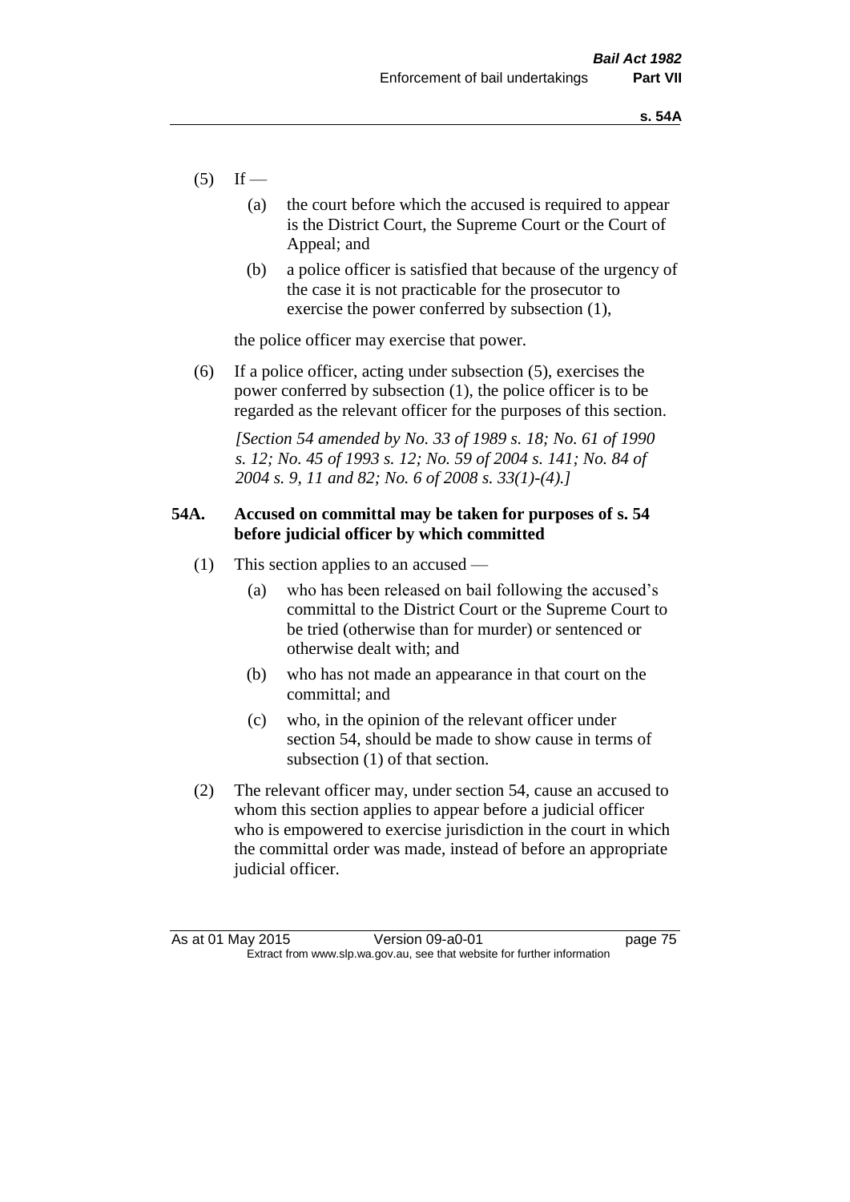(5) If —

(a) the court before which the accused is required to appear is the District Court, the Supreme Court or the Court of Appeal; and

(b) a police officer is satisfied that because of the urgency of the case it is not practicable for the prosecutor to exercise the power conferred by subsection (1),

the police officer may exercise that power.

(6) If a police officer, acting under subsection (5), exercises the power conferred by subsection (1), the police officer is to be regarded as the relevant officer for the purposes of this section.

*[Section 54 amended by No. 33 of 1989 s. 18; No. 61 of 1990 s. 12; No. 45 of 1993 s. 12; No. 59 of 2004 s. 141; No. 84 of 2004 s. 9, 11 and 82; No. 6 of 2008 s. 33(1)-(4).]*

### 54A. Accused on committal may be taken for purposes of s. 54 before judicial officer by which committed

(1) This section applies to an accused —

(a) who has been released on bail following the accused's committal to the District Court or the Supreme Court to be tried (otherwise than for murder) or sentenced or otherwise dealt with; and

(b) who has not made an appearance in that court on the committal; and

(c) who, in the opinion of the relevant officer under section 54, should be made to show cause in terms of subsection (1) of that section.

(2) The relevant officer may, under section 54, cause an accused to whom this section applies to appear before a judicial officer who is empowered to exercise jurisdiction in the court in which the committal order was made, instead of before an appropriate judicial officer.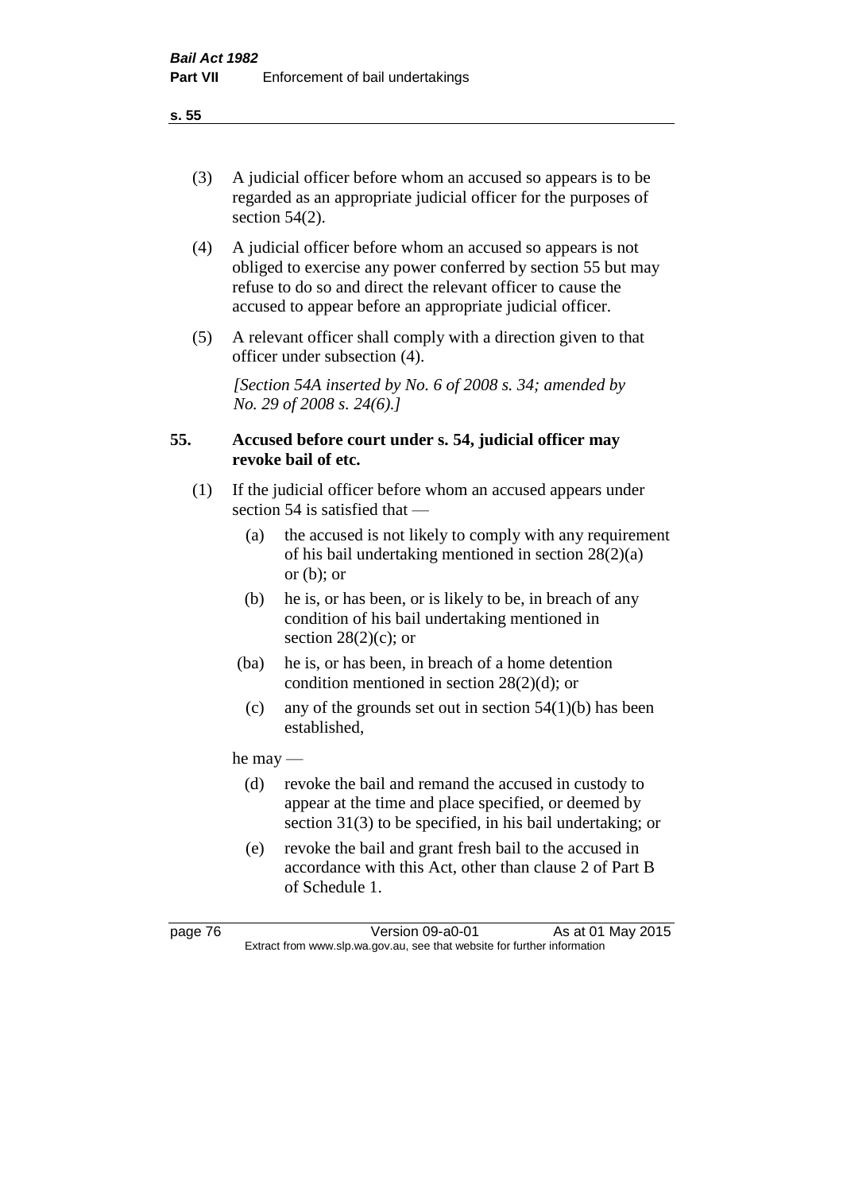(3) A judicial officer before whom an accused so appears is to be regarded as an appropriate judicial officer for the purposes of section 54(2).

(4) A judicial officer before whom an accused so appears is not obliged to exercise any power conferred by section 55 but may refuse to do so and direct the relevant officer to cause the accused to appear before an appropriate judicial officer.

(5) A relevant officer shall comply with a direction given to that officer under subsection (4).

*[Section 54A inserted by No. 6 of 2008 s. 34; amended by No. 29 of 2008 s. 24(6).]*

**55. Accused before court under s. 54, judicial officer may revoke bail of etc.**

(1) If the judicial officer before whom an accused appears under section 54 is satisfied that —

- (a) the accused is not likely to comply with any requirement of his bail undertaking mentioned in section 28(2)(a) or (b); or
- (b) he is, or has been, or is likely to be, in breach of any condition of his bail undertaking mentioned in section 28(2)(c); or
- (ba) he is, or has been, in breach of a home detention condition mentioned in section 28(2)(d); or
- (c) any of the grounds set out in section 54(1)(b) has been established,

he may —

- (d) revoke the bail and remand the accused in custody to appear at the time and place specified, or deemed by section 31(3) to be specified, in his bail undertaking; or
- (e) revoke the bail and grant fresh bail to the accused in accordance with this Act, other than clause 2 of Part B of Schedule 1.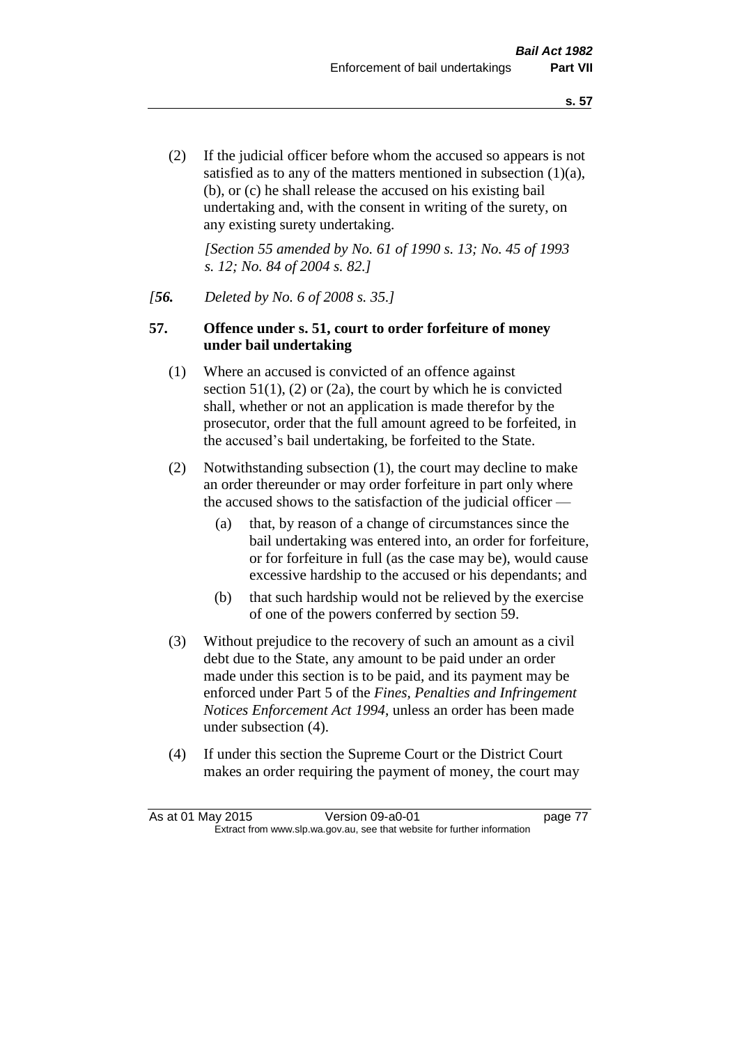(2) If the judicial officer before whom the accused so appears is not satisfied as to any of the matters mentioned in subsection (1)(a), (b), or (c) he shall release the accused on his existing bail undertaking and, with the consent in writing of the surety, on any existing surety undertaking.

*[Section 55 amended by No. 61 of 1990 s. 13; No. 45 of 1993 s. 12; No. 84 of 2004 s. 82.]*

*[**56.** Deleted by No. 6 of 2008 s. 35.]*

### 57. Offence under s. 51, court to order forfeiture of money under bail undertaking

(1) Where an accused is convicted of an offence against section 51(1), (2) or (2a), the court by which he is convicted shall, whether or not an application is made therefor by the prosecutor, order that the full amount agreed to be forfeited, in the accused's bail undertaking, be forfeited to the State.

(2) Notwithstanding subsection (1), the court may decline to make an order thereunder or may order forfeiture in part only where the accused shows to the satisfaction of the judicial officer —

(a) that, by reason of a change of circumstances since the bail undertaking was entered into, an order for forfeiture, or for forfeiture in full (as the case may be), would cause excessive hardship to the accused or his dependants; and

(b) that such hardship would not be relieved by the exercise of one of the powers conferred by section 59.

(3) Without prejudice to the recovery of such an amount as a civil debt due to the State, any amount to be paid under an order made under this section is to be paid, and its payment may be enforced under Part 5 of the *Fines, Penalties and Infringement Notices Enforcement Act 1994*, unless an order has been made under subsection (4).

(4) If under this section the Supreme Court or the District Court makes an order requiring the payment of money, the court may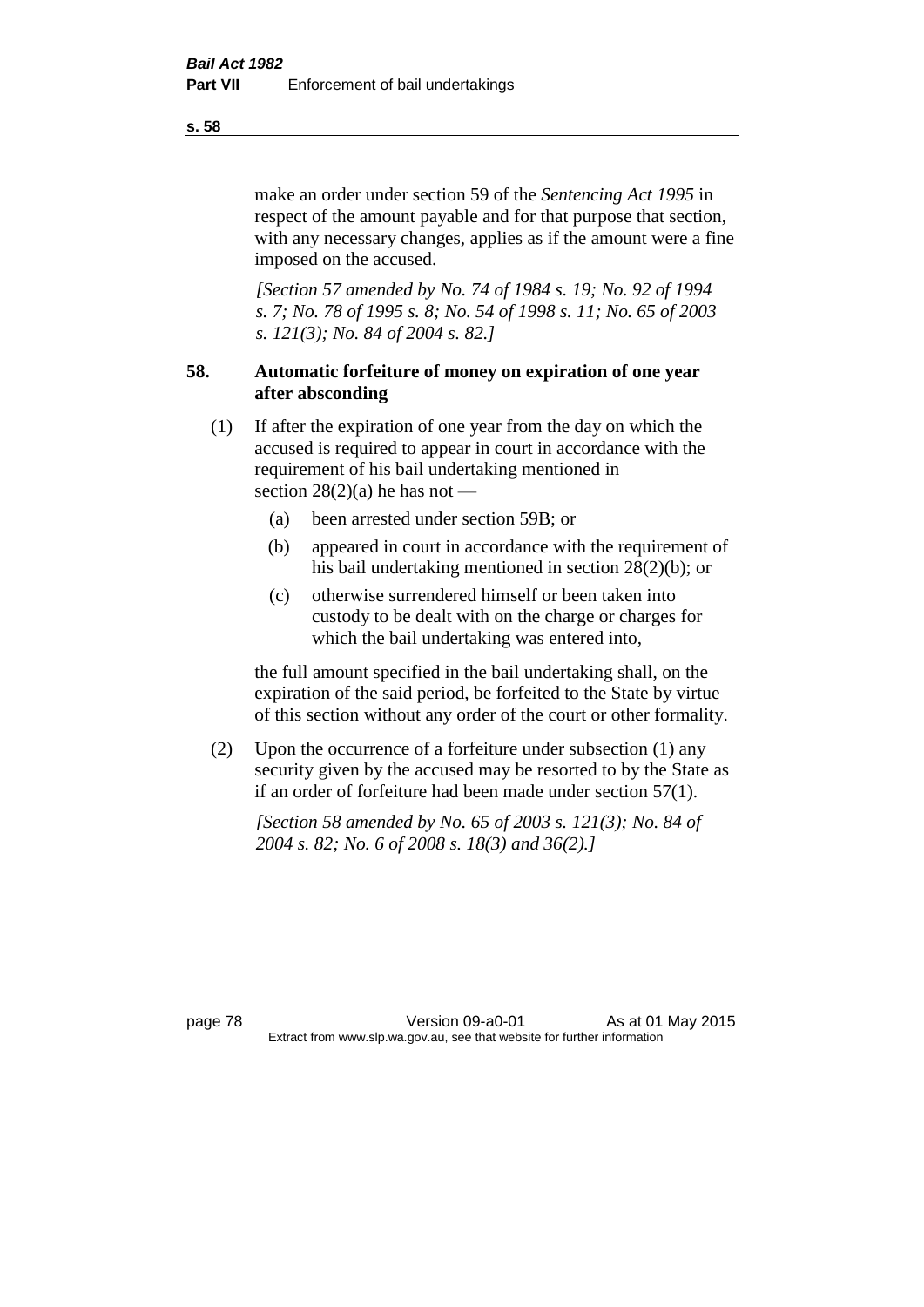make an order under section 59 of the *Sentencing Act 1995* in respect of the amount payable and for that purpose that section, with any necessary changes, applies as if the amount were a fine imposed on the accused.

*[Section 57 amended by No. 74 of 1984 s. 19; No. 92 of 1994 s. 7; No. 78 of 1995 s. 8; No. 54 of 1998 s. 11; No. 65 of 2003 s. 121(3); No. 84 of 2004 s. 82.]*

**58. Automatic forfeiture of money on expiration of one year after absconding**

(1) If after the expiration of one year from the day on which the accused is required to appear in court in accordance with the requirement of his bail undertaking mentioned in section 28(2)(a) he has not —

(a) been arrested under section 59B; or

(b) appeared in court in accordance with the requirement of his bail undertaking mentioned in section 28(2)(b); or

(c) otherwise surrendered himself or been taken into custody to be dealt with on the charge or charges for which the bail undertaking was entered into,

the full amount specified in the bail undertaking shall, on the expiration of the said period, be forfeited to the State by virtue of this section without any order of the court or other formality.

(2) Upon the occurrence of a forfeiture under subsection (1) any security given by the accused may be resorted to by the State as if an order of forfeiture had been made under section 57(1).

*[Section 58 amended by No. 65 of 2003 s. 121(3); No. 84 of 2004 s. 82; No. 6 of 2008 s. 18(3) and 36(2).]*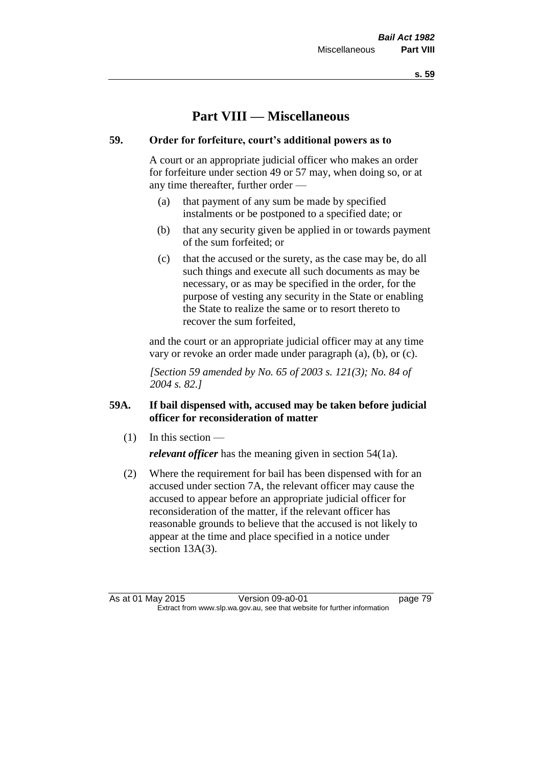# Part VIII — Miscellaneous

**59. Order for forfeiture, court's additional powers as to**

A court or an appropriate judicial officer who makes an order for forfeiture under section 49 or 57 may, when doing so, or at any time thereafter, further order —

(a) that payment of any sum be made by specified instalments or be postponed to a specified date; or

(b) that any security given be applied in or towards payment of the sum forfeited; or

(c) that the accused or the surety, as the case may be, do all such things and execute all such documents as may be necessary, or as may be specified in the order, for the purpose of vesting any security in the State or enabling the State to realize the same or to resort thereto to recover the sum forfeited,

and the court or an appropriate judicial officer may at any time vary or revoke an order made under paragraph (a), (b), or (c).

*[Section 59 amended by No. 65 of 2003 s. 121(3); No. 84 of 2004 s. 82.]*

**59A. If bail dispensed with, accused may be taken before judicial officer for reconsideration of matter**

(1) In this section —

***relevant officer*** has the meaning given in section 54(1a).

(2) Where the requirement for bail has been dispensed with for an accused under section 7A, the relevant officer may cause the accused to appear before an appropriate judicial officer for reconsideration of the matter, if the relevant officer has reasonable grounds to believe that the accused is not likely to appear at the time and place specified in a notice under section 13A(3).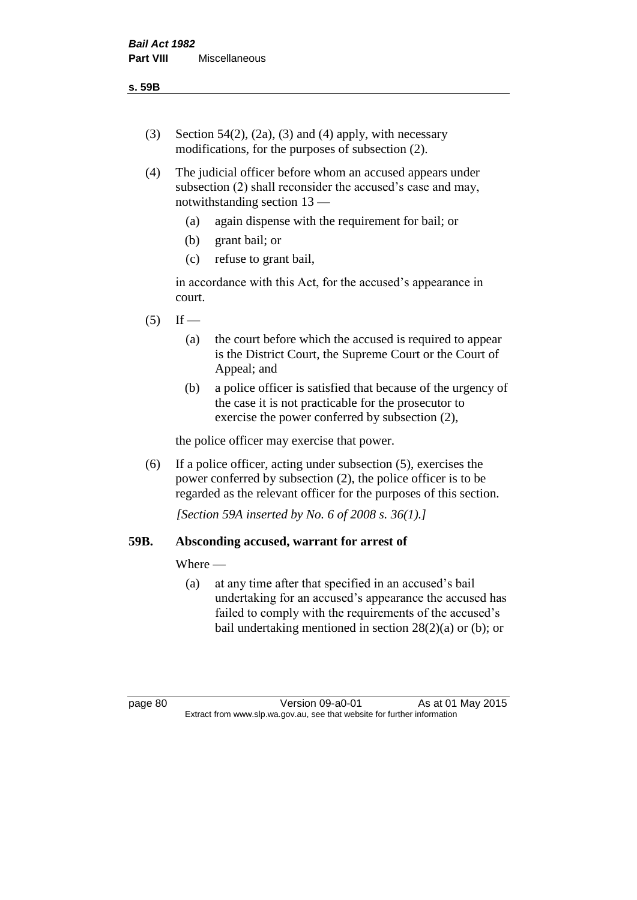(3) Section 54(2), (2a), (3) and (4) apply, with necessary modifications, for the purposes of subsection (2).

(4) The judicial officer before whom an accused appears under subsection (2) shall reconsider the accused's case and may, notwithstanding section 13 —

  (a) again dispense with the requirement for bail; or

  (b) grant bail; or

  (c) refuse to grant bail,

  in accordance with this Act, for the accused's appearance in court.

(5) If —

  (a) the court before which the accused is required to appear is the District Court, the Supreme Court or the Court of Appeal; and

  (b) a police officer is satisfied that because of the urgency of the case it is not practicable for the prosecutor to exercise the power conferred by subsection (2),

  the police officer may exercise that power.

(6) If a police officer, acting under subsection (5), exercises the power conferred by subsection (2), the police officer is to be regarded as the relevant officer for the purposes of this section.

*[Section 59A inserted by No. 6 of 2008 s. 36(1).]*

### 59B. Absconding accused, warrant for arrest of

Where —

  (a) at any time after that specified in an accused's bail undertaking for an accused's appearance the accused has failed to comply with the requirements of the accused's bail undertaking mentioned in section 28(2)(a) or (b); or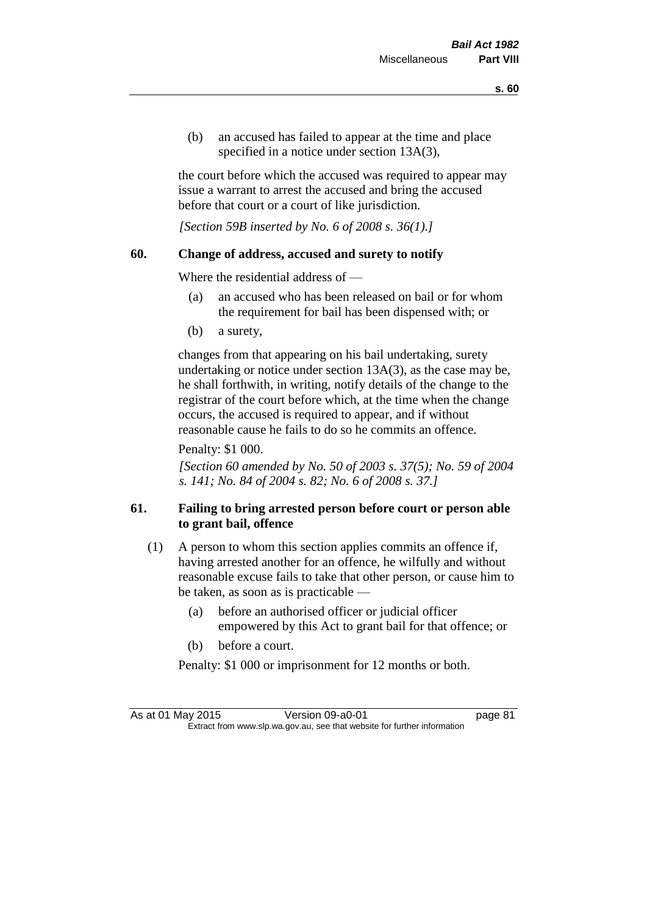(b) an accused has failed to appear at the time and place specified in a notice under section 13A(3),

the court before which the accused was required to appear may issue a warrant to arrest the accused and bring the accused before that court or a court of like jurisdiction.

*[Section 59B inserted by No. 6 of 2008 s. 36(1).]*

**60. Change of address, accused and surety to notify**

Where the residential address of —

(a) an accused who has been released on bail or for whom the requirement for bail has been dispensed with; or

(b) a surety,

changes from that appearing on his bail undertaking, surety undertaking or notice under section 13A(3), as the case may be, he shall forthwith, in writing, notify details of the change to the registrar of the court before which, at the time when the change occurs, the accused is required to appear, and if without reasonable cause he fails to do so he commits an offence.

Penalty: $1 000.

*[Section 60 amended by No. 50 of 2003 s. 37(5); No. 59 of 2004 s. 141; No. 84 of 2004 s. 82; No. 6 of 2008 s. 37.]*

**61. Failing to bring arrested person before court or person able to grant bail, offence**

(1) A person to whom this section applies commits an offence if, having arrested another for an offence, he wilfully and without reasonable excuse fails to take that other person, or cause him to be taken, as soon as is practicable —

(a) before an authorised officer or judicial officer empowered by this Act to grant bail for that offence; or

(b) before a court.

Penalty: $1 000 or imprisonment for 12 months or both.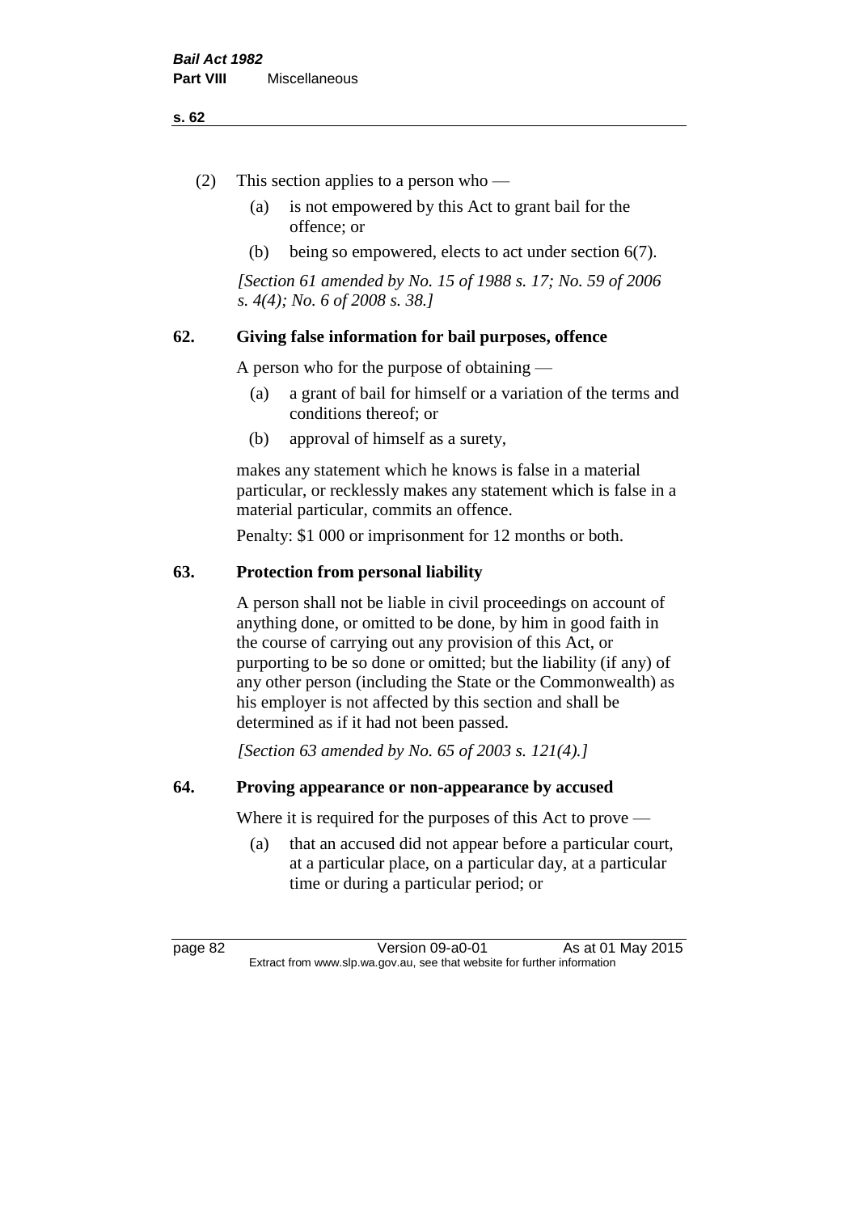(2) This section applies to a person who —

(a) is not empowered by this Act to grant bail for the offence; or

(b) being so empowered, elects to act under section 6(7).

*[Section 61 amended by No. 15 of 1988 s. 17; No. 59 of 2006 s. 4(4); No. 6 of 2008 s. 38.]*

### 62. Giving false information for bail purposes, offence

A person who for the purpose of obtaining —

(a) a grant of bail for himself or a variation of the terms and conditions thereof; or

(b) approval of himself as a surety,

makes any statement which he knows is false in a material particular, or recklessly makes any statement which is false in a material particular, commits an offence.

Penalty: $1 000 or imprisonment for 12 months or both.

### 63. Protection from personal liability

A person shall not be liable in civil proceedings on account of anything done, or omitted to be done, by him in good faith in the course of carrying out any provision of this Act, or purporting to be so done or omitted; but the liability (if any) of any other person (including the State or the Commonwealth) as his employer is not affected by this section and shall be determined as if it had not been passed.

*[Section 63 amended by No. 65 of 2003 s. 121(4).]*

### 64. Proving appearance or non-appearance by accused

Where it is required for the purposes of this Act to prove —

(a) that an accused did not appear before a particular court, at a particular place, on a particular day, at a particular time or during a particular period; or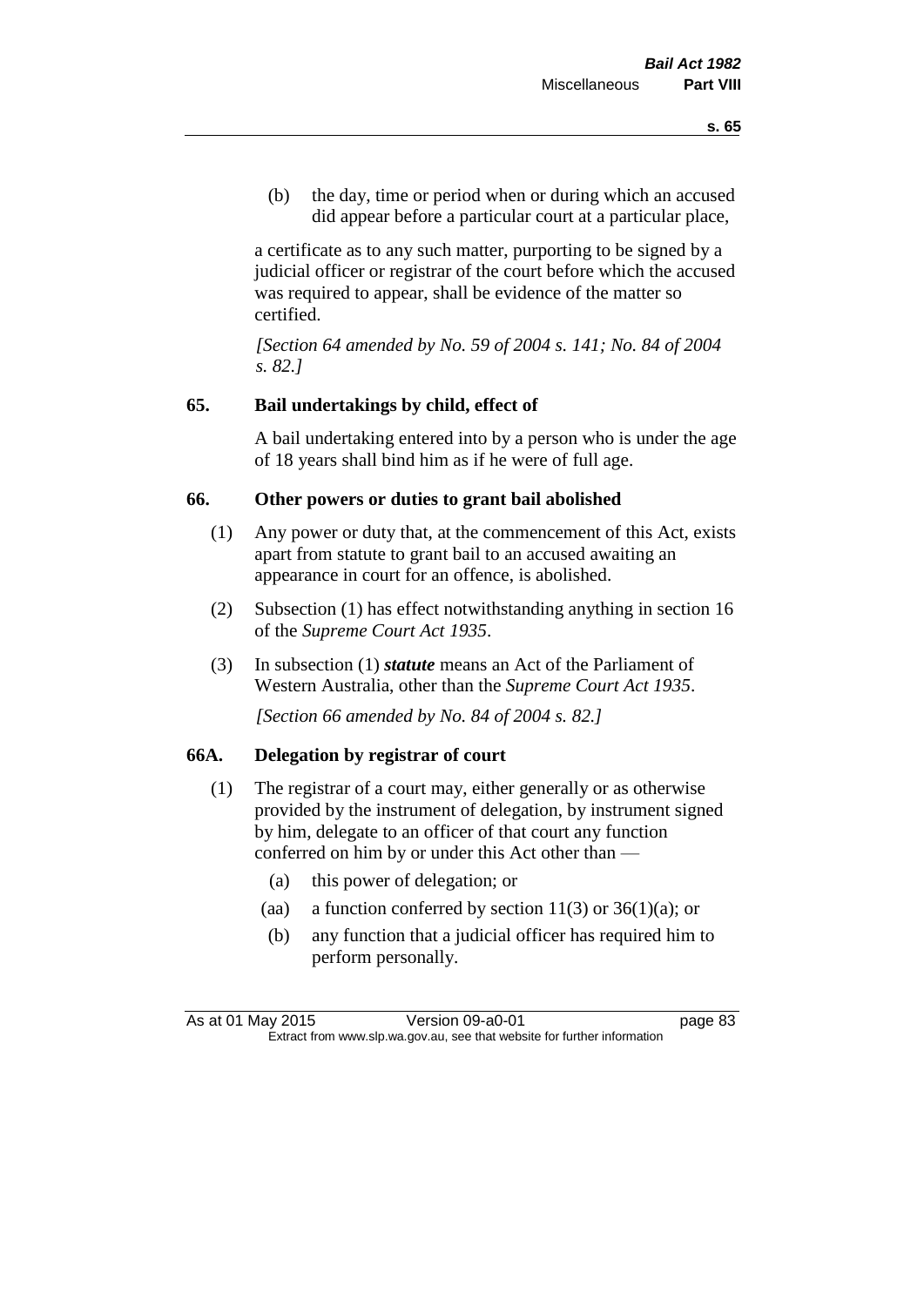(b) the day, time or period when or during which an accused did appear before a particular court at a particular place,

a certificate as to any such matter, purporting to be signed by a judicial officer or registrar of the court before which the accused was required to appear, shall be evidence of the matter so certified.

*[Section 64 amended by No. 59 of 2004 s. 141; No. 84 of 2004 s. 82.]*

## 65. Bail undertakings by child, effect of

A bail undertaking entered into by a person who is under the age of 18 years shall bind him as if he were of full age.

## 66. Other powers or duties to grant bail abolished

(1) Any power or duty that, at the commencement of this Act, exists apart from statute to grant bail to an accused awaiting an appearance in court for an offence, is abolished.

(2) Subsection (1) has effect notwithstanding anything in section 16 of the *Supreme Court Act 1935*.

(3) In subsection (1) ***statute*** means an Act of the Parliament of Western Australia, other than the *Supreme Court Act 1935*.

*[Section 66 amended by No. 84 of 2004 s. 82.]*

## 66A. Delegation by registrar of court

(1) The registrar of a court may, either generally or as otherwise provided by the instrument of delegation, by instrument signed by him, delegate to an officer of that court any function conferred on him by or under this Act other than —

- (a) this power of delegation; or
- (aa) a function conferred by section 11(3) or 36(1)(a); or
- (b) any function that a judicial officer has required him to perform personally.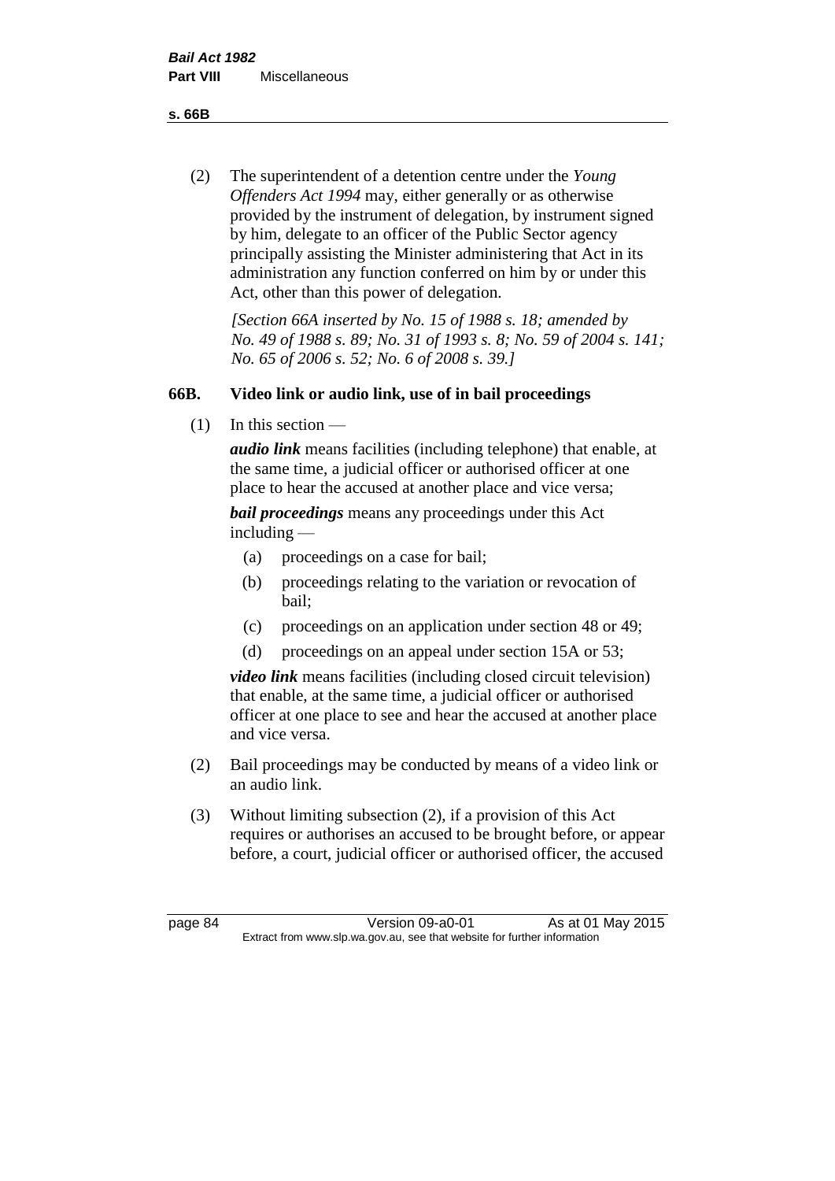(2) The superintendent of a detention centre under the *Young Offenders Act 1994* may, either generally or as otherwise provided by the instrument of delegation, by instrument signed by him, delegate to an officer of the Public Sector agency principally assisting the Minister administering that Act in its administration any function conferred on him by or under this Act, other than this power of delegation.

*[Section 66A inserted by No. 15 of 1988 s. 18; amended by No. 49 of 1988 s. 89; No. 31 of 1993 s. 8; No. 59 of 2004 s. 141; No. 65 of 2006 s. 52; No. 6 of 2008 s. 39.]*

## 66B. Video link or audio link, use of in bail proceedings

(1) In this section —

***audio link*** means facilities (including telephone) that enable, at the same time, a judicial officer or authorised officer at one place to hear the accused at another place and vice versa;

***bail proceedings*** means any proceedings under this Act including —

(a) proceedings on a case for bail;

(b) proceedings relating to the variation or revocation of bail;

(c) proceedings on an application under section 48 or 49;

(d) proceedings on an appeal under section 15A or 53;

***video link*** means facilities (including closed circuit television) that enable, at the same time, a judicial officer or authorised officer at one place to see and hear the accused at another place and vice versa.

(2) Bail proceedings may be conducted by means of a video link or an audio link.

(3) Without limiting subsection (2), if a provision of this Act requires or authorises an accused to be brought before, or appear before, a court, judicial officer or authorised officer, the accused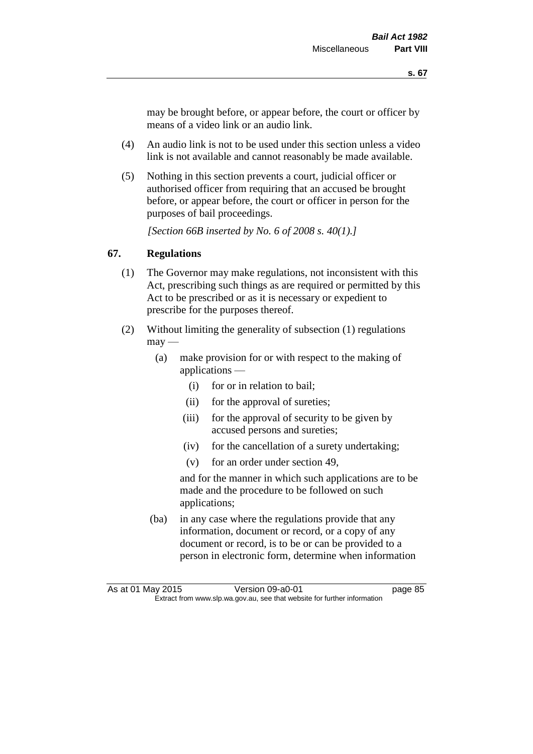may be brought before, or appear before, the court or officer by means of a video link or an audio link.

(4) An audio link is not to be used under this section unless a video link is not available and cannot reasonably be made available.

(5) Nothing in this section prevents a court, judicial officer or authorised officer from requiring that an accused be brought before, or appear before, the court or officer in person for the purposes of bail proceedings.

*[Section 66B inserted by No. 6 of 2008 s. 40(1).]*

## 67. Regulations

(1) The Governor may make regulations, not inconsistent with this Act, prescribing such things as are required or permitted by this Act to be prescribed or as it is necessary or expedient to prescribe for the purposes thereof.

(2) Without limiting the generality of subsection (1) regulations may —

(a) make provision for or with respect to the making of applications —

(i) for or in relation to bail;

(ii) for the approval of sureties;

(iii) for the approval of security to be given by accused persons and sureties;

(iv) for the cancellation of a surety undertaking;

(v) for an order under section 49,

and for the manner in which such applications are to be made and the procedure to be followed on such applications;

(ba) in any case where the regulations provide that any information, document or record, or a copy of any document or record, is to be or can be provided to a person in electronic form, determine when information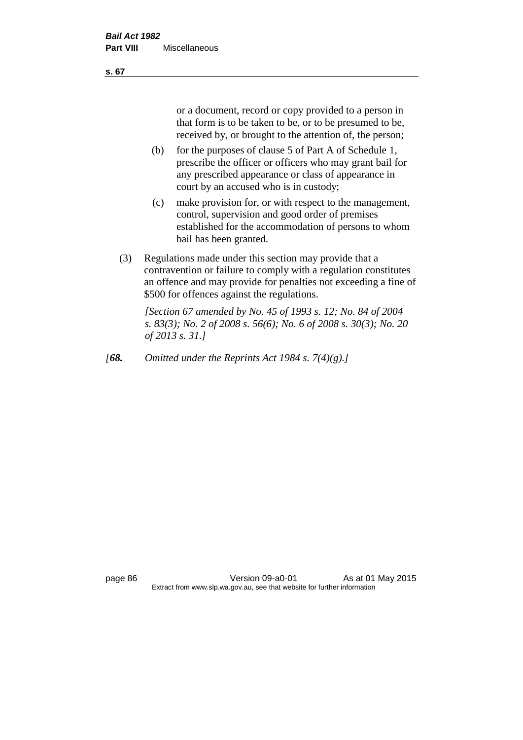or a document, record or copy provided to a person in that form is to be taken to be, or to be presumed to be, received by, or brought to the attention of, the person;

(b) for the purposes of clause 5 of Part A of Schedule 1, prescribe the officer or officers who may grant bail for any prescribed appearance or class of appearance in court by an accused who is in custody;

(c) make provision for, or with respect to the management, control, supervision and good order of premises established for the accommodation of persons to whom bail has been granted.

(3) Regulations made under this section may provide that a contravention or failure to comply with a regulation constitutes an offence and may provide for penalties not exceeding a fine of $500 for offences against the regulations.

*[Section 67 amended by No. 45 of 1993 s. 12; No. 84 of 2004 s. 83(3); No. 2 of 2008 s. 56(6); No. 6 of 2008 s. 30(3); No. 20 of 2013 s. 31.]*

*[**68.** Omitted under the Reprints Act 1984 s. 7(4)(g).]*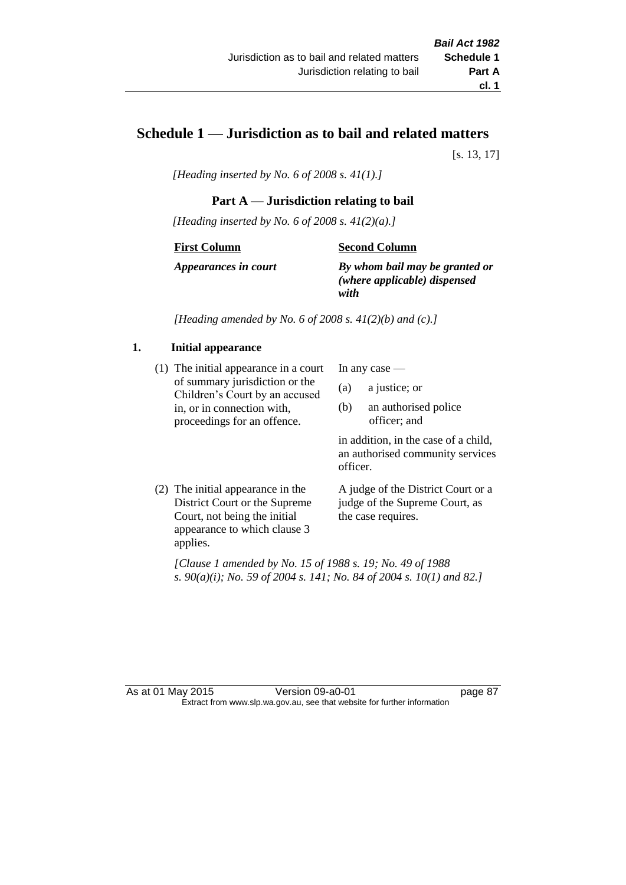# Schedule 1 — Jurisdiction as to bail and related matters

[s. 13, 17]

*[Heading inserted by No. 6 of 2008 s. 41(1).]*

## Part A — Jurisdiction relating to bail

*[Heading inserted by No. 6 of 2008 s. 41(2)(a).]*

| First Column | Second Column |
|---|---|
| ***Appearances in court*** | ***By whom bail may be granted or (where applicable) dispensed with*** |

*[Heading amended by No. 6 of 2008 s. 41(2)(b) and (c).]*

### 1. Initial appearance

| | |
|---|---|
| (1) The initial appearance in a court of summary jurisdiction or the Children's Court by an accused in, or in connection with, proceedings for an offence. | In any case — (a) a justice; or (b) an authorised police officer; and in addition, in the case of a child, an authorised community services officer. |
| (2) The initial appearance in the District Court or the Supreme Court, not being the initial appearance to which clause 3 applies. | A judge of the District Court or a judge of the Supreme Court, as the case requires. |

*[Clause 1 amended by No. 15 of 1988 s. 19; No. 49 of 1988 s. 90(a)(i); No. 59 of 2004 s. 141; No. 84 of 2004 s. 10(1) and 82.]*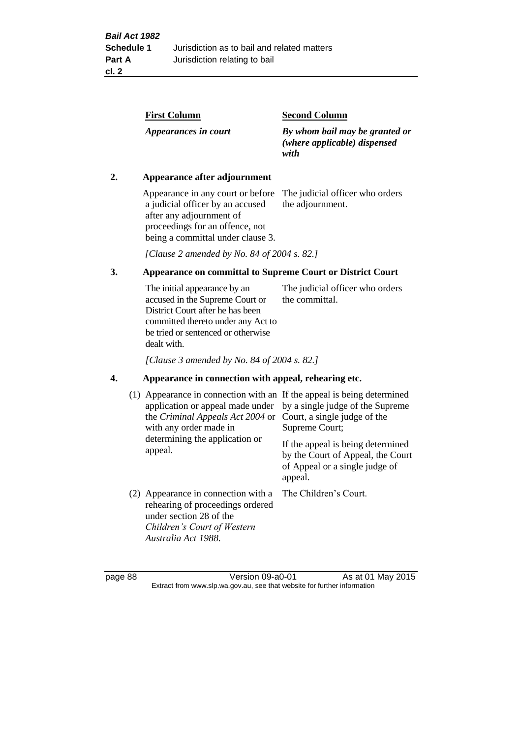| First Column | Second Column |
| --- | --- |
| *Appearances in court* | *By whom bail may be granted or (where applicable) dispensed with* |

**2. Appearance after adjournment**

| | |
| --- | --- |
| Appearance in any court or before a judicial officer by an accused after any adjournment of proceedings for an offence, not being a committal under clause 3. | The judicial officer who orders the adjournment. |

*[Clause 2 amended by No. 84 of 2004 s. 82.]*

**3. Appearance on committal to Supreme Court or District Court**

| | |
| --- | --- |
| The initial appearance by an accused in the Supreme Court or District Court after he has been committed thereto under any Act to be tried or sentenced or otherwise dealt with. | The judicial officer who orders the committal. |

*[Clause 3 amended by No. 84 of 2004 s. 82.]*

**4. Appearance in connection with appeal, rehearing etc.**

| | |
| --- | --- |
| (1) Appearance in connection with an application or appeal made under the *Criminal Appeals Act 2004* or with any order made in determining the application or appeal. | If the appeal is being determined by a single judge of the Supreme Court, a single judge of the Supreme Court; If the appeal is being determined by the Court of Appeal, the Court of Appeal or a single judge of appeal. |
| (2) Appearance in connection with a rehearing of proceedings ordered under section 28 of the *Children's Court of Western Australia Act 1988*. | The Children's Court. |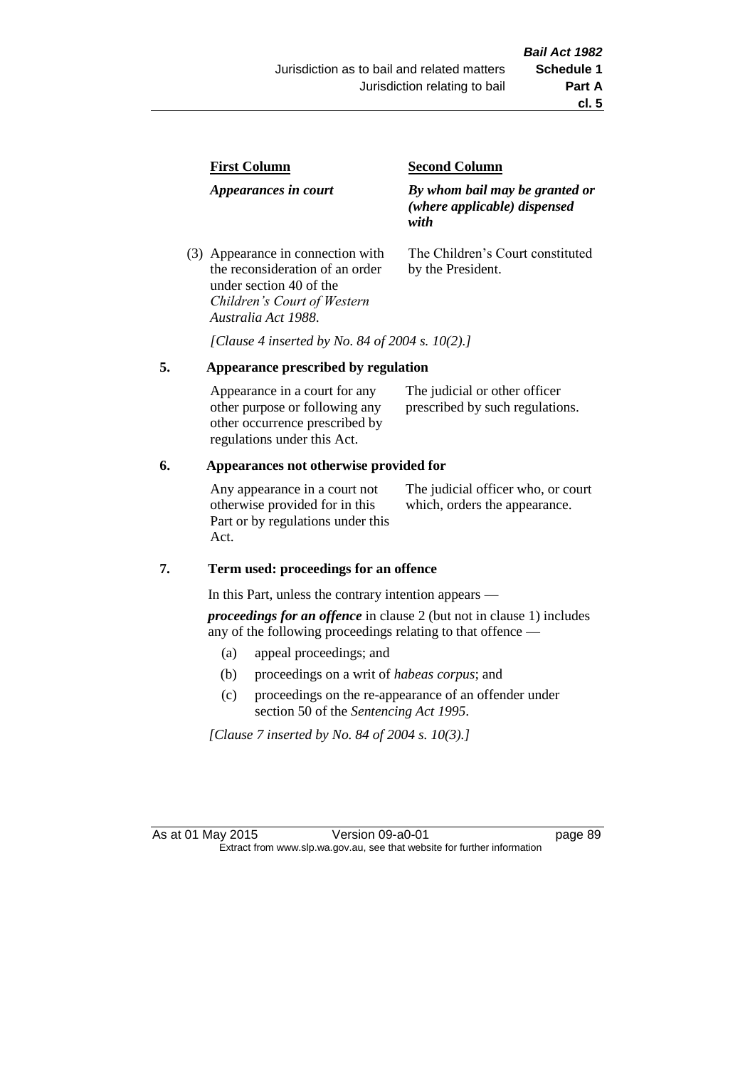| First Column | Second Column |
|---|---|
| *Appearances in court* | *By whom bail may be granted or (where applicable) dispensed with* |
| (3) Appearance in connection with the reconsideration of an order under section 40 of the *Children's Court of Western Australia Act 1988*. | The Children's Court constituted by the President. |

*[Clause 4 inserted by No. 84 of 2004 s. 10(2).]*

## 5. Appearance prescribed by regulation

| | |
|---|---|
| Appearance in a court for any other purpose or following any other occurrence prescribed by regulations under this Act. | The judicial or other officer prescribed by such regulations. |

## 6. Appearances not otherwise provided for

| | |
|---|---|
| Any appearance in a court not otherwise provided for in this Part or by regulations under this Act. | The judicial officer who, or court which, orders the appearance. |

## 7. Term used: proceedings for an offence

In this Part, unless the contrary intention appears —

***proceedings for an offence*** in clause 2 (but not in clause 1) includes any of the following proceedings relating to that offence —

- (a) appeal proceedings; and
- (b) proceedings on a writ of *habeas corpus*; and
- (c) proceedings on the re-appearance of an offender under section 50 of the *Sentencing Act 1995*.

*[Clause 7 inserted by No. 84 of 2004 s. 10(3).]*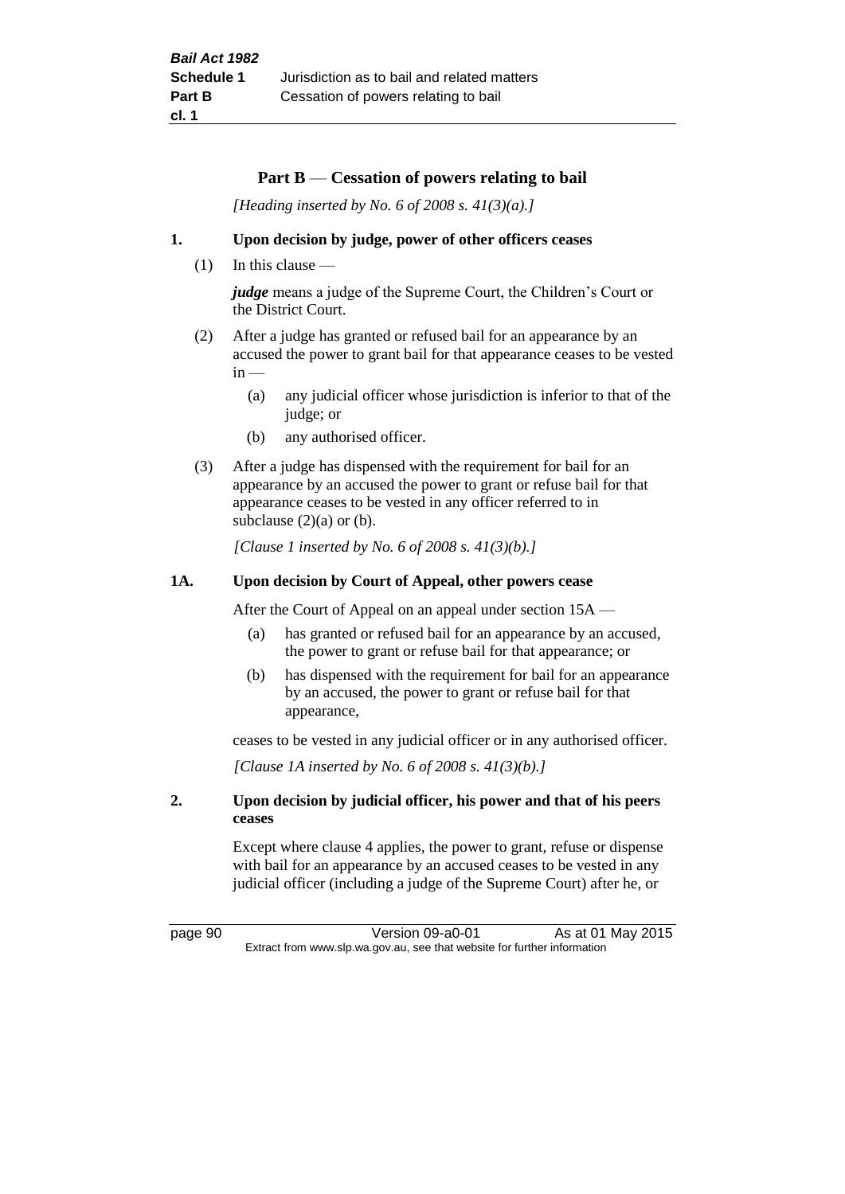## Part B — Cessation of powers relating to bail

*[Heading inserted by No. 6 of 2008 s. 41(3)(a).]*

### 1. Upon decision by judge, power of other officers ceases

(1) In this clause —

***judge*** means a judge of the Supreme Court, the Children's Court or the District Court.

(2) After a judge has granted or refused bail for an appearance by an accused the power to grant bail for that appearance ceases to be vested in —

(a) any judicial officer whose jurisdiction is inferior to that of the judge; or

(b) any authorised officer.

(3) After a judge has dispensed with the requirement for bail for an appearance by an accused the power to grant or refuse bail for that appearance ceases to be vested in any officer referred to in subclause (2)(a) or (b).

*[Clause 1 inserted by No. 6 of 2008 s. 41(3)(b).]*

### 1A. Upon decision by Court of Appeal, other powers cease

After the Court of Appeal on an appeal under section 15A —

(a) has granted or refused bail for an appearance by an accused, the power to grant or refuse bail for that appearance; or

(b) has dispensed with the requirement for bail for an appearance by an accused, the power to grant or refuse bail for that appearance,

ceases to be vested in any judicial officer or in any authorised officer.

*[Clause 1A inserted by No. 6 of 2008 s. 41(3)(b).]*

### 2. Upon decision by judicial officer, his power and that of his peers ceases

Except where clause 4 applies, the power to grant, refuse or dispense with bail for an appearance by an accused ceases to be vested in any judicial officer (including a judge of the Supreme Court) after he, or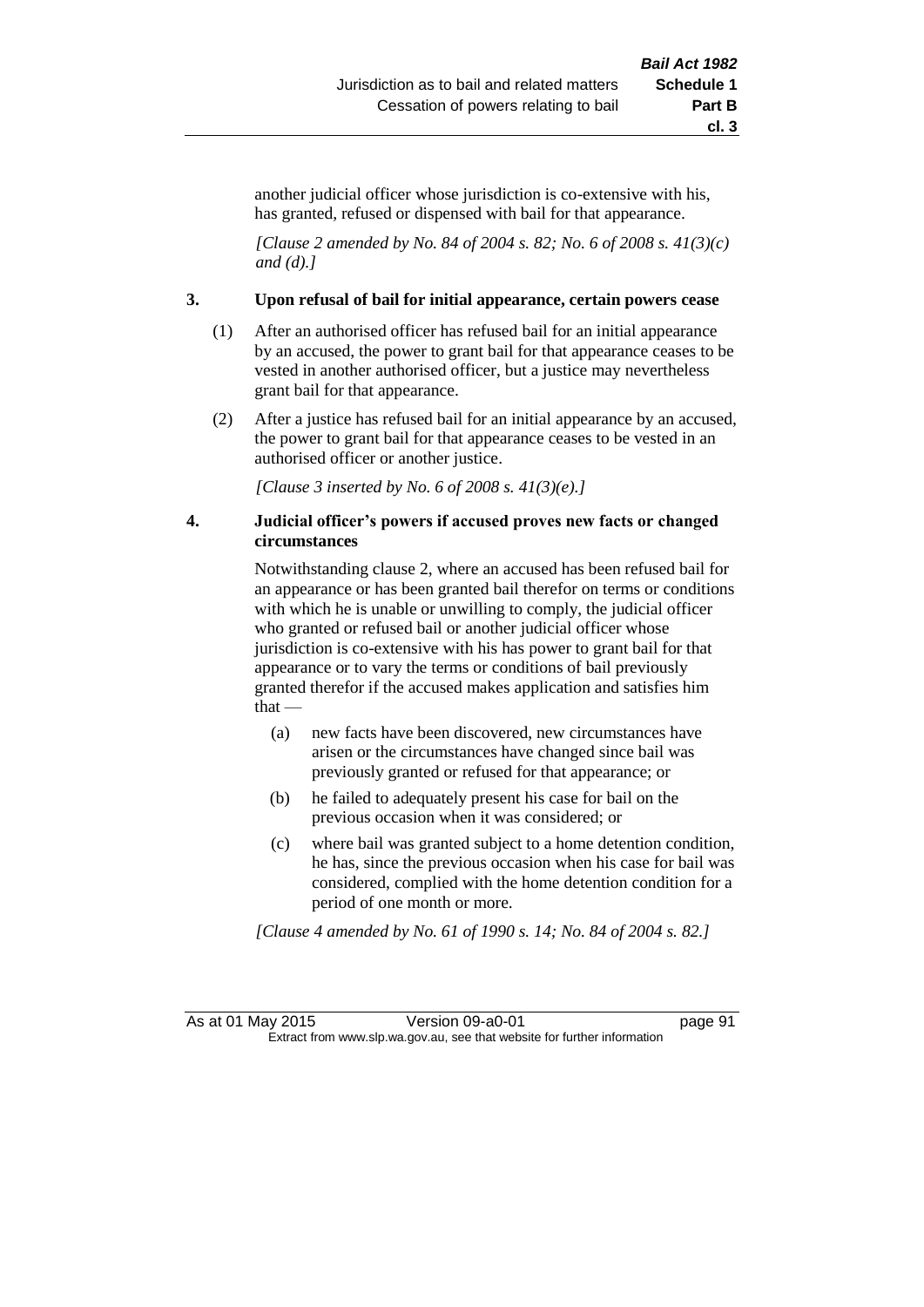another judicial officer whose jurisdiction is co-extensive with his, has granted, refused or dispensed with bail for that appearance.

*[Clause 2 amended by No. 84 of 2004 s. 82; No. 6 of 2008 s. 41(3)(c) and (d).]*

### 3. Upon refusal of bail for initial appearance, certain powers cease

(1) After an authorised officer has refused bail for an initial appearance by an accused, the power to grant bail for that appearance ceases to be vested in another authorised officer, but a justice may nevertheless grant bail for that appearance.

(2) After a justice has refused bail for an initial appearance by an accused, the power to grant bail for that appearance ceases to be vested in an authorised officer or another justice.

*[Clause 3 inserted by No. 6 of 2008 s. 41(3)(e).]*

### 4. Judicial officer's powers if accused proves new facts or changed circumstances

Notwithstanding clause 2, where an accused has been refused bail for an appearance or has been granted bail therefor on terms or conditions with which he is unable or unwilling to comply, the judicial officer who granted or refused bail or another judicial officer whose jurisdiction is co-extensive with his has power to grant bail for that appearance or to vary the terms or conditions of bail previously granted therefor if the accused makes application and satisfies him that —

(a) new facts have been discovered, new circumstances have arisen or the circumstances have changed since bail was previously granted or refused for that appearance; or

(b) he failed to adequately present his case for bail on the previous occasion when it was considered; or

(c) where bail was granted subject to a home detention condition, he has, since the previous occasion when his case for bail was considered, complied with the home detention condition for a period of one month or more.

*[Clause 4 amended by No. 61 of 1990 s. 14; No. 84 of 2004 s. 82.]*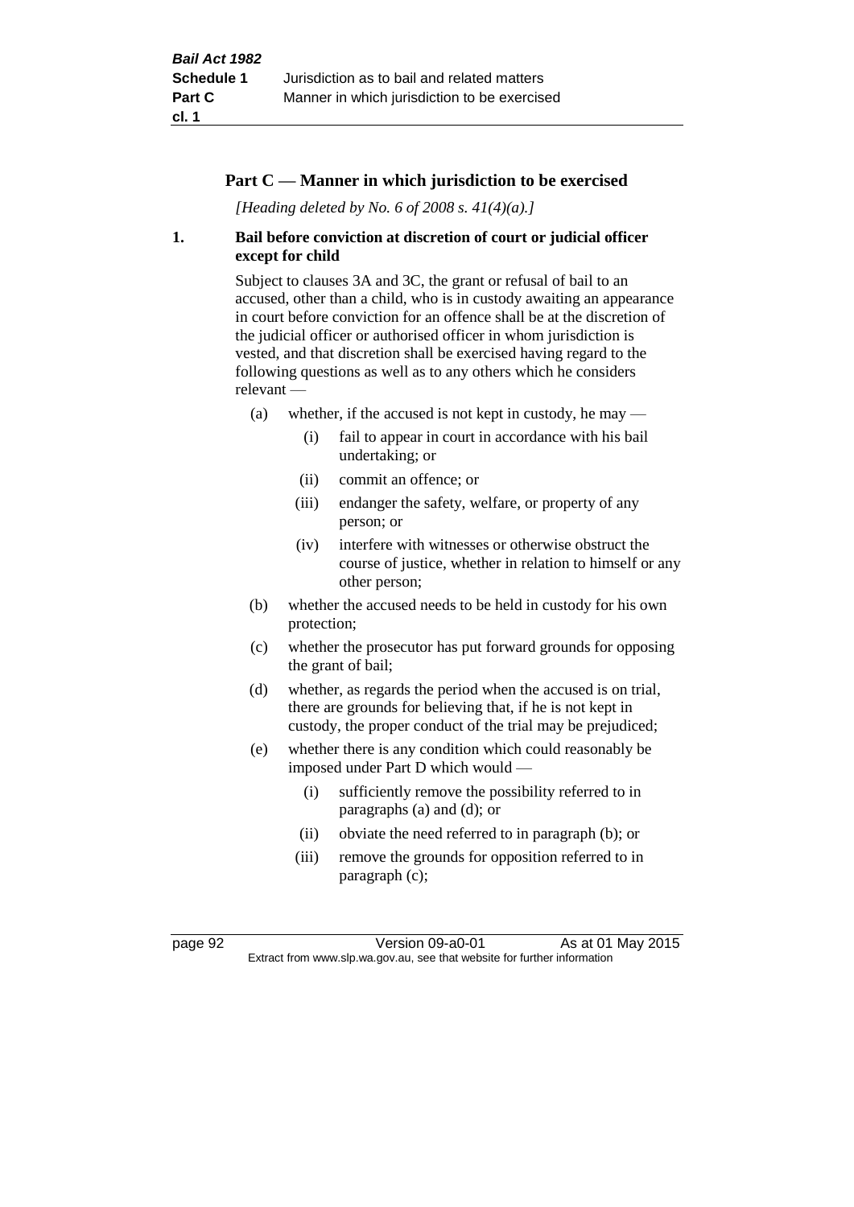## Part C — Manner in which jurisdiction to be exercised

*[Heading deleted by No. 6 of 2008 s. 41(4)(a).]*

**1. Bail before conviction at discretion of court or judicial officer except for child**

Subject to clauses 3A and 3C, the grant or refusal of bail to an accused, other than a child, who is in custody awaiting an appearance in court before conviction for an offence shall be at the discretion of the judicial officer or authorised officer in whom jurisdiction is vested, and that discretion shall be exercised having regard to the following questions as well as to any others which he considers relevant —

- (a) whether, if the accused is not kept in custody, he may —
  - (i) fail to appear in court in accordance with his bail undertaking; or
  - (ii) commit an offence; or
  - (iii) endanger the safety, welfare, or property of any person; or
  - (iv) interfere with witnesses or otherwise obstruct the course of justice, whether in relation to himself or any other person;
- (b) whether the accused needs to be held in custody for his own protection;
- (c) whether the prosecutor has put forward grounds for opposing the grant of bail;
- (d) whether, as regards the period when the accused is on trial, there are grounds for believing that, if he is not kept in custody, the proper conduct of the trial may be prejudiced;
- (e) whether there is any condition which could reasonably be imposed under Part D which would —
  - (i) sufficiently remove the possibility referred to in paragraphs (a) and (d); or
  - (ii) obviate the need referred to in paragraph (b); or
  - (iii) remove the grounds for opposition referred to in paragraph (c);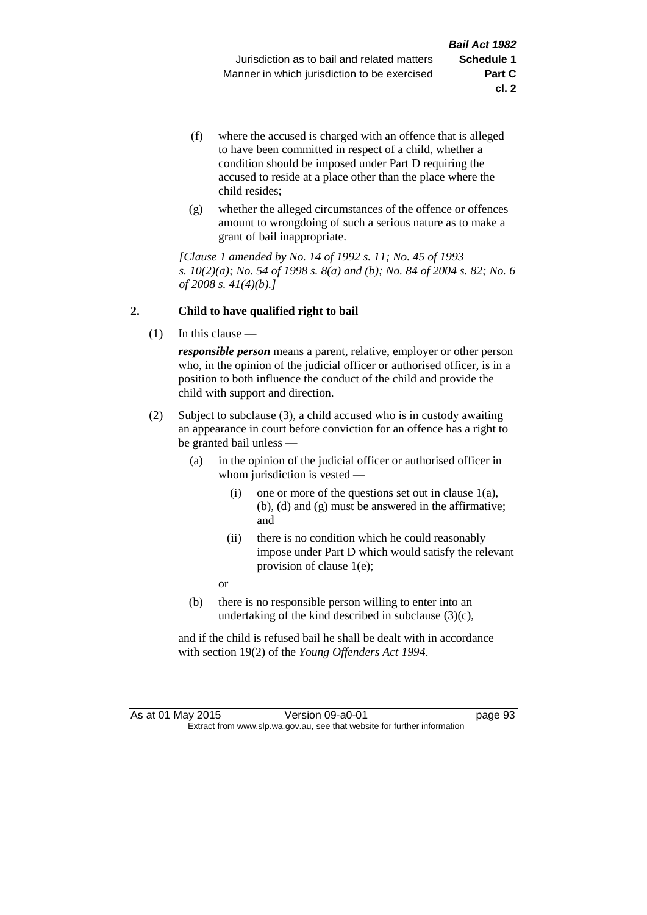(f) where the accused is charged with an offence that is alleged to have been committed in respect of a child, whether a condition should be imposed under Part D requiring the accused to reside at a place other than the place where the child resides;

(g) whether the alleged circumstances of the offence or offences amount to wrongdoing of such a serious nature as to make a grant of bail inappropriate.

*[Clause 1 amended by No. 14 of 1992 s. 11; No. 45 of 1993 s. 10(2)(a); No. 54 of 1998 s. 8(a) and (b); No. 84 of 2004 s. 82; No. 6 of 2008 s. 41(4)(b).]*

**2. Child to have qualified right to bail**

(1) In this clause —

***responsible person*** means a parent, relative, employer or other person who, in the opinion of the judicial officer or authorised officer, is in a position to both influence the conduct of the child and provide the child with support and direction.

(2) Subject to subclause (3), a child accused who is in custody awaiting an appearance in court before conviction for an offence has a right to be granted bail unless —

(a) in the opinion of the judicial officer or authorised officer in whom jurisdiction is vested —

(i) one or more of the questions set out in clause 1(a), (b), (d) and (g) must be answered in the affirmative; and

(ii) there is no condition which he could reasonably impose under Part D which would satisfy the relevant provision of clause 1(e);

or

(b) there is no responsible person willing to enter into an undertaking of the kind described in subclause (3)(c),

and if the child is refused bail he shall be dealt with in accordance with section 19(2) of the *Young Offenders Act 1994*.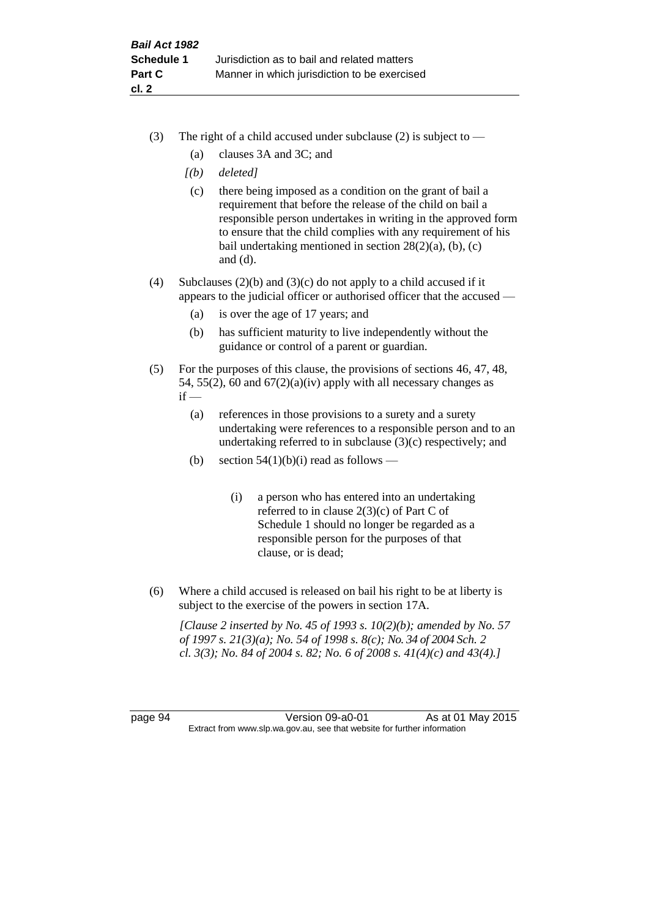(3) The right of a child accused under subclause (2) is subject to —

  (a) clauses 3A and 3C; and

  *[(b) deleted]*

  (c) there being imposed as a condition on the grant of bail a requirement that before the release of the child on bail a responsible person undertakes in writing in the approved form to ensure that the child complies with any requirement of his bail undertaking mentioned in section 28(2)(a), (b), (c) and (d).

(4) Subclauses (2)(b) and (3)(c) do not apply to a child accused if it appears to the judicial officer or authorised officer that the accused —

  (a) is over the age of 17 years; and

  (b) has sufficient maturity to live independently without the guidance or control of a parent or guardian.

(5) For the purposes of this clause, the provisions of sections 46, 47, 48, 54, 55(2), 60 and 67(2)(a)(iv) apply with all necessary changes as if —

  (a) references in those provisions to a surety and a surety undertaking were references to a responsible person and to an undertaking referred to in subclause (3)(c) respectively; and

  (b) section 54(1)(b)(i) read as follows —

    (i) a person who has entered into an undertaking referred to in clause 2(3)(c) of Part C of Schedule 1 should no longer be regarded as a responsible person for the purposes of that clause, or is dead;

(6) Where a child accused is released on bail his right to be at liberty is subject to the exercise of the powers in section 17A.

*[Clause 2 inserted by No. 45 of 1993 s. 10(2)(b); amended by No. 57 of 1997 s. 21(3)(a); No. 54 of 1998 s. 8(c); No. 34 of 2004 Sch. 2 cl. 3(3); No. 84 of 2004 s. 82; No. 6 of 2008 s. 41(4)(c) and 43(4).]*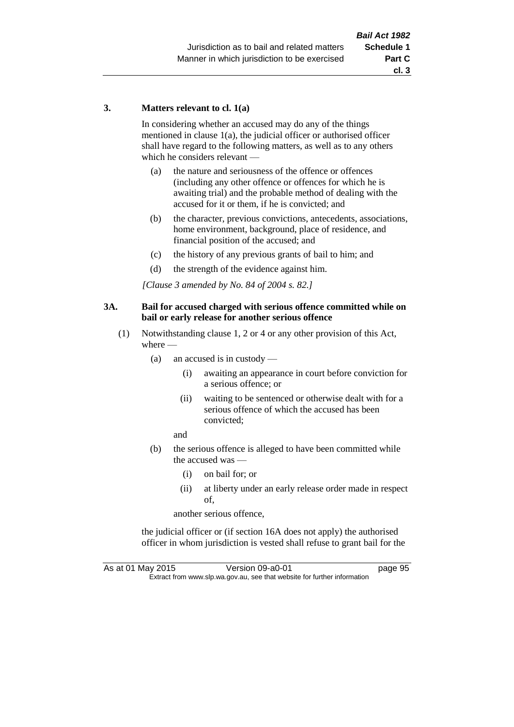### 3. Matters relevant to cl. 1(a)

In considering whether an accused may do any of the things mentioned in clause 1(a), the judicial officer or authorised officer shall have regard to the following matters, as well as to any others which he considers relevant —

- (a) the nature and seriousness of the offence or offences (including any other offence or offences for which he is awaiting trial) and the probable method of dealing with the accused for it or them, if he is convicted; and
- (b) the character, previous convictions, antecedents, associations, home environment, background, place of residence, and financial position of the accused; and
- (c) the history of any previous grants of bail to him; and
- (d) the strength of the evidence against him.

*[Clause 3 amended by No. 84 of 2004 s. 82.]*

### 3A. Bail for accused charged with serious offence committed while on bail or early release for another serious offence

(1) Notwithstanding clause 1, 2 or 4 or any other provision of this Act, where —

- (a) an accused is in custody —
  - (i) awaiting an appearance in court before conviction for a serious offence; or
  - (ii) waiting to be sentenced or otherwise dealt with for a serious offence of which the accused has been convicted;

  and
- (b) the serious offence is alleged to have been committed while the accused was —
  - (i) on bail for; or
  - (ii) at liberty under an early release order made in respect of,

  another serious offence,

the judicial officer or (if section 16A does not apply) the authorised officer in whom jurisdiction is vested shall refuse to grant bail for the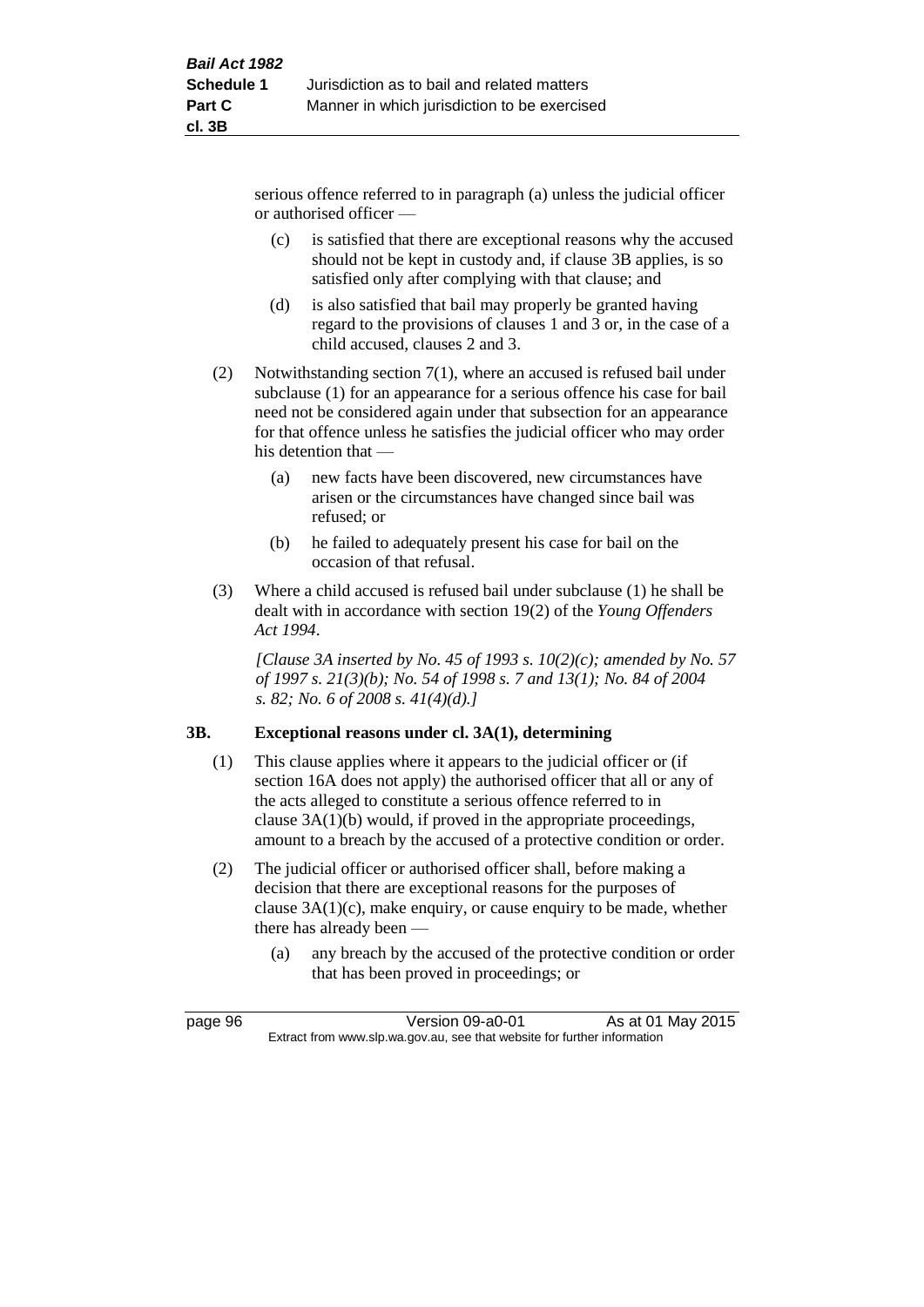serious offence referred to in paragraph (a) unless the judicial officer or authorised officer —

(c) is satisfied that there are exceptional reasons why the accused should not be kept in custody and, if clause 3B applies, is so satisfied only after complying with that clause; and

(d) is also satisfied that bail may properly be granted having regard to the provisions of clauses 1 and 3 or, in the case of a child accused, clauses 2 and 3.

(2) Notwithstanding section 7(1), where an accused is refused bail under subclause (1) for an appearance for a serious offence his case for bail need not be considered again under that subsection for an appearance for that offence unless he satisfies the judicial officer who may order his detention that —

(a) new facts have been discovered, new circumstances have arisen or the circumstances have changed since bail was refused; or

(b) he failed to adequately present his case for bail on the occasion of that refusal.

(3) Where a child accused is refused bail under subclause (1) he shall be dealt with in accordance with section 19(2) of the *Young Offenders Act 1994*.

*[Clause 3A inserted by No. 45 of 1993 s. 10(2)(c); amended by No. 57 of 1997 s. 21(3)(b); No. 54 of 1998 s. 7 and 13(1); No. 84 of 2004 s. 82; No. 6 of 2008 s. 41(4)(d).]*

### 3B. Exceptional reasons under cl. 3A(1), determining

(1) This clause applies where it appears to the judicial officer or (if section 16A does not apply) the authorised officer that all or any of the acts alleged to constitute a serious offence referred to in clause 3A(1)(b) would, if proved in the appropriate proceedings, amount to a breach by the accused of a protective condition or order.

(2) The judicial officer or authorised officer shall, before making a decision that there are exceptional reasons for the purposes of clause 3A(1)(c), make enquiry, or cause enquiry to be made, whether there has already been —

(a) any breach by the accused of the protective condition or order that has been proved in proceedings; or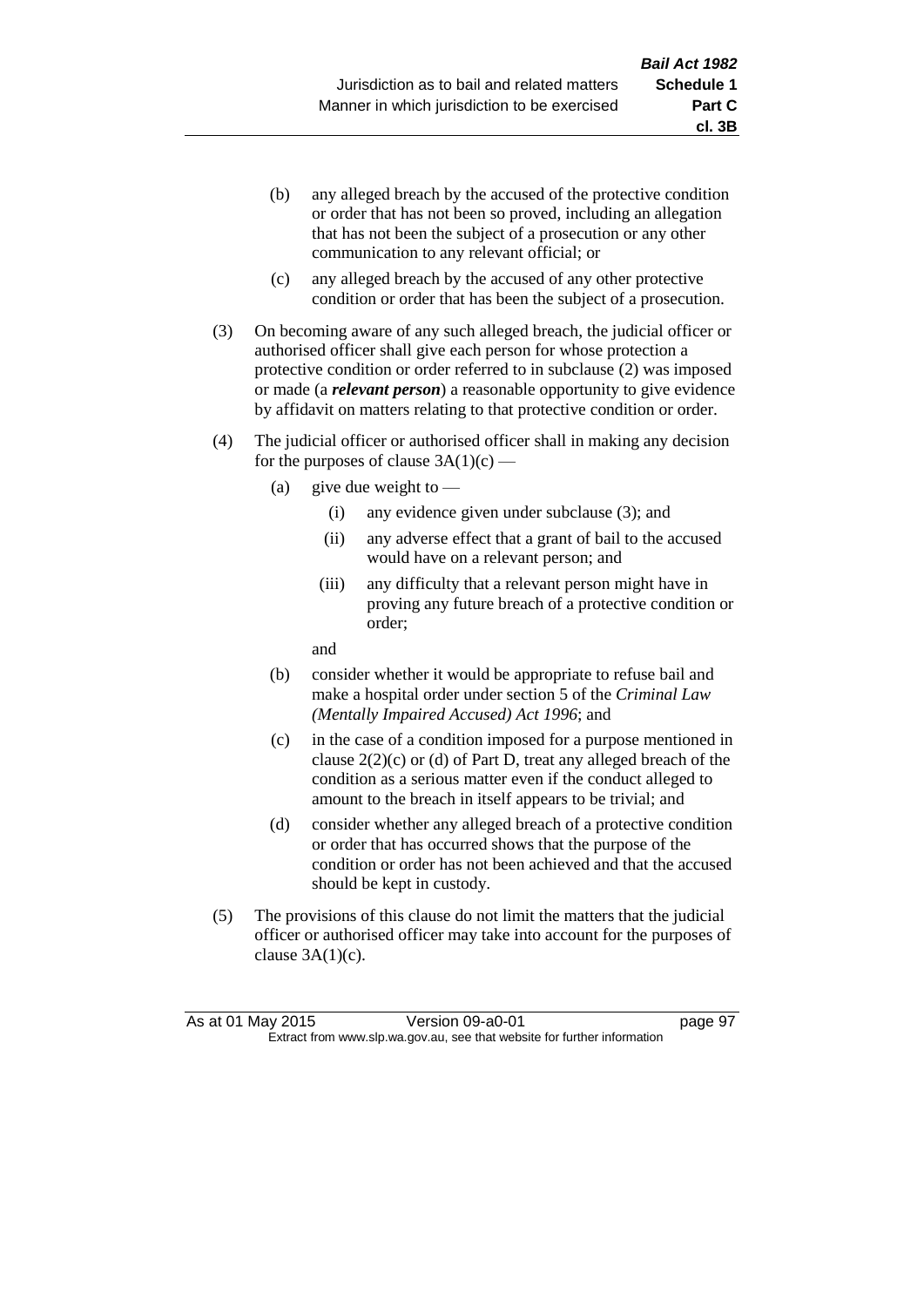(b) any alleged breach by the accused of the protective condition or order that has not been so proved, including an allegation that has not been the subject of a prosecution or any other communication to any relevant official; or

(c) any alleged breach by the accused of any other protective condition or order that has been the subject of a prosecution.

(3) On becoming aware of any such alleged breach, the judicial officer or authorised officer shall give each person for whose protection a protective condition or order referred to in subclause (2) was imposed or made (a ***relevant person***) a reasonable opportunity to give evidence by affidavit on matters relating to that protective condition or order.

(4) The judicial officer or authorised officer shall in making any decision for the purposes of clause 3A(1)(c) —

(a) give due weight to —

(i) any evidence given under subclause (3); and

(ii) any adverse effect that a grant of bail to the accused would have on a relevant person; and

(iii) any difficulty that a relevant person might have in proving any future breach of a protective condition or order;

and

(b) consider whether it would be appropriate to refuse bail and make a hospital order under section 5 of the *Criminal Law (Mentally Impaired Accused) Act 1996*; and

(c) in the case of a condition imposed for a purpose mentioned in clause 2(2)(c) or (d) of Part D, treat any alleged breach of the condition as a serious matter even if the conduct alleged to amount to the breach in itself appears to be trivial; and

(d) consider whether any alleged breach of a protective condition or order that has occurred shows that the purpose of the condition or order has not been achieved and that the accused should be kept in custody.

(5) The provisions of this clause do not limit the matters that the judicial officer or authorised officer may take into account for the purposes of clause 3A(1)(c).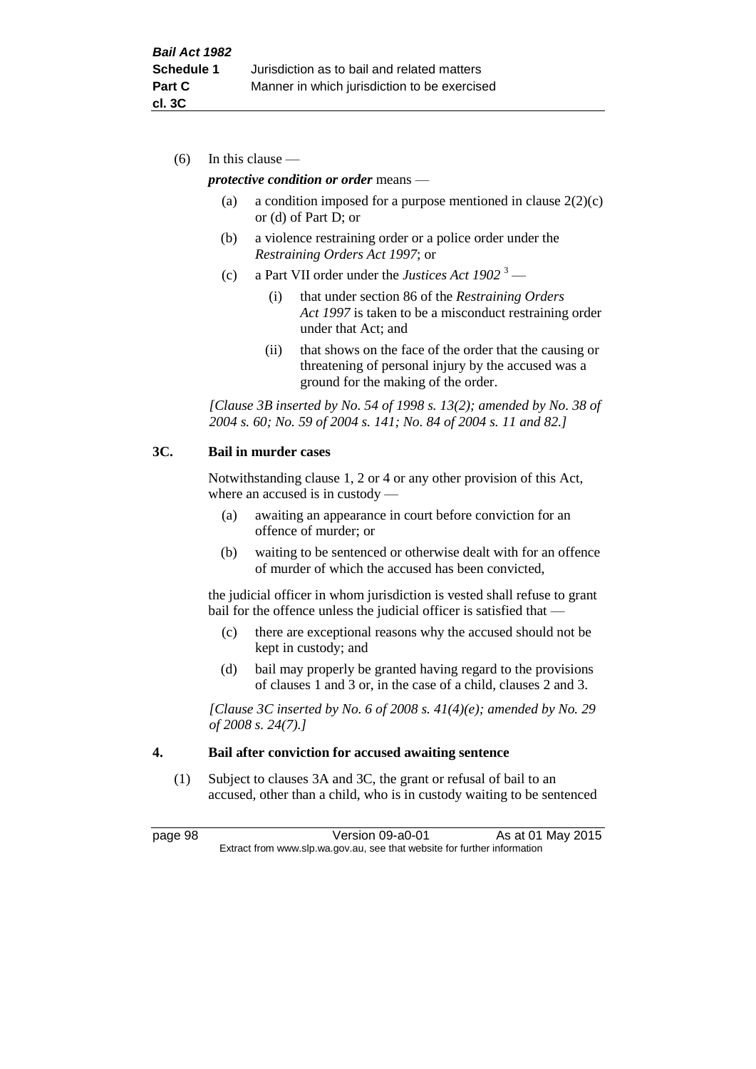(6) In this clause —

***protective condition or order*** means —

(a) a condition imposed for a purpose mentioned in clause 2(2)(c) or (d) of Part D; or

(b) a violence restraining order or a police order under the *Restraining Orders Act 1997*; or

(c) a Part VII order under the *Justices Act 1902* [3] —

(i) that under section 86 of the *Restraining Orders Act 1997* is taken to be a misconduct restraining order under that Act; and

(ii) that shows on the face of the order that the causing or threatening of personal injury by the accused was a ground for the making of the order.

*[Clause 3B inserted by No. 54 of 1998 s. 13(2); amended by No. 38 of 2004 s. 60; No. 59 of 2004 s. 141; No. 84 of 2004 s. 11 and 82.]*

### 3C. Bail in murder cases

Notwithstanding clause 1, 2 or 4 or any other provision of this Act, where an accused is in custody —

(a) awaiting an appearance in court before conviction for an offence of murder; or

(b) waiting to be sentenced or otherwise dealt with for an offence of murder of which the accused has been convicted,

the judicial officer in whom jurisdiction is vested shall refuse to grant bail for the offence unless the judicial officer is satisfied that —

(c) there are exceptional reasons why the accused should not be kept in custody; and

(d) bail may properly be granted having regard to the provisions of clauses 1 and 3 or, in the case of a child, clauses 2 and 3.

*[Clause 3C inserted by No. 6 of 2008 s. 41(4)(e); amended by No. 29 of 2008 s. 24(7).]*

### 4. Bail after conviction for accused awaiting sentence

(1) Subject to clauses 3A and 3C, the grant or refusal of bail to an accused, other than a child, who is in custody waiting to be sentenced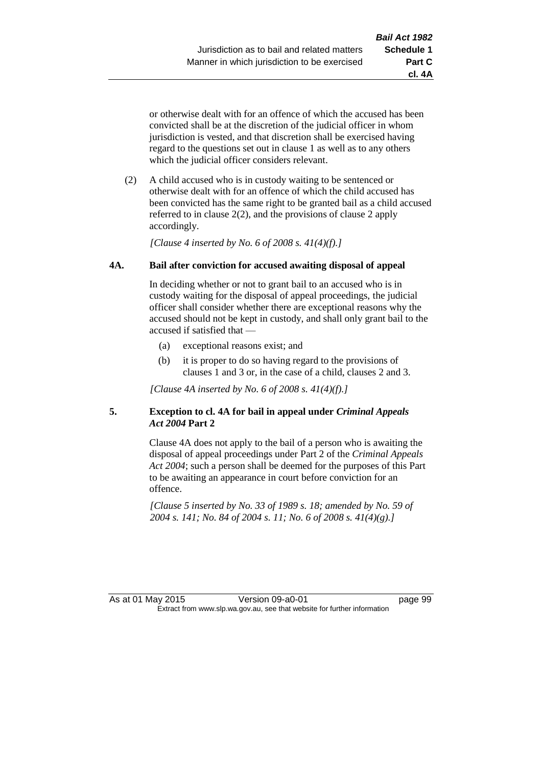or otherwise dealt with for an offence of which the accused has been convicted shall be at the discretion of the judicial officer in whom jurisdiction is vested, and that discretion shall be exercised having regard to the questions set out in clause 1 as well as to any others which the judicial officer considers relevant.

(2) A child accused who is in custody waiting to be sentenced or otherwise dealt with for an offence of which the child accused has been convicted has the same right to be granted bail as a child accused referred to in clause 2(2), and the provisions of clause 2 apply accordingly.

*[Clause 4 inserted by No. 6 of 2008 s. 41(4)(f).]*

**4A. Bail after conviction for accused awaiting disposal of appeal**

In deciding whether or not to grant bail to an accused who is in custody waiting for the disposal of appeal proceedings, the judicial officer shall consider whether there are exceptional reasons why the accused should not be kept in custody, and shall only grant bail to the accused if satisfied that —

(a) exceptional reasons exist; and

(b) it is proper to do so having regard to the provisions of clauses 1 and 3 or, in the case of a child, clauses 2 and 3.

*[Clause 4A inserted by No. 6 of 2008 s. 41(4)(f).]*

**5. Exception to cl. 4A for bail in appeal under *Criminal Appeals Act 2004* Part 2**

Clause 4A does not apply to the bail of a person who is awaiting the disposal of appeal proceedings under Part 2 of the *Criminal Appeals Act 2004*; such a person shall be deemed for the purposes of this Part to be awaiting an appearance in court before conviction for an offence.

*[Clause 5 inserted by No. 33 of 1989 s. 18; amended by No. 59 of 2004 s. 141; No. 84 of 2004 s. 11; No. 6 of 2008 s. 41(4)(g).]*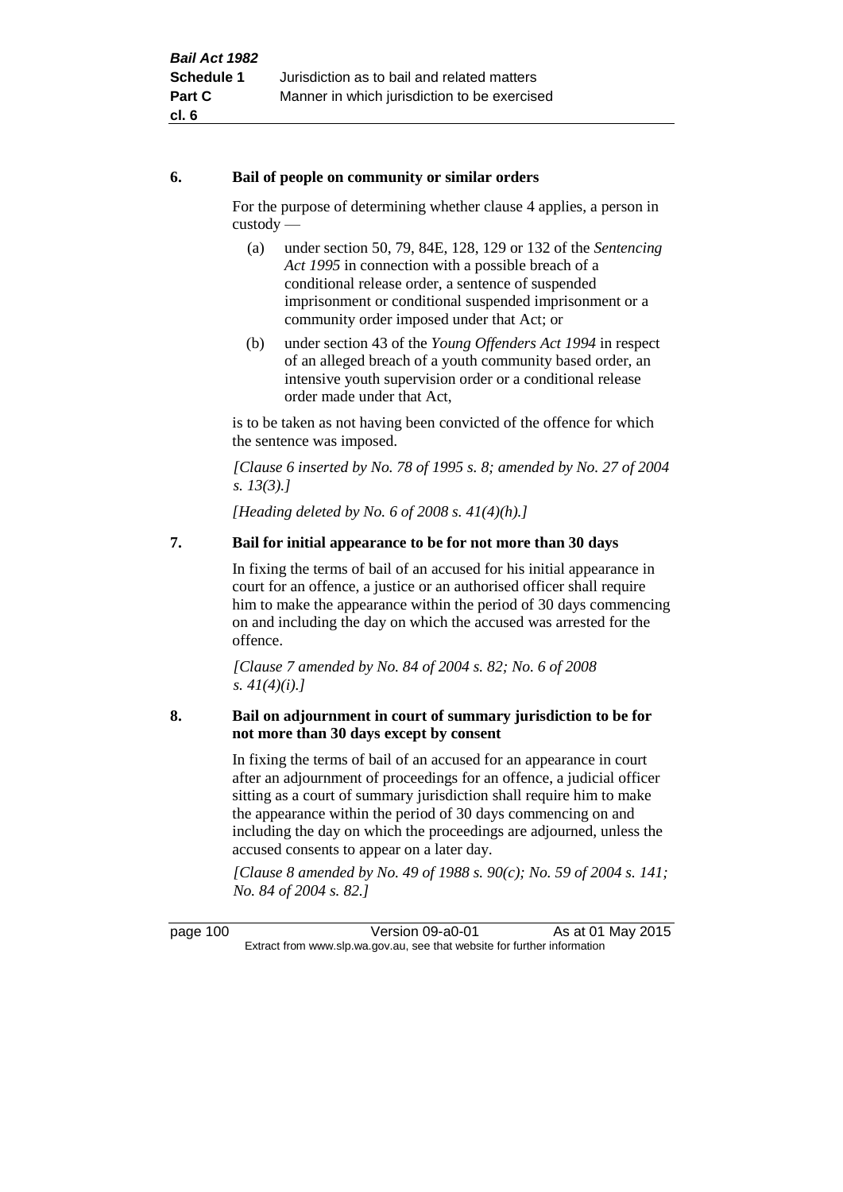### 6. Bail of people on community or similar orders

For the purpose of determining whether clause 4 applies, a person in custody —

(a) under section 50, 79, 84E, 128, 129 or 132 of the *Sentencing Act 1995* in connection with a possible breach of a conditional release order, a sentence of suspended imprisonment or conditional suspended imprisonment or a community order imposed under that Act; or

(b) under section 43 of the *Young Offenders Act 1994* in respect of an alleged breach of a youth community based order, an intensive youth supervision order or a conditional release order made under that Act,

is to be taken as not having been convicted of the offence for which the sentence was imposed.

*[Clause 6 inserted by No. 78 of 1995 s. 8; amended by No. 27 of 2004 s. 13(3).]*

*[Heading deleted by No. 6 of 2008 s. 41(4)(h).]*

### 7. Bail for initial appearance to be for not more than 30 days

In fixing the terms of bail of an accused for his initial appearance in court for an offence, a justice or an authorised officer shall require him to make the appearance within the period of 30 days commencing on and including the day on which the accused was arrested for the offence.

*[Clause 7 amended by No. 84 of 2004 s. 82; No. 6 of 2008 s. 41(4)(i).]*

### 8. Bail on adjournment in court of summary jurisdiction to be for not more than 30 days except by consent

In fixing the terms of bail of an accused for an appearance in court after an adjournment of proceedings for an offence, a judicial officer sitting as a court of summary jurisdiction shall require him to make the appearance within the period of 30 days commencing on and including the day on which the proceedings are adjourned, unless the accused consents to appear on a later day.

*[Clause 8 amended by No. 49 of 1988 s. 90(c); No. 59 of 2004 s. 141; No. 84 of 2004 s. 82.]*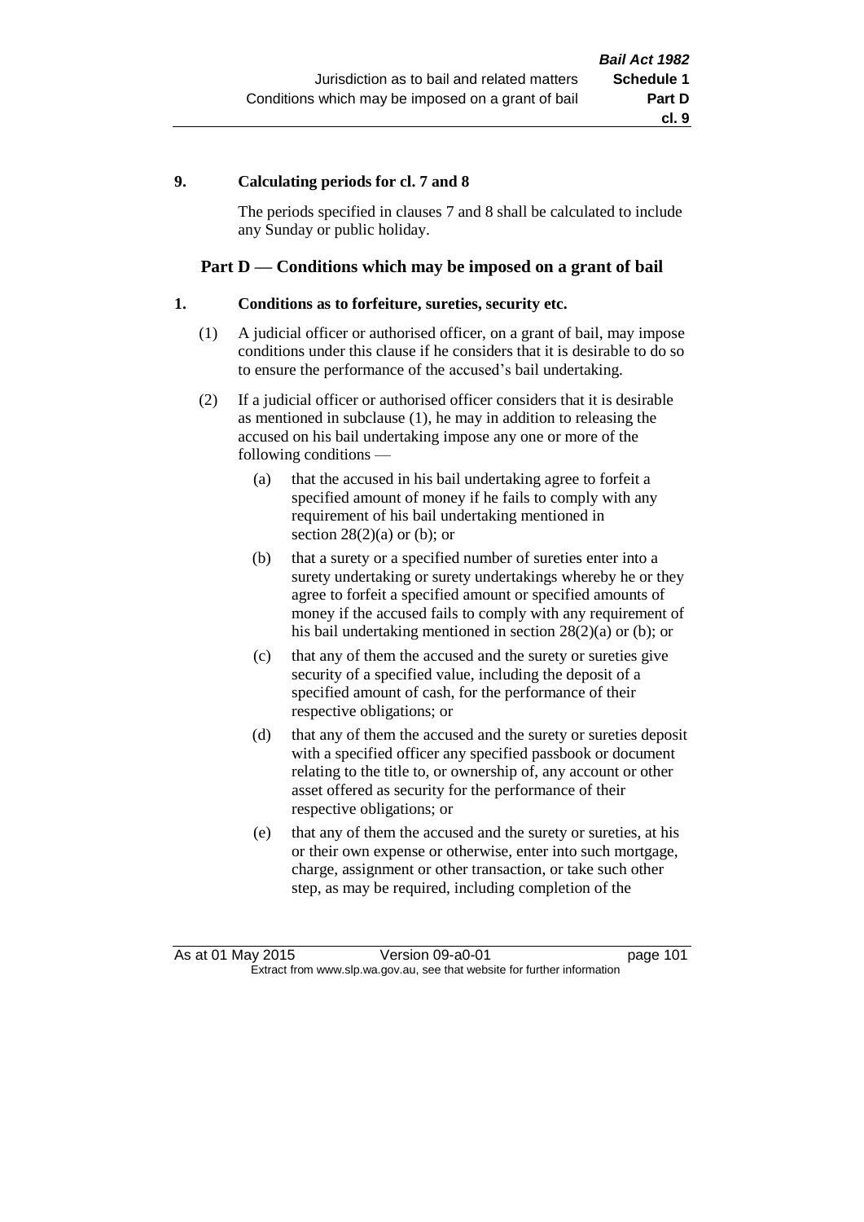**9. Calculating periods for cl. 7 and 8**

The periods specified in clauses 7 and 8 shall be calculated to include any Sunday or public holiday.

## Part D — Conditions which may be imposed on a grant of bail

**1. Conditions as to forfeiture, sureties, security etc.**

(1) A judicial officer or authorised officer, on a grant of bail, may impose conditions under this clause if he considers that it is desirable to do so to ensure the performance of the accused's bail undertaking.

(2) If a judicial officer or authorised officer considers that it is desirable as mentioned in subclause (1), he may in addition to releasing the accused on his bail undertaking impose any one or more of the following conditions —

(a) that the accused in his bail undertaking agree to forfeit a specified amount of money if he fails to comply with any requirement of his bail undertaking mentioned in section 28(2)(a) or (b); or

(b) that a surety or a specified number of sureties enter into a surety undertaking or surety undertakings whereby he or they agree to forfeit a specified amount or specified amounts of money if the accused fails to comply with any requirement of his bail undertaking mentioned in section 28(2)(a) or (b); or

(c) that any of them the accused and the surety or sureties give security of a specified value, including the deposit of a specified amount of cash, for the performance of their respective obligations; or

(d) that any of them the accused and the surety or sureties deposit with a specified officer any specified passbook or document relating to the title to, or ownership of, any account or other asset offered as security for the performance of their respective obligations; or

(e) that any of them the accused and the surety or sureties, at his or their own expense or otherwise, enter into such mortgage, charge, assignment or other transaction, or take such other step, as may be required, including completion of the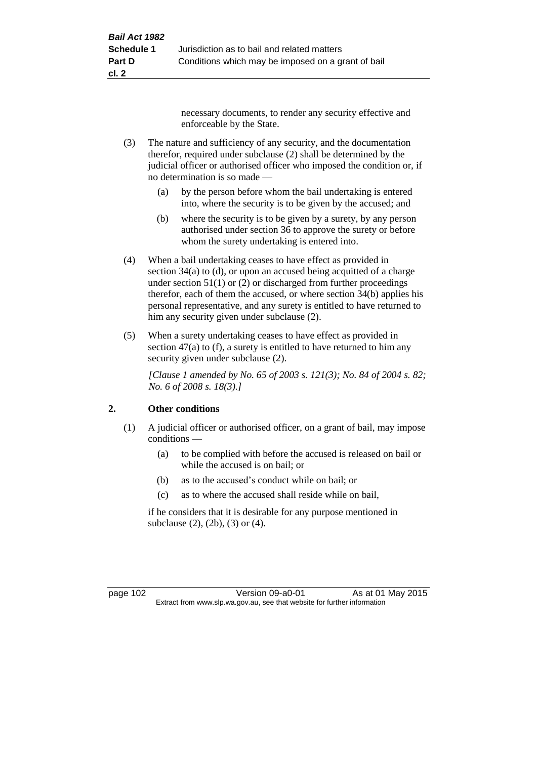necessary documents, to render any security effective and enforceable by the State.

(3) The nature and sufficiency of any security, and the documentation therefor, required under subclause (2) shall be determined by the judicial officer or authorised officer who imposed the condition or, if no determination is so made —

(a) by the person before whom the bail undertaking is entered into, where the security is to be given by the accused; and

(b) where the security is to be given by a surety, by any person authorised under section 36 to approve the surety or before whom the surety undertaking is entered into.

(4) When a bail undertaking ceases to have effect as provided in section 34(a) to (d), or upon an accused being acquitted of a charge under section 51(1) or (2) or discharged from further proceedings therefor, each of them the accused, or where section 34(b) applies his personal representative, and any surety is entitled to have returned to him any security given under subclause (2).

(5) When a surety undertaking ceases to have effect as provided in section 47(a) to (f), a surety is entitled to have returned to him any security given under subclause (2).

*[Clause 1 amended by No. 65 of 2003 s. 121(3); No. 84 of 2004 s. 82; No. 6 of 2008 s. 18(3).]*

## 2. Other conditions

(1) A judicial officer or authorised officer, on a grant of bail, may impose conditions —

(a) to be complied with before the accused is released on bail or while the accused is on bail; or

(b) as to the accused's conduct while on bail; or

(c) as to where the accused shall reside while on bail,

if he considers that it is desirable for any purpose mentioned in subclause (2), (2b), (3) or (4).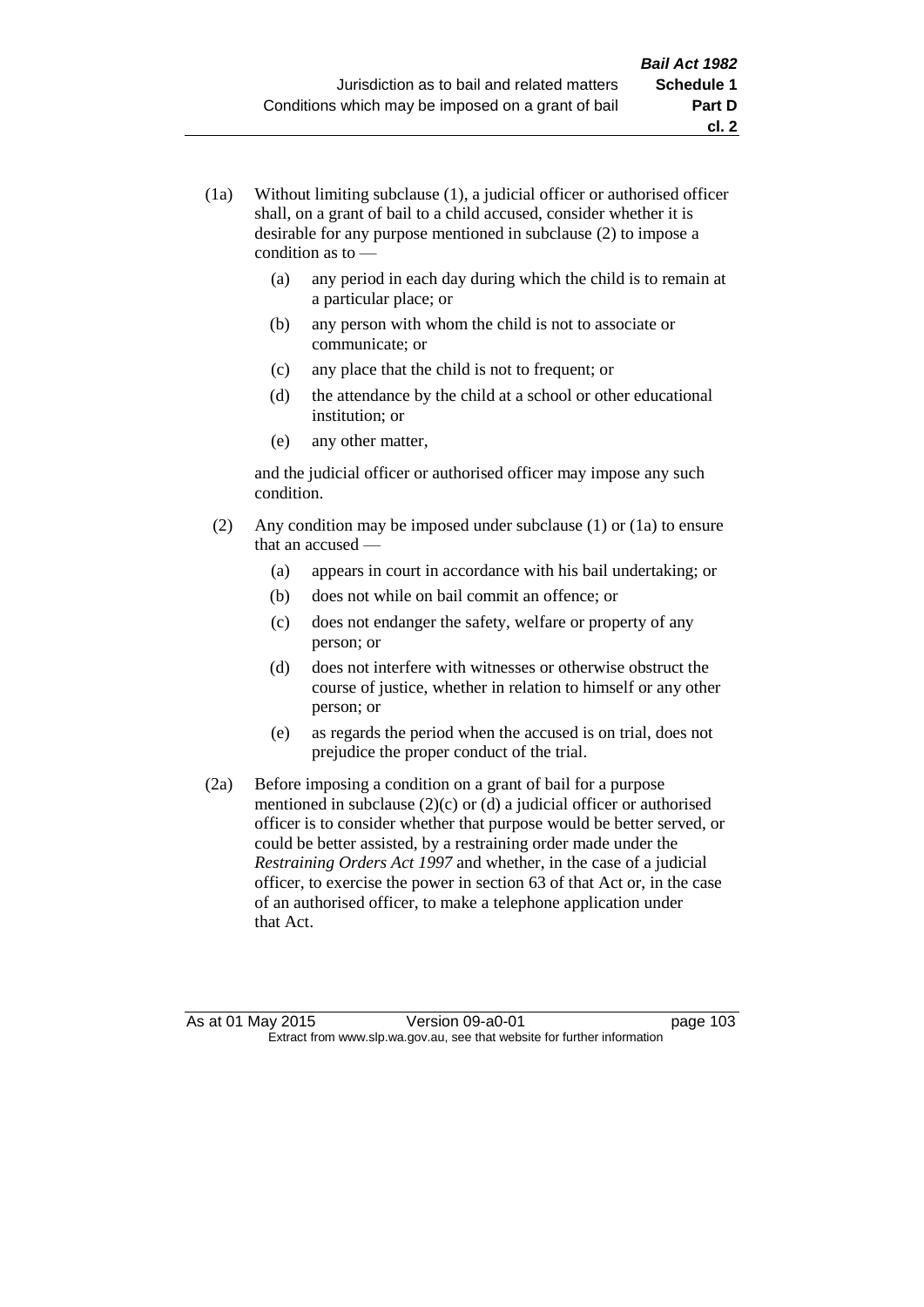(1a) Without limiting subclause (1), a judicial officer or authorised officer shall, on a grant of bail to a child accused, consider whether it is desirable for any purpose mentioned in subclause (2) to impose a condition as to —

- (a) any period in each day during which the child is to remain at a particular place; or
- (b) any person with whom the child is not to associate or communicate; or
- (c) any place that the child is not to frequent; or
- (d) the attendance by the child at a school or other educational institution; or
- (e) any other matter,

and the judicial officer or authorised officer may impose any such condition.

(2) Any condition may be imposed under subclause (1) or (1a) to ensure that an accused —

- (a) appears in court in accordance with his bail undertaking; or
- (b) does not while on bail commit an offence; or
- (c) does not endanger the safety, welfare or property of any person; or
- (d) does not interfere with witnesses or otherwise obstruct the course of justice, whether in relation to himself or any other person; or
- (e) as regards the period when the accused is on trial, does not prejudice the proper conduct of the trial.

(2a) Before imposing a condition on a grant of bail for a purpose mentioned in subclause (2)(c) or (d) a judicial officer or authorised officer is to consider whether that purpose would be better served, or could be better assisted, by a restraining order made under the *Restraining Orders Act 1997* and whether, in the case of a judicial officer, to exercise the power in section 63 of that Act or, in the case of an authorised officer, to make a telephone application under that Act.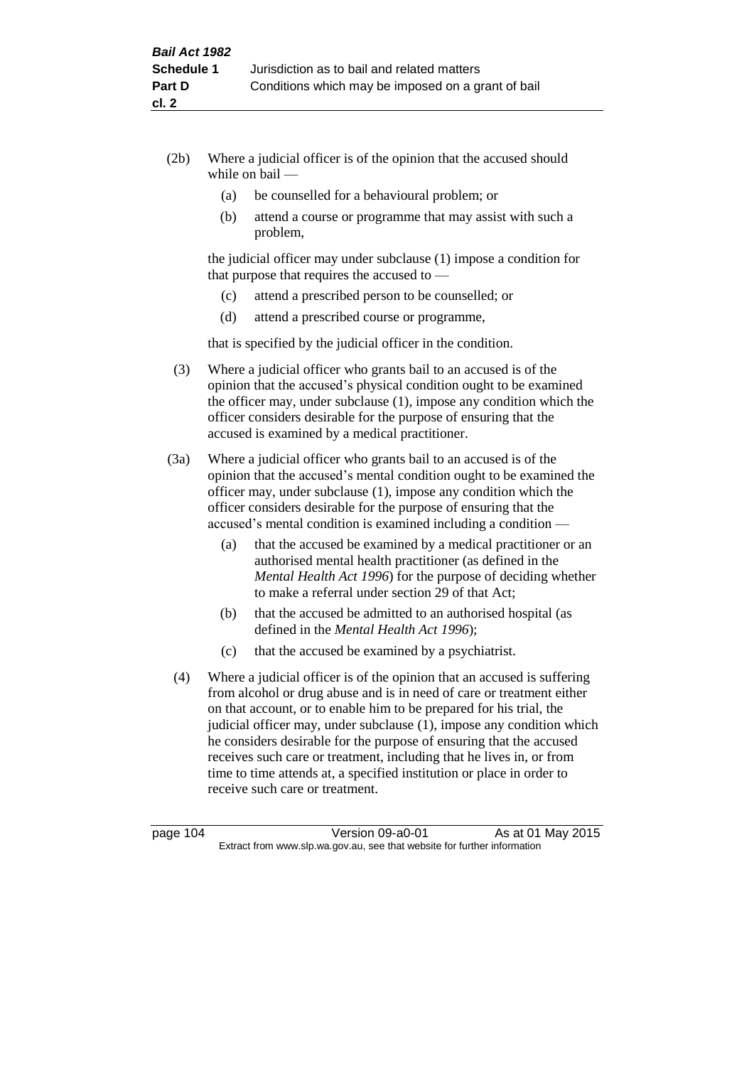(2b) Where a judicial officer is of the opinion that the accused should while on bail —

  (a) be counselled for a behavioural problem; or

  (b) attend a course or programme that may assist with such a problem,

the judicial officer may under subclause (1) impose a condition for that purpose that requires the accused to —

  (c) attend a prescribed person to be counselled; or

  (d) attend a prescribed course or programme,

that is specified by the judicial officer in the condition.

(3) Where a judicial officer who grants bail to an accused is of the opinion that the accused's physical condition ought to be examined the officer may, under subclause (1), impose any condition which the officer considers desirable for the purpose of ensuring that the accused is examined by a medical practitioner.

(3a) Where a judicial officer who grants bail to an accused is of the opinion that the accused's mental condition ought to be examined the officer may, under subclause (1), impose any condition which the officer considers desirable for the purpose of ensuring that the accused's mental condition is examined including a condition —

  (a) that the accused be examined by a medical practitioner or an authorised mental health practitioner (as defined in the *Mental Health Act 1996*) for the purpose of deciding whether to make a referral under section 29 of that Act;

  (b) that the accused be admitted to an authorised hospital (as defined in the *Mental Health Act 1996*);

  (c) that the accused be examined by a psychiatrist.

(4) Where a judicial officer is of the opinion that an accused is suffering from alcohol or drug abuse and is in need of care or treatment either on that account, or to enable him to be prepared for his trial, the judicial officer may, under subclause (1), impose any condition which he considers desirable for the purpose of ensuring that the accused receives such care or treatment, including that he lives in, or from time to time attends at, a specified institution or place in order to receive such care or treatment.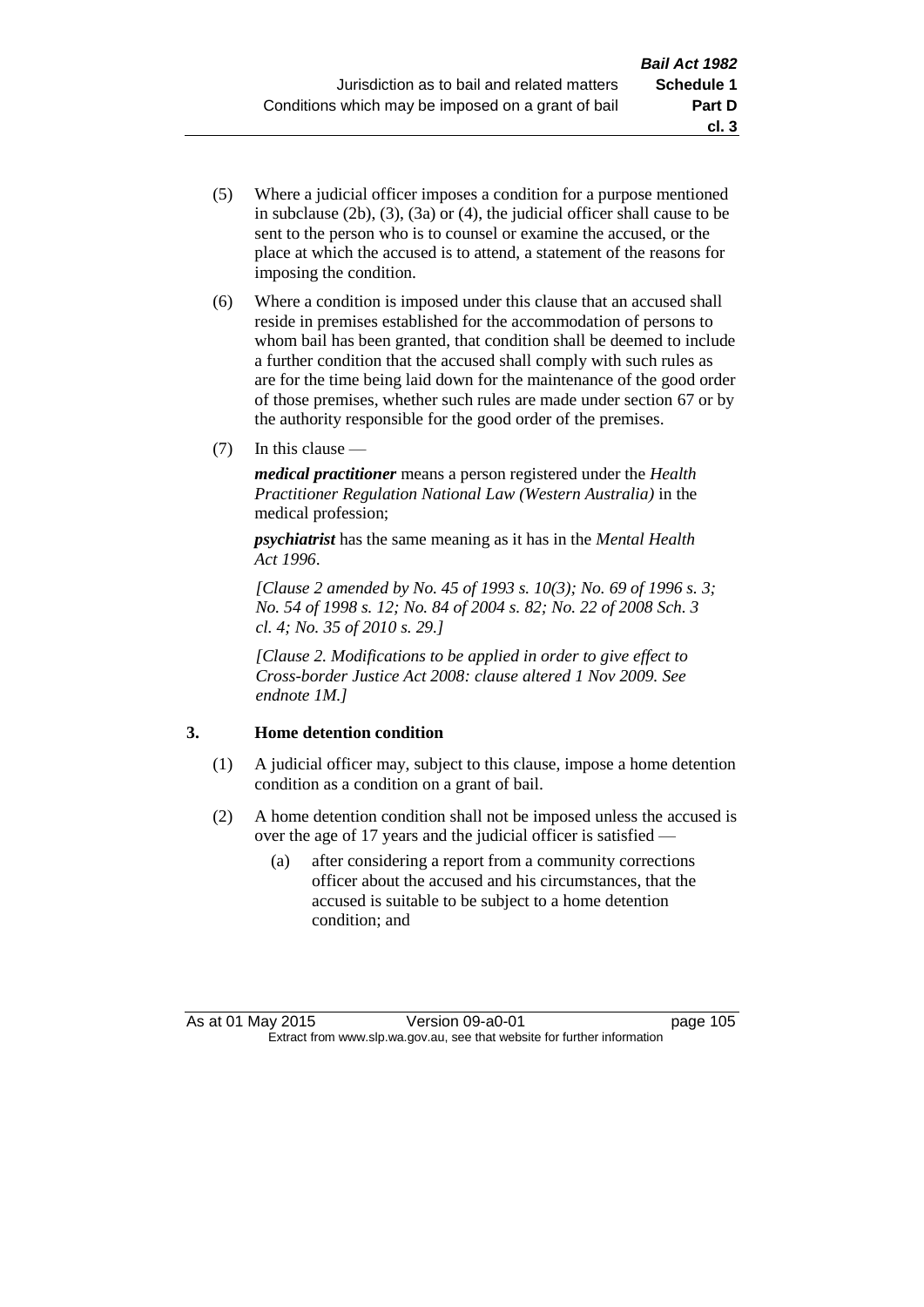(5) Where a judicial officer imposes a condition for a purpose mentioned in subclause (2b), (3), (3a) or (4), the judicial officer shall cause to be sent to the person who is to counsel or examine the accused, or the place at which the accused is to attend, a statement of the reasons for imposing the condition.

(6) Where a condition is imposed under this clause that an accused shall reside in premises established for the accommodation of persons to whom bail has been granted, that condition shall be deemed to include a further condition that the accused shall comply with such rules as are for the time being laid down for the maintenance of the good order of those premises, whether such rules are made under section 67 or by the authority responsible for the good order of the premises.

(7) In this clause —

***medical practitioner*** means a person registered under the *Health Practitioner Regulation National Law (Western Australia)* in the medical profession;

***psychiatrist*** has the same meaning as it has in the *Mental Health Act 1996*.

*[Clause 2 amended by No. 45 of 1993 s. 10(3); No. 69 of 1996 s. 3; No. 54 of 1998 s. 12; No. 84 of 2004 s. 82; No. 22 of 2008 Sch. 3 cl. 4; No. 35 of 2010 s. 29.]*

*[Clause 2. Modifications to be applied in order to give effect to Cross-border Justice Act 2008: clause altered 1 Nov 2009. See endnote 1M.]*

## 3. Home detention condition

(1) A judicial officer may, subject to this clause, impose a home detention condition as a condition on a grant of bail.

(2) A home detention condition shall not be imposed unless the accused is over the age of 17 years and the judicial officer is satisfied —

(a) after considering a report from a community corrections officer about the accused and his circumstances, that the accused is suitable to be subject to a home detention condition; and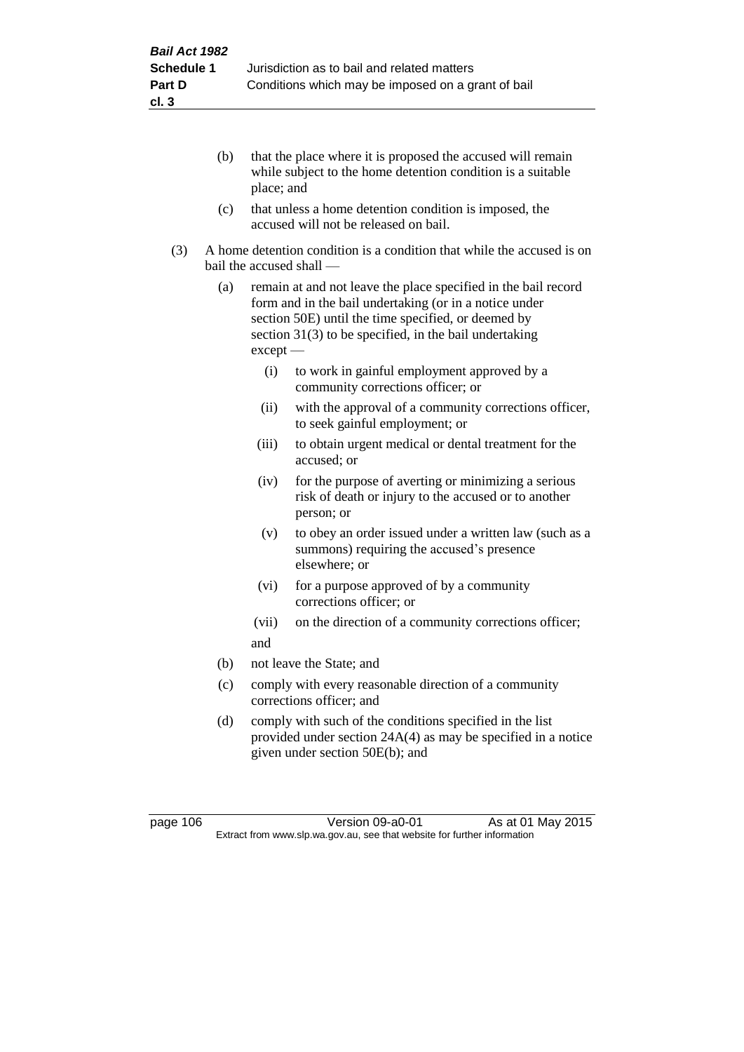(b) that the place where it is proposed the accused will remain while subject to the home detention condition is a suitable place; and

(c) that unless a home detention condition is imposed, the accused will not be released on bail.

(3) A home detention condition is a condition that while the accused is on bail the accused shall —

(a) remain at and not leave the place specified in the bail record form and in the bail undertaking (or in a notice under section 50E) until the time specified, or deemed by section 31(3) to be specified, in the bail undertaking except —

(i) to work in gainful employment approved by a community corrections officer; or

(ii) with the approval of a community corrections officer, to seek gainful employment; or

(iii) to obtain urgent medical or dental treatment for the accused; or

(iv) for the purpose of averting or minimizing a serious risk of death or injury to the accused or to another person; or

(v) to obey an order issued under a written law (such as a summons) requiring the accused's presence elsewhere; or

(vi) for a purpose approved of by a community corrections officer; or

(vii) on the direction of a community corrections officer;

and

(b) not leave the State; and

(c) comply with every reasonable direction of a community corrections officer; and

(d) comply with such of the conditions specified in the list provided under section 24A(4) as may be specified in a notice given under section 50E(b); and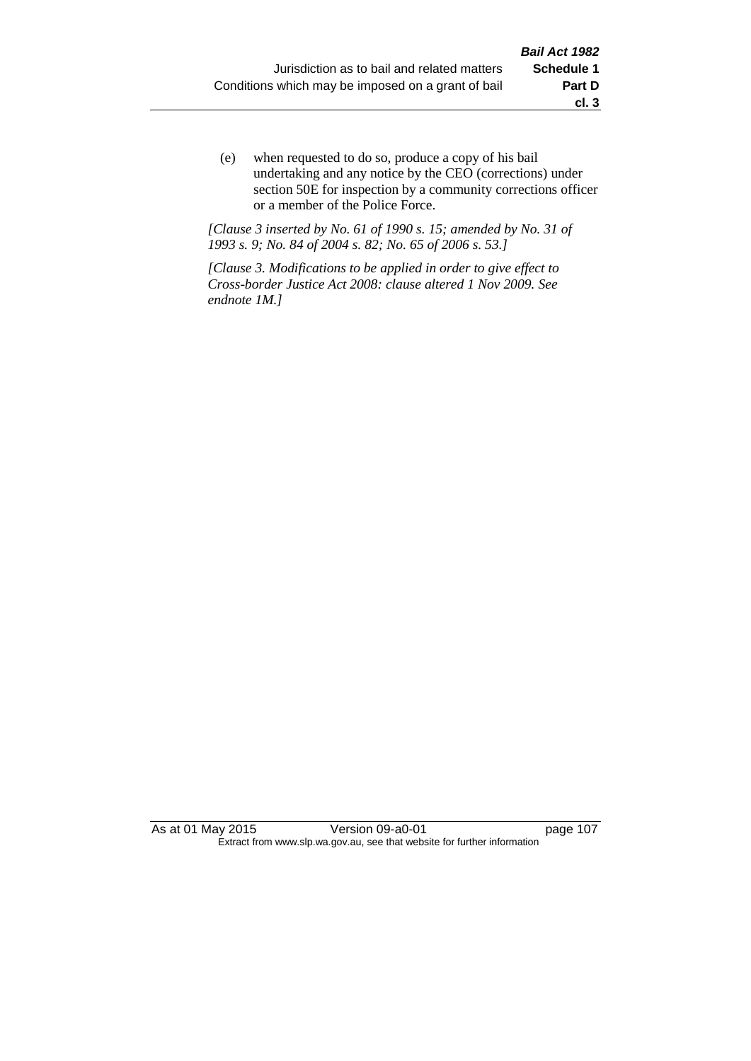(e) when requested to do so, produce a copy of his bail undertaking and any notice by the CEO (corrections) under section 50E for inspection by a community corrections officer or a member of the Police Force.

*[Clause 3 inserted by No. 61 of 1990 s. 15; amended by No. 31 of 1993 s. 9; No. 84 of 2004 s. 82; No. 65 of 2006 s. 53.]*

*[Clause 3. Modifications to be applied in order to give effect to Cross-border Justice Act 2008: clause altered 1 Nov 2009. See endnote 1M.]*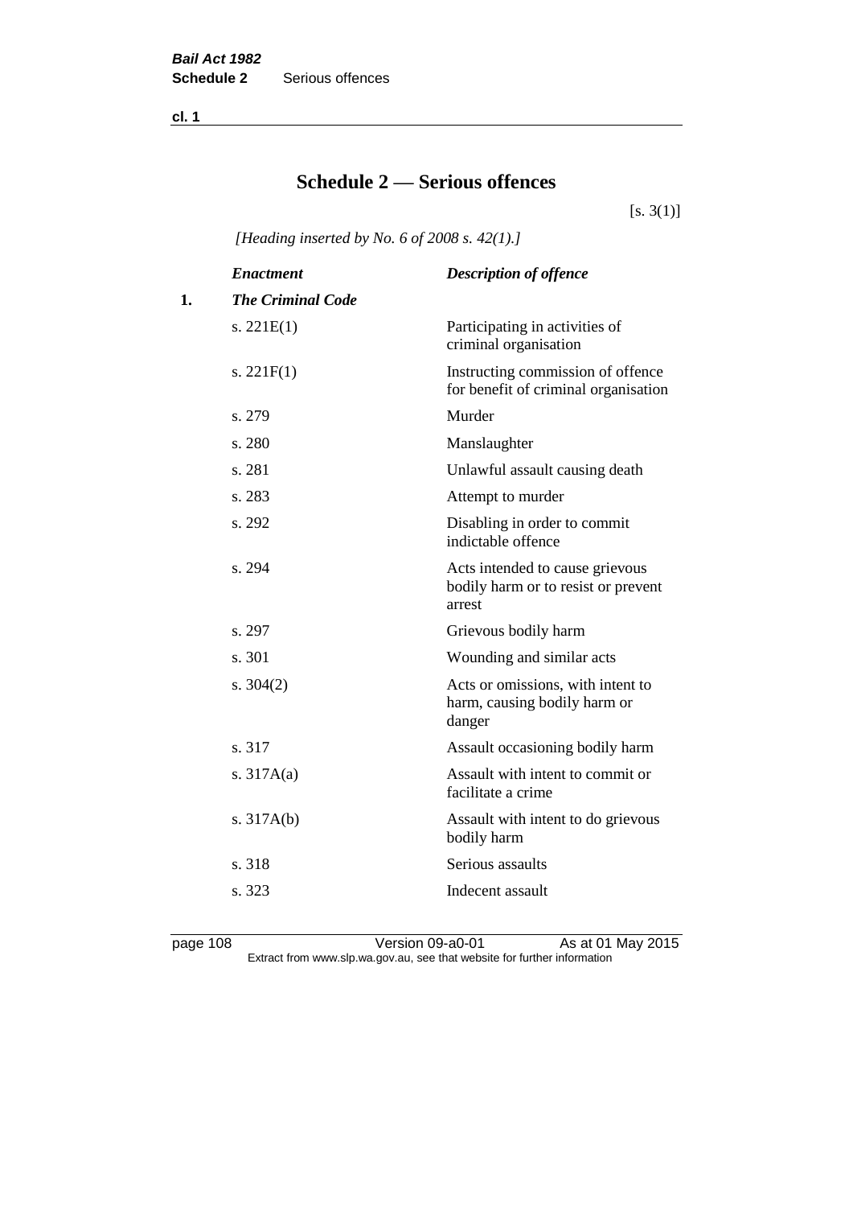# Schedule 2 — Serious offences

[s. 3(1)]

*[Heading inserted by No. 6 of 2008 s. 42(1).]*

| | *Enactment* | *Description of offence* |
|---|---|---|
| **1.** | ***The Criminal Code*** | |
| | s. 221E(1) | Participating in activities of criminal organisation |
| | s. 221F(1) | Instructing commission of offence for benefit of criminal organisation |
| | s. 279 | Murder |
| | s. 280 | Manslaughter |
| | s. 281 | Unlawful assault causing death |
| | s. 283 | Attempt to murder |
| | s. 292 | Disabling in order to commit indictable offence |
| | s. 294 | Acts intended to cause grievous bodily harm or to resist or prevent arrest |
| | s. 297 | Grievous bodily harm |
| | s. 301 | Wounding and similar acts |
| | s. 304(2) | Acts or omissions, with intent to harm, causing bodily harm or danger |
| | s. 317 | Assault occasioning bodily harm |
| | s. 317A(a) | Assault with intent to commit or facilitate a crime |
| | s. 317A(b) | Assault with intent to do grievous bodily harm |
| | s. 318 | Serious assaults |
| | s. 323 | Indecent assault |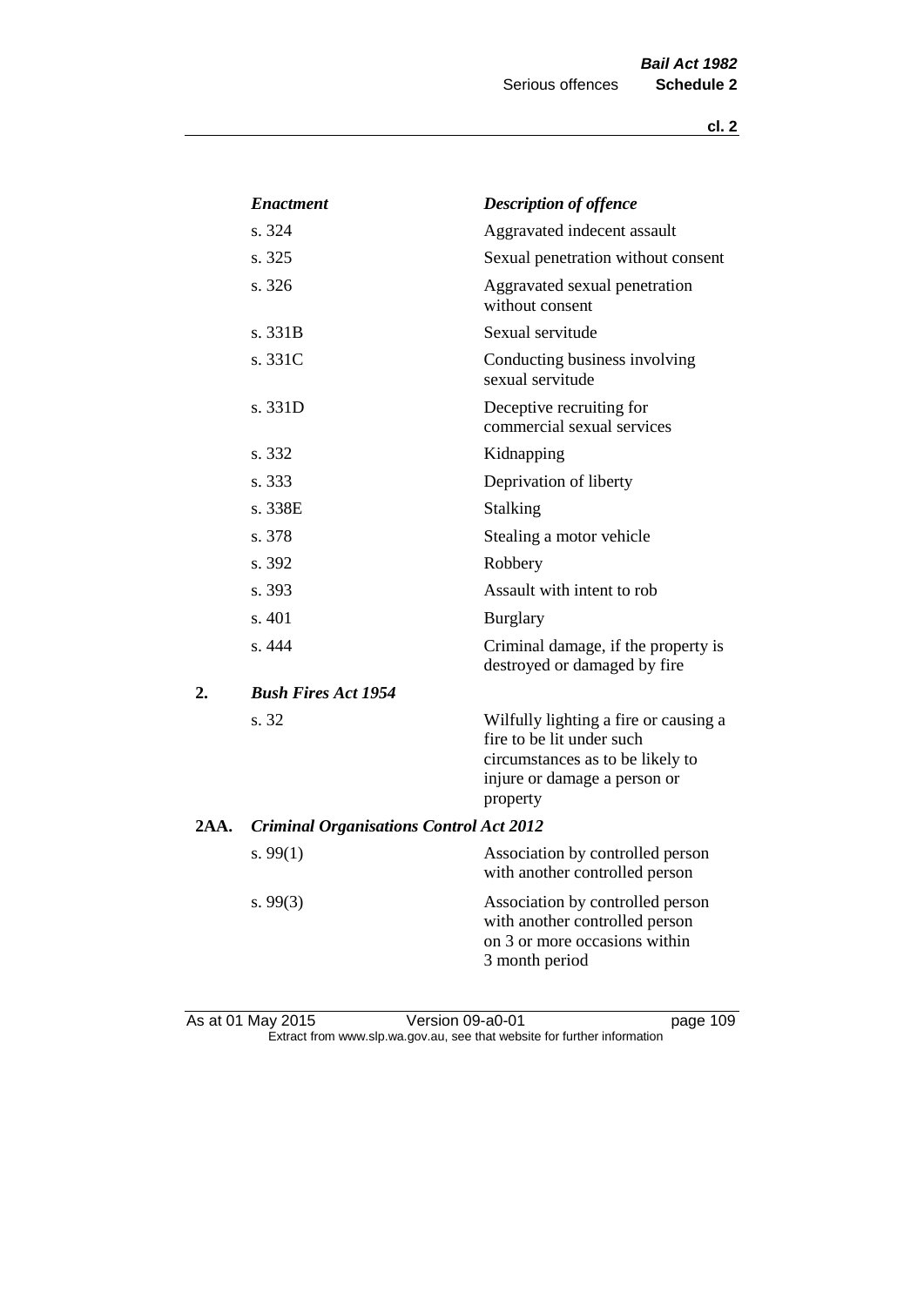| | *Enactment* | *Description of offence* |
|---|---|---|
| | s. 324 | Aggravated indecent assault |
| | s. 325 | Sexual penetration without consent |
| | s. 326 | Aggravated sexual penetration without consent |
| | s. 331B | Sexual servitude |
| | s. 331C | Conducting business involving sexual servitude |
| | s. 331D | Deceptive recruiting for commercial sexual services |
| | s. 332 | Kidnapping |
| | s. 333 | Deprivation of liberty |
| | s. 338E | Stalking |
| | s. 378 | Stealing a motor vehicle |
| | s. 392 | Robbery |
| | s. 393 | Assault with intent to rob |
| | s. 401 | Burglary |
| | s. 444 | Criminal damage, if the property is destroyed or damaged by fire |
| **2.** | ***Bush Fires Act 1954*** | |
| | s. 32 | Wilfully lighting a fire or causing a fire to be lit under such circumstances as to be likely to injure or damage a person or property |
| **2AA.** | ***Criminal Organisations Control Act 2012*** | |
| | s. 99(1) | Association by controlled person with another controlled person |
| | s. 99(3) | Association by controlled person with another controlled person on 3 or more occasions within 3 month period |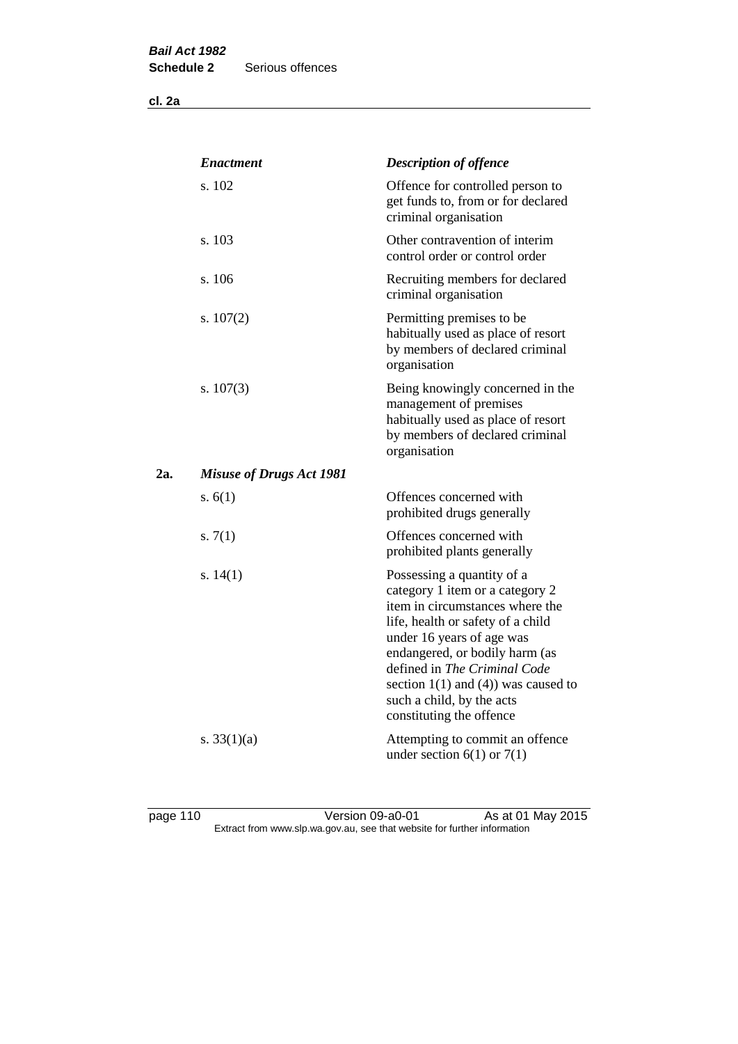| | *Enactment* | *Description of offence* |
|---|---|---|
| | s. 102 | Offence for controlled person to get funds to, from or for declared criminal organisation |
| | s. 103 | Other contravention of interim control order or control order |
| | s. 106 | Recruiting members for declared criminal organisation |
| | s. 107(2) | Permitting premises to be habitually used as place of resort by members of declared criminal organisation |
| | s. 107(3) | Being knowingly concerned in the management of premises habitually used as place of resort by members of declared criminal organisation |
| **2a.** | ***Misuse of Drugs Act 1981*** | |
| | s. 6(1) | Offences concerned with prohibited drugs generally |
| | s. 7(1) | Offences concerned with prohibited plants generally |
| | s. 14(1) | Possessing a quantity of a category 1 item or a category 2 item in circumstances where the life, health or safety of a child under 16 years of age was endangered, or bodily harm (as defined in *The Criminal Code* section 1(1) and (4)) was caused to such a child, by the acts constituting the offence |
| | s. 33(1)(a) | Attempting to commit an offence under section 6(1) or 7(1) |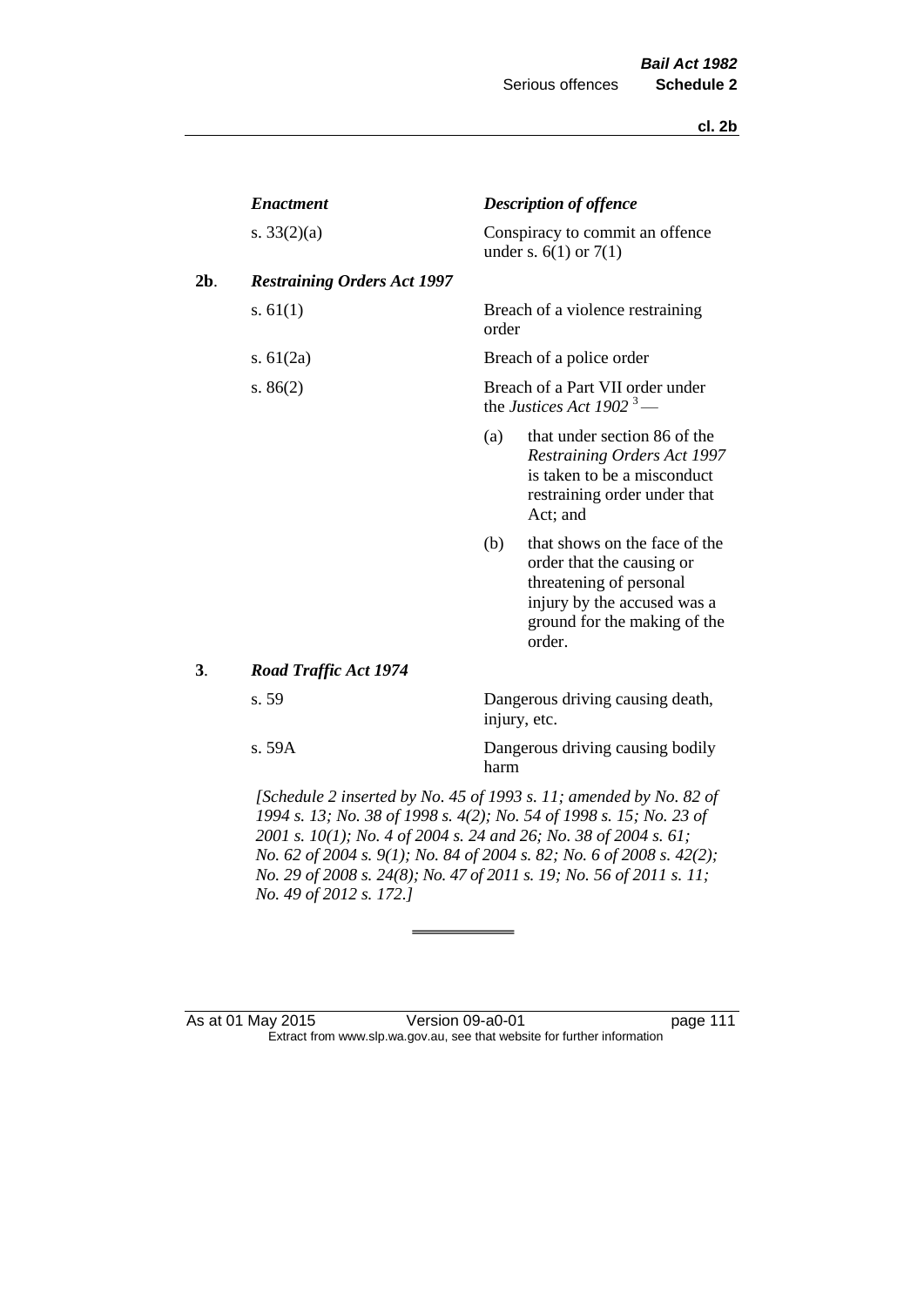| | *Enactment* | *Description of offence* |
|---|---|---|
| | s. 33(2)(a) | Conspiracy to commit an offence under s. 6(1) or 7(1) |
| **2b**. | ***Restraining Orders Act 1997*** | |
| | s. 61(1) | Breach of a violence restraining order |
| | s. 61(2a) | Breach of a police order |
| | s. 86(2) | Breach of a Part VII order under the *Justices Act 1902* [3] — (a) that under section 86 of the *Restraining Orders Act 1997* is taken to be a misconduct restraining order under that Act; and (b) that shows on the face of the order that the causing or threatening of personal injury by the accused was a ground for the making of the order. |
| **3**. | ***Road Traffic Act 1974*** | |
| | s. 59 | Dangerous driving causing death, injury, etc. |
| | s. 59A | Dangerous driving causing bodily harm |

*[Schedule 2 inserted by No. 45 of 1993 s. 11; amended by No. 82 of 1994 s. 13; No. 38 of 1998 s. 4(2); No. 54 of 1998 s. 15; No. 23 of 2001 s. 10(1); No. 4 of 2004 s. 24 and 26; No. 38 of 2004 s. 61; No. 62 of 2004 s. 9(1); No. 84 of 2004 s. 82; No. 6 of 2008 s. 42(2); No. 29 of 2008 s. 24(8); No. 47 of 2011 s. 19; No. 56 of 2011 s. 11; No. 49 of 2012 s. 172.]*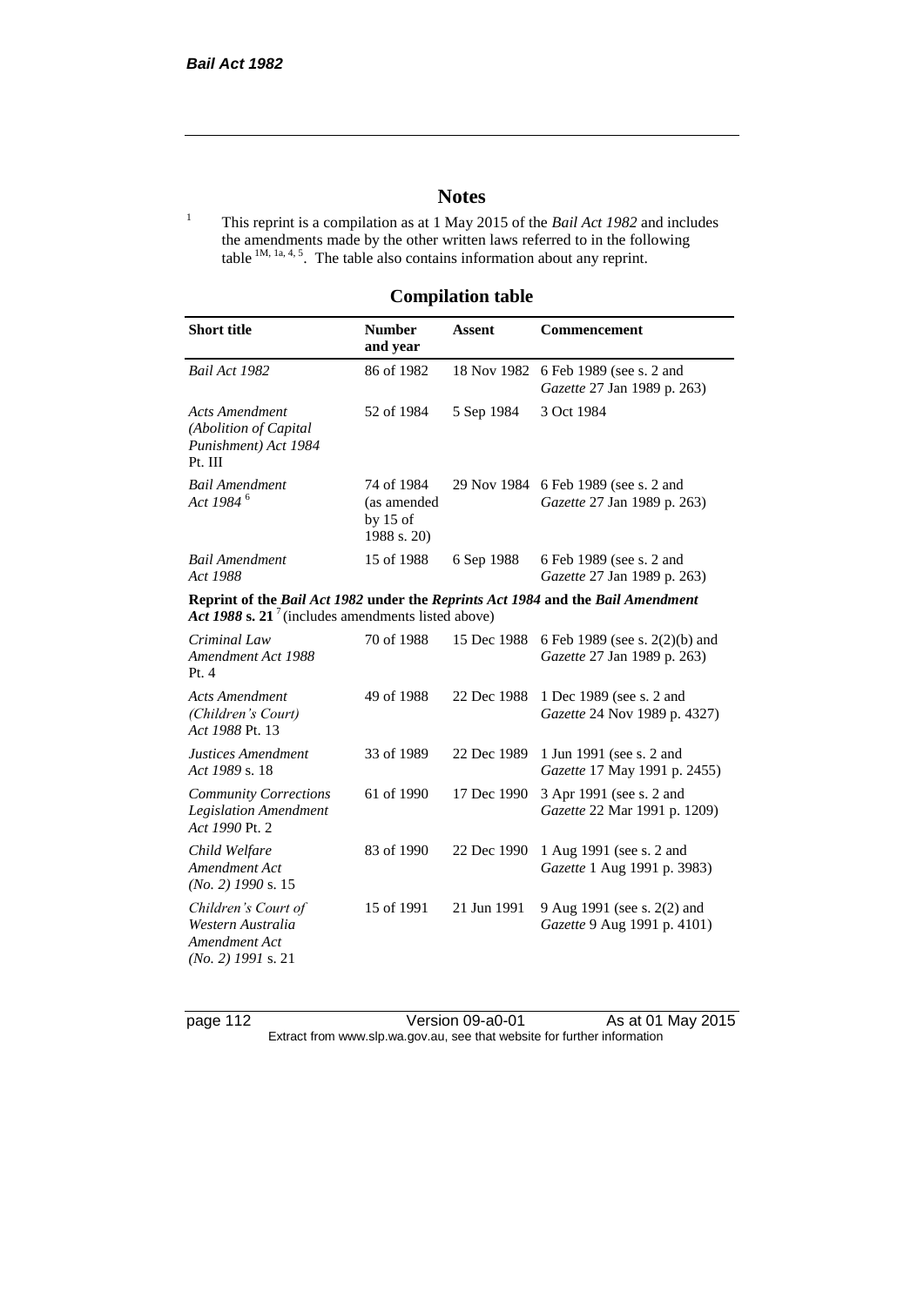# Notes

[1] This reprint is a compilation as at 1 May 2015 of the *Bail Act 1982* and includes the amendments made by the other written laws referred to in the following table [1M, 1a, 4, 5]. The table also contains information about any reprint.

## Compilation table

| Short title | Number and year | Assent | Commencement |
|---|---|---|---|
| *Bail Act 1982* | 86 of 1982 | 18 Nov 1982 | 6 Feb 1989 (see s. 2 and *Gazette* 27 Jan 1989 p. 263) |
| *Acts Amendment (Abolition of Capital Punishment) Act 1984* Pt. III | 52 of 1984 | 5 Sep 1984 | 3 Oct 1984 |
| *Bail Amendment Act 1984* [6] | 74 of 1984 (as amended by 15 of 1988 s. 20) | 29 Nov 1984 | 6 Feb 1989 (see s. 2 and *Gazette* 27 Jan 1989 p. 263) |
| *Bail Amendment Act 1988* | 15 of 1988 | 6 Sep 1988 | 6 Feb 1989 (see s. 2 and *Gazette* 27 Jan 1989 p. 263) |
| **Reprint of the *Bail Act 1982* under the *Reprints Act 1984* and the *Bail Amendment Act 1988* s. 21** [7] (includes amendments listed above) | | | |
| *Criminal Law Amendment Act 1988* Pt. 4 | 70 of 1988 | 15 Dec 1988 | 6 Feb 1989 (see s. 2(2)(b) and *Gazette* 27 Jan 1989 p. 263) |
| *Acts Amendment (Children's Court) Act 1988* Pt. 13 | 49 of 1988 | 22 Dec 1988 | 1 Dec 1989 (see s. 2 and *Gazette* 24 Nov 1989 p. 4327) |
| *Justices Amendment Act 1989* s. 18 | 33 of 1989 | 22 Dec 1989 | 1 Jun 1991 (see s. 2 and *Gazette* 17 May 1991 p. 2455) |
| *Community Corrections Legislation Amendment Act 1990* Pt. 2 | 61 of 1990 | 17 Dec 1990 | 3 Apr 1991 (see s. 2 and *Gazette* 22 Mar 1991 p. 1209) |
| *Child Welfare Amendment Act (No. 2) 1990* s. 15 | 83 of 1990 | 22 Dec 1990 | 1 Aug 1991 (see s. 2 and *Gazette* 1 Aug 1991 p. 3983) |
| *Children's Court of Western Australia Amendment Act (No. 2) 1991* s. 21 | 15 of 1991 | 21 Jun 1991 | 9 Aug 1991 (see s. 2(2) and *Gazette* 9 Aug 1991 p. 4101) |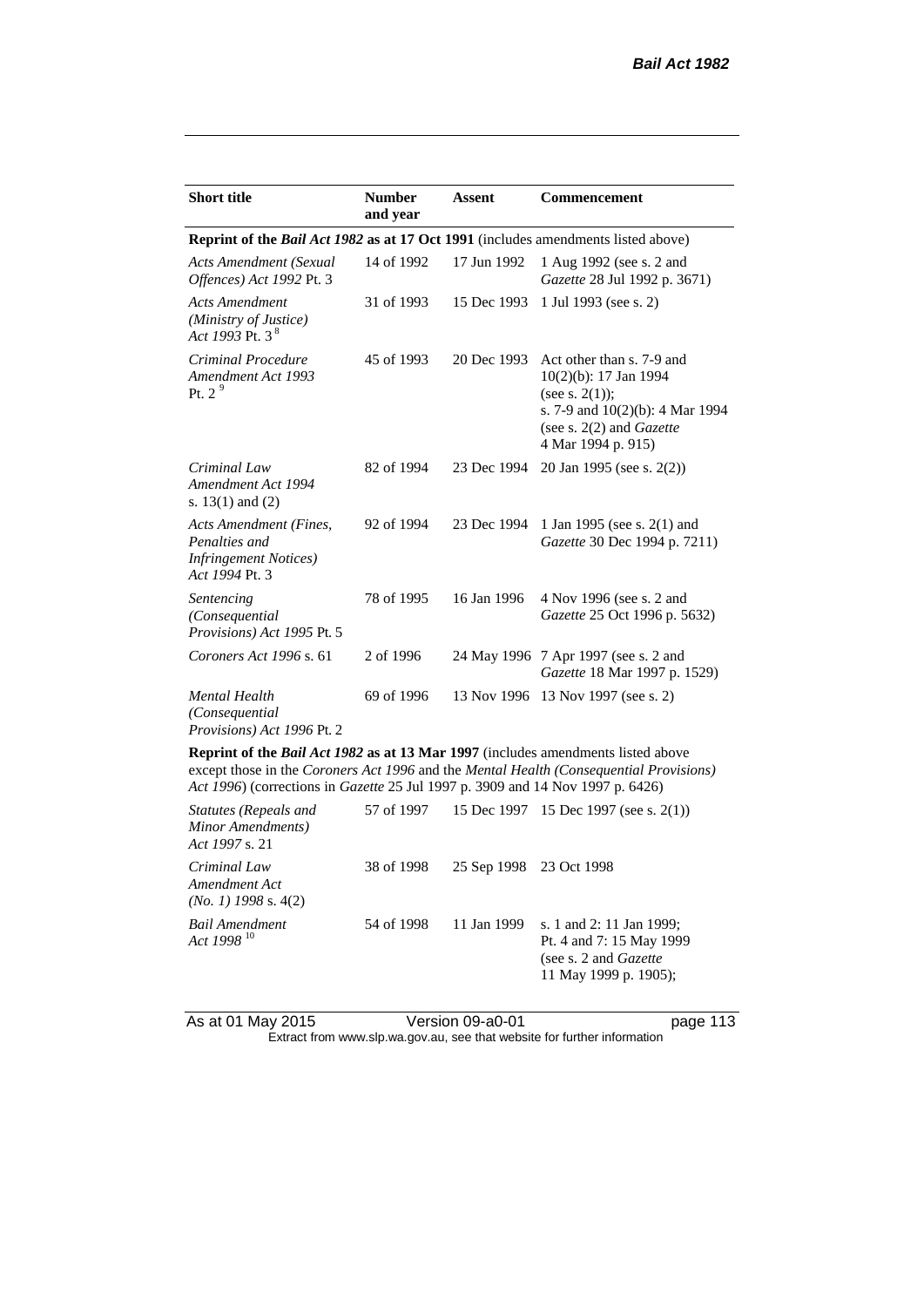| Short title | Number and year | Assent | Commencement |
|---|---|---|---|
| **Reprint of the *Bail Act 1982* as at 17 Oct 1991** (includes amendments listed above) | | | |
| *Acts Amendment (Sexual Offences) Act 1992* Pt. 3 | 14 of 1992 | 17 Jun 1992 | 1 Aug 1992 (see s. 2 and *Gazette* 28 Jul 1992 p. 3671) |
| *Acts Amendment (Ministry of Justice) Act 1993* Pt. 3 [8] | 31 of 1993 | 15 Dec 1993 | 1 Jul 1993 (see s. 2) |
| *Criminal Procedure Amendment Act 1993* Pt. 2 [9] | 45 of 1993 | 20 Dec 1993 | Act other than s. 7-9 and 10(2)(b): 17 Jan 1994 (see s. 2(1)); s. 7-9 and 10(2)(b): 4 Mar 1994 (see s. 2(2) and *Gazette* 4 Mar 1994 p. 915) |
| *Criminal Law Amendment Act 1994* s. 13(1) and (2) | 82 of 1994 | 23 Dec 1994 | 20 Jan 1995 (see s. 2(2)) |
| *Acts Amendment (Fines, Penalties and Infringement Notices) Act 1994* Pt. 3 | 92 of 1994 | 23 Dec 1994 | 1 Jan 1995 (see s. 2(1) and *Gazette* 30 Dec 1994 p. 7211) |
| *Sentencing (Consequential Provisions) Act 1995* Pt. 5 | 78 of 1995 | 16 Jan 1996 | 4 Nov 1996 (see s. 2 and *Gazette* 25 Oct 1996 p. 5632) |
| *Coroners Act 1996* s. 61 | 2 of 1996 | 24 May 1996 | 7 Apr 1997 (see s. 2 and *Gazette* 18 Mar 1997 p. 1529) |
| *Mental Health (Consequential Provisions) Act 1996* Pt. 2 | 69 of 1996 | 13 Nov 1996 | 13 Nov 1997 (see s. 2) |
| **Reprint of the *Bail Act 1982* as at 13 Mar 1997** (includes amendments listed above except those in the *Coroners Act 1996* and the *Mental Health (Consequential Provisions) Act 1996*) (corrections in *Gazette* 25 Jul 1997 p. 3909 and 14 Nov 1997 p. 6426) | | | |
| *Statutes (Repeals and Minor Amendments) Act 1997* s. 21 | 57 of 1997 | 15 Dec 1997 | 15 Dec 1997 (see s. 2(1)) |
| *Criminal Law Amendment Act (No. 1) 1998* s. 4(2) | 38 of 1998 | 25 Sep 1998 | 23 Oct 1998 |
| *Bail Amendment Act 1998* [10] | 54 of 1998 | 11 Jan 1999 | s. 1 and 2: 11 Jan 1999; Pt. 4 and 7: 15 May 1999 (see s. 2 and *Gazette* 11 May 1999 p. 1905); |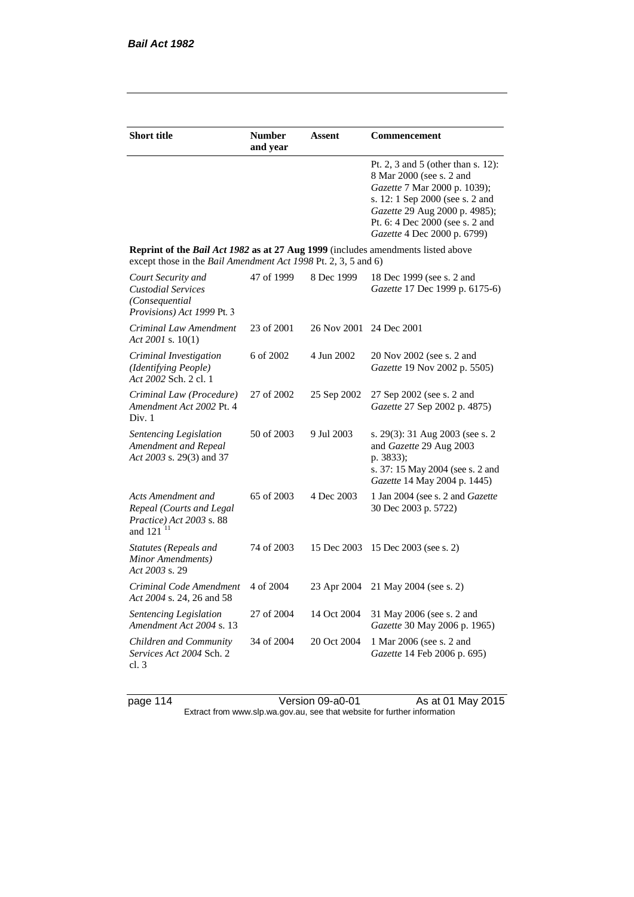| Short title | Number and year | Assent | Commencement |
|---|---|---|---|
| | | | Pt. 2, 3 and 5 (other than s. 12): 8 Mar 2000 (see s. 2 and *Gazette* 7 Mar 2000 p. 1039); s. 12: 1 Sep 2000 (see s. 2 and *Gazette* 29 Aug 2000 p. 4985); Pt. 6: 4 Dec 2000 (see s. 2 and *Gazette* 4 Dec 2000 p. 6799) |
| **Reprint of the *Bail Act 1982* as at 27 Aug 1999** (includes amendments listed above except those in the *Bail Amendment Act 1998* Pt. 2, 3, 5 and 6) | | | |
| *Court Security and Custodial Services (Consequential Provisions) Act 1999* Pt. 3 | 47 of 1999 | 8 Dec 1999 | 18 Dec 1999 (see s. 2 and *Gazette* 17 Dec 1999 p. 6175-6) |
| *Criminal Law Amendment Act 2001* s. 10(1) | 23 of 2001 | 26 Nov 2001 | 24 Dec 2001 |
| *Criminal Investigation (Identifying People) Act 2002* Sch. 2 cl. 1 | 6 of 2002 | 4 Jun 2002 | 20 Nov 2002 (see s. 2 and *Gazette* 19 Nov 2002 p. 5505) |
| *Criminal Law (Procedure) Amendment Act 2002* Pt. 4 Div. 1 | 27 of 2002 | 25 Sep 2002 | 27 Sep 2002 (see s. 2 and *Gazette* 27 Sep 2002 p. 4875) |
| *Sentencing Legislation Amendment and Repeal Act 2003* s. 29(3) and 37 | 50 of 2003 | 9 Jul 2003 | s. 29(3): 31 Aug 2003 (see s. 2 and *Gazette* 29 Aug 2003 p. 3833); s. 37: 15 May 2004 (see s. 2 and *Gazette* 14 May 2004 p. 1445) |
| *Acts Amendment and Repeal (Courts and Legal Practice) Act 2003* s. 88 and 121 [11] | 65 of 2003 | 4 Dec 2003 | 1 Jan 2004 (see s. 2 and *Gazette* 30 Dec 2003 p. 5722) |
| *Statutes (Repeals and Minor Amendments) Act 2003* s. 29 | 74 of 2003 | 15 Dec 2003 | 15 Dec 2003 (see s. 2) |
| *Criminal Code Amendment Act 2004* s. 24, 26 and 58 | 4 of 2004 | 23 Apr 2004 | 21 May 2004 (see s. 2) |
| *Sentencing Legislation Amendment Act 2004* s. 13 | 27 of 2004 | 14 Oct 2004 | 31 May 2006 (see s. 2 and *Gazette* 30 May 2006 p. 1965) |
| *Children and Community Services Act 2004* Sch. 2 cl. 3 | 34 of 2004 | 20 Oct 2004 | 1 Mar 2006 (see s. 2 and *Gazette* 14 Feb 2006 p. 695) |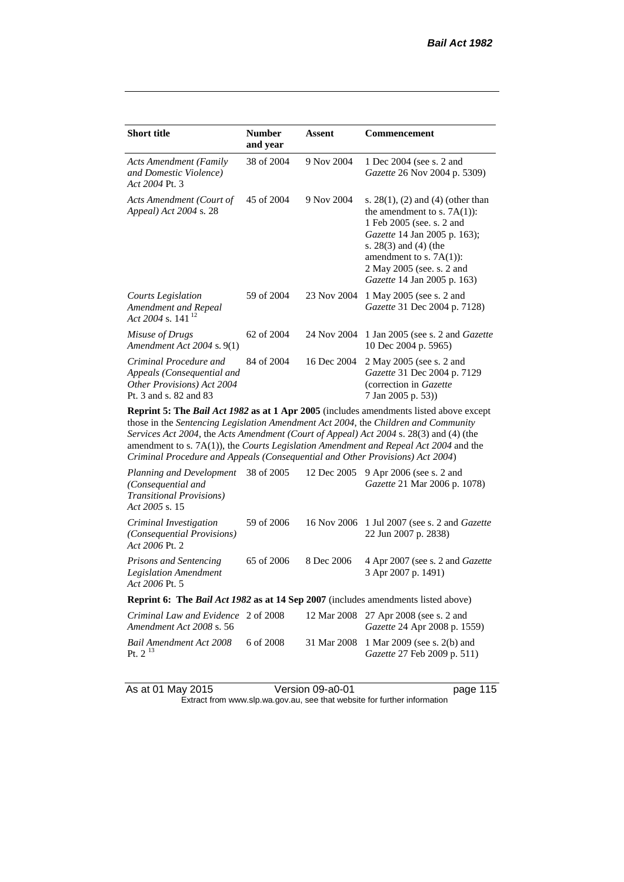| Short title | Number and year | Assent | Commencement |
|---|---|---|---|
| *Acts Amendment (Family and Domestic Violence) Act 2004* Pt. 3 | 38 of 2004 | 9 Nov 2004 | 1 Dec 2004 (see s. 2 and *Gazette* 26 Nov 2004 p. 5309) |
| *Acts Amendment (Court of Appeal) Act 2004* s. 28 | 45 of 2004 | 9 Nov 2004 | s. 28(1), (2) and (4) (other than the amendment to s. 7A(1)): 1 Feb 2005 (see. s. 2 and *Gazette* 14 Jan 2005 p. 163); s. 28(3) and (4) (the amendment to s. 7A(1)): 2 May 2005 (see. s. 2 and *Gazette* 14 Jan 2005 p. 163) |
| *Courts Legislation Amendment and Repeal Act 2004* s. 141 [12] | 59 of 2004 | 23 Nov 2004 | 1 May 2005 (see s. 2 and *Gazette* 31 Dec 2004 p. 7128) |
| *Misuse of Drugs Amendment Act 2004* s. 9(1) | 62 of 2004 | 24 Nov 2004 | 1 Jan 2005 (see s. 2 and *Gazette* 10 Dec 2004 p. 5965) |
| *Criminal Procedure and Appeals (Consequential and Other Provisions) Act 2004* Pt. 3 and s. 82 and 83 | 84 of 2004 | 16 Dec 2004 | 2 May 2005 (see s. 2 and *Gazette* 31 Dec 2004 p. 7129 (correction in *Gazette* 7 Jan 2005 p. 53)) |
| **Reprint 5: The *Bail Act 1982* as at 1 Apr 2005** (includes amendments listed above except those in the *Sentencing Legislation Amendment Act 2004*, the *Children and Community Services Act 2004*, the *Acts Amendment (Court of Appeal) Act 2004* s. 28(3) and (4) (the amendment to s. 7A(1)), the *Courts Legislation Amendment and Repeal Act 2004* and the *Criminal Procedure and Appeals (Consequential and Other Provisions) Act 2004*) | | | |
| *Planning and Development (Consequential and Transitional Provisions) Act 2005* s. 15 | 38 of 2005 | 12 Dec 2005 | 9 Apr 2006 (see s. 2 and *Gazette* 21 Mar 2006 p. 1078) |
| *Criminal Investigation (Consequential Provisions) Act 2006* Pt. 2 | 59 of 2006 | 16 Nov 2006 | 1 Jul 2007 (see s. 2 and *Gazette* 22 Jun 2007 p. 2838) |
| *Prisons and Sentencing Legislation Amendment Act 2006* Pt. 5 | 65 of 2006 | 8 Dec 2006 | 4 Apr 2007 (see s. 2 and *Gazette* 3 Apr 2007 p. 1491) |
| **Reprint 6: The *Bail Act 1982* as at 14 Sep 2007** (includes amendments listed above) | | | |
| *Criminal Law and Evidence Amendment Act 2008* s. 56 | 2 of 2008 | 12 Mar 2008 | 27 Apr 2008 (see s. 2 and *Gazette* 24 Apr 2008 p. 1559) |
| *Bail Amendment Act 2008* Pt. 2 [13] | 6 of 2008 | 31 Mar 2008 | 1 Mar 2009 (see s. 2(b) and *Gazette* 27 Feb 2009 p. 511) |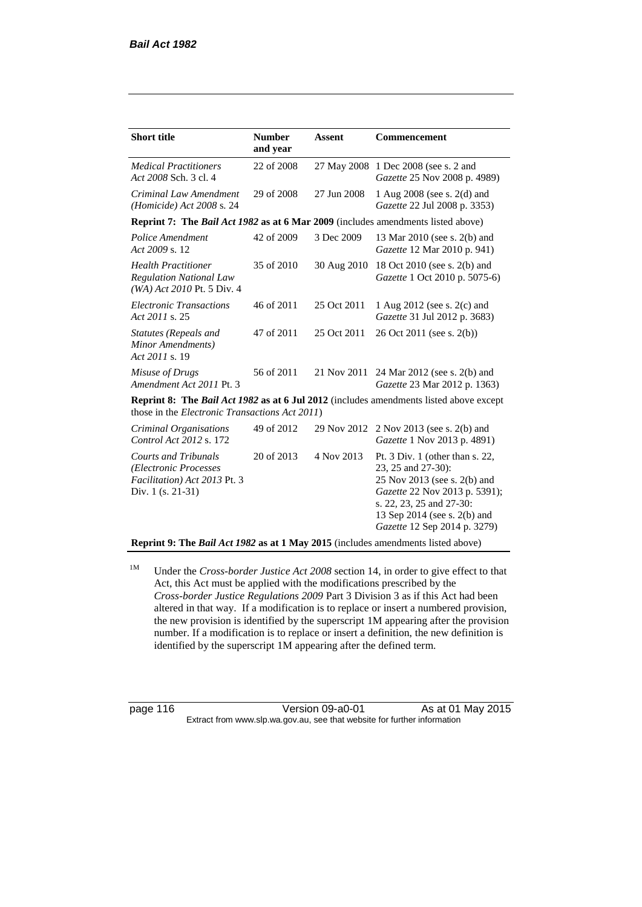| Short title | Number and year | Assent | Commencement |
|---|---|---|---|
| *Medical Practitioners Act 2008* Sch. 3 cl. 4 | 22 of 2008 | 27 May 2008 | 1 Dec 2008 (see s. 2 and *Gazette* 25 Nov 2008 p. 4989) |
| *Criminal Law Amendment (Homicide) Act 2008* s. 24 | 29 of 2008 | 27 Jun 2008 | 1 Aug 2008 (see s. 2(d) and *Gazette* 22 Jul 2008 p. 3353) |
| **Reprint 7: The *Bail Act 1982* as at 6 Mar 2009** (includes amendments listed above) | | | |
| *Police Amendment Act 2009* s. 12 | 42 of 2009 | 3 Dec 2009 | 13 Mar 2010 (see s. 2(b) and *Gazette* 12 Mar 2010 p. 941) |
| *Health Practitioner Regulation National Law (WA) Act 2010* Pt. 5 Div. 4 | 35 of 2010 | 30 Aug 2010 | 18 Oct 2010 (see s. 2(b) and *Gazette* 1 Oct 2010 p. 5075-6) |
| *Electronic Transactions Act 2011* s. 25 | 46 of 2011 | 25 Oct 2011 | 1 Aug 2012 (see s. 2(c) and *Gazette* 31 Jul 2012 p. 3683) |
| *Statutes (Repeals and Minor Amendments) Act 2011* s. 19 | 47 of 2011 | 25 Oct 2011 | 26 Oct 2011 (see s. 2(b)) |
| *Misuse of Drugs Amendment Act 2011* Pt. 3 | 56 of 2011 | 21 Nov 2011 | 24 Mar 2012 (see s. 2(b) and *Gazette* 23 Mar 2012 p. 1363) |
| **Reprint 8: The *Bail Act 1982* as at 6 Jul 2012** (includes amendments listed above except those in the *Electronic Transactions Act 2011*) | | | |
| *Criminal Organisations Control Act 2012* s. 172 | 49 of 2012 | 29 Nov 2012 | 2 Nov 2013 (see s. 2(b) and *Gazette* 1 Nov 2013 p. 4891) |
| *Courts and Tribunals (Electronic Processes Facilitation) Act 2013* Pt. 3 Div. 1 (s. 21-31) | 20 of 2013 | 4 Nov 2013 | Pt. 3 Div. 1 (other than s. 22, 23, 25 and 27-30): 25 Nov 2013 (see s. 2(b) and *Gazette* 22 Nov 2013 p. 5391); s. 22, 23, 25 and 27-30: 13 Sep 2014 (see s. 2(b) and *Gazette* 12 Sep 2014 p. 3279) |
| **Reprint 9: The *Bail Act 1982* as at 1 May 2015** (includes amendments listed above) | | | |

[1M] Under the *Cross-border Justice Act 2008* section 14, in order to give effect to that Act, this Act must be applied with the modifications prescribed by the *Cross-border Justice Regulations 2009* Part 3 Division 3 as if this Act had been altered in that way. If a modification is to replace or insert a numbered provision, the new provision is identified by the superscript 1M appearing after the provision number. If a modification is to replace or insert a definition, the new definition is identified by the superscript 1M appearing after the defined term.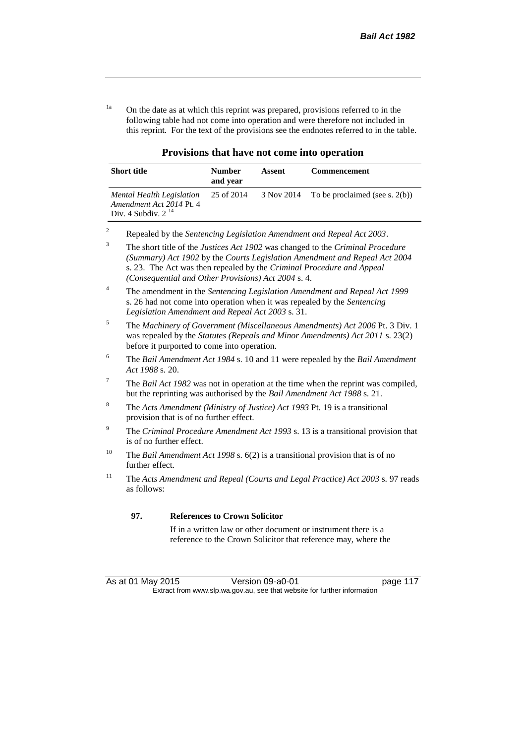[1a] On the date as at which this reprint was prepared, provisions referred to in the following table had not come into operation and were therefore not included in this reprint. For the text of the provisions see the endnotes referred to in the table.

**Provisions that have not come into operation**

| Short title | Number and year | Assent | Commencement |
|---|---|---|---|
| *Mental Health Legislation Amendment Act 2014* Pt. 4 Div. 4 Subdiv. 2 [14] | 25 of 2014 | 3 Nov 2014 | To be proclaimed (see s. 2(b)) |

[2] Repealed by the *Sentencing Legislation Amendment and Repeal Act 2003*.

[3] The short title of the *Justices Act 1902* was changed to the *Criminal Procedure (Summary) Act 1902* by the *Courts Legislation Amendment and Repeal Act 2004* s. 23. The Act was then repealed by the *Criminal Procedure and Appeal (Consequential and Other Provisions) Act 2004* s. 4.

[4] The amendment in the *Sentencing Legislation Amendment and Repeal Act 1999* s. 26 had not come into operation when it was repealed by the *Sentencing Legislation Amendment and Repeal Act 2003* s. 31.

[5] The *Machinery of Government (Miscellaneous Amendments) Act 2006* Pt. 3 Div. 1 was repealed by the *Statutes (Repeals and Minor Amendments) Act 2011* s. 23(2) before it purported to come into operation.

[6] The *Bail Amendment Act 1984* s. 10 and 11 were repealed by the *Bail Amendment Act 1988* s. 20.

[7] The *Bail Act 1982* was not in operation at the time when the reprint was compiled, but the reprinting was authorised by the *Bail Amendment Act 1988* s. 21.

[8] The *Acts Amendment (Ministry of Justice) Act 1993* Pt. 19 is a transitional provision that is of no further effect.

[9] The *Criminal Procedure Amendment Act 1993* s. 13 is a transitional provision that is of no further effect.

[10] The *Bail Amendment Act 1998* s. 6(2) is a transitional provision that is of no further effect.

[11] The *Acts Amendment and Repeal (Courts and Legal Practice) Act 2003* s. 97 reads as follows:

**97. References to Crown Solicitor**

If in a written law or other document or instrument there is a reference to the Crown Solicitor that reference may, where the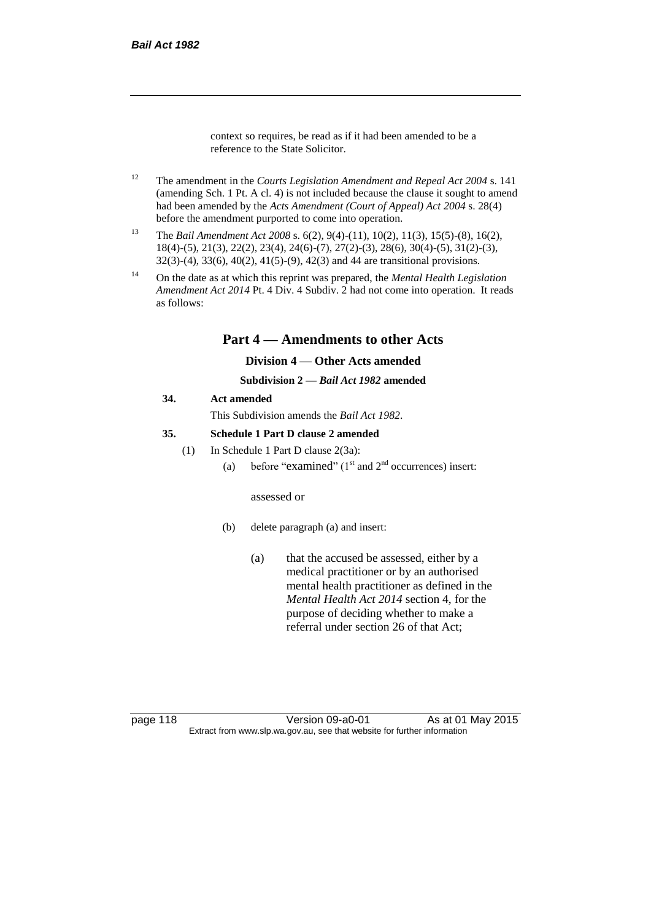context so requires, be read as if it had been amended to be a reference to the State Solicitor.

[12] The amendment in the *Courts Legislation Amendment and Repeal Act 2004* s. 141 (amending Sch. 1 Pt. A cl. 4) is not included because the clause it sought to amend had been amended by the *Acts Amendment (Court of Appeal) Act 2004* s. 28(4) before the amendment purported to come into operation.

[13] The *Bail Amendment Act 2008* s. 6(2), 9(4)-(11), 10(2), 11(3), 15(5)-(8), 16(2), 18(4)-(5), 21(3), 22(2), 23(4), 24(6)-(7), 27(2)-(3), 28(6), 30(4)-(5), 31(2)-(3), 32(3)-(4), 33(6), 40(2), 41(5)-(9), 42(3) and 44 are transitional provisions.

[14] On the date as at which this reprint was prepared, the *Mental Health Legislation Amendment Act 2014* Pt. 4 Div. 4 Subdiv. 2 had not come into operation. It reads as follows:

## Part 4 — Amendments to other Acts

### Division 4 — Other Acts amended

#### Subdivision 2 — *Bail Act 1982* amended

**34. Act amended**

This Subdivision amends the *Bail Act 1982*.

**35. Schedule 1 Part D clause 2 amended**

(1) In Schedule 1 Part D clause 2(3a):

(a) before "examined" (1st and 2nd occurrences) insert:

assessed or

(b) delete paragraph (a) and insert:

(a) that the accused be assessed, either by a medical practitioner or by an authorised mental health practitioner as defined in the *Mental Health Act 2014* section 4, for the purpose of deciding whether to make a referral under section 26 of that Act;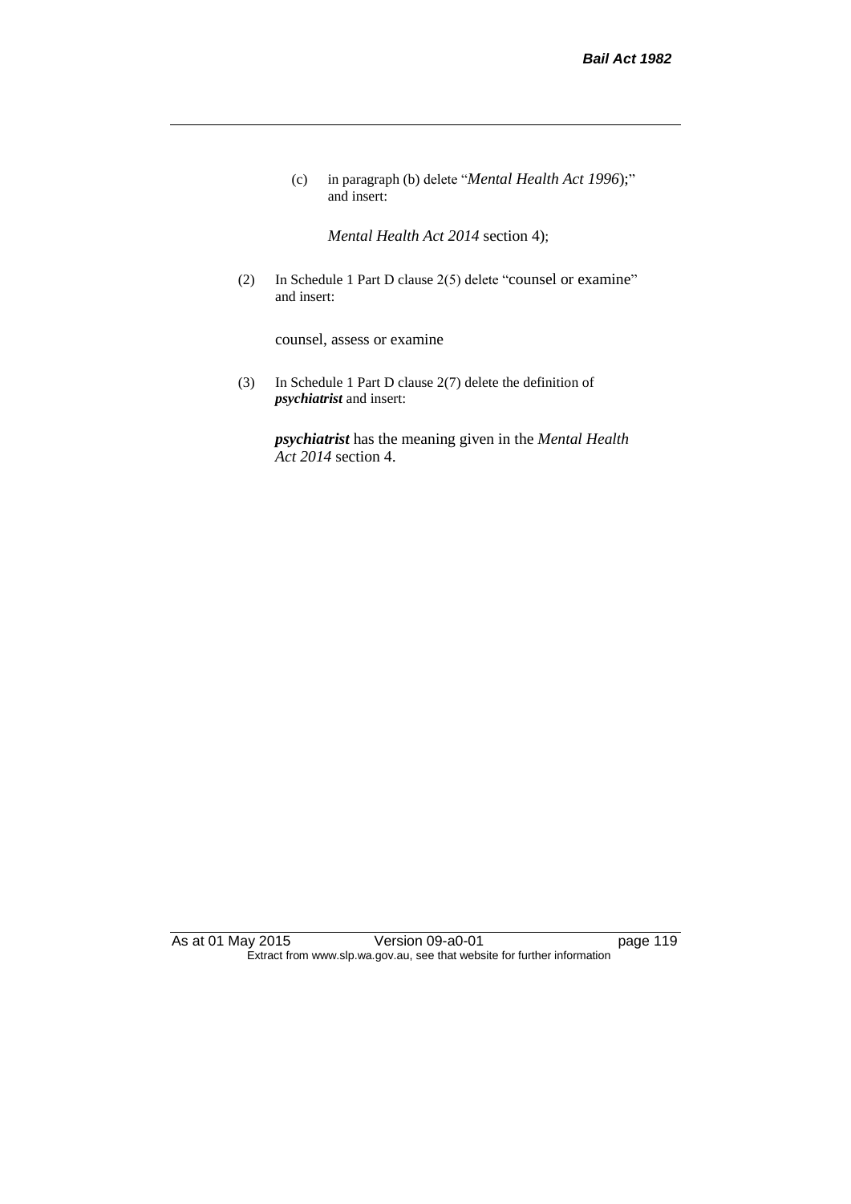(c) in paragraph (b) delete "*Mental Health Act 1996*);" and insert:

*Mental Health Act 2014* section 4);

(2) In Schedule 1 Part D clause 2(5) delete "counsel or examine" and insert:

counsel, assess or examine

(3) In Schedule 1 Part D clause 2(7) delete the definition of ***psychiatrist*** and insert:

***psychiatrist*** has the meaning given in the *Mental Health Act 2014* section 4.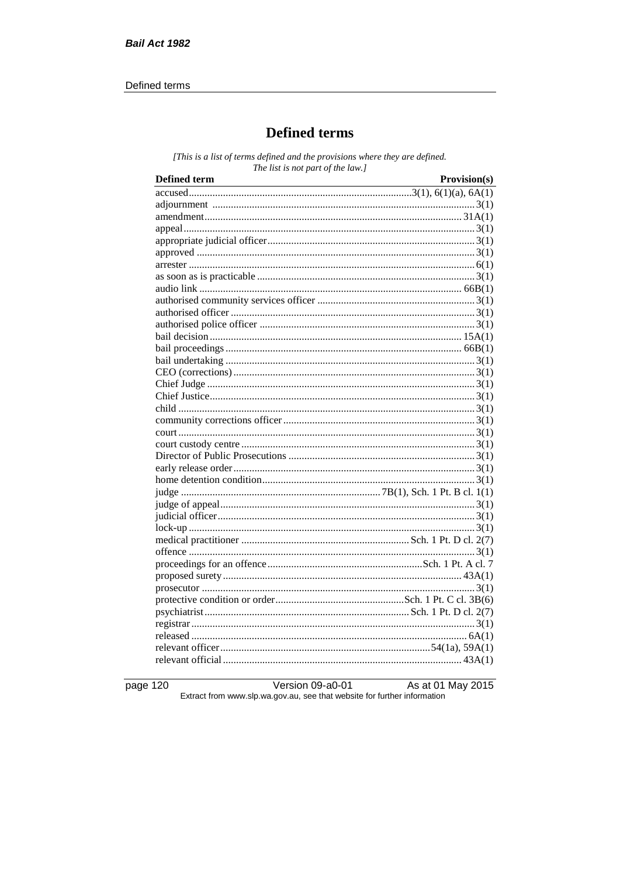# Defined terms

*[This is a list of terms defined and the provisions where they are defined. The list is not part of the law.]*

| Defined term | Provision(s) |
|---|---|
| accused | 3(1), 6(1)(a), 6A(1) |
| adjournment | 3(1) |
| amendment | 31A(1) |
| appeal | 3(1) |
| appropriate judicial officer | 3(1) |
| approved | 3(1) |
| arrester | 6(1) |
| as soon as is practicable | 3(1) |
| audio link | 66B(1) |
| authorised community services officer | 3(1) |
| authorised officer | 3(1) |
| authorised police officer | 3(1) |
| bail decision | 15A(1) |
| bail proceedings | 66B(1) |
| bail undertaking | 3(1) |
| CEO (corrections) | 3(1) |
| Chief Judge | 3(1) |
| Chief Justice | 3(1) |
| child | 3(1) |
| community corrections officer | 3(1) |
| court | 3(1) |
| court custody centre | 3(1) |
| Director of Public Prosecutions | 3(1) |
| early release order | 3(1) |
| home detention condition | 3(1) |
| judge | 7B(1), Sch. 1 Pt. B cl. 1(1) |
| judge of appeal | 3(1) |
| judicial officer | 3(1) |
| lock-up | 3(1) |
| medical practitioner | Sch. 1 Pt. D cl. 2(7) |
| offence | 3(1) |
| proceedings for an offence | Sch. 1 Pt. A cl. 7 |
| proposed surety | 43A(1) |
| prosecutor | 3(1) |
| protective condition or order | Sch. 1 Pt. C cl. 3B(6) |
| psychiatrist | Sch. 1 Pt. D cl. 2(7) |
| registrar | 3(1) |
| released | 6A(1) |
| relevant officer | 54(1a), 59A(1) |
| relevant official | 43A(1) |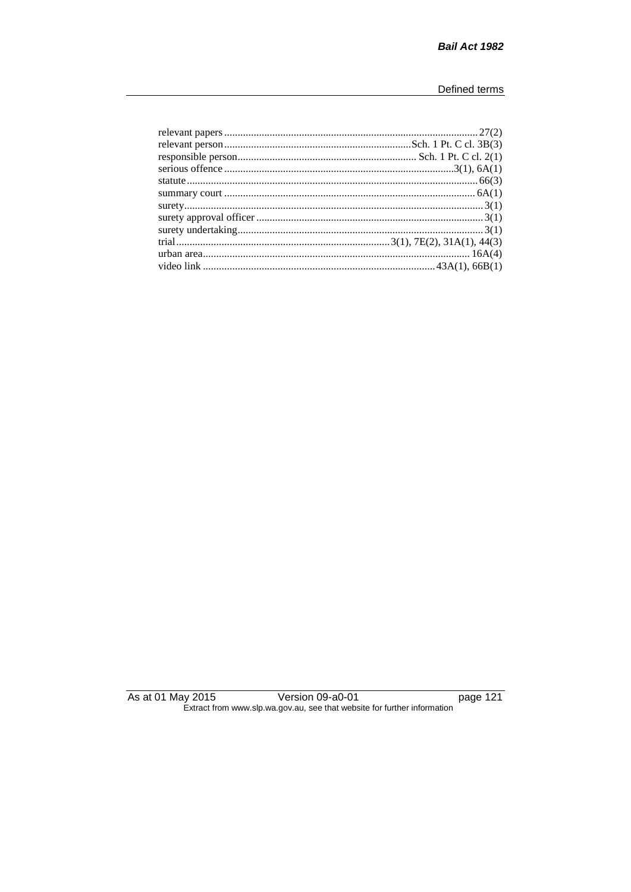relevant papers .............................................................................................. 27(2)
relevant person .....................................................................Sch. 1 Pt. C cl. 3B(3)
responsible person.................................................................. Sch. 1 Pt. C cl. 2(1)
serious offence .....................................................................................3(1), 6A(1)
statute........................................................................................................... 66(3)
summary court ............................................................................................ 6A(1)
surety.............................................................................................................. 3(1)
surety approval officer .................................................................................... 3(1)
surety undertaking........................................................................................... 3(1)
trial ............................................................................... 3(1), 7E(2), 31A(1), 44(3)
urban area.................................................................................................. 16A(4)
video link ..................................................................................... 43A(1), 66B(1)